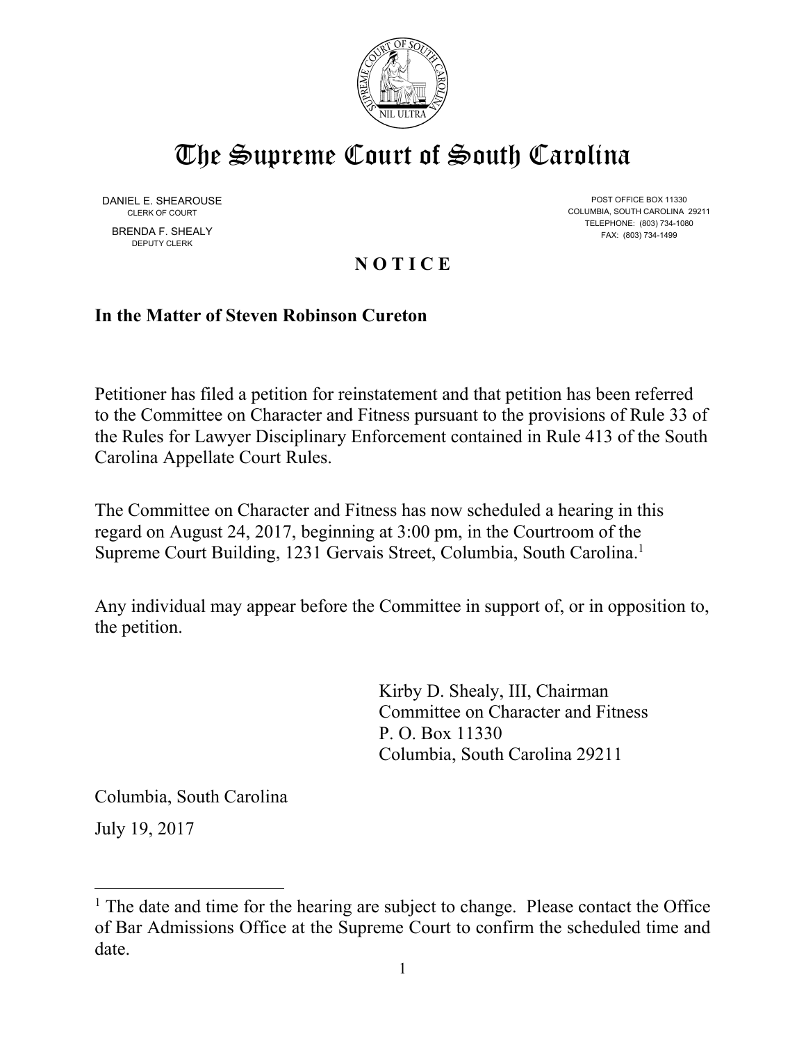# The Supreme Court of South Carolina

DANIEL E. SHEAROUSE
CLERK OF COURT

BRENDA F. SHEALY
DEPUTY CLERK

POST OFFICE BOX 11330
COLUMBIA, SOUTH CAROLINA 29211
TELEPHONE: (803) 734-1080
FAX: (803) 734-1499

## N O T I C E

**In the Matter of Steven Robinson Cureton**

Petitioner has filed a petition for reinstatement and that petition has been referred to the Committee on Character and Fitness pursuant to the provisions of Rule 33 of the Rules for Lawyer Disciplinary Enforcement contained in Rule 413 of the South Carolina Appellate Court Rules.

The Committee on Character and Fitness has now scheduled a hearing in this regard on August 24, 2017, beginning at 3:00 pm, in the Courtroom of the Supreme Court Building, 1231 Gervais Street, Columbia, South Carolina.[1]

Any individual may appear before the Committee in support of, or in opposition to, the petition.

Kirby D. Shealy, III, Chairman
Committee on Character and Fitness
P. O. Box 11330
Columbia, South Carolina 29211

Columbia, South Carolina

July 19, 2017

[1] The date and time for the hearing are subject to change. Please contact the Office of Bar Admissions Office at the Supreme Court to confirm the scheduled time and date.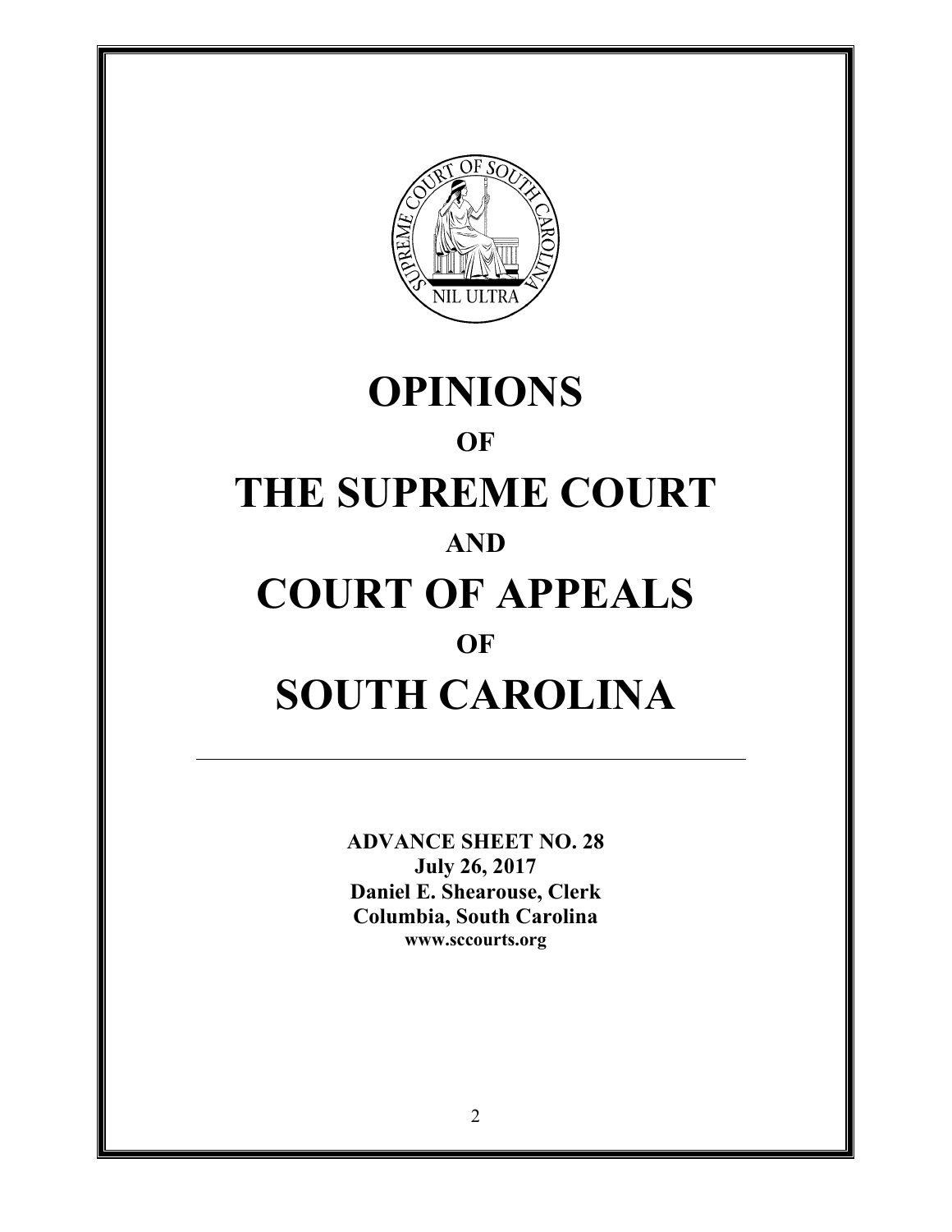# OPINIONS

## OF

# THE SUPREME COURT

## AND

# COURT OF APPEALS

## OF

# SOUTH CAROLINA

---

**ADVANCE SHEET NO. 28**
**July 26, 2017**
**Daniel E. Shearouse, Clerk**
**Columbia, South Carolina**
**www.sccourts.org**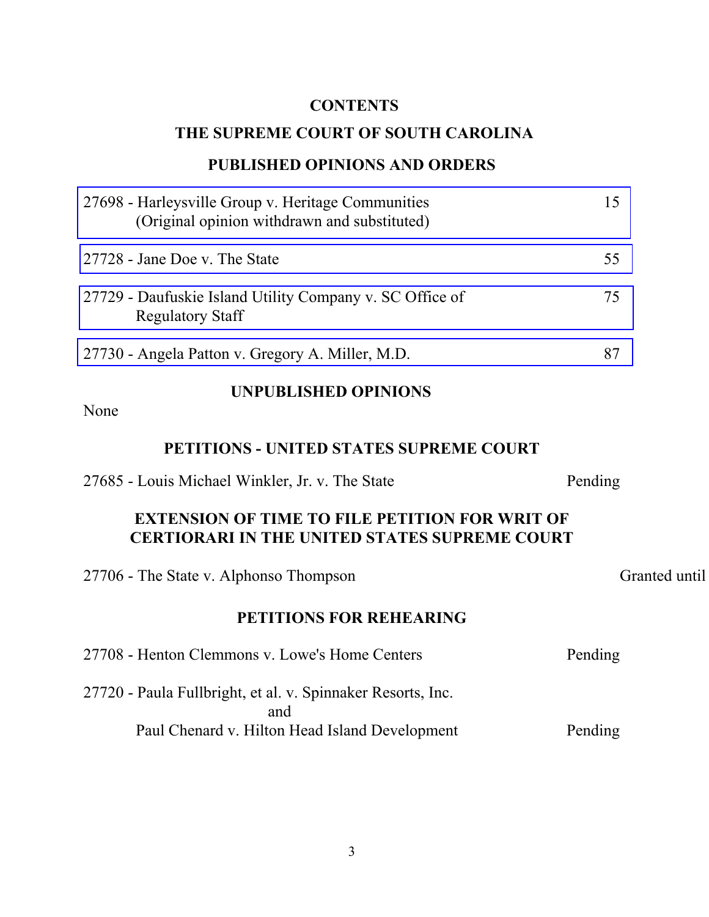# CONTENTS

## THE SUPREME COURT OF SOUTH CAROLINA

### PUBLISHED OPINIONS AND ORDERS

27698 - Harleysville Group v. Heritage Communities (Original opinion withdrawn and substituted) — 15

27728 - Jane Doe v. The State — 55

27729 - Daufuskie Island Utility Company v. SC Office of Regulatory Staff — 75

27730 - Angela Patton v. Gregory A. Miller, M.D. — 87

### UNPUBLISHED OPINIONS

None

### PETITIONS - UNITED STATES SUPREME COURT

27685 - Louis Michael Winkler, Jr. v. The State — Pending

### EXTENSION OF TIME TO FILE PETITION FOR WRIT OF CERTIORARI IN THE UNITED STATES SUPREME COURT

27706 - The State v. Alphonso Thompson — Granted until

### PETITIONS FOR REHEARING

27708 - Henton Clemmons v. Lowe's Home Centers — Pending

27720 - Paula Fullbright, et al. v. Spinnaker Resorts, Inc.
and
Paul Chenard v. Hilton Head Island Development — Pending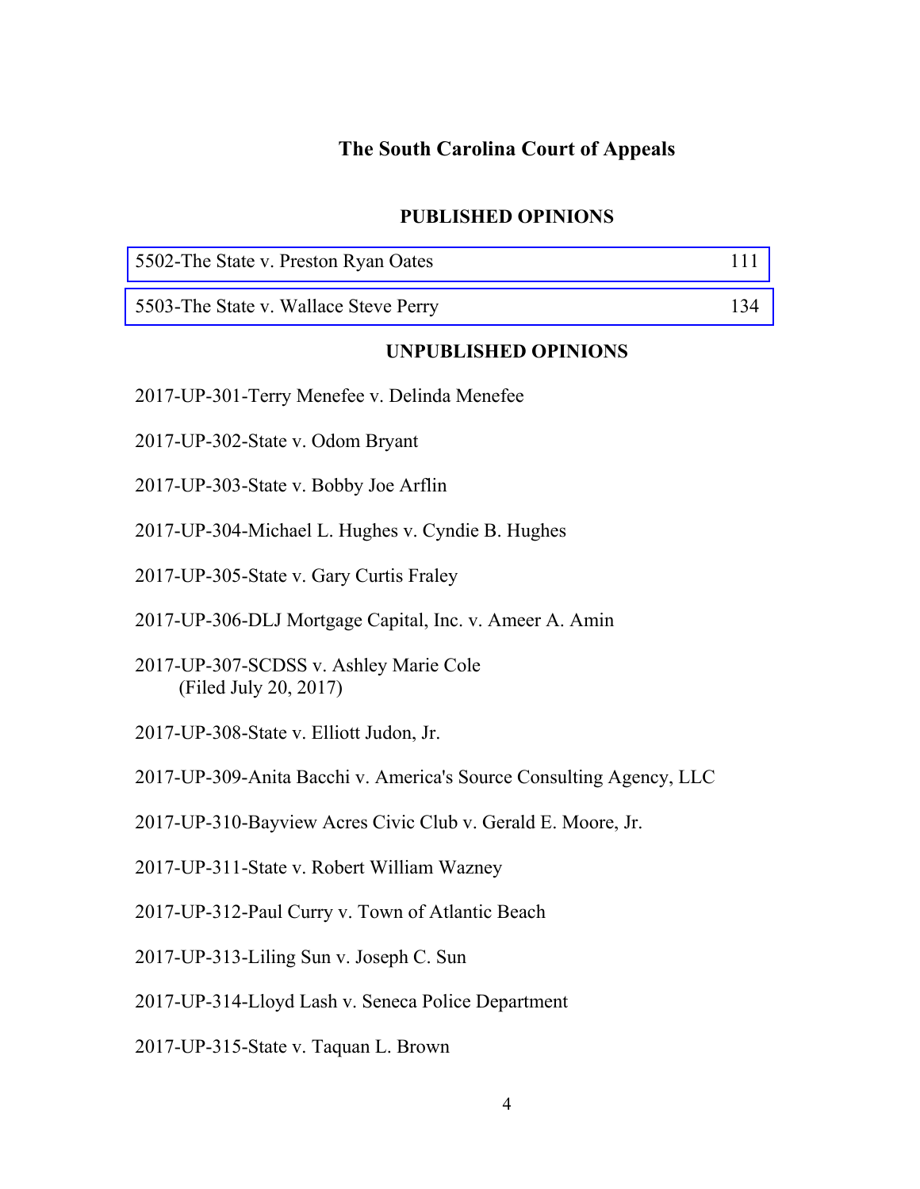## The South Carolina Court of Appeals

### PUBLISHED OPINIONS

5502-The State v. Preston Ryan Oates 111

5503-The State v. Wallace Steve Perry 134

### UNPUBLISHED OPINIONS

2017-UP-301-Terry Menefee v. Delinda Menefee

2017-UP-302-State v. Odom Bryant

2017-UP-303-State v. Bobby Joe Arflin

2017-UP-304-Michael L. Hughes v. Cyndie B. Hughes

2017-UP-305-State v. Gary Curtis Fraley

2017-UP-306-DLJ Mortgage Capital, Inc. v. Ameer A. Amin

2017-UP-307-SCDSS v. Ashley Marie Cole
(Filed July 20, 2017)

2017-UP-308-State v. Elliott Judon, Jr.

2017-UP-309-Anita Bacchi v. America's Source Consulting Agency, LLC

2017-UP-310-Bayview Acres Civic Club v. Gerald E. Moore, Jr.

2017-UP-311-State v. Robert William Wazney

2017-UP-312-Paul Curry v. Town of Atlantic Beach

2017-UP-313-Liling Sun v. Joseph C. Sun

2017-UP-314-Lloyd Lash v. Seneca Police Department

2017-UP-315-State v. Taquan L. Brown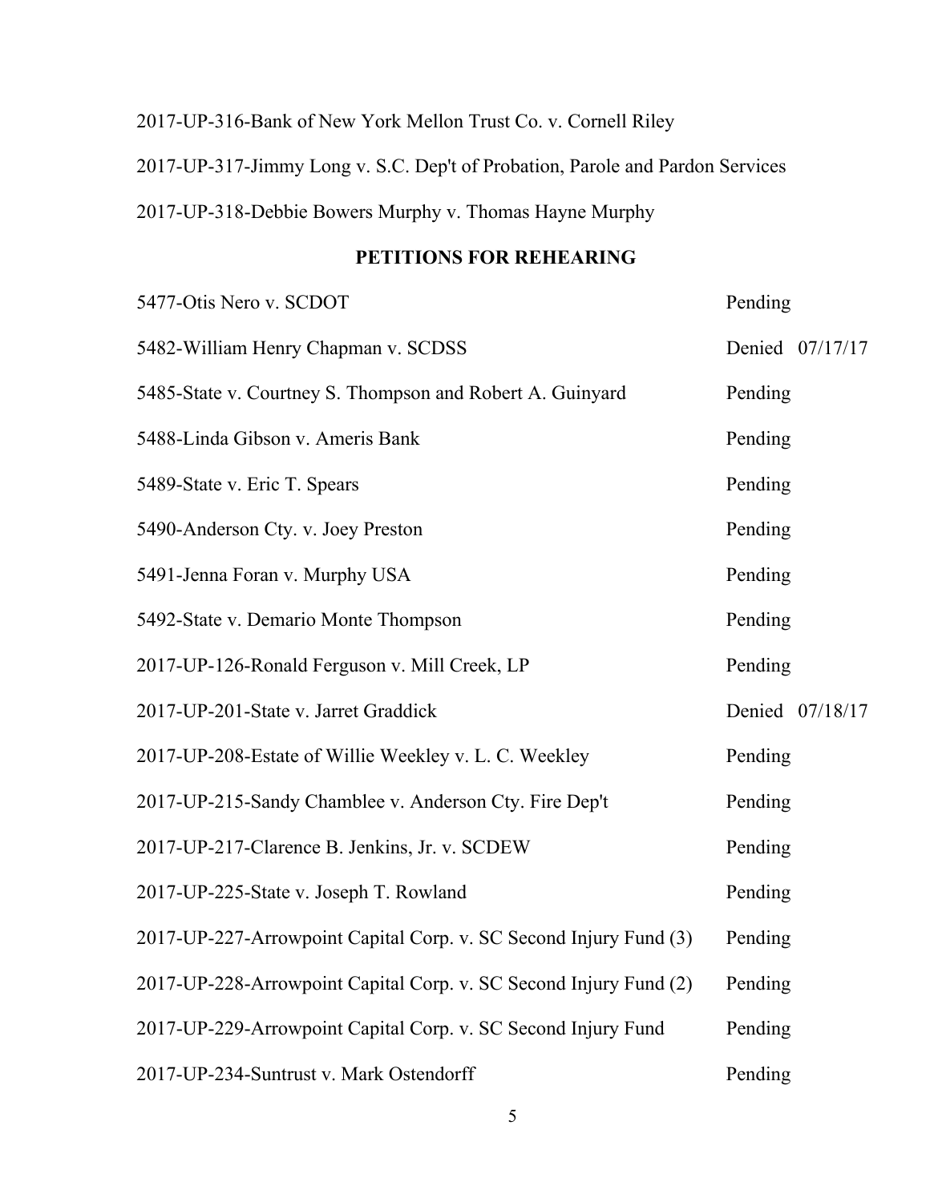2017-UP-316-Bank of New York Mellon Trust Co. v. Cornell Riley

2017-UP-317-Jimmy Long v. S.C. Dep't of Probation, Parole and Pardon Services

2017-UP-318-Debbie Bowers Murphy v. Thomas Hayne Murphy

## PETITIONS FOR REHEARING

| | |
|---|---|
| 5477-Otis Nero v. SCDOT | Pending |
| 5482-William Henry Chapman v. SCDSS | Denied 07/17/17 |
| 5485-State v. Courtney S. Thompson and Robert A. Guinyard | Pending |
| 5488-Linda Gibson v. Ameris Bank | Pending |
| 5489-State v. Eric T. Spears | Pending |
| 5490-Anderson Cty. v. Joey Preston | Pending |
| 5491-Jenna Foran v. Murphy USA | Pending |
| 5492-State v. Demario Monte Thompson | Pending |
| 2017-UP-126-Ronald Ferguson v. Mill Creek, LP | Pending |
| 2017-UP-201-State v. Jarret Graddick | Denied 07/18/17 |
| 2017-UP-208-Estate of Willie Weekley v. L. C. Weekley | Pending |
| 2017-UP-215-Sandy Chamblee v. Anderson Cty. Fire Dep't | Pending |
| 2017-UP-217-Clarence B. Jenkins, Jr. v. SCDEW | Pending |
| 2017-UP-225-State v. Joseph T. Rowland | Pending |
| 2017-UP-227-Arrowpoint Capital Corp. v. SC Second Injury Fund (3) | Pending |
| 2017-UP-228-Arrowpoint Capital Corp. v. SC Second Injury Fund (2) | Pending |
| 2017-UP-229-Arrowpoint Capital Corp. v. SC Second Injury Fund | Pending |
| 2017-UP-234-Suntrust v. Mark Ostendorff | Pending |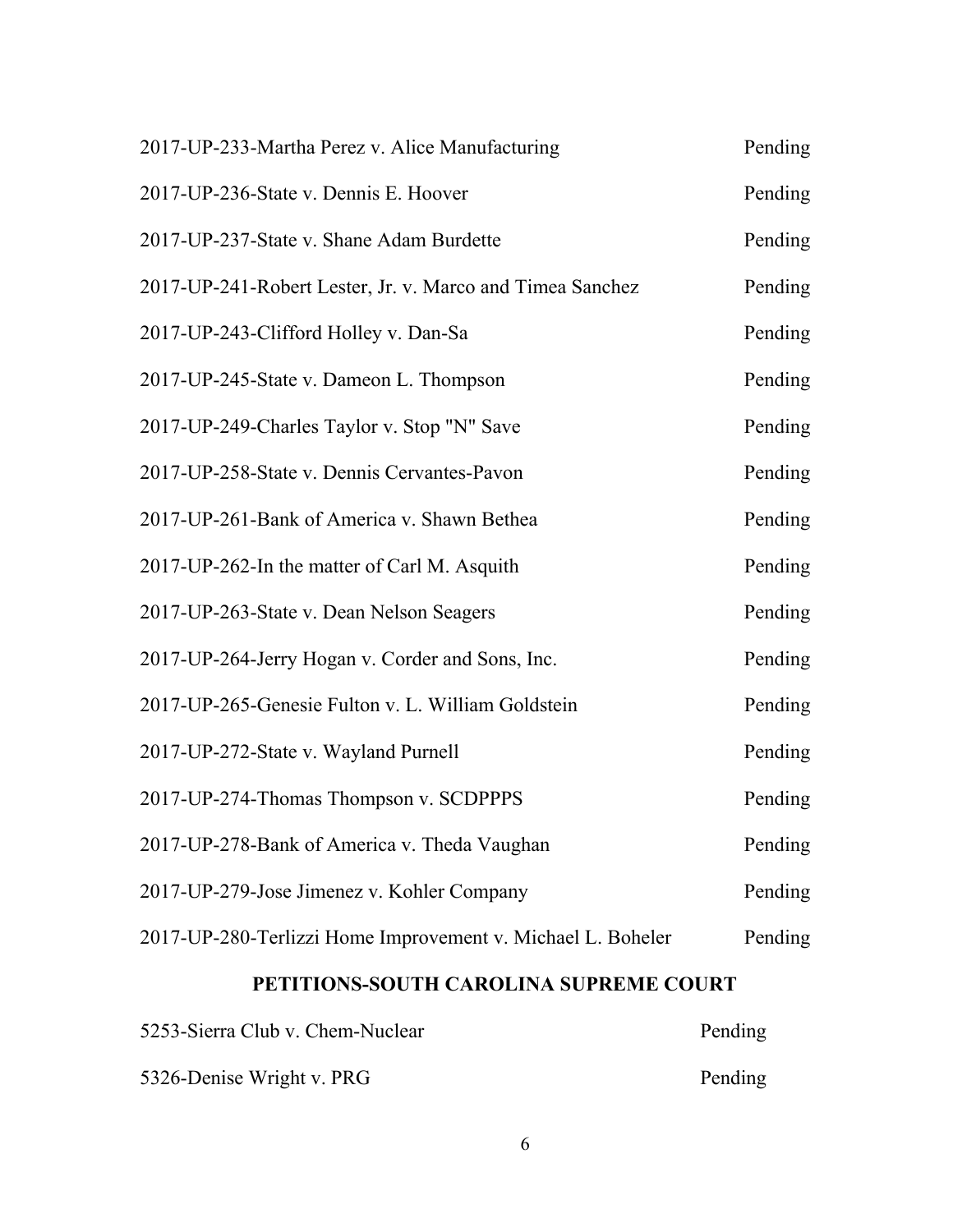| | |
|---|---|
| 2017-UP-233-Martha Perez v. Alice Manufacturing | Pending |
| 2017-UP-236-State v. Dennis E. Hoover | Pending |
| 2017-UP-237-State v. Shane Adam Burdette | Pending |
| 2017-UP-241-Robert Lester, Jr. v. Marco and Timea Sanchez | Pending |
| 2017-UP-243-Clifford Holley v. Dan-Sa | Pending |
| 2017-UP-245-State v. Dameon L. Thompson | Pending |
| 2017-UP-249-Charles Taylor v. Stop "N" Save | Pending |
| 2017-UP-258-State v. Dennis Cervantes-Pavon | Pending |
| 2017-UP-261-Bank of America v. Shawn Bethea | Pending |
| 2017-UP-262-In the matter of Carl M. Asquith | Pending |
| 2017-UP-263-State v. Dean Nelson Seagers | Pending |
| 2017-UP-264-Jerry Hogan v. Corder and Sons, Inc. | Pending |
| 2017-UP-265-Genesie Fulton v. L. William Goldstein | Pending |
| 2017-UP-272-State v. Wayland Purnell | Pending |
| 2017-UP-274-Thomas Thompson v. SCDPPPS | Pending |
| 2017-UP-278-Bank of America v. Theda Vaughan | Pending |
| 2017-UP-279-Jose Jimenez v. Kohler Company | Pending |
| 2017-UP-280-Terlizzi Home Improvement v. Michael L. Boheler | Pending |

## PETITIONS-SOUTH CAROLINA SUPREME COURT

| | |
|---|---|
| 5253-Sierra Club v. Chem-Nuclear | Pending |
| 5326-Denise Wright v. PRG | Pending |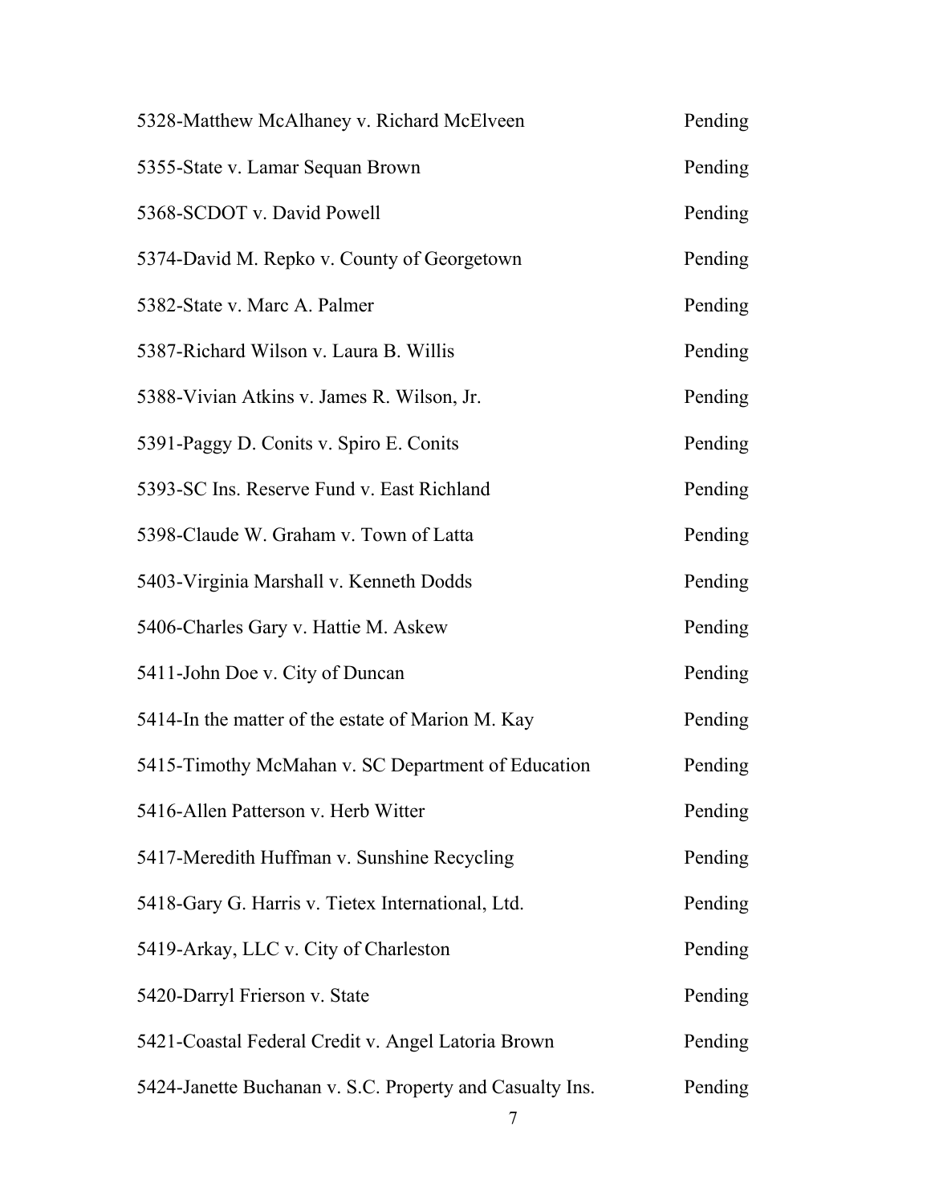| | |
|---|---|
| 5328-Matthew McAlhaney v. Richard McElveen | Pending |
| 5355-State v. Lamar Sequan Brown | Pending |
| 5368-SCDOT v. David Powell | Pending |
| 5374-David M. Repko v. County of Georgetown | Pending |
| 5382-State v. Marc A. Palmer | Pending |
| 5387-Richard Wilson v. Laura B. Willis | Pending |
| 5388-Vivian Atkins v. James R. Wilson, Jr. | Pending |
| 5391-Paggy D. Conits v. Spiro E. Conits | Pending |
| 5393-SC Ins. Reserve Fund v. East Richland | Pending |
| 5398-Claude W. Graham v. Town of Latta | Pending |
| 5403-Virginia Marshall v. Kenneth Dodds | Pending |
| 5406-Charles Gary v. Hattie M. Askew | Pending |
| 5411-John Doe v. City of Duncan | Pending |
| 5414-In the matter of the estate of Marion M. Kay | Pending |
| 5415-Timothy McMahan v. SC Department of Education | Pending |
| 5416-Allen Patterson v. Herb Witter | Pending |
| 5417-Meredith Huffman v. Sunshine Recycling | Pending |
| 5418-Gary G. Harris v. Tietex International, Ltd. | Pending |
| 5419-Arkay, LLC v. City of Charleston | Pending |
| 5420-Darryl Frierson v. State | Pending |
| 5421-Coastal Federal Credit v. Angel Latoria Brown | Pending |
| 5424-Janette Buchanan v. S.C. Property and Casualty Ins. | Pending |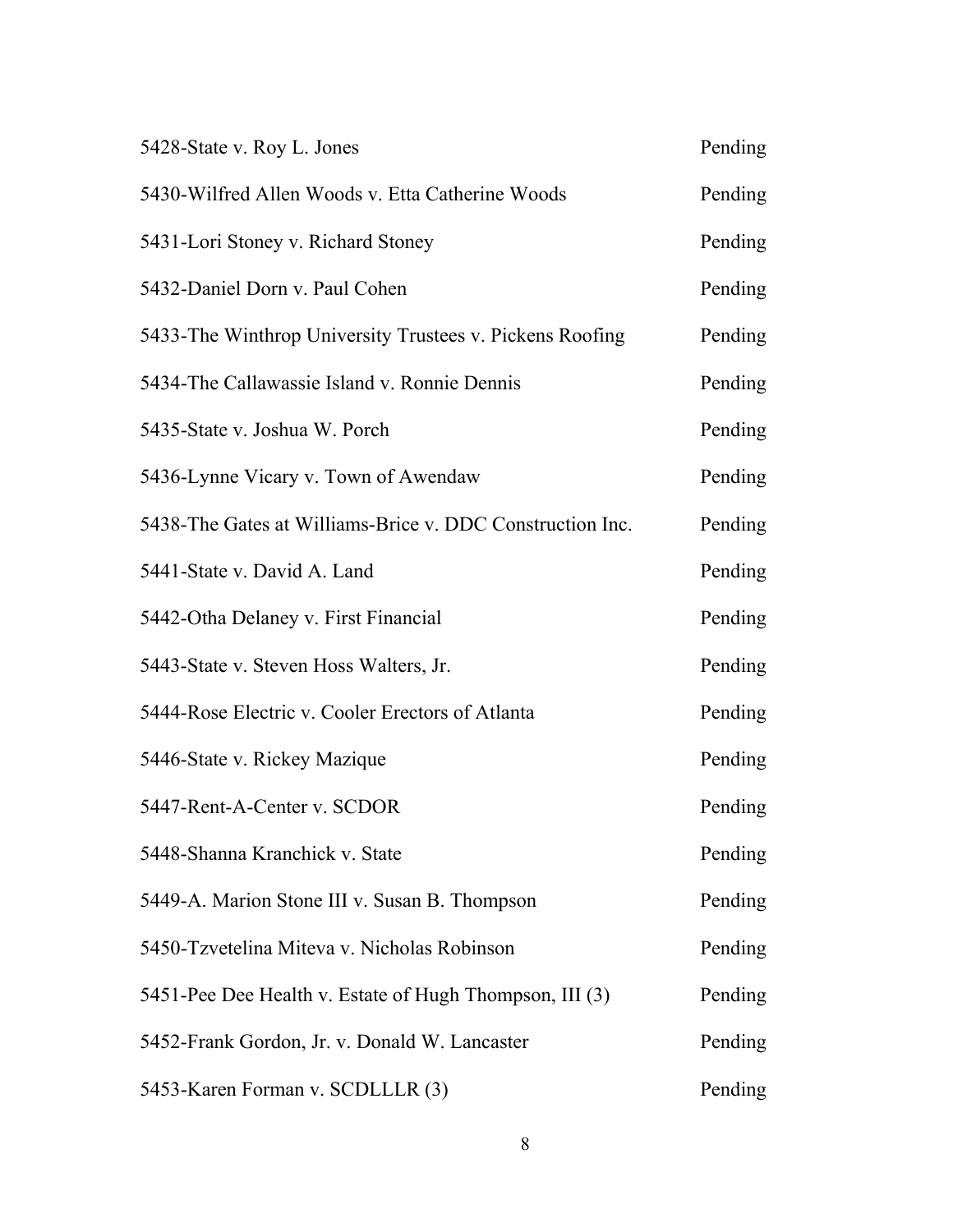| | |
|---|---|
| 5428-State v. Roy L. Jones | Pending |
| 5430-Wilfred Allen Woods v. Etta Catherine Woods | Pending |
| 5431-Lori Stoney v. Richard Stoney | Pending |
| 5432-Daniel Dorn v. Paul Cohen | Pending |
| 5433-The Winthrop University Trustees v. Pickens Roofing | Pending |
| 5434-The Callawassie Island v. Ronnie Dennis | Pending |
| 5435-State v. Joshua W. Porch | Pending |
| 5436-Lynne Vicary v. Town of Awendaw | Pending |
| 5438-The Gates at Williams-Brice v. DDC Construction Inc. | Pending |
| 5441-State v. David A. Land | Pending |
| 5442-Otha Delaney v. First Financial | Pending |
| 5443-State v. Steven Hoss Walters, Jr. | Pending |
| 5444-Rose Electric v. Cooler Erectors of Atlanta | Pending |
| 5446-State v. Rickey Mazique | Pending |
| 5447-Rent-A-Center v. SCDOR | Pending |
| 5448-Shanna Kranchick v. State | Pending |
| 5449-A. Marion Stone III v. Susan B. Thompson | Pending |
| 5450-Tzvetelina Miteva v. Nicholas Robinson | Pending |
| 5451-Pee Dee Health v. Estate of Hugh Thompson, III (3) | Pending |
| 5452-Frank Gordon, Jr. v. Donald W. Lancaster | Pending |
| 5453-Karen Forman v. SCDLLLR (3) | Pending |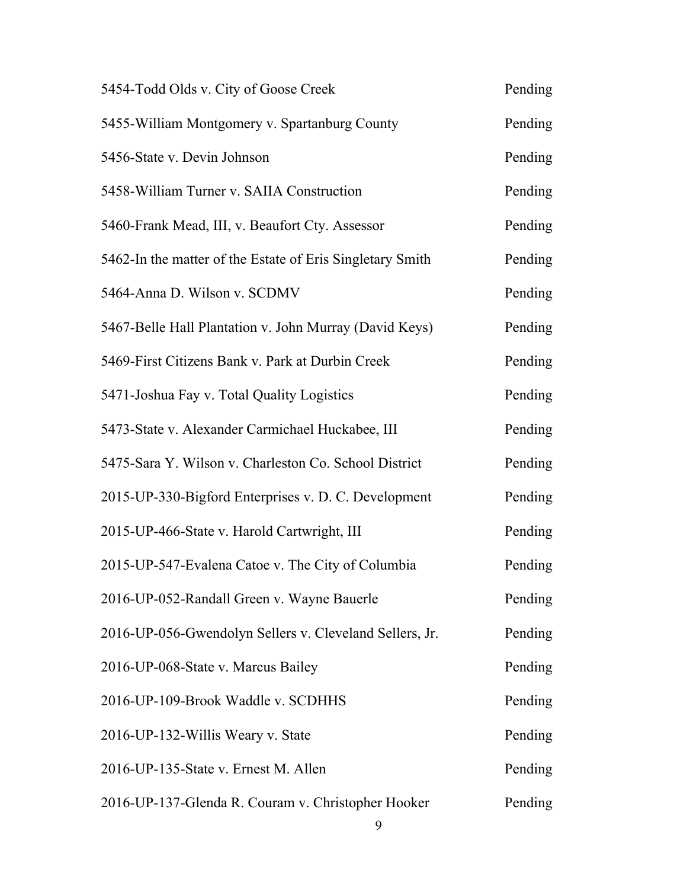| | |
|---|---|
| 5454-Todd Olds v. City of Goose Creek | Pending |
| 5455-William Montgomery v. Spartanburg County | Pending |
| 5456-State v. Devin Johnson | Pending |
| 5458-William Turner v. SAIIA Construction | Pending |
| 5460-Frank Mead, III, v. Beaufort Cty. Assessor | Pending |
| 5462-In the matter of the Estate of Eris Singletary Smith | Pending |
| 5464-Anna D. Wilson v. SCDMV | Pending |
| 5467-Belle Hall Plantation v. John Murray (David Keys) | Pending |
| 5469-First Citizens Bank v. Park at Durbin Creek | Pending |
| 5471-Joshua Fay v. Total Quality Logistics | Pending |
| 5473-State v. Alexander Carmichael Huckabee, III | Pending |
| 5475-Sara Y. Wilson v. Charleston Co. School District | Pending |
| 2015-UP-330-Bigford Enterprises v. D. C. Development | Pending |
| 2015-UP-466-State v. Harold Cartwright, III | Pending |
| 2015-UP-547-Evalena Catoe v. The City of Columbia | Pending |
| 2016-UP-052-Randall Green v. Wayne Bauerle | Pending |
| 2016-UP-056-Gwendolyn Sellers v. Cleveland Sellers, Jr. | Pending |
| 2016-UP-068-State v. Marcus Bailey | Pending |
| 2016-UP-109-Brook Waddle v. SCDHHS | Pending |
| 2016-UP-132-Willis Weary v. State | Pending |
| 2016-UP-135-State v. Ernest M. Allen | Pending |
| 2016-UP-137-Glenda R. Couram v. Christopher Hooker | Pending |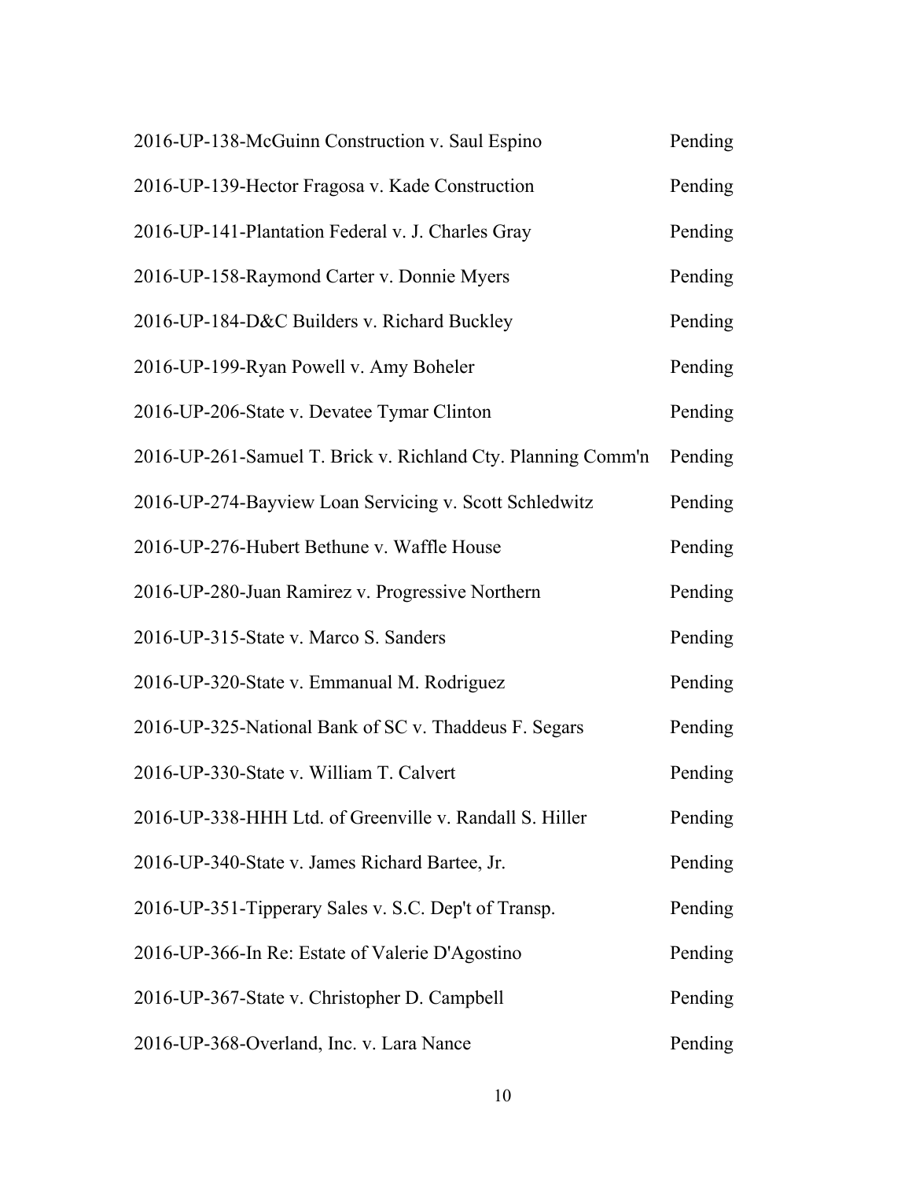| | |
|---|---|
| 2016-UP-138-McGuinn Construction v. Saul Espino | Pending |
| 2016-UP-139-Hector Fragosa v. Kade Construction | Pending |
| 2016-UP-141-Plantation Federal v. J. Charles Gray | Pending |
| 2016-UP-158-Raymond Carter v. Donnie Myers | Pending |
| 2016-UP-184-D&C Builders v. Richard Buckley | Pending |
| 2016-UP-199-Ryan Powell v. Amy Boheler | Pending |
| 2016-UP-206-State v. Devatee Tymar Clinton | Pending |
| 2016-UP-261-Samuel T. Brick v. Richland Cty. Planning Comm'n | Pending |
| 2016-UP-274-Bayview Loan Servicing v. Scott Schledwitz | Pending |
| 2016-UP-276-Hubert Bethune v. Waffle House | Pending |
| 2016-UP-280-Juan Ramirez v. Progressive Northern | Pending |
| 2016-UP-315-State v. Marco S. Sanders | Pending |
| 2016-UP-320-State v. Emmanual M. Rodriguez | Pending |
| 2016-UP-325-National Bank of SC v. Thaddeus F. Segars | Pending |
| 2016-UP-330-State v. William T. Calvert | Pending |
| 2016-UP-338-HHH Ltd. of Greenville v. Randall S. Hiller | Pending |
| 2016-UP-340-State v. James Richard Bartee, Jr. | Pending |
| 2016-UP-351-Tipperary Sales v. S.C. Dep't of Transp. | Pending |
| 2016-UP-366-In Re: Estate of Valerie D'Agostino | Pending |
| 2016-UP-367-State v. Christopher D. Campbell | Pending |
| 2016-UP-368-Overland, Inc. v. Lara Nance | Pending |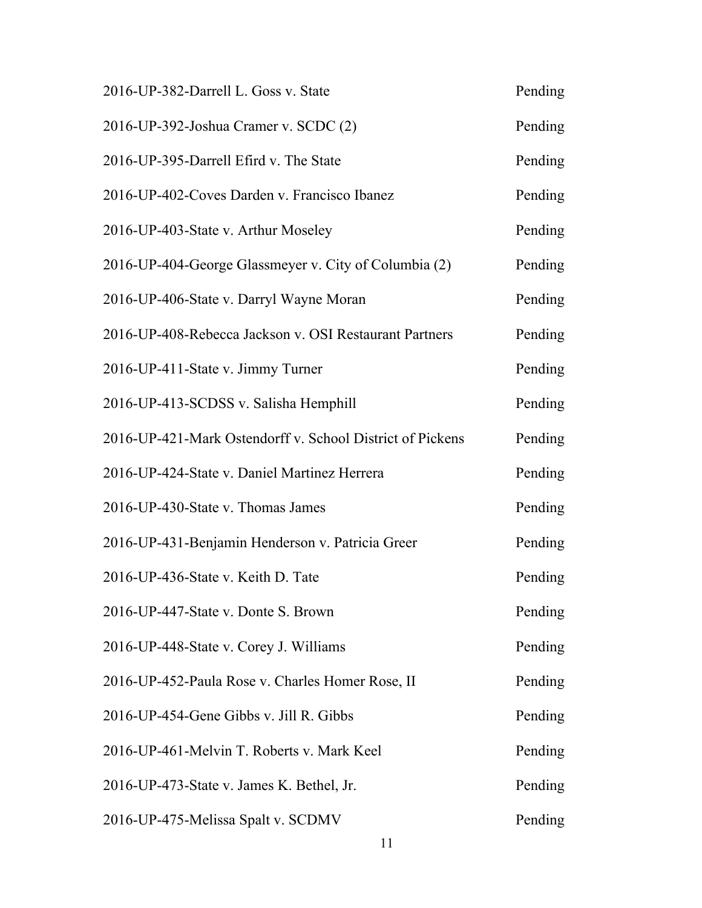| | |
|---|---|
| 2016-UP-382-Darrell L. Goss v. State | Pending |
| 2016-UP-392-Joshua Cramer v. SCDC (2) | Pending |
| 2016-UP-395-Darrell Efird v. The State | Pending |
| 2016-UP-402-Coves Darden v. Francisco Ibanez | Pending |
| 2016-UP-403-State v. Arthur Moseley | Pending |
| 2016-UP-404-George Glassmeyer v. City of Columbia (2) | Pending |
| 2016-UP-406-State v. Darryl Wayne Moran | Pending |
| 2016-UP-408-Rebecca Jackson v. OSI Restaurant Partners | Pending |
| 2016-UP-411-State v. Jimmy Turner | Pending |
| 2016-UP-413-SCDSS v. Salisha Hemphill | Pending |
| 2016-UP-421-Mark Ostendorff v. School District of Pickens | Pending |
| 2016-UP-424-State v. Daniel Martinez Herrera | Pending |
| 2016-UP-430-State v. Thomas James | Pending |
| 2016-UP-431-Benjamin Henderson v. Patricia Greer | Pending |
| 2016-UP-436-State v. Keith D. Tate | Pending |
| 2016-UP-447-State v. Donte S. Brown | Pending |
| 2016-UP-448-State v. Corey J. Williams | Pending |
| 2016-UP-452-Paula Rose v. Charles Homer Rose, II | Pending |
| 2016-UP-454-Gene Gibbs v. Jill R. Gibbs | Pending |
| 2016-UP-461-Melvin T. Roberts v. Mark Keel | Pending |
| 2016-UP-473-State v. James K. Bethel, Jr. | Pending |
| 2016-UP-475-Melissa Spalt v. SCDMV | Pending |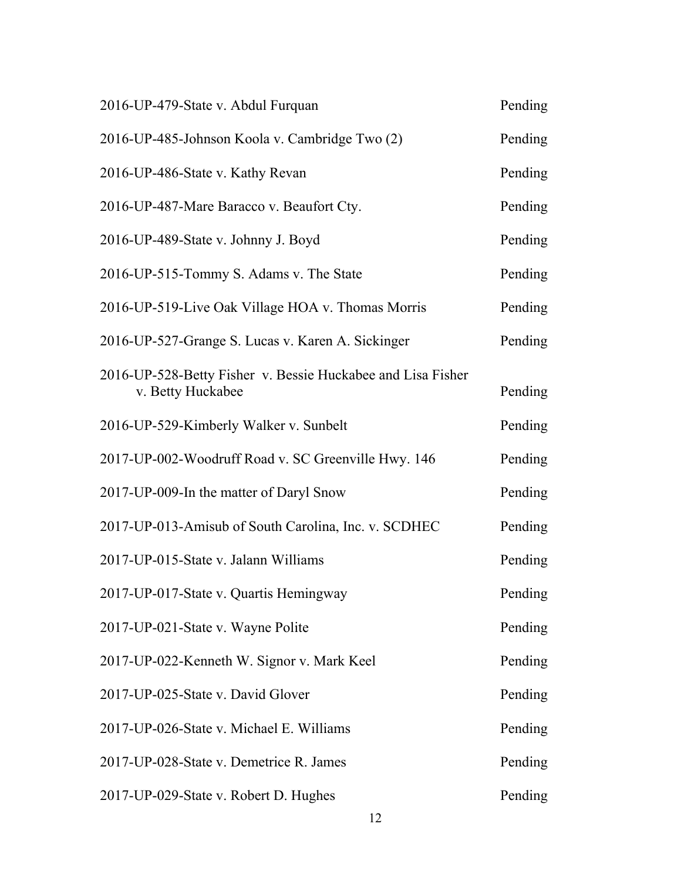| | |
|---|---|
| 2016-UP-479-State v. Abdul Furquan | Pending |
| 2016-UP-485-Johnson Koola v. Cambridge Two (2) | Pending |
| 2016-UP-486-State v. Kathy Revan | Pending |
| 2016-UP-487-Mare Baracco v. Beaufort Cty. | Pending |
| 2016-UP-489-State v. Johnny J. Boyd | Pending |
| 2016-UP-515-Tommy S. Adams v. The State | Pending |
| 2016-UP-519-Live Oak Village HOA v. Thomas Morris | Pending |
| 2016-UP-527-Grange S. Lucas v. Karen A. Sickinger | Pending |
| 2016-UP-528-Betty Fisher v. Bessie Huckabee and Lisa Fisher v. Betty Huckabee | Pending |
| 2016-UP-529-Kimberly Walker v. Sunbelt | Pending |
| 2017-UP-002-Woodruff Road v. SC Greenville Hwy. 146 | Pending |
| 2017-UP-009-In the matter of Daryl Snow | Pending |
| 2017-UP-013-Amisub of South Carolina, Inc. v. SCDHEC | Pending |
| 2017-UP-015-State v. Jalann Williams | Pending |
| 2017-UP-017-State v. Quartis Hemingway | Pending |
| 2017-UP-021-State v. Wayne Polite | Pending |
| 2017-UP-022-Kenneth W. Signor v. Mark Keel | Pending |
| 2017-UP-025-State v. David Glover | Pending |
| 2017-UP-026-State v. Michael E. Williams | Pending |
| 2017-UP-028-State v. Demetrice R. James | Pending |
| 2017-UP-029-State v. Robert D. Hughes | Pending |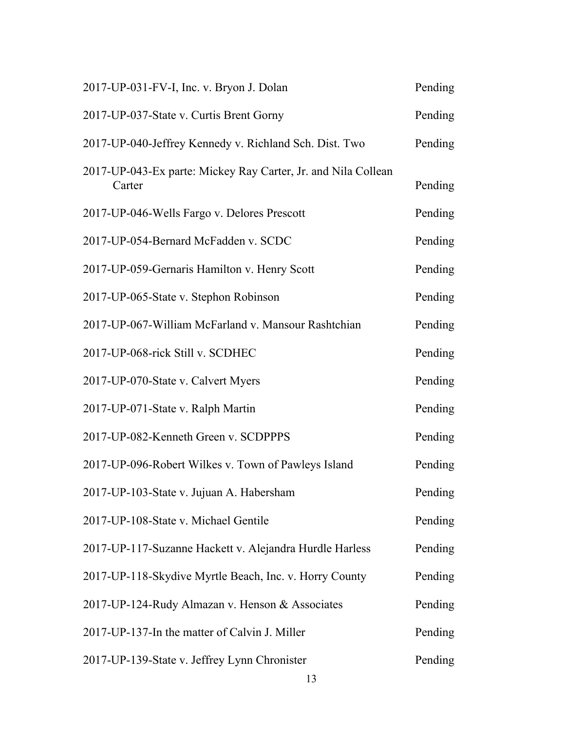| | |
|---|---|
| 2017-UP-031-FV-I, Inc. v. Bryon J. Dolan | Pending |
| 2017-UP-037-State v. Curtis Brent Gorny | Pending |
| 2017-UP-040-Jeffrey Kennedy v. Richland Sch. Dist. Two | Pending |
| 2017-UP-043-Ex parte: Mickey Ray Carter, Jr. and Nila Collean Carter | Pending |
| 2017-UP-046-Wells Fargo v. Delores Prescott | Pending |
| 2017-UP-054-Bernard McFadden v. SCDC | Pending |
| 2017-UP-059-Gernaris Hamilton v. Henry Scott | Pending |
| 2017-UP-065-State v. Stephon Robinson | Pending |
| 2017-UP-067-William McFarland v. Mansour Rashtchian | Pending |
| 2017-UP-068-rick Still v. SCDHEC | Pending |
| 2017-UP-070-State v. Calvert Myers | Pending |
| 2017-UP-071-State v. Ralph Martin | Pending |
| 2017-UP-082-Kenneth Green v. SCDPPPS | Pending |
| 2017-UP-096-Robert Wilkes v. Town of Pawleys Island | Pending |
| 2017-UP-103-State v. Jujuan A. Habersham | Pending |
| 2017-UP-108-State v. Michael Gentile | Pending |
| 2017-UP-117-Suzanne Hackett v. Alejandra Hurdle Harless | Pending |
| 2017-UP-118-Skydive Myrtle Beach, Inc. v. Horry County | Pending |
| 2017-UP-124-Rudy Almazan v. Henson & Associates | Pending |
| 2017-UP-137-In the matter of Calvin J. Miller | Pending |
| 2017-UP-139-State v. Jeffrey Lynn Chronister | Pending |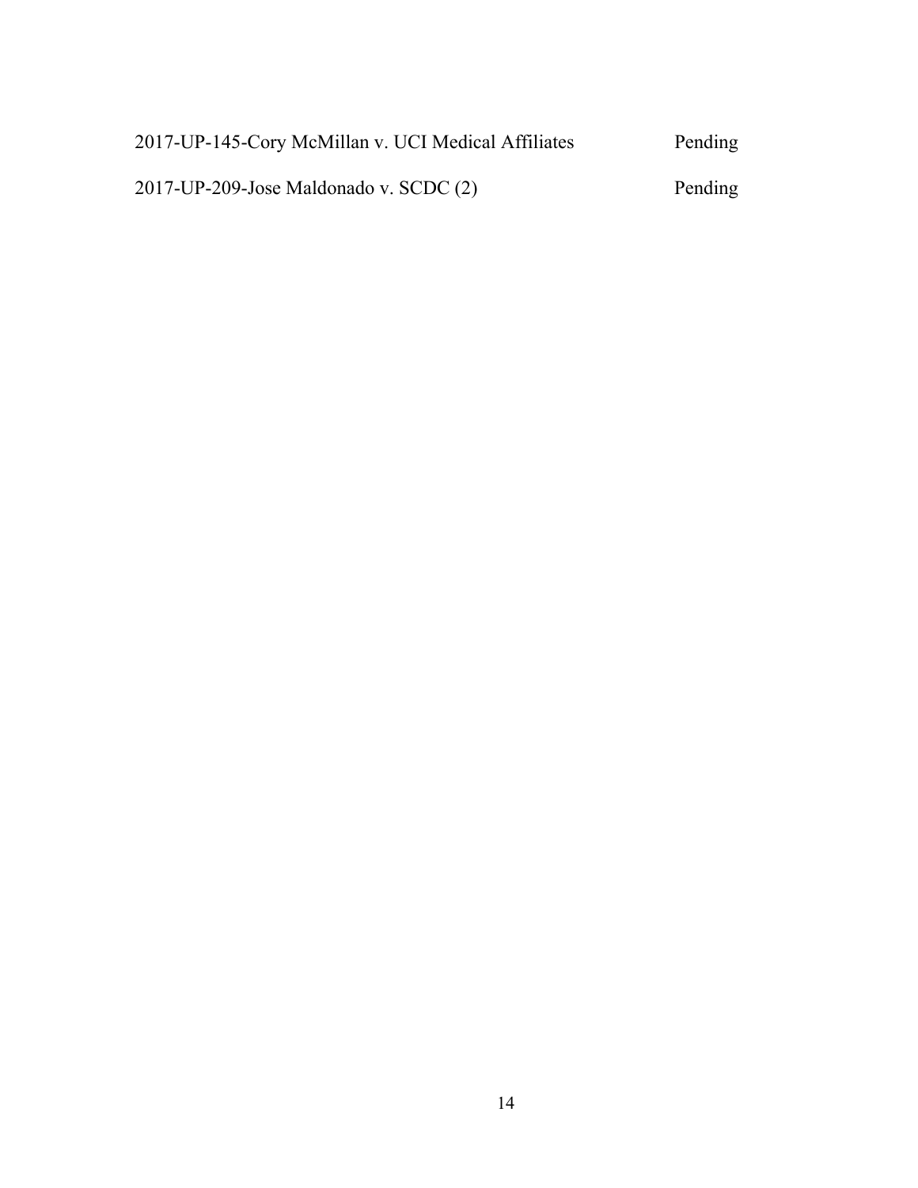| | |
|---|---|
| 2017-UP-145-Cory McMillan v. UCI Medical Affiliates | Pending |
| 2017-UP-209-Jose Maldonado v. SCDC (2) | Pending |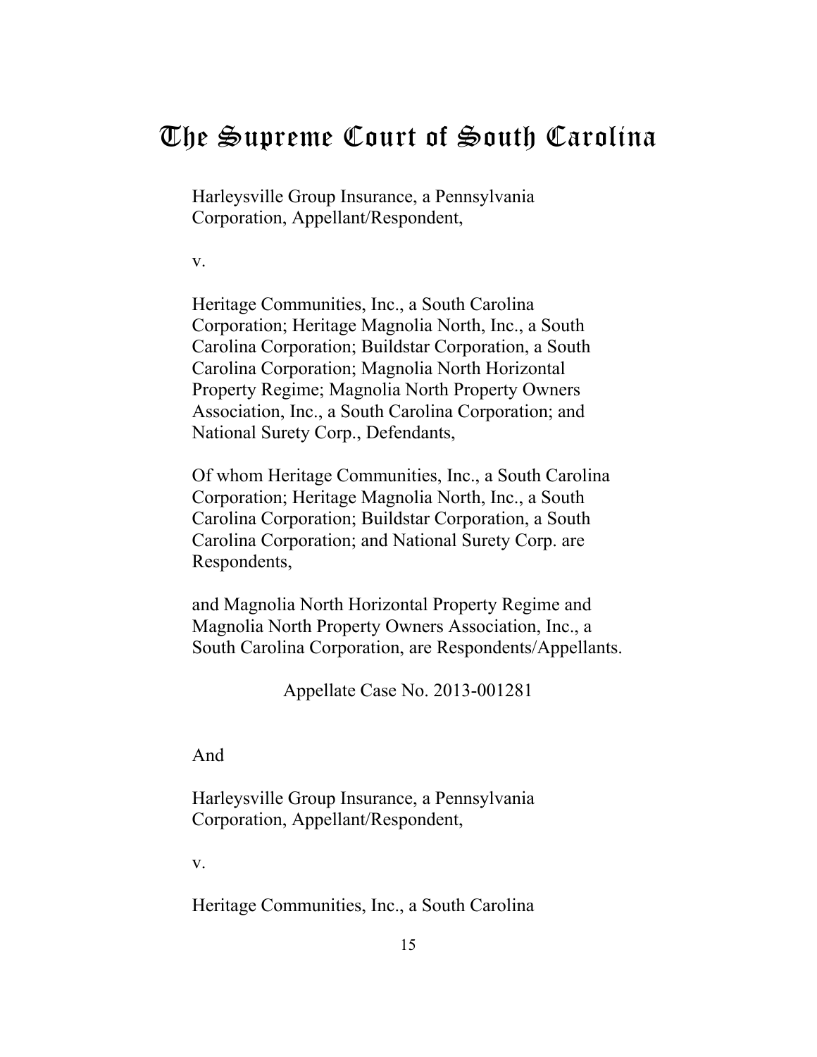# The Supreme Court of South Carolina

Harleysville Group Insurance, a Pennsylvania Corporation, Appellant/Respondent,

v.

Heritage Communities, Inc., a South Carolina Corporation; Heritage Magnolia North, Inc., a South Carolina Corporation; Buildstar Corporation, a South Carolina Corporation; Magnolia North Horizontal Property Regime; Magnolia North Property Owners Association, Inc., a South Carolina Corporation; and National Surety Corp., Defendants,

Of whom Heritage Communities, Inc., a South Carolina Corporation; Heritage Magnolia North, Inc., a South Carolina Corporation; Buildstar Corporation, a South Carolina Corporation; and National Surety Corp. are Respondents,

and Magnolia North Horizontal Property Regime and Magnolia North Property Owners Association, Inc., a South Carolina Corporation, are Respondents/Appellants.

Appellate Case No. 2013-001281

And

Harleysville Group Insurance, a Pennsylvania Corporation, Appellant/Respondent,

v.

Heritage Communities, Inc., a South Carolina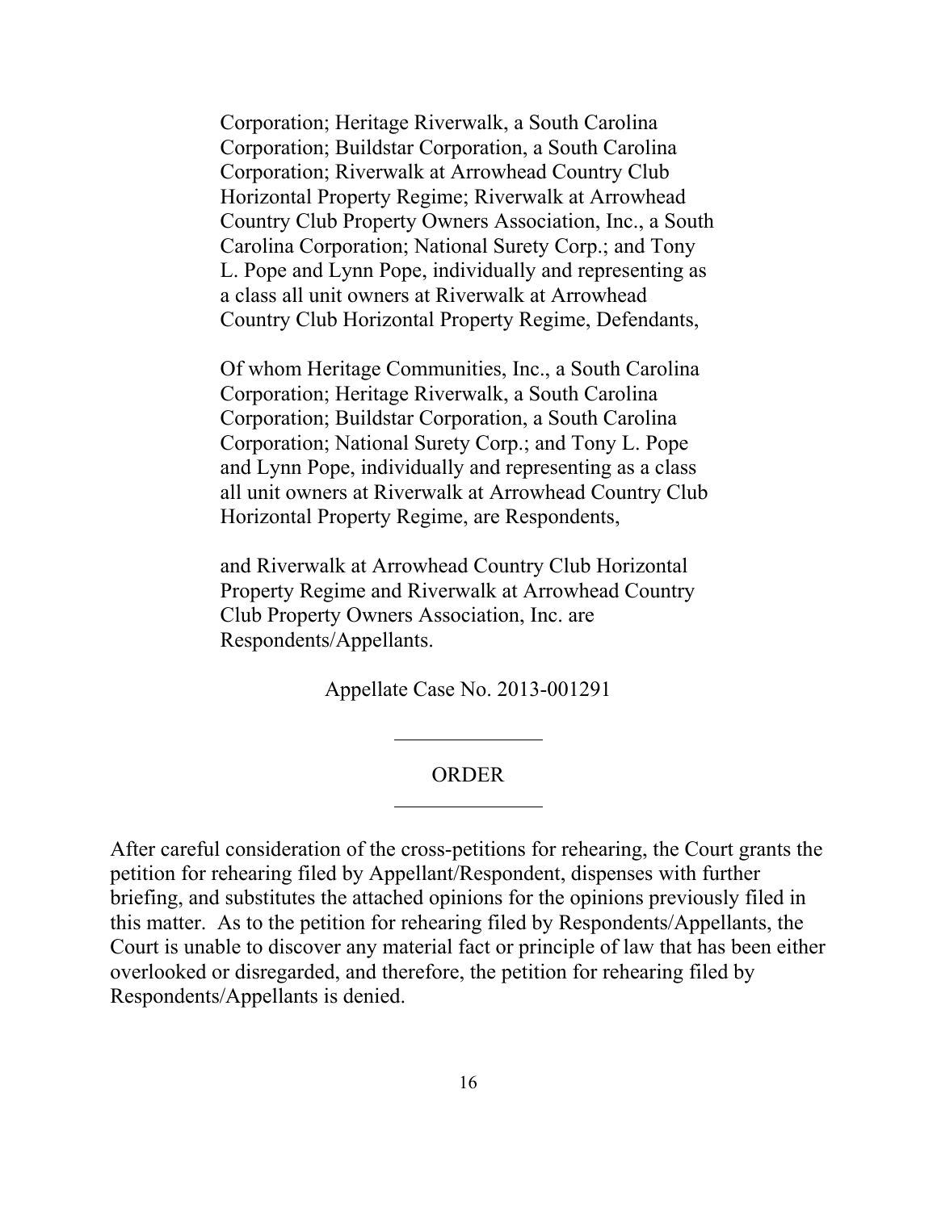Corporation; Heritage Riverwalk, a South Carolina Corporation; Buildstar Corporation, a South Carolina Corporation; Riverwalk at Arrowhead Country Club Horizontal Property Regime; Riverwalk at Arrowhead Country Club Property Owners Association, Inc., a South Carolina Corporation; National Surety Corp.; and Tony L. Pope and Lynn Pope, individually and representing as a class all unit owners at Riverwalk at Arrowhead Country Club Horizontal Property Regime, Defendants,

Of whom Heritage Communities, Inc., a South Carolina Corporation; Heritage Riverwalk, a South Carolina Corporation; Buildstar Corporation, a South Carolina Corporation; National Surety Corp.; and Tony L. Pope and Lynn Pope, individually and representing as a class all unit owners at Riverwalk at Arrowhead Country Club Horizontal Property Regime, are Respondents,

and Riverwalk at Arrowhead Country Club Horizontal Property Regime and Riverwalk at Arrowhead Country Club Property Owners Association, Inc. are Respondents/Appellants.

Appellate Case No. 2013-001291

---

ORDER

---

After careful consideration of the cross-petitions for rehearing, the Court grants the petition for rehearing filed by Appellant/Respondent, dispenses with further briefing, and substitutes the attached opinions for the opinions previously filed in this matter. As to the petition for rehearing filed by Respondents/Appellants, the Court is unable to discover any material fact or principle of law that has been either overlooked or disregarded, and therefore, the petition for rehearing filed by Respondents/Appellants is denied.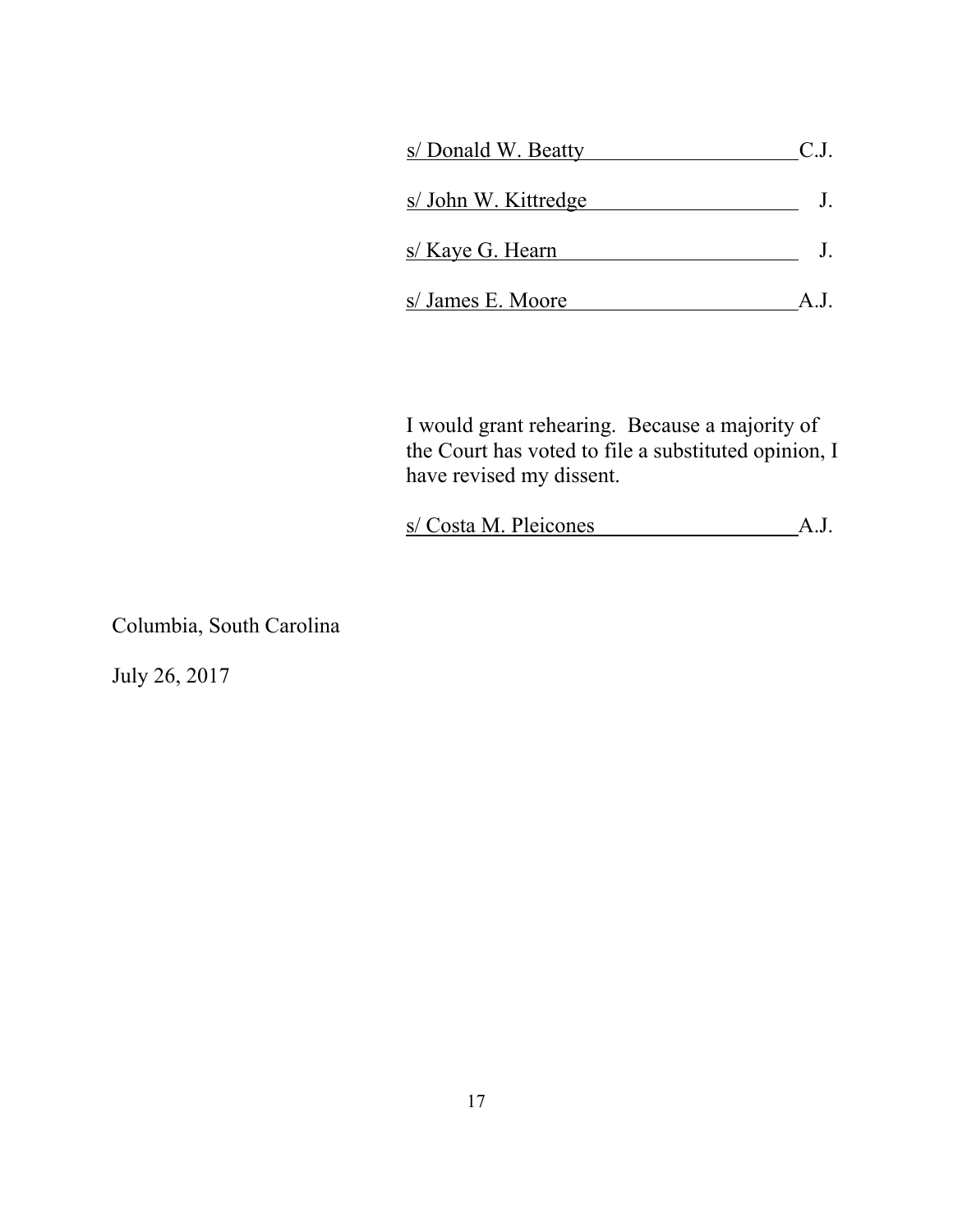s/ Donald W. Beatty C.J.

s/ John W. Kittredge J.

s/ Kaye G. Hearn J.

s/ James E. Moore A.J.

I would grant rehearing. Because a majority of the Court has voted to file a substituted opinion, I have revised my dissent.

s/ Costa M. Pleicones A.J.

Columbia, South Carolina

July 26, 2017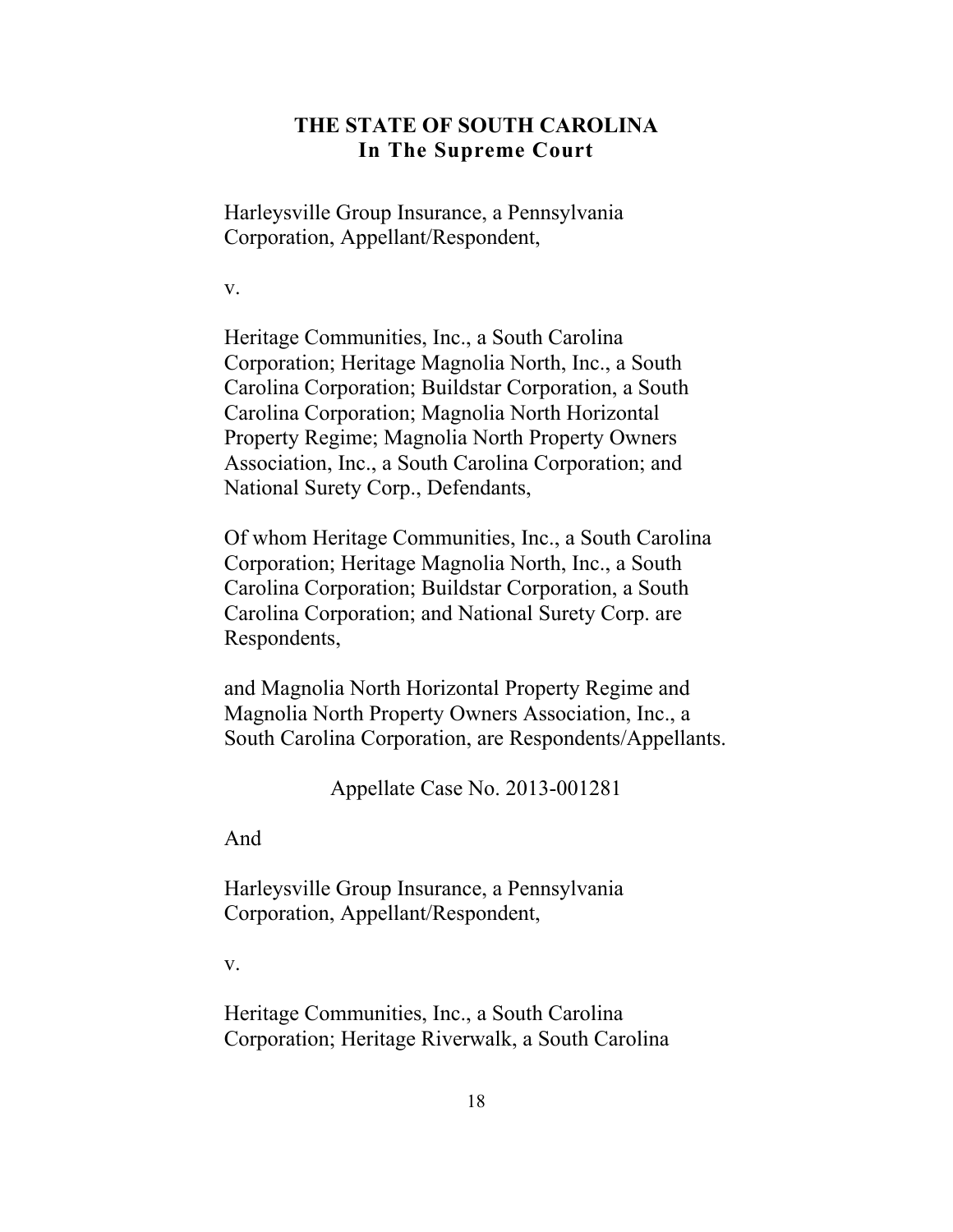**THE STATE OF SOUTH CAROLINA**
**In The Supreme Court**

Harleysville Group Insurance, a Pennsylvania Corporation, Appellant/Respondent,

v.

Heritage Communities, Inc., a South Carolina Corporation; Heritage Magnolia North, Inc., a South Carolina Corporation; Buildstar Corporation, a South Carolina Corporation; Magnolia North Horizontal Property Regime; Magnolia North Property Owners Association, Inc., a South Carolina Corporation; and National Surety Corp., Defendants,

Of whom Heritage Communities, Inc., a South Carolina Corporation; Heritage Magnolia North, Inc., a South Carolina Corporation; Buildstar Corporation, a South Carolina Corporation; and National Surety Corp. are Respondents,

and Magnolia North Horizontal Property Regime and Magnolia North Property Owners Association, Inc., a South Carolina Corporation, are Respondents/Appellants.

Appellate Case No. 2013-001281

And

Harleysville Group Insurance, a Pennsylvania Corporation, Appellant/Respondent,

v.

Heritage Communities, Inc., a South Carolina Corporation; Heritage Riverwalk, a South Carolina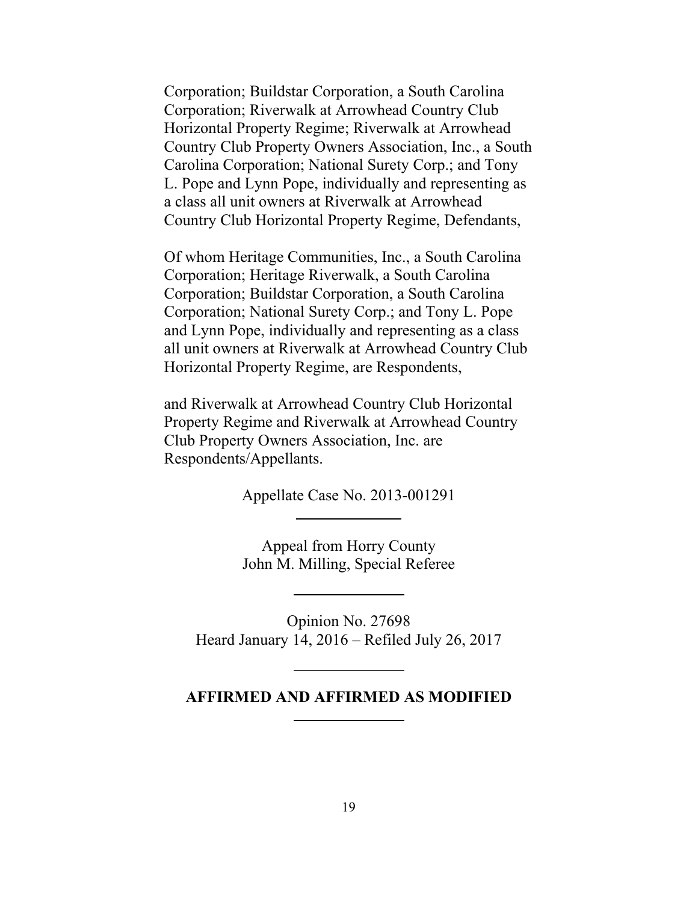Corporation; Buildstar Corporation, a South Carolina Corporation; Riverwalk at Arrowhead Country Club Horizontal Property Regime; Riverwalk at Arrowhead Country Club Property Owners Association, Inc., a South Carolina Corporation; National Surety Corp.; and Tony L. Pope and Lynn Pope, individually and representing as a class all unit owners at Riverwalk at Arrowhead Country Club Horizontal Property Regime, Defendants,

Of whom Heritage Communities, Inc., a South Carolina Corporation; Heritage Riverwalk, a South Carolina Corporation; Buildstar Corporation, a South Carolina Corporation; National Surety Corp.; and Tony L. Pope and Lynn Pope, individually and representing as a class all unit owners at Riverwalk at Arrowhead Country Club Horizontal Property Regime, are Respondents,

and Riverwalk at Arrowhead Country Club Horizontal Property Regime and Riverwalk at Arrowhead Country Club Property Owners Association, Inc. are Respondents/Appellants.

Appellate Case No. 2013-001291

---

Appeal from Horry County
John M. Milling, Special Referee

---

Opinion No. 27698
Heard January 14, 2016 – Refiled July 26, 2017

---

**AFFIRMED AND AFFIRMED AS MODIFIED**

---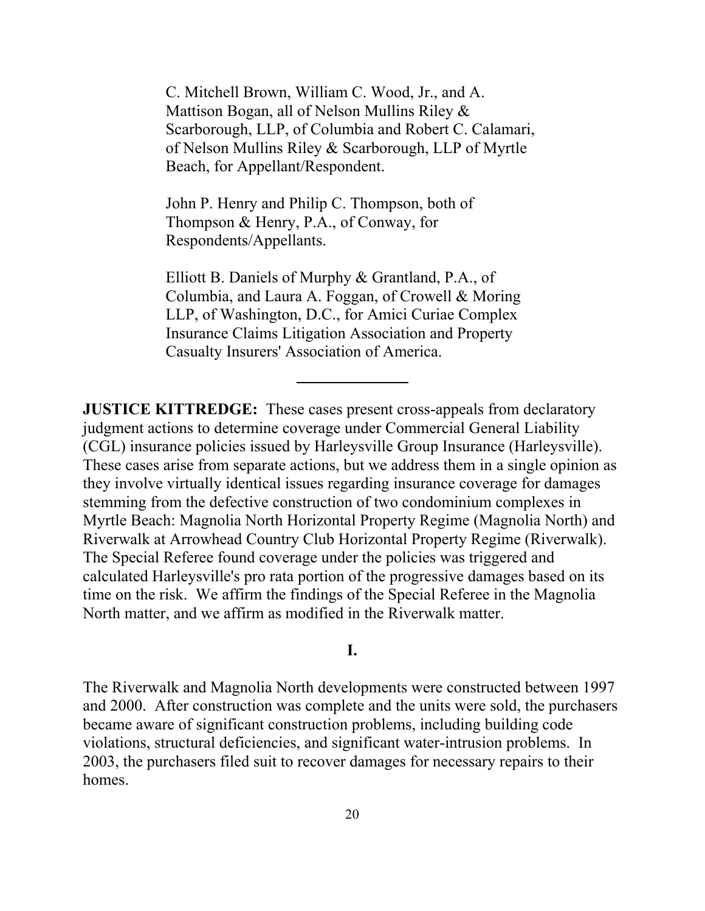C. Mitchell Brown, William C. Wood, Jr., and A. Mattison Bogan, all of Nelson Mullins Riley & Scarborough, LLP, of Columbia and Robert C. Calamari, of Nelson Mullins Riley & Scarborough, LLP of Myrtle Beach, for Appellant/Respondent.

John P. Henry and Philip C. Thompson, both of Thompson & Henry, P.A., of Conway, for Respondents/Appellants.

Elliott B. Daniels of Murphy & Grantland, P.A., of Columbia, and Laura A. Foggan, of Crowell & Moring LLP, of Washington, D.C., for Amici Curiae Complex Insurance Claims Litigation Association and Property Casualty Insurers' Association of America.

---

**JUSTICE KITTREDGE:** These cases present cross-appeals from declaratory judgment actions to determine coverage under Commercial General Liability (CGL) insurance policies issued by Harleysville Group Insurance (Harleysville). These cases arise from separate actions, but we address them in a single opinion as they involve virtually identical issues regarding insurance coverage for damages stemming from the defective construction of two condominium complexes in Myrtle Beach: Magnolia North Horizontal Property Regime (Magnolia North) and Riverwalk at Arrowhead Country Club Horizontal Property Regime (Riverwalk). The Special Referee found coverage under the policies was triggered and calculated Harleysville's pro rata portion of the progressive damages based on its time on the risk. We affirm the findings of the Special Referee in the Magnolia North matter, and we affirm as modified in the Riverwalk matter.

## I.

The Riverwalk and Magnolia North developments were constructed between 1997 and 2000. After construction was complete and the units were sold, the purchasers became aware of significant construction problems, including building code violations, structural deficiencies, and significant water-intrusion problems. In 2003, the purchasers filed suit to recover damages for necessary repairs to their homes.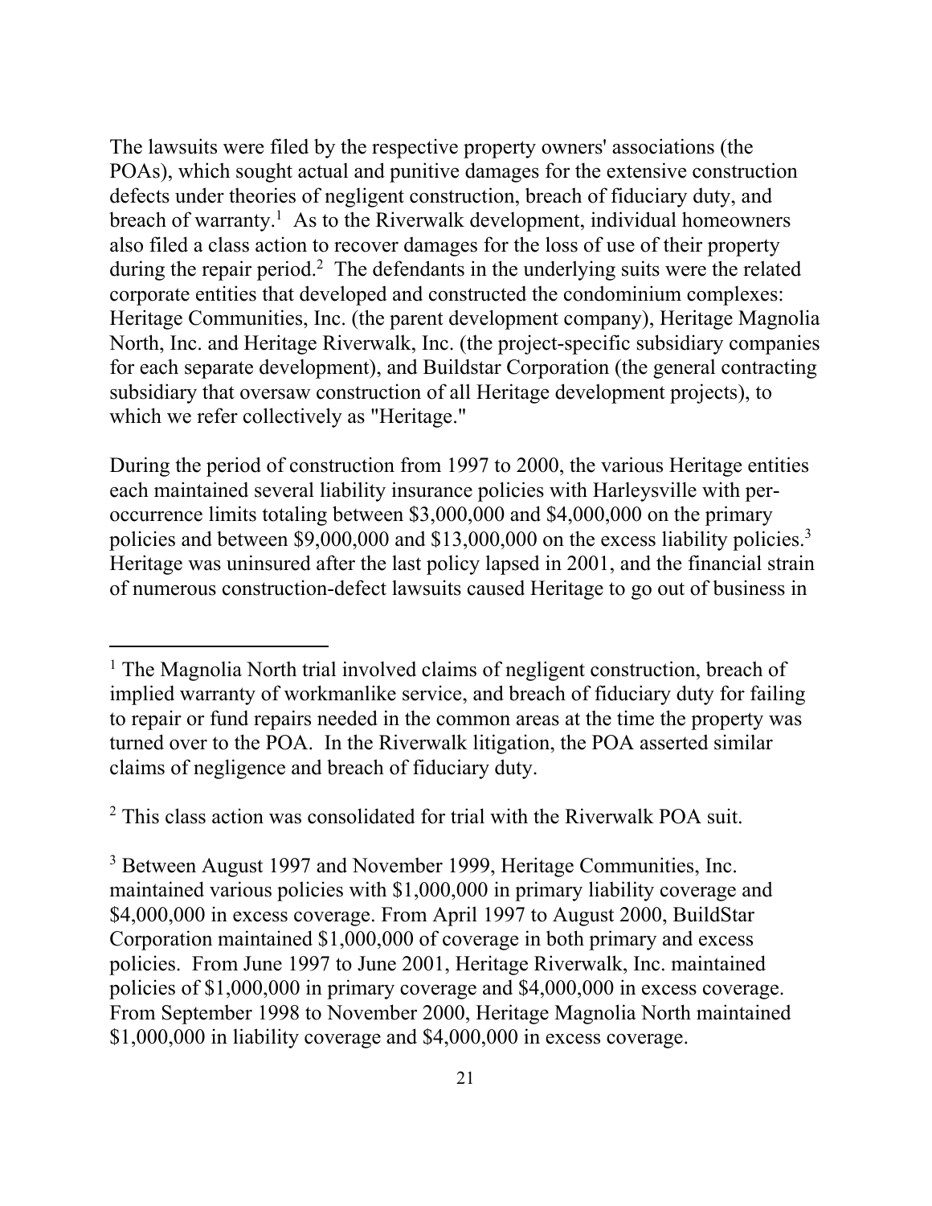The lawsuits were filed by the respective property owners' associations (the POAs), which sought actual and punitive damages for the extensive construction defects under theories of negligent construction, breach of fiduciary duty, and breach of warranty.[1] As to the Riverwalk development, individual homeowners also filed a class action to recover damages for the loss of use of their property during the repair period.[2] The defendants in the underlying suits were the related corporate entities that developed and constructed the condominium complexes: Heritage Communities, Inc. (the parent development company), Heritage Magnolia North, Inc. and Heritage Riverwalk, Inc. (the project-specific subsidiary companies for each separate development), and Buildstar Corporation (the general contracting subsidiary that oversaw construction of all Heritage development projects), to which we refer collectively as "Heritage."

During the period of construction from 1997 to 2000, the various Heritage entities each maintained several liability insurance policies with Harleysville with per-occurrence limits totaling between $3,000,000 and $4,000,000 on the primary policies and between $9,000,000 and $13,000,000 on the excess liability policies.[3] Heritage was uninsured after the last policy lapsed in 2001, and the financial strain of numerous construction-defect lawsuits caused Heritage to go out of business in

---

[1] The Magnolia North trial involved claims of negligent construction, breach of implied warranty of workmanlike service, and breach of fiduciary duty for failing to repair or fund repairs needed in the common areas at the time the property was turned over to the POA. In the Riverwalk litigation, the POA asserted similar claims of negligence and breach of fiduciary duty.

[2] This class action was consolidated for trial with the Riverwalk POA suit.

[3] Between August 1997 and November 1999, Heritage Communities, Inc. maintained various policies with $1,000,000 in primary liability coverage and $4,000,000 in excess coverage. From April 1997 to August 2000, BuildStar Corporation maintained $1,000,000 of coverage in both primary and excess policies. From June 1997 to June 2001, Heritage Riverwalk, Inc. maintained policies of $1,000,000 in primary coverage and $4,000,000 in excess coverage. From September 1998 to November 2000, Heritage Magnolia North maintained $1,000,000 in liability coverage and $4,000,000 in excess coverage.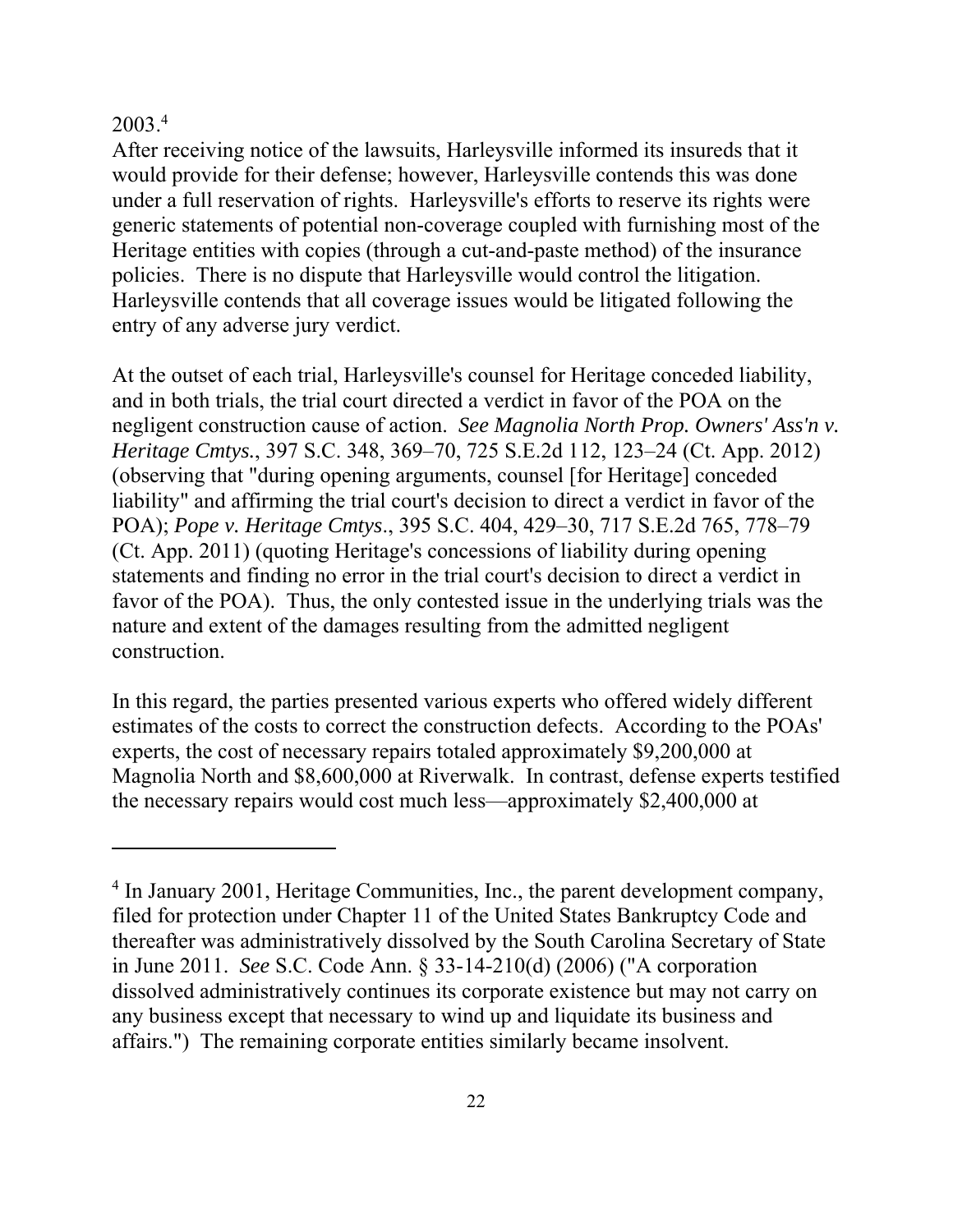2003.[4]

After receiving notice of the lawsuits, Harleysville informed its insureds that it would provide for their defense; however, Harleysville contends this was done under a full reservation of rights. Harleysville's efforts to reserve its rights were generic statements of potential non-coverage coupled with furnishing most of the Heritage entities with copies (through a cut-and-paste method) of the insurance policies. There is no dispute that Harleysville would control the litigation. Harleysville contends that all coverage issues would be litigated following the entry of any adverse jury verdict.

At the outset of each trial, Harleysville's counsel for Heritage conceded liability, and in both trials, the trial court directed a verdict in favor of the POA on the negligent construction cause of action. *See Magnolia North Prop. Owners' Ass'n v. Heritage Cmtys.*, 397 S.C. 348, 369–70, 725 S.E.2d 112, 123–24 (Ct. App. 2012) (observing that "during opening arguments, counsel [for Heritage] conceded liability" and affirming the trial court's decision to direct a verdict in favor of the POA); *Pope v. Heritage Cmtys*., 395 S.C. 404, 429–30, 717 S.E.2d 765, 778–79 (Ct. App. 2011) (quoting Heritage's concessions of liability during opening statements and finding no error in the trial court's decision to direct a verdict in favor of the POA). Thus, the only contested issue in the underlying trials was the nature and extent of the damages resulting from the admitted negligent construction.

In this regard, the parties presented various experts who offered widely different estimates of the costs to correct the construction defects. According to the POAs' experts, the cost of necessary repairs totaled approximately $9,200,000 at Magnolia North and $8,600,000 at Riverwalk. In contrast, defense experts testified the necessary repairs would cost much less—approximately $2,400,000 at

---

[4] In January 2001, Heritage Communities, Inc., the parent development company, filed for protection under Chapter 11 of the United States Bankruptcy Code and thereafter was administratively dissolved by the South Carolina Secretary of State in June 2011. *See* S.C. Code Ann. § 33-14-210(d) (2006) ("A corporation dissolved administratively continues its corporate existence but may not carry on any business except that necessary to wind up and liquidate its business and affairs.") The remaining corporate entities similarly became insolvent.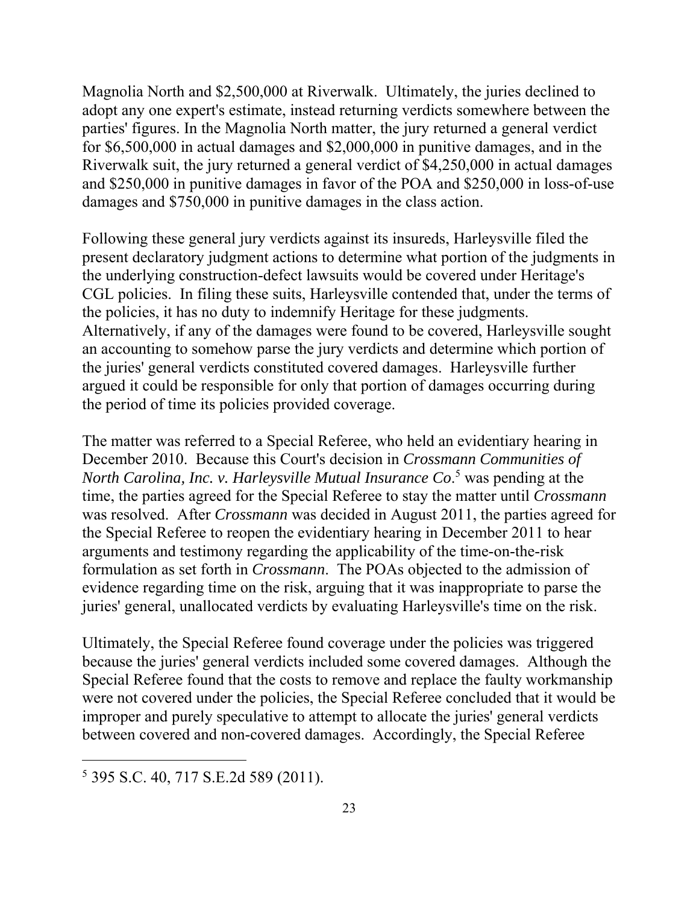Magnolia North and $2,500,000 at Riverwalk. Ultimately, the juries declined to adopt any one expert's estimate, instead returning verdicts somewhere between the parties' figures. In the Magnolia North matter, the jury returned a general verdict for $6,500,000 in actual damages and $2,000,000 in punitive damages, and in the Riverwalk suit, the jury returned a general verdict of $4,250,000 in actual damages and $250,000 in punitive damages in favor of the POA and $250,000 in loss-of-use damages and $750,000 in punitive damages in the class action.

Following these general jury verdicts against its insureds, Harleysville filed the present declaratory judgment actions to determine what portion of the judgments in the underlying construction-defect lawsuits would be covered under Heritage's CGL policies. In filing these suits, Harleysville contended that, under the terms of the policies, it has no duty to indemnify Heritage for these judgments. Alternatively, if any of the damages were found to be covered, Harleysville sought an accounting to somehow parse the jury verdicts and determine which portion of the juries' general verdicts constituted covered damages. Harleysville further argued it could be responsible for only that portion of damages occurring during the period of time its policies provided coverage.

The matter was referred to a Special Referee, who held an evidentiary hearing in December 2010. Because this Court's decision in *Crossmann Communities of North Carolina, Inc. v. Harleysville Mutual Insurance Co*.[5] was pending at the time, the parties agreed for the Special Referee to stay the matter until *Crossmann* was resolved. After *Crossmann* was decided in August 2011, the parties agreed for the Special Referee to reopen the evidentiary hearing in December 2011 to hear arguments and testimony regarding the applicability of the time-on-the-risk formulation as set forth in *Crossmann*. The POAs objected to the admission of evidence regarding time on the risk, arguing that it was inappropriate to parse the juries' general, unallocated verdicts by evaluating Harleysville's time on the risk.

Ultimately, the Special Referee found coverage under the policies was triggered because the juries' general verdicts included some covered damages. Although the Special Referee found that the costs to remove and replace the faulty workmanship were not covered under the policies, the Special Referee concluded that it would be improper and purely speculative to attempt to allocate the juries' general verdicts between covered and non-covered damages. Accordingly, the Special Referee

[5] 395 S.C. 40, 717 S.E.2d 589 (2011).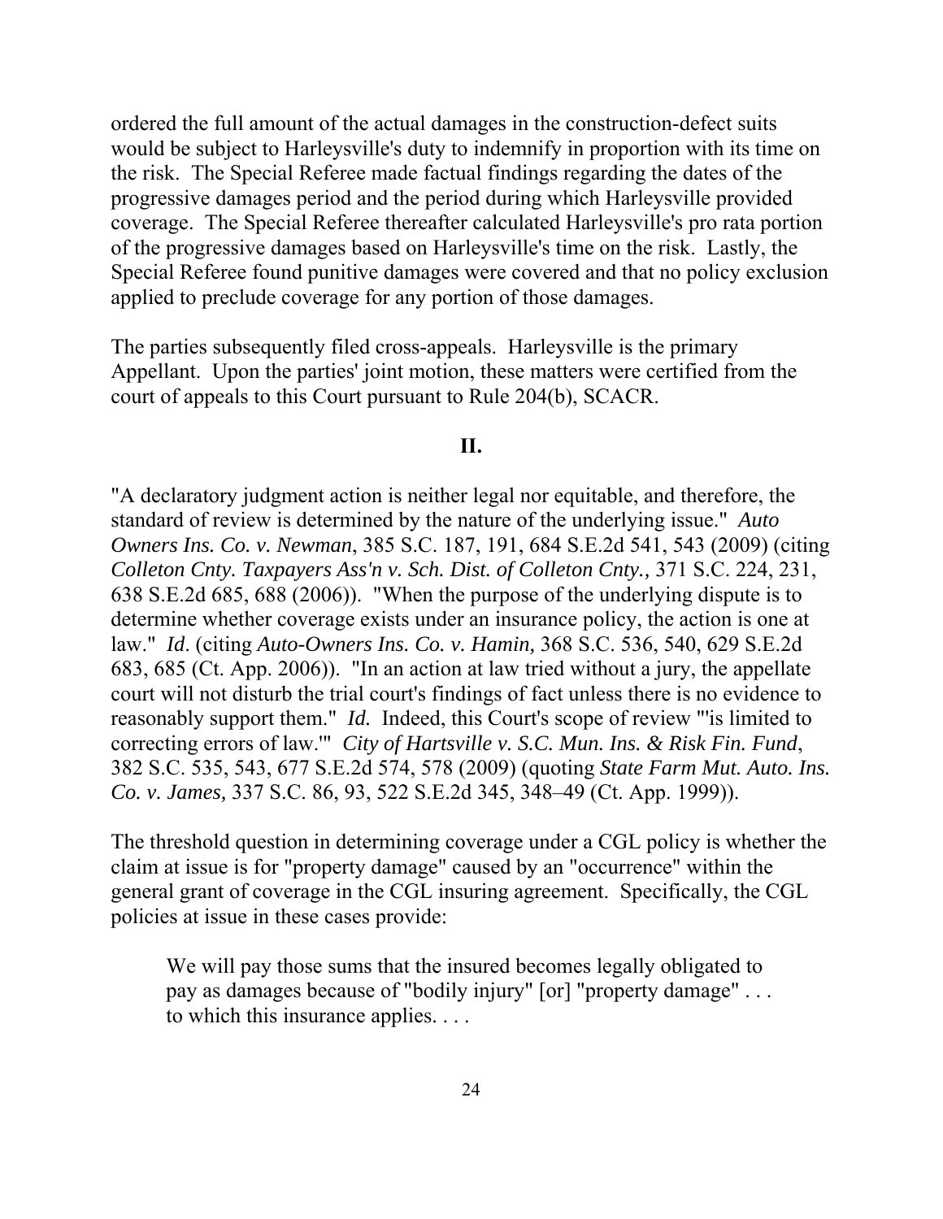ordered the full amount of the actual damages in the construction-defect suits would be subject to Harleysville's duty to indemnify in proportion with its time on the risk. The Special Referee made factual findings regarding the dates of the progressive damages period and the period during which Harleysville provided coverage. The Special Referee thereafter calculated Harleysville's pro rata portion of the progressive damages based on Harleysville's time on the risk. Lastly, the Special Referee found punitive damages were covered and that no policy exclusion applied to preclude coverage for any portion of those damages.

The parties subsequently filed cross-appeals. Harleysville is the primary Appellant. Upon the parties' joint motion, these matters were certified from the court of appeals to this Court pursuant to Rule 204(b), SCACR.

## II.

"A declaratory judgment action is neither legal nor equitable, and therefore, the standard of review is determined by the nature of the underlying issue." *Auto Owners Ins. Co. v. Newman*, 385 S.C. 187, 191, 684 S.E.2d 541, 543 (2009) (citing *Colleton Cnty. Taxpayers Ass'n v. Sch. Dist. of Colleton Cnty.,* 371 S.C. 224, 231, 638 S.E.2d 685, 688 (2006)). "When the purpose of the underlying dispute is to determine whether coverage exists under an insurance policy, the action is one at law." *Id*. (citing *Auto-Owners Ins. Co. v. Hamin,* 368 S.C. 536, 540, 629 S.E.2d 683, 685 (Ct. App. 2006)). "In an action at law tried without a jury, the appellate court will not disturb the trial court's findings of fact unless there is no evidence to reasonably support them." *Id.* Indeed, this Court's scope of review "'is limited to correcting errors of law.'" *City of Hartsville v. S.C. Mun. Ins. & Risk Fin. Fund*, 382 S.C. 535, 543, 677 S.E.2d 574, 578 (2009) (quoting *State Farm Mut. Auto. Ins. Co. v. James,* 337 S.C. 86, 93, 522 S.E.2d 345, 348–49 (Ct. App. 1999)).

The threshold question in determining coverage under a CGL policy is whether the claim at issue is for "property damage" caused by an "occurrence" within the general grant of coverage in the CGL insuring agreement. Specifically, the CGL policies at issue in these cases provide:

> We will pay those sums that the insured becomes legally obligated to pay as damages because of "bodily injury" [or] "property damage" . . . to which this insurance applies. . . .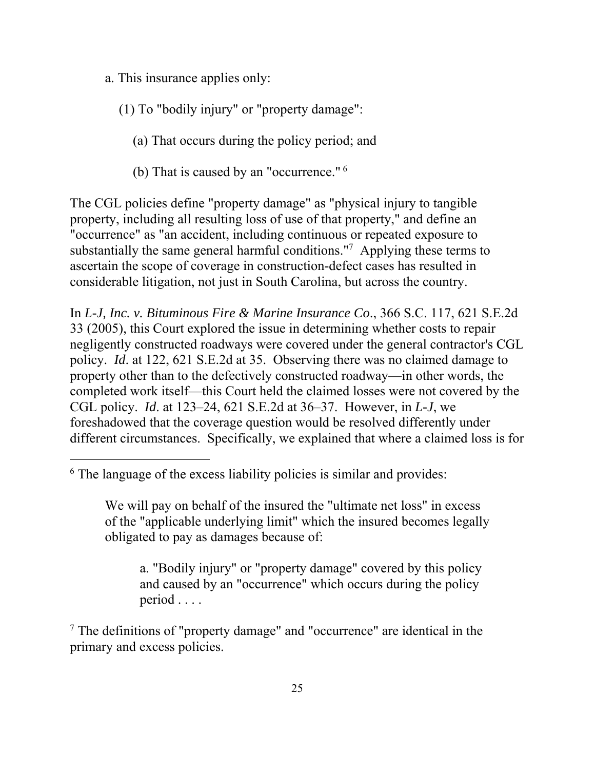a. This insurance applies only:

(1) To "bodily injury" or "property damage":

(a) That occurs during the policy period; and

(b) That is caused by an "occurrence." [6]

The CGL policies define "property damage" as "physical injury to tangible property, including all resulting loss of use of that property," and define an "occurrence" as "an accident, including continuous or repeated exposure to substantially the same general harmful conditions."[7] Applying these terms to ascertain the scope of coverage in construction-defect cases has resulted in considerable litigation, not just in South Carolina, but across the country.

In *L-J, Inc. v. Bituminous Fire & Marine Insurance Co*., 366 S.C. 117, 621 S.E.2d 33 (2005), this Court explored the issue in determining whether costs to repair negligently constructed roadways were covered under the general contractor's CGL policy. *Id*. at 122, 621 S.E.2d at 35. Observing there was no claimed damage to property other than to the defectively constructed roadway—in other words, the completed work itself—this Court held the claimed losses were not covered by the CGL policy. *Id*. at 123–24, 621 S.E.2d at 36–37. However, in *L-J*, we foreshadowed that the coverage question would be resolved differently under different circumstances. Specifically, we explained that where a claimed loss is for

---

[6] The language of the excess liability policies is similar and provides:

> We will pay on behalf of the insured the "ultimate net loss" in excess of the "applicable underlying limit" which the insured becomes legally obligated to pay as damages because of:
>
> > a. "Bodily injury" or "property damage" covered by this policy and caused by an "occurrence" which occurs during the policy period . . . .

[7] The definitions of "property damage" and "occurrence" are identical in the primary and excess policies.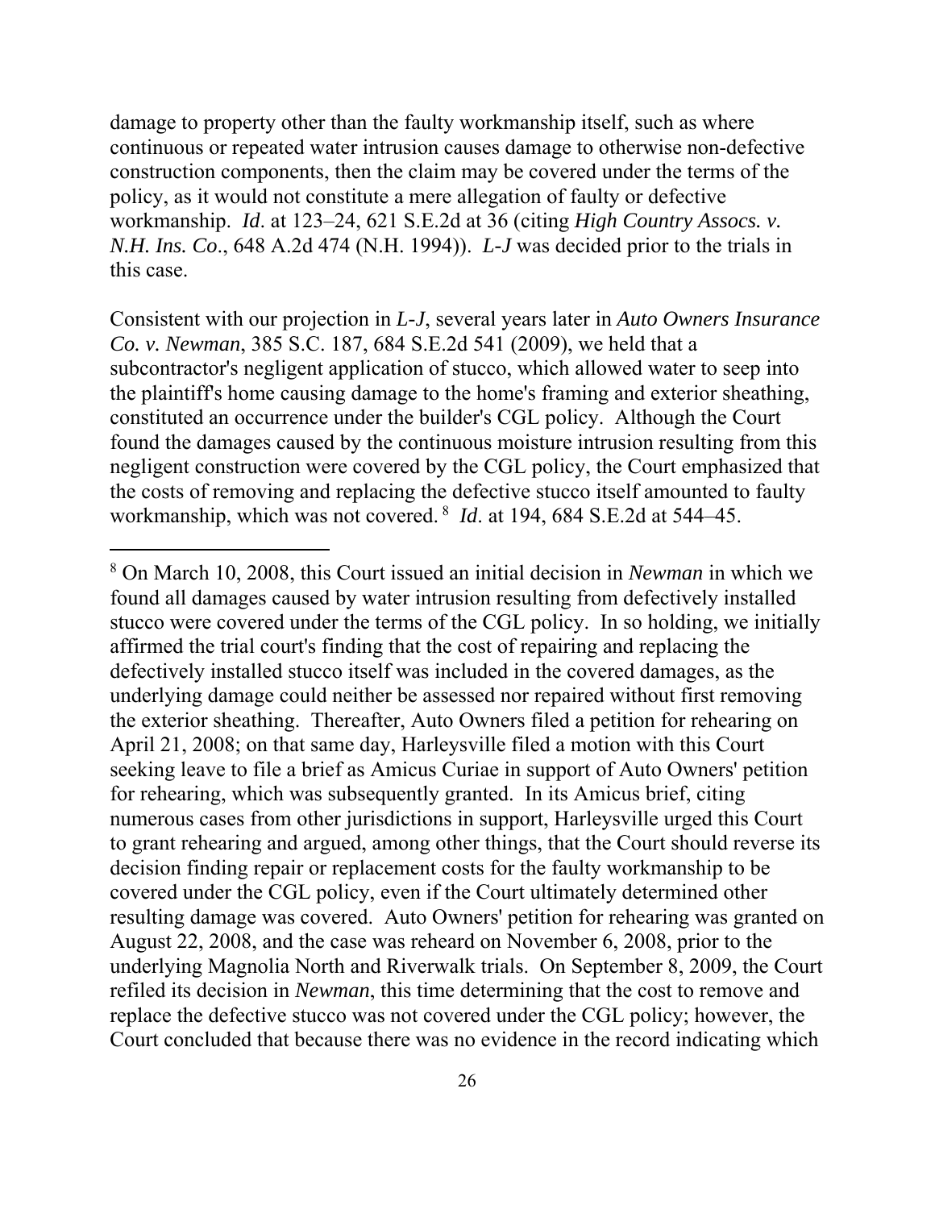damage to property other than the faulty workmanship itself, such as where continuous or repeated water intrusion causes damage to otherwise non-defective construction components, then the claim may be covered under the terms of the policy, as it would not constitute a mere allegation of faulty or defective workmanship. *Id*. at 123–24, 621 S.E.2d at 36 (citing *High Country Assocs. v. N.H. Ins. Co*., 648 A.2d 474 (N.H. 1994)). *L-J* was decided prior to the trials in this case.

Consistent with our projection in *L-J*, several years later in *Auto Owners Insurance Co. v. Newman*, 385 S.C. 187, 684 S.E.2d 541 (2009), we held that a subcontractor's negligent application of stucco, which allowed water to seep into the plaintiff's home causing damage to the home's framing and exterior sheathing, constituted an occurrence under the builder's CGL policy. Although the Court found the damages caused by the continuous moisture intrusion resulting from this negligent construction were covered by the CGL policy, the Court emphasized that the costs of removing and replacing the defective stucco itself amounted to faulty workmanship, which was not covered.[8] *Id*. at 194, 684 S.E.2d at 544–45.

---

[8] On March 10, 2008, this Court issued an initial decision in *Newman* in which we found all damages caused by water intrusion resulting from defectively installed stucco were covered under the terms of the CGL policy. In so holding, we initially affirmed the trial court's finding that the cost of repairing and replacing the defectively installed stucco itself was included in the covered damages, as the underlying damage could neither be assessed nor repaired without first removing the exterior sheathing. Thereafter, Auto Owners filed a petition for rehearing on April 21, 2008; on that same day, Harleysville filed a motion with this Court seeking leave to file a brief as Amicus Curiae in support of Auto Owners' petition for rehearing, which was subsequently granted. In its Amicus brief, citing numerous cases from other jurisdictions in support, Harleysville urged this Court to grant rehearing and argued, among other things, that the Court should reverse its decision finding repair or replacement costs for the faulty workmanship to be covered under the CGL policy, even if the Court ultimately determined other resulting damage was covered. Auto Owners' petition for rehearing was granted on August 22, 2008, and the case was reheard on November 6, 2008, prior to the underlying Magnolia North and Riverwalk trials. On September 8, 2009, the Court refiled its decision in *Newman*, this time determining that the cost to remove and replace the defective stucco was not covered under the CGL policy; however, the Court concluded that because there was no evidence in the record indicating which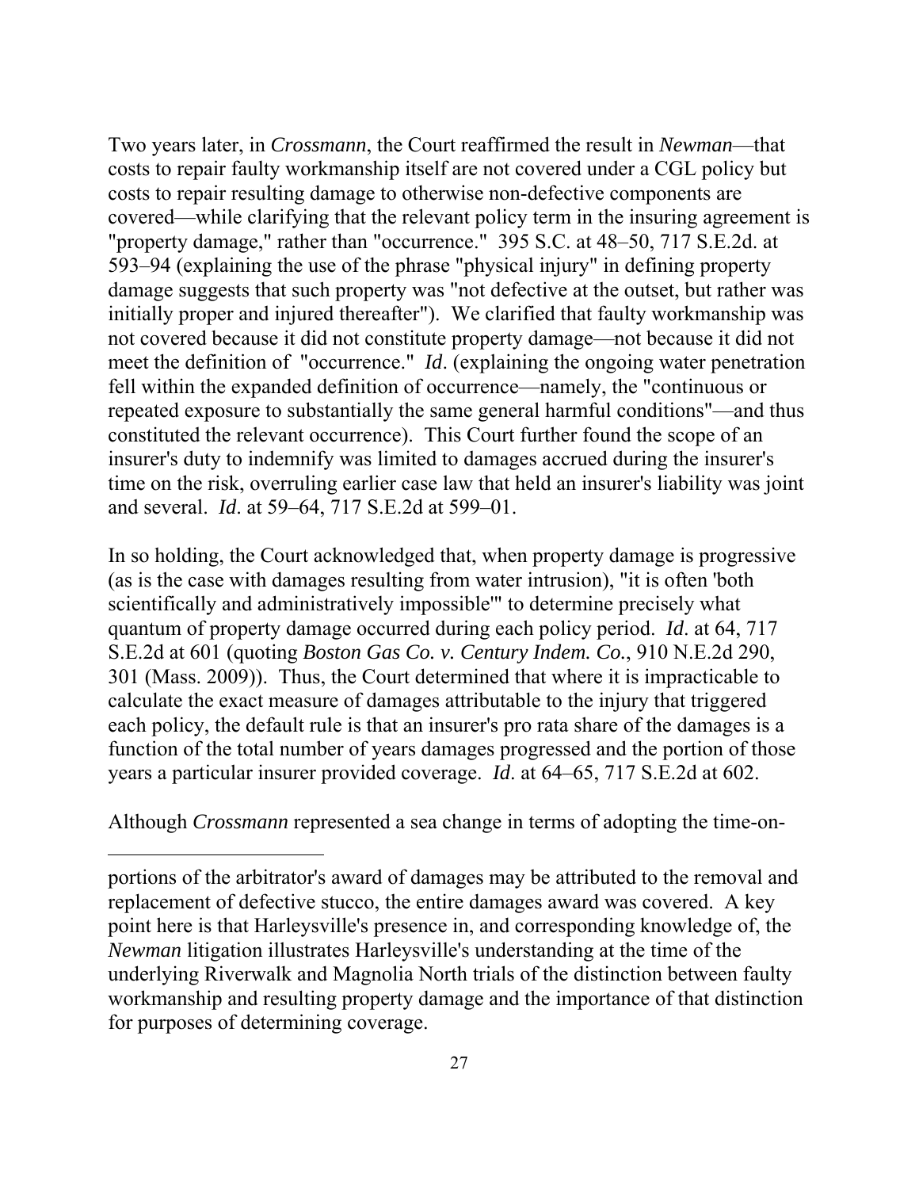Two years later, in *Crossmann*, the Court reaffirmed the result in *Newman*—that costs to repair faulty workmanship itself are not covered under a CGL policy but costs to repair resulting damage to otherwise non-defective components are covered—while clarifying that the relevant policy term in the insuring agreement is "property damage," rather than "occurrence." 395 S.C. at 48–50, 717 S.E.2d. at 593–94 (explaining the use of the phrase "physical injury" in defining property damage suggests that such property was "not defective at the outset, but rather was initially proper and injured thereafter"). We clarified that faulty workmanship was not covered because it did not constitute property damage—not because it did not meet the definition of "occurrence." *Id*. (explaining the ongoing water penetration fell within the expanded definition of occurrence—namely, the "continuous or repeated exposure to substantially the same general harmful conditions"—and thus constituted the relevant occurrence). This Court further found the scope of an insurer's duty to indemnify was limited to damages accrued during the insurer's time on the risk, overruling earlier case law that held an insurer's liability was joint and several. *Id*. at 59–64, 717 S.E.2d at 599–01.

In so holding, the Court acknowledged that, when property damage is progressive (as is the case with damages resulting from water intrusion), "it is often 'both scientifically and administratively impossible'" to determine precisely what quantum of property damage occurred during each policy period. *Id*. at 64, 717 S.E.2d at 601 (quoting *Boston Gas Co. v. Century Indem. Co.*, 910 N.E.2d 290, 301 (Mass. 2009)). Thus, the Court determined that where it is impracticable to calculate the exact measure of damages attributable to the injury that triggered each policy, the default rule is that an insurer's pro rata share of the damages is a function of the total number of years damages progressed and the portion of those years a particular insurer provided coverage. *Id*. at 64–65, 717 S.E.2d at 602.

Although *Crossmann* represented a sea change in terms of adopting the time-on-

---

portions of the arbitrator's award of damages may be attributed to the removal and replacement of defective stucco, the entire damages award was covered. A key point here is that Harleysville's presence in, and corresponding knowledge of, the *Newman* litigation illustrates Harleysville's understanding at the time of the underlying Riverwalk and Magnolia North trials of the distinction between faulty workmanship and resulting property damage and the importance of that distinction for purposes of determining coverage.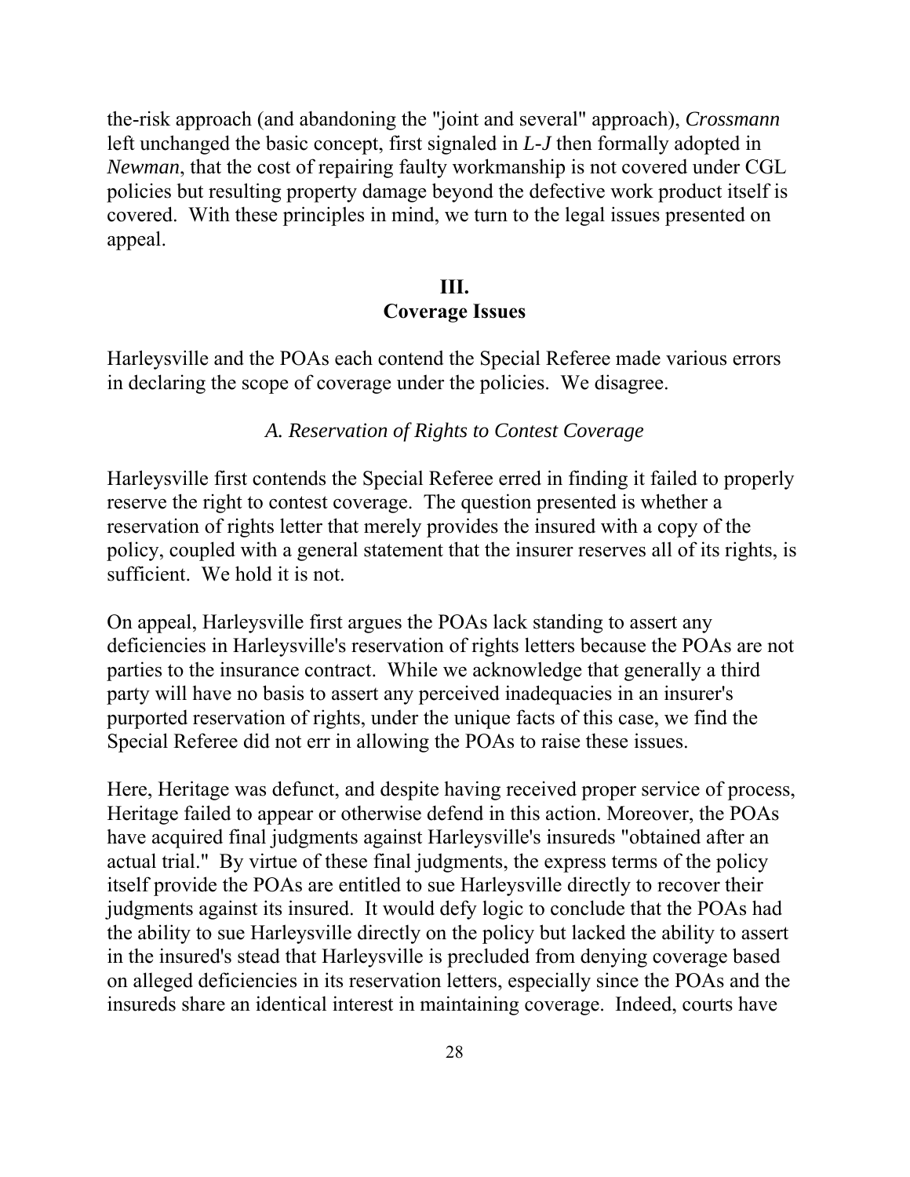the-risk approach (and abandoning the "joint and several" approach), *Crossmann* left unchanged the basic concept, first signaled in *L-J* then formally adopted in *Newman*, that the cost of repairing faulty workmanship is not covered under CGL policies but resulting property damage beyond the defective work product itself is covered. With these principles in mind, we turn to the legal issues presented on appeal.

## III.
## Coverage Issues

Harleysville and the POAs each contend the Special Referee made various errors in declaring the scope of coverage under the policies. We disagree.

### *A. Reservation of Rights to Contest Coverage*

Harleysville first contends the Special Referee erred in finding it failed to properly reserve the right to contest coverage. The question presented is whether a reservation of rights letter that merely provides the insured with a copy of the policy, coupled with a general statement that the insurer reserves all of its rights, is sufficient. We hold it is not.

On appeal, Harleysville first argues the POAs lack standing to assert any deficiencies in Harleysville's reservation of rights letters because the POAs are not parties to the insurance contract. While we acknowledge that generally a third party will have no basis to assert any perceived inadequacies in an insurer's purported reservation of rights, under the unique facts of this case, we find the Special Referee did not err in allowing the POAs to raise these issues.

Here, Heritage was defunct, and despite having received proper service of process, Heritage failed to appear or otherwise defend in this action. Moreover, the POAs have acquired final judgments against Harleysville's insureds "obtained after an actual trial." By virtue of these final judgments, the express terms of the policy itself provide the POAs are entitled to sue Harleysville directly to recover their judgments against its insured. It would defy logic to conclude that the POAs had the ability to sue Harleysville directly on the policy but lacked the ability to assert in the insured's stead that Harleysville is precluded from denying coverage based on alleged deficiencies in its reservation letters, especially since the POAs and the insureds share an identical interest in maintaining coverage. Indeed, courts have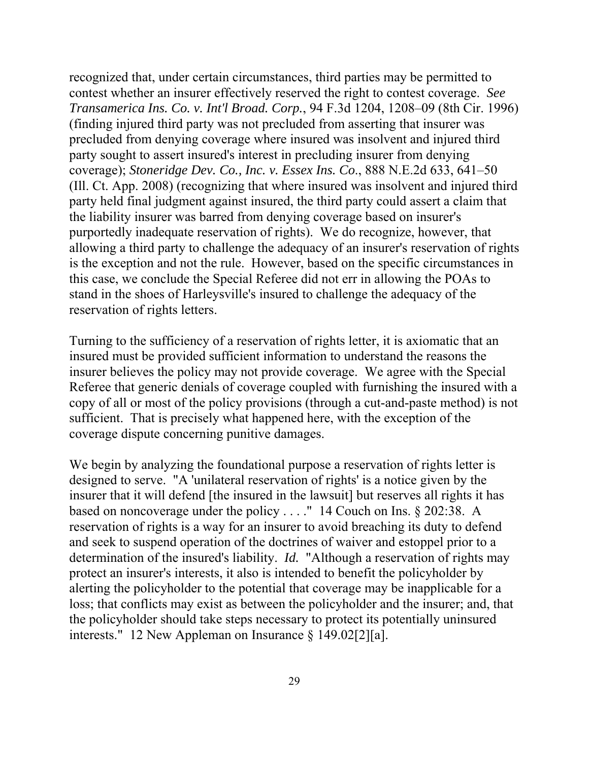recognized that, under certain circumstances, third parties may be permitted to contest whether an insurer effectively reserved the right to contest coverage. *See Transamerica Ins. Co. v. Int'l Broad. Corp.*, 94 F.3d 1204, 1208–09 (8th Cir. 1996) (finding injured third party was not precluded from asserting that insurer was precluded from denying coverage where insured was insolvent and injured third party sought to assert insured's interest in precluding insurer from denying coverage); *Stoneridge Dev. Co., Inc. v. Essex Ins. Co*., 888 N.E.2d 633, 641–50 (Ill. Ct. App. 2008) (recognizing that where insured was insolvent and injured third party held final judgment against insured, the third party could assert a claim that the liability insurer was barred from denying coverage based on insurer's purportedly inadequate reservation of rights). We do recognize, however, that allowing a third party to challenge the adequacy of an insurer's reservation of rights is the exception and not the rule. However, based on the specific circumstances in this case, we conclude the Special Referee did not err in allowing the POAs to stand in the shoes of Harleysville's insured to challenge the adequacy of the reservation of rights letters.

Turning to the sufficiency of a reservation of rights letter, it is axiomatic that an insured must be provided sufficient information to understand the reasons the insurer believes the policy may not provide coverage. We agree with the Special Referee that generic denials of coverage coupled with furnishing the insured with a copy of all or most of the policy provisions (through a cut-and-paste method) is not sufficient. That is precisely what happened here, with the exception of the coverage dispute concerning punitive damages.

We begin by analyzing the foundational purpose a reservation of rights letter is designed to serve. "A 'unilateral reservation of rights' is a notice given by the insurer that it will defend [the insured in the lawsuit] but reserves all rights it has based on noncoverage under the policy . . . ." 14 Couch on Ins. § 202:38. A reservation of rights is a way for an insurer to avoid breaching its duty to defend and seek to suspend operation of the doctrines of waiver and estoppel prior to a determination of the insured's liability. *Id.* "Although a reservation of rights may protect an insurer's interests, it also is intended to benefit the policyholder by alerting the policyholder to the potential that coverage may be inapplicable for a loss; that conflicts may exist as between the policyholder and the insurer; and, that the policyholder should take steps necessary to protect its potentially uninsured interests." 12 New Appleman on Insurance § 149.02[2][a].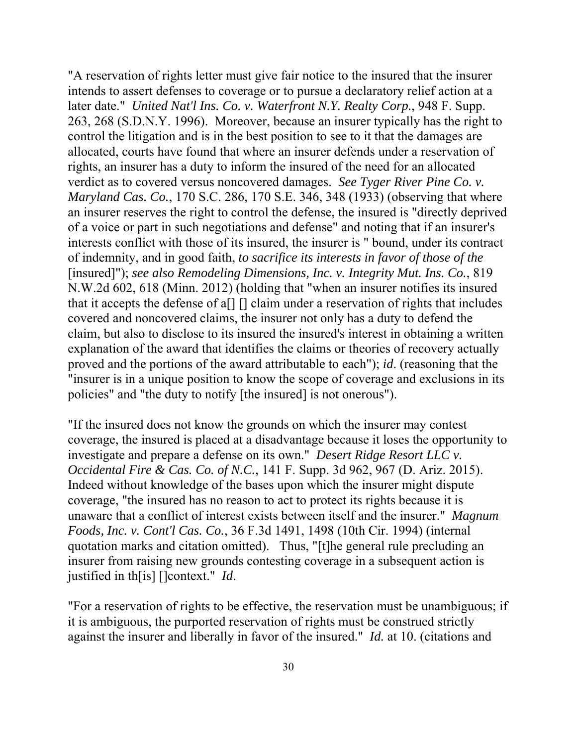"A reservation of rights letter must give fair notice to the insured that the insurer intends to assert defenses to coverage or to pursue a declaratory relief action at a later date." *United Nat'l Ins. Co. v. Waterfront N.Y. Realty Corp.*, 948 F. Supp. 263, 268 (S.D.N.Y. 1996). Moreover, because an insurer typically has the right to control the litigation and is in the best position to see to it that the damages are allocated, courts have found that where an insurer defends under a reservation of rights, an insurer has a duty to inform the insured of the need for an allocated verdict as to covered versus noncovered damages. *See Tyger River Pine Co. v. Maryland Cas. Co.*, 170 S.C. 286, 170 S.E. 346, 348 (1933) (observing that where an insurer reserves the right to control the defense, the insured is "directly deprived of a voice or part in such negotiations and defense" and noting that if an insurer's interests conflict with those of its insured, the insurer is " bound, under its contract of indemnity, and in good faith, *to sacrifice its interests in favor of those of the* [insured]"); *see also Remodeling Dimensions, Inc. v. Integrity Mut. Ins. Co.*, 819 N.W.2d 602, 618 (Minn. 2012) (holding that "when an insurer notifies its insured that it accepts the defense of a[] [] claim under a reservation of rights that includes covered and noncovered claims, the insurer not only has a duty to defend the claim, but also to disclose to its insured the insured's interest in obtaining a written explanation of the award that identifies the claims or theories of recovery actually proved and the portions of the award attributable to each"); *id*. (reasoning that the "insurer is in a unique position to know the scope of coverage and exclusions in its policies" and "the duty to notify [the insured] is not onerous").

"If the insured does not know the grounds on which the insurer may contest coverage, the insured is placed at a disadvantage because it loses the opportunity to investigate and prepare a defense on its own." *Desert Ridge Resort LLC v. Occidental Fire & Cas. Co. of N.C.*, 141 F. Supp. 3d 962, 967 (D. Ariz. 2015). Indeed without knowledge of the bases upon which the insurer might dispute coverage, "the insured has no reason to act to protect its rights because it is unaware that a conflict of interest exists between itself and the insurer." *Magnum Foods, Inc. v. Cont'l Cas. Co.*, 36 F.3d 1491, 1498 (10th Cir. 1994) (internal quotation marks and citation omitted). Thus, "[t]he general rule precluding an insurer from raising new grounds contesting coverage in a subsequent action is justified in th[is] []context." *Id*.

"For a reservation of rights to be effective, the reservation must be unambiguous; if it is ambiguous, the purported reservation of rights must be construed strictly against the insurer and liberally in favor of the insured." *Id.* at 10. (citations and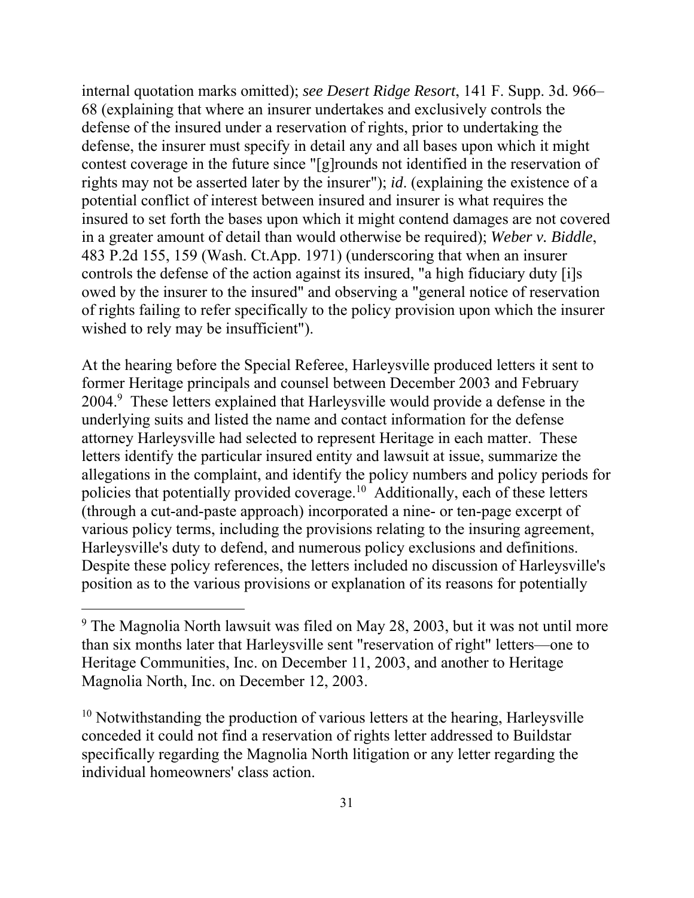internal quotation marks omitted); *see Desert Ridge Resort*, 141 F. Supp. 3d. 966–68 (explaining that where an insurer undertakes and exclusively controls the defense of the insured under a reservation of rights, prior to undertaking the defense, the insurer must specify in detail any and all bases upon which it might contest coverage in the future since "[g]rounds not identified in the reservation of rights may not be asserted later by the insurer"); *id*. (explaining the existence of a potential conflict of interest between insured and insurer is what requires the insured to set forth the bases upon which it might contend damages are not covered in a greater amount of detail than would otherwise be required); *Weber v. Biddle*, 483 P.2d 155, 159 (Wash. Ct.App. 1971) (underscoring that when an insurer controls the defense of the action against its insured, "a high fiduciary duty [i]s owed by the insurer to the insured" and observing a "general notice of reservation of rights failing to refer specifically to the policy provision upon which the insurer wished to rely may be insufficient").

At the hearing before the Special Referee, Harleysville produced letters it sent to former Heritage principals and counsel between December 2003 and February 2004.[9] These letters explained that Harleysville would provide a defense in the underlying suits and listed the name and contact information for the defense attorney Harleysville had selected to represent Heritage in each matter. These letters identify the particular insured entity and lawsuit at issue, summarize the allegations in the complaint, and identify the policy numbers and policy periods for policies that potentially provided coverage.[10] Additionally, each of these letters (through a cut-and-paste approach) incorporated a nine- or ten-page excerpt of various policy terms, including the provisions relating to the insuring agreement, Harleysville's duty to defend, and numerous policy exclusions and definitions. Despite these policy references, the letters included no discussion of Harleysville's position as to the various provisions or explanation of its reasons for potentially

[9] The Magnolia North lawsuit was filed on May 28, 2003, but it was not until more than six months later that Harleysville sent "reservation of right" letters—one to Heritage Communities, Inc. on December 11, 2003, and another to Heritage Magnolia North, Inc. on December 12, 2003.

[10] Notwithstanding the production of various letters at the hearing, Harleysville conceded it could not find a reservation of rights letter addressed to Buildstar specifically regarding the Magnolia North litigation or any letter regarding the individual homeowners' class action.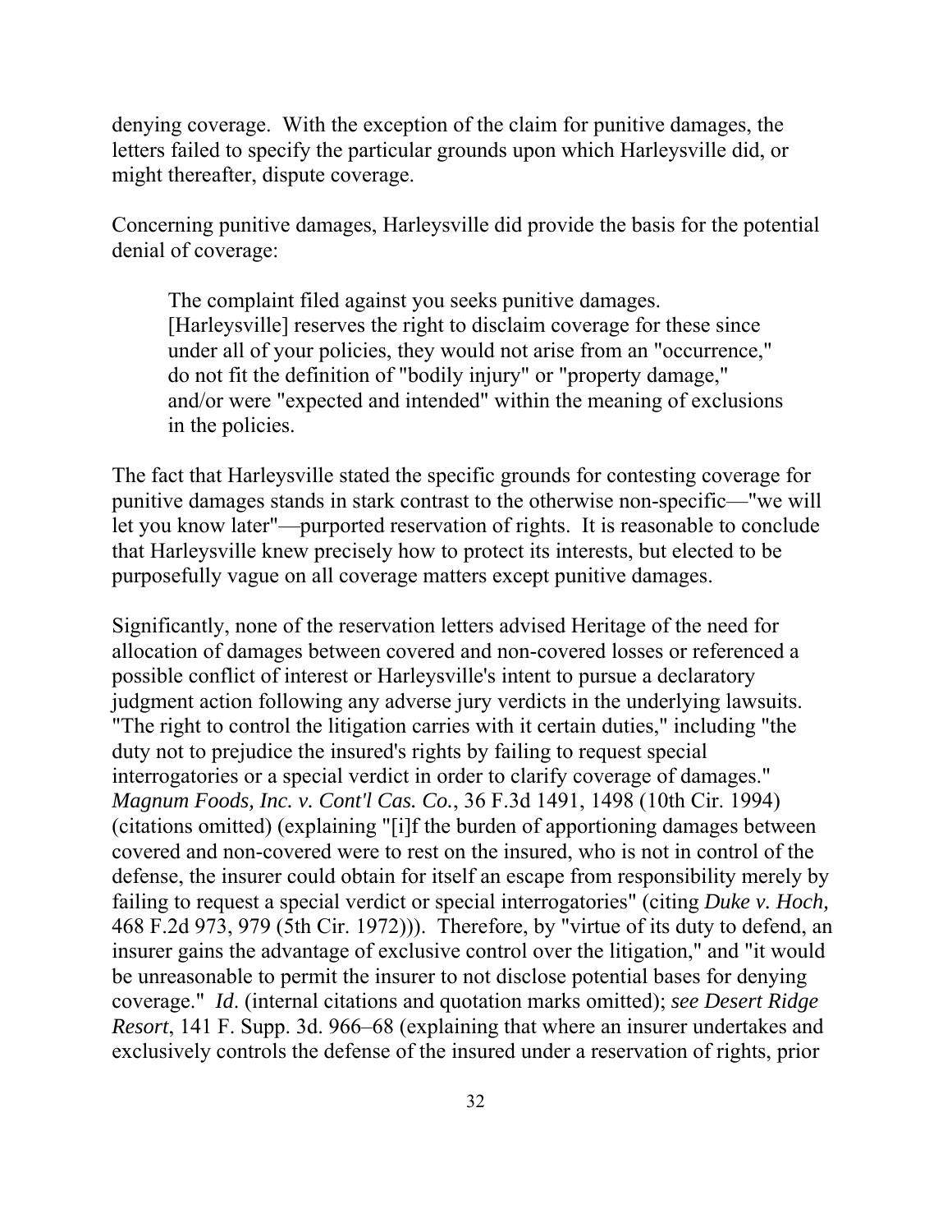denying coverage. With the exception of the claim for punitive damages, the letters failed to specify the particular grounds upon which Harleysville did, or might thereafter, dispute coverage.

Concerning punitive damages, Harleysville did provide the basis for the potential denial of coverage:

> The complaint filed against you seeks punitive damages. [Harleysville] reserves the right to disclaim coverage for these since under all of your policies, they would not arise from an "occurrence," do not fit the definition of "bodily injury" or "property damage," and/or were "expected and intended" within the meaning of exclusions in the policies.

The fact that Harleysville stated the specific grounds for contesting coverage for punitive damages stands in stark contrast to the otherwise non-specific—"we will let you know later"—purported reservation of rights. It is reasonable to conclude that Harleysville knew precisely how to protect its interests, but elected to be purposefully vague on all coverage matters except punitive damages.

Significantly, none of the reservation letters advised Heritage of the need for allocation of damages between covered and non-covered losses or referenced a possible conflict of interest or Harleysville's intent to pursue a declaratory judgment action following any adverse jury verdicts in the underlying lawsuits. "The right to control the litigation carries with it certain duties," including "the duty not to prejudice the insured's rights by failing to request special interrogatories or a special verdict in order to clarify coverage of damages." *Magnum Foods, Inc. v. Cont'l Cas. Co.*, 36 F.3d 1491, 1498 (10th Cir. 1994) (citations omitted) (explaining "[i]f the burden of apportioning damages between covered and non-covered were to rest on the insured, who is not in control of the defense, the insurer could obtain for itself an escape from responsibility merely by failing to request a special verdict or special interrogatories" (citing *Duke v. Hoch,* 468 F.2d 973, 979 (5th Cir. 1972))). Therefore, by "virtue of its duty to defend, an insurer gains the advantage of exclusive control over the litigation," and "it would be unreasonable to permit the insurer to not disclose potential bases for denying coverage." *Id*. (internal citations and quotation marks omitted); *see Desert Ridge Resort*, 141 F. Supp. 3d. 966–68 (explaining that where an insurer undertakes and exclusively controls the defense of the insured under a reservation of rights, prior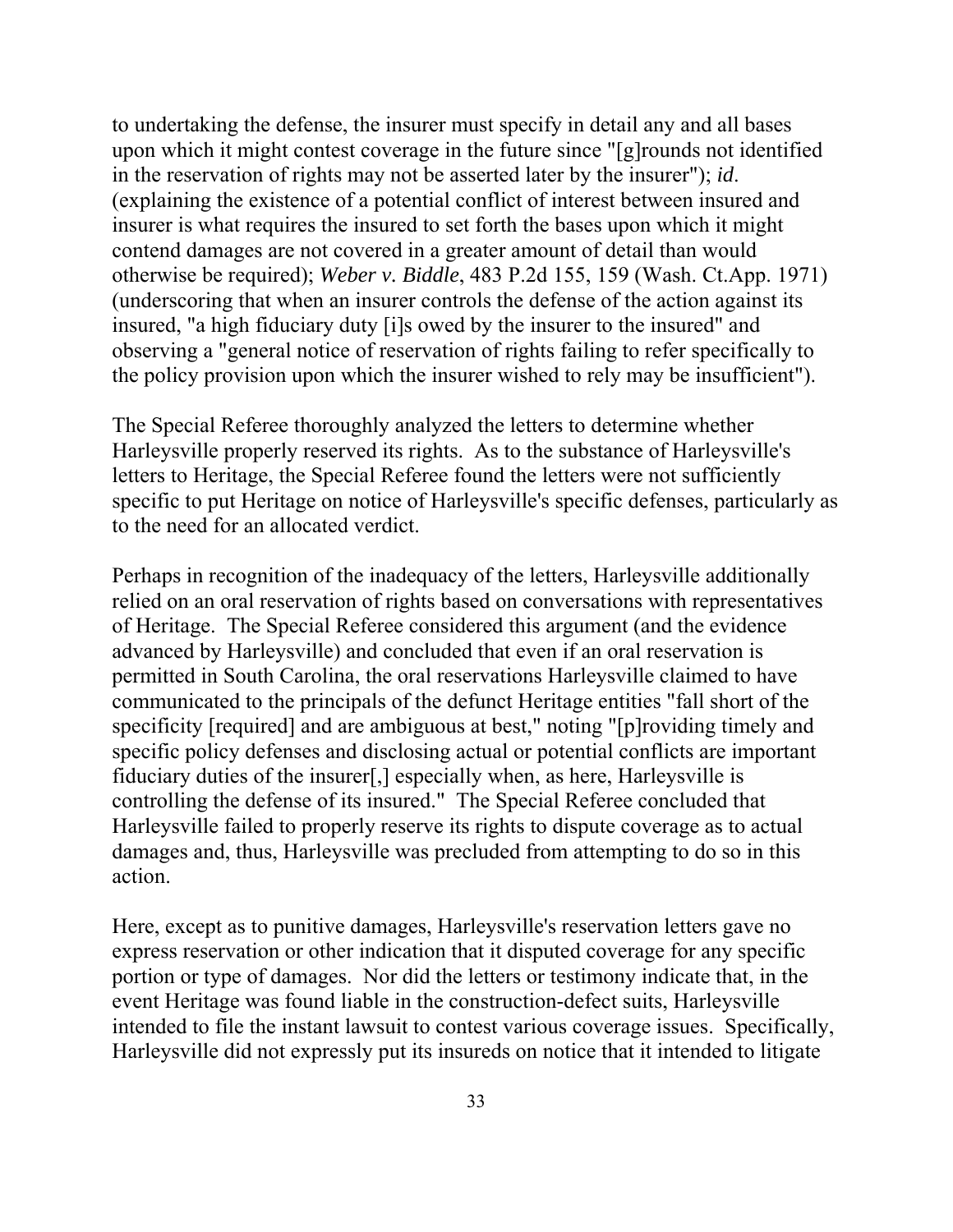to undertaking the defense, the insurer must specify in detail any and all bases upon which it might contest coverage in the future since "[g]rounds not identified in the reservation of rights may not be asserted later by the insurer"); *id*. (explaining the existence of a potential conflict of interest between insured and insurer is what requires the insured to set forth the bases upon which it might contend damages are not covered in a greater amount of detail than would otherwise be required); *Weber v. Biddle*, 483 P.2d 155, 159 (Wash. Ct.App. 1971) (underscoring that when an insurer controls the defense of the action against its insured, "a high fiduciary duty [i]s owed by the insurer to the insured" and observing a "general notice of reservation of rights failing to refer specifically to the policy provision upon which the insurer wished to rely may be insufficient").

The Special Referee thoroughly analyzed the letters to determine whether Harleysville properly reserved its rights. As to the substance of Harleysville's letters to Heritage, the Special Referee found the letters were not sufficiently specific to put Heritage on notice of Harleysville's specific defenses, particularly as to the need for an allocated verdict.

Perhaps in recognition of the inadequacy of the letters, Harleysville additionally relied on an oral reservation of rights based on conversations with representatives of Heritage. The Special Referee considered this argument (and the evidence advanced by Harleysville) and concluded that even if an oral reservation is permitted in South Carolina, the oral reservations Harleysville claimed to have communicated to the principals of the defunct Heritage entities "fall short of the specificity [required] and are ambiguous at best," noting "[p]roviding timely and specific policy defenses and disclosing actual or potential conflicts are important fiduciary duties of the insurer[,] especially when, as here, Harleysville is controlling the defense of its insured." The Special Referee concluded that Harleysville failed to properly reserve its rights to dispute coverage as to actual damages and, thus, Harleysville was precluded from attempting to do so in this action.

Here, except as to punitive damages, Harleysville's reservation letters gave no express reservation or other indication that it disputed coverage for any specific portion or type of damages. Nor did the letters or testimony indicate that, in the event Heritage was found liable in the construction-defect suits, Harleysville intended to file the instant lawsuit to contest various coverage issues. Specifically, Harleysville did not expressly put its insureds on notice that it intended to litigate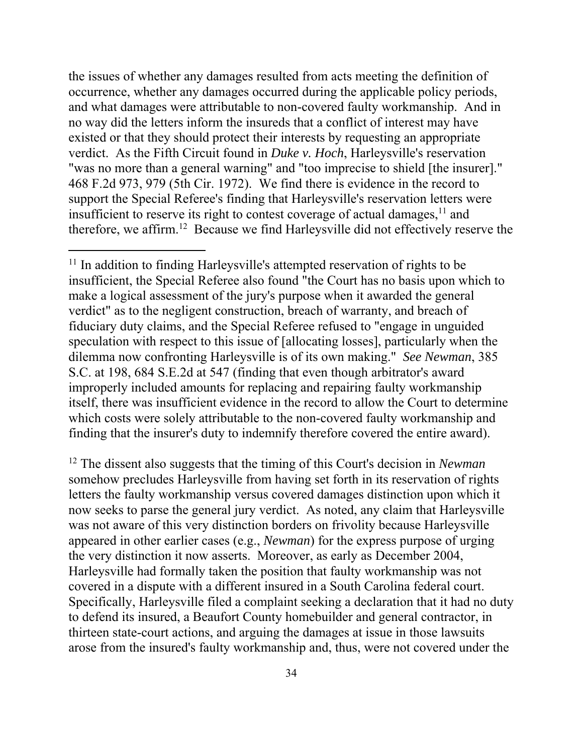the issues of whether any damages resulted from acts meeting the definition of occurrence, whether any damages occurred during the applicable policy periods, and what damages were attributable to non-covered faulty workmanship. And in no way did the letters inform the insureds that a conflict of interest may have existed or that they should protect their interests by requesting an appropriate verdict. As the Fifth Circuit found in *Duke v. Hoch*, Harleysville's reservation "was no more than a general warning" and "too imprecise to shield [the insurer]." 468 F.2d 973, 979 (5th Cir. 1972). We find there is evidence in the record to support the Special Referee's finding that Harleysville's reservation letters were insufficient to reserve its right to contest coverage of actual damages,[11] and therefore, we affirm.[12] Because we find Harleysville did not effectively reserve the

---

[11] In addition to finding Harleysville's attempted reservation of rights to be insufficient, the Special Referee also found "the Court has no basis upon which to make a logical assessment of the jury's purpose when it awarded the general verdict" as to the negligent construction, breach of warranty, and breach of fiduciary duty claims, and the Special Referee refused to "engage in unguided speculation with respect to this issue of [allocating losses], particularly when the dilemma now confronting Harleysville is of its own making." *See Newman*, 385 S.C. at 198, 684 S.E.2d at 547 (finding that even though arbitrator's award improperly included amounts for replacing and repairing faulty workmanship itself, there was insufficient evidence in the record to allow the Court to determine which costs were solely attributable to the non-covered faulty workmanship and finding that the insurer's duty to indemnify therefore covered the entire award).

[12] The dissent also suggests that the timing of this Court's decision in *Newman* somehow precludes Harleysville from having set forth in its reservation of rights letters the faulty workmanship versus covered damages distinction upon which it now seeks to parse the general jury verdict. As noted, any claim that Harleysville was not aware of this very distinction borders on frivolity because Harleysville appeared in other earlier cases (e.g., *Newman*) for the express purpose of urging the very distinction it now asserts. Moreover, as early as December 2004, Harleysville had formally taken the position that faulty workmanship was not covered in a dispute with a different insured in a South Carolina federal court. Specifically, Harleysville filed a complaint seeking a declaration that it had no duty to defend its insured, a Beaufort County homebuilder and general contractor, in thirteen state-court actions, and arguing the damages at issue in those lawsuits arose from the insured's faulty workmanship and, thus, were not covered under the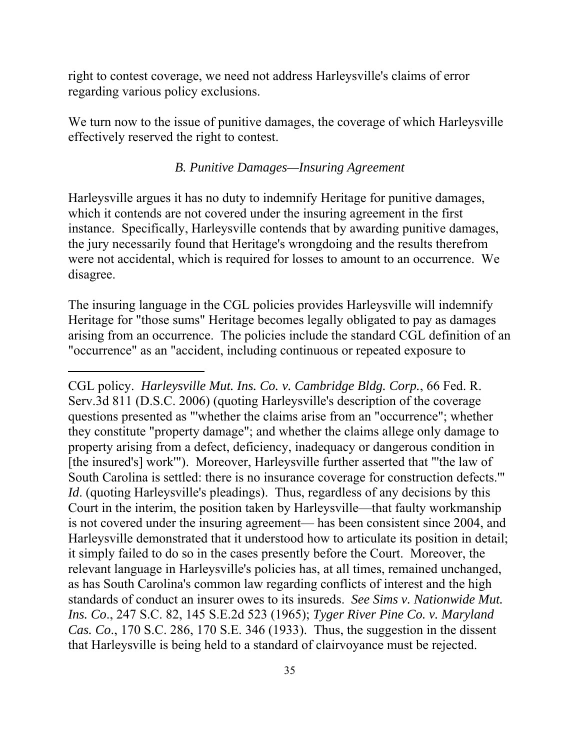right to contest coverage, we need not address Harleysville's claims of error regarding various policy exclusions.

We turn now to the issue of punitive damages, the coverage of which Harleysville effectively reserved the right to contest.

*B. Punitive Damages—Insuring Agreement*

Harleysville argues it has no duty to indemnify Heritage for punitive damages, which it contends are not covered under the insuring agreement in the first instance. Specifically, Harleysville contends that by awarding punitive damages, the jury necessarily found that Heritage's wrongdoing and the results therefrom were not accidental, which is required for losses to amount to an occurrence. We disagree.

The insuring language in the CGL policies provides Harleysville will indemnify Heritage for "those sums" Heritage becomes legally obligated to pay as damages arising from an occurrence. The policies include the standard CGL definition of an "occurrence" as an "accident, including continuous or repeated exposure to

---

CGL policy. *Harleysville Mut. Ins. Co. v. Cambridge Bldg. Corp.*, 66 Fed. R. Serv.3d 811 (D.S.C. 2006) (quoting Harleysville's description of the coverage questions presented as "'whether the claims arise from an "occurrence"; whether they constitute "property damage"; and whether the claims allege only damage to property arising from a defect, deficiency, inadequacy or dangerous condition in [the insured's] work'"). Moreover, Harleysville further asserted that "'the law of South Carolina is settled: there is no insurance coverage for construction defects.'" *Id*. (quoting Harleysville's pleadings). Thus, regardless of any decisions by this Court in the interim, the position taken by Harleysville—that faulty workmanship is not covered under the insuring agreement— has been consistent since 2004, and Harleysville demonstrated that it understood how to articulate its position in detail; it simply failed to do so in the cases presently before the Court. Moreover, the relevant language in Harleysville's policies has, at all times, remained unchanged, as has South Carolina's common law regarding conflicts of interest and the high standards of conduct an insurer owes to its insureds. *See Sims v. Nationwide Mut. Ins. Co*., 247 S.C. 82, 145 S.E.2d 523 (1965); *Tyger River Pine Co. v. Maryland Cas. Co*., 170 S.C. 286, 170 S.E. 346 (1933). Thus, the suggestion in the dissent that Harleysville is being held to a standard of clairvoyance must be rejected.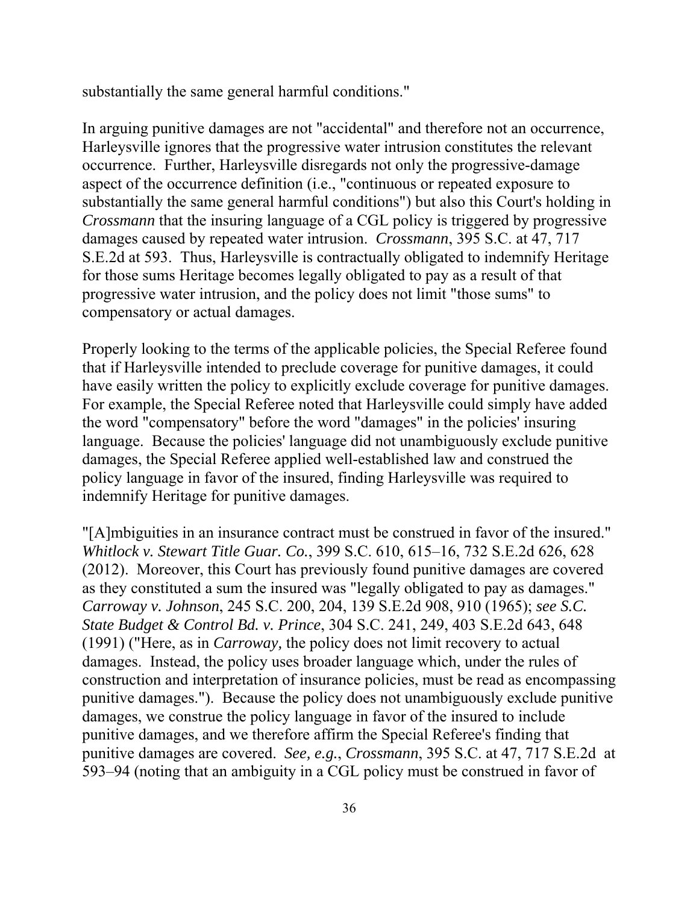substantially the same general harmful conditions."

In arguing punitive damages are not "accidental" and therefore not an occurrence, Harleysville ignores that the progressive water intrusion constitutes the relevant occurrence. Further, Harleysville disregards not only the progressive-damage aspect of the occurrence definition (i.e., "continuous or repeated exposure to substantially the same general harmful conditions") but also this Court's holding in *Crossmann* that the insuring language of a CGL policy is triggered by progressive damages caused by repeated water intrusion. *Crossmann*, 395 S.C. at 47, 717 S.E.2d at 593. Thus, Harleysville is contractually obligated to indemnify Heritage for those sums Heritage becomes legally obligated to pay as a result of that progressive water intrusion, and the policy does not limit "those sums" to compensatory or actual damages.

Properly looking to the terms of the applicable policies, the Special Referee found that if Harleysville intended to preclude coverage for punitive damages, it could have easily written the policy to explicitly exclude coverage for punitive damages. For example, the Special Referee noted that Harleysville could simply have added the word "compensatory" before the word "damages" in the policies' insuring language. Because the policies' language did not unambiguously exclude punitive damages, the Special Referee applied well-established law and construed the policy language in favor of the insured, finding Harleysville was required to indemnify Heritage for punitive damages.

"[A]mbiguities in an insurance contract must be construed in favor of the insured." *Whitlock v. Stewart Title Guar. Co.*, 399 S.C. 610, 615–16, 732 S.E.2d 626, 628 (2012). Moreover, this Court has previously found punitive damages are covered as they constituted a sum the insured was "legally obligated to pay as damages." *Carroway v. Johnson*, 245 S.C. 200, 204, 139 S.E.2d 908, 910 (1965); *see S.C. State Budget & Control Bd. v. Prince*, 304 S.C. 241, 249, 403 S.E.2d 643, 648 (1991) ("Here, as in *Carroway,* the policy does not limit recovery to actual damages. Instead, the policy uses broader language which, under the rules of construction and interpretation of insurance policies, must be read as encompassing punitive damages."). Because the policy does not unambiguously exclude punitive damages, we construe the policy language in favor of the insured to include punitive damages, and we therefore affirm the Special Referee's finding that punitive damages are covered. *See, e.g.*, *Crossmann*, 395 S.C. at 47, 717 S.E.2d at 593–94 (noting that an ambiguity in a CGL policy must be construed in favor of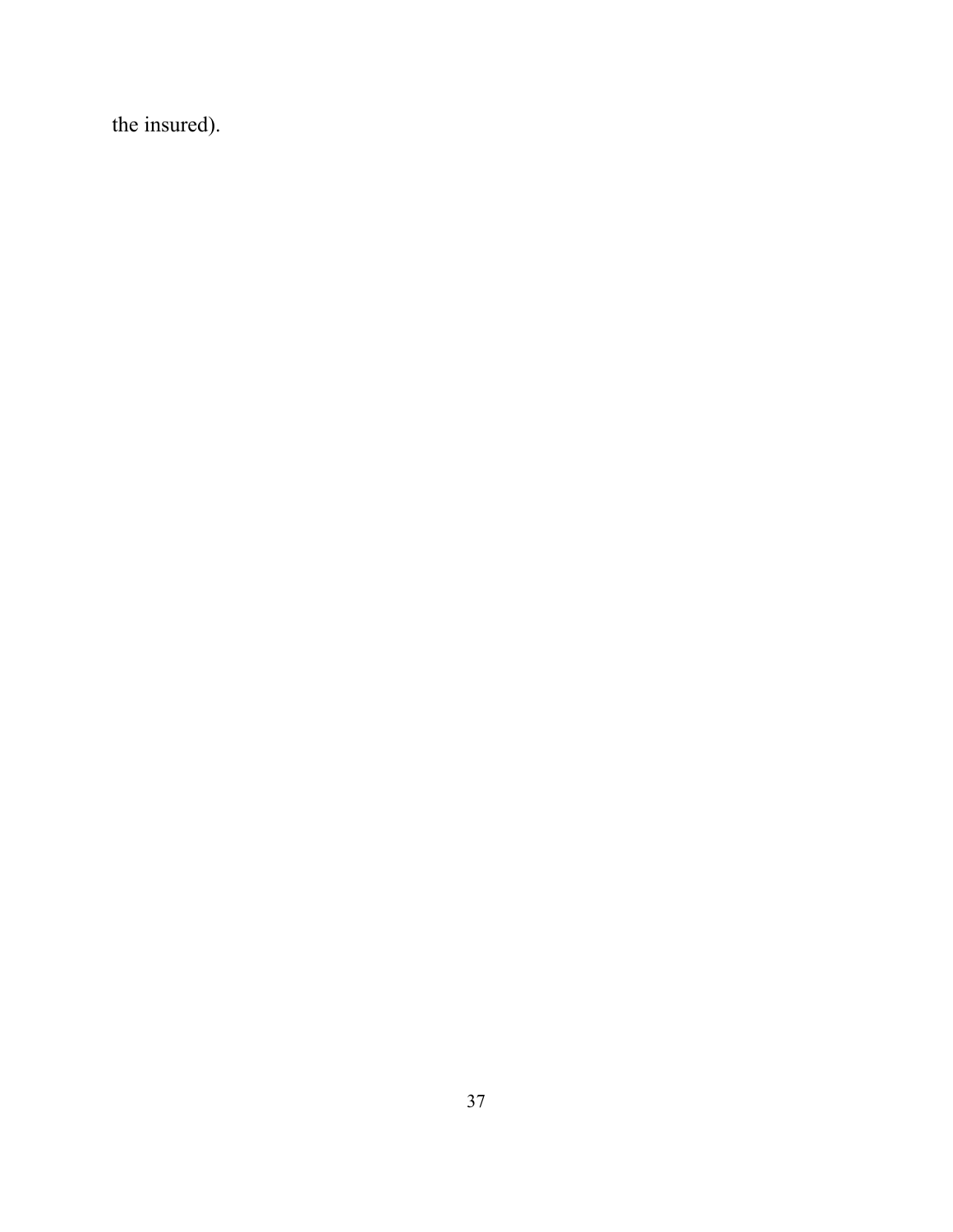the insured).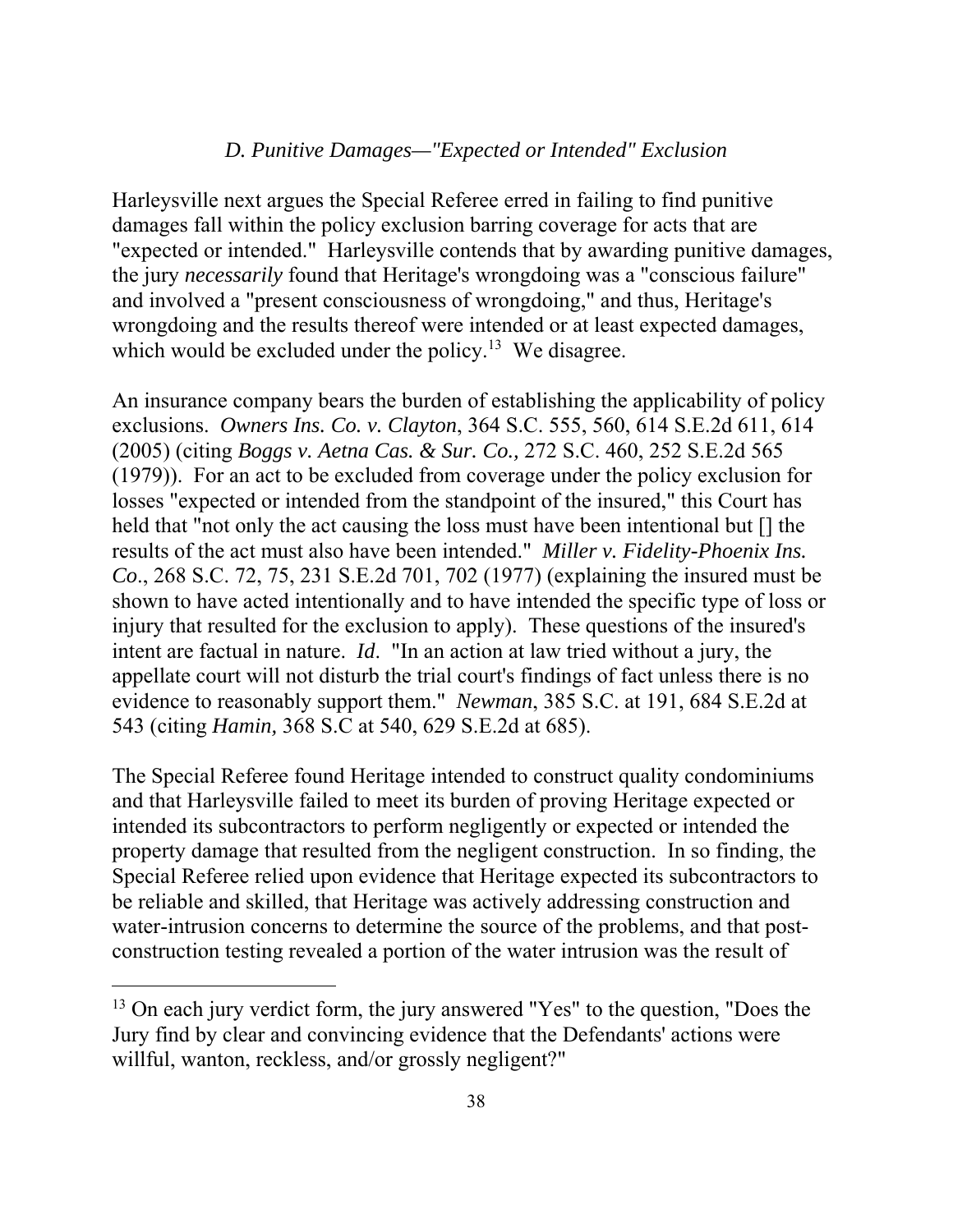### *D. Punitive Damages—"Expected or Intended" Exclusion*

Harleysville next argues the Special Referee erred in failing to find punitive damages fall within the policy exclusion barring coverage for acts that are "expected or intended." Harleysville contends that by awarding punitive damages, the jury *necessarily* found that Heritage's wrongdoing was a "conscious failure" and involved a "present consciousness of wrongdoing," and thus, Heritage's wrongdoing and the results thereof were intended or at least expected damages, which would be excluded under the policy.[13] We disagree.

An insurance company bears the burden of establishing the applicability of policy exclusions. *Owners Ins. Co. v. Clayton*, 364 S.C. 555, 560, 614 S.E.2d 611, 614 (2005) (citing *Boggs v. Aetna Cas. & Sur. Co.,* 272 S.C. 460, 252 S.E.2d 565 (1979)). For an act to be excluded from coverage under the policy exclusion for losses "expected or intended from the standpoint of the insured," this Court has held that "not only the act causing the loss must have been intentional but [] the results of the act must also have been intended." *Miller v. Fidelity-Phoenix Ins. Co*., 268 S.C. 72, 75, 231 S.E.2d 701, 702 (1977) (explaining the insured must be shown to have acted intentionally and to have intended the specific type of loss or injury that resulted for the exclusion to apply). These questions of the insured's intent are factual in nature. *Id*. "In an action at law tried without a jury, the appellate court will not disturb the trial court's findings of fact unless there is no evidence to reasonably support them." *Newman*, 385 S.C. at 191, 684 S.E.2d at 543 (citing *Hamin,* 368 S.C at 540, 629 S.E.2d at 685).

The Special Referee found Heritage intended to construct quality condominiums and that Harleysville failed to meet its burden of proving Heritage expected or intended its subcontractors to perform negligently or expected or intended the property damage that resulted from the negligent construction. In so finding, the Special Referee relied upon evidence that Heritage expected its subcontractors to be reliable and skilled, that Heritage was actively addressing construction and water-intrusion concerns to determine the source of the problems, and that post-construction testing revealed a portion of the water intrusion was the result of

[13] On each jury verdict form, the jury answered "Yes" to the question, "Does the Jury find by clear and convincing evidence that the Defendants' actions were willful, wanton, reckless, and/or grossly negligent?"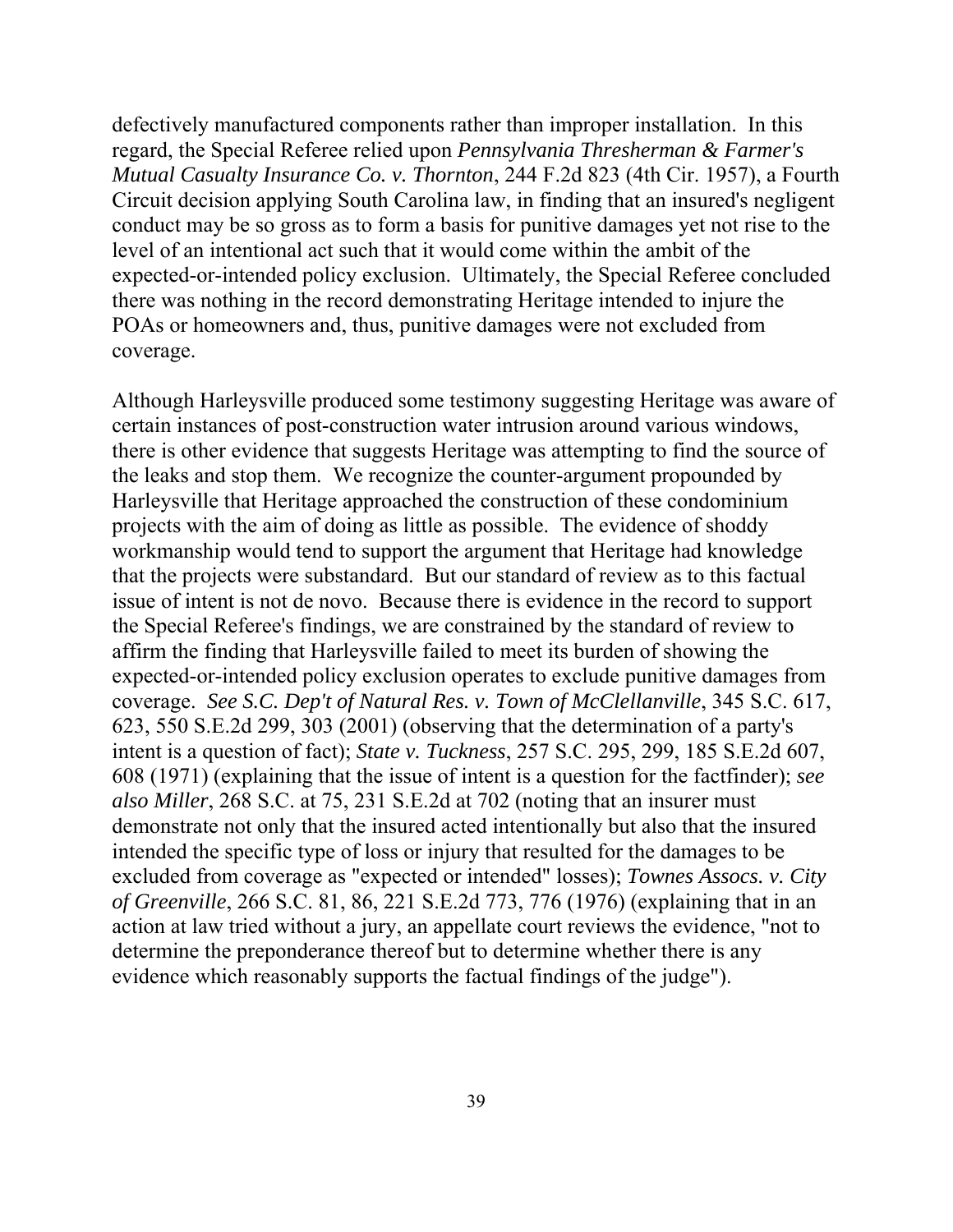defectively manufactured components rather than improper installation. In this regard, the Special Referee relied upon *Pennsylvania Thresherman & Farmer's Mutual Casualty Insurance Co. v. Thornton*, 244 F.2d 823 (4th Cir. 1957), a Fourth Circuit decision applying South Carolina law, in finding that an insured's negligent conduct may be so gross as to form a basis for punitive damages yet not rise to the level of an intentional act such that it would come within the ambit of the expected-or-intended policy exclusion. Ultimately, the Special Referee concluded there was nothing in the record demonstrating Heritage intended to injure the POAs or homeowners and, thus, punitive damages were not excluded from coverage.

Although Harleysville produced some testimony suggesting Heritage was aware of certain instances of post-construction water intrusion around various windows, there is other evidence that suggests Heritage was attempting to find the source of the leaks and stop them. We recognize the counter-argument propounded by Harleysville that Heritage approached the construction of these condominium projects with the aim of doing as little as possible. The evidence of shoddy workmanship would tend to support the argument that Heritage had knowledge that the projects were substandard. But our standard of review as to this factual issue of intent is not de novo. Because there is evidence in the record to support the Special Referee's findings, we are constrained by the standard of review to affirm the finding that Harleysville failed to meet its burden of showing the expected-or-intended policy exclusion operates to exclude punitive damages from coverage. *See S.C. Dep't of Natural Res. v. Town of McClellanville*, 345 S.C. 617, 623, 550 S.E.2d 299, 303 (2001) (observing that the determination of a party's intent is a question of fact); *State v. Tuckness*, 257 S.C. 295, 299, 185 S.E.2d 607, 608 (1971) (explaining that the issue of intent is a question for the factfinder); *see also Miller*, 268 S.C. at 75, 231 S.E.2d at 702 (noting that an insurer must demonstrate not only that the insured acted intentionally but also that the insured intended the specific type of loss or injury that resulted for the damages to be excluded from coverage as "expected or intended" losses); *Townes Assocs. v. City of Greenville*, 266 S.C. 81, 86, 221 S.E.2d 773, 776 (1976) (explaining that in an action at law tried without a jury, an appellate court reviews the evidence, "not to determine the preponderance thereof but to determine whether there is any evidence which reasonably supports the factual findings of the judge").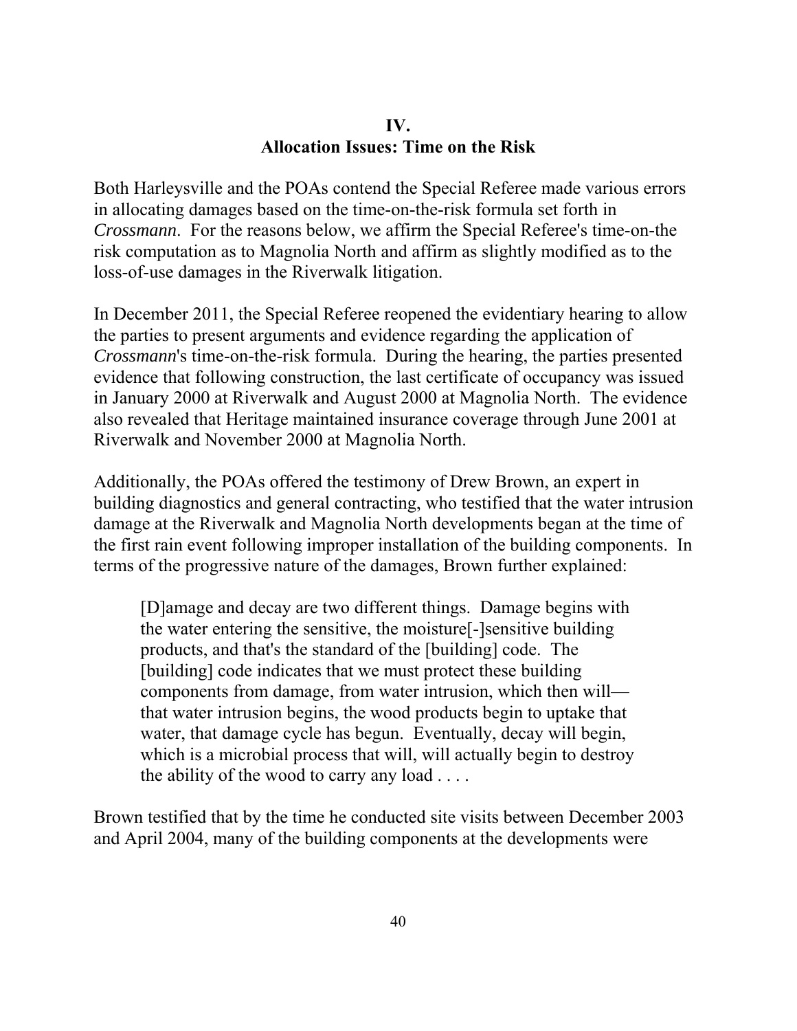## IV.
## Allocation Issues: Time on the Risk

Both Harleysville and the POAs contend the Special Referee made various errors in allocating damages based on the time-on-the-risk formula set forth in *Crossmann*. For the reasons below, we affirm the Special Referee's time-on-the risk computation as to Magnolia North and affirm as slightly modified as to the loss-of-use damages in the Riverwalk litigation.

In December 2011, the Special Referee reopened the evidentiary hearing to allow the parties to present arguments and evidence regarding the application of *Crossmann*'s time-on-the-risk formula. During the hearing, the parties presented evidence that following construction, the last certificate of occupancy was issued in January 2000 at Riverwalk and August 2000 at Magnolia North. The evidence also revealed that Heritage maintained insurance coverage through June 2001 at Riverwalk and November 2000 at Magnolia North.

Additionally, the POAs offered the testimony of Drew Brown, an expert in building diagnostics and general contracting, who testified that the water intrusion damage at the Riverwalk and Magnolia North developments began at the time of the first rain event following improper installation of the building components. In terms of the progressive nature of the damages, Brown further explained:

> [D]amage and decay are two different things. Damage begins with the water entering the sensitive, the moisture[-]sensitive building products, and that's the standard of the [building] code. The [building] code indicates that we must protect these building components from damage, from water intrusion, which then will—that water intrusion begins, the wood products begin to uptake that water, that damage cycle has begun. Eventually, decay will begin, which is a microbial process that will, will actually begin to destroy the ability of the wood to carry any load . . . .

Brown testified that by the time he conducted site visits between December 2003 and April 2004, many of the building components at the developments were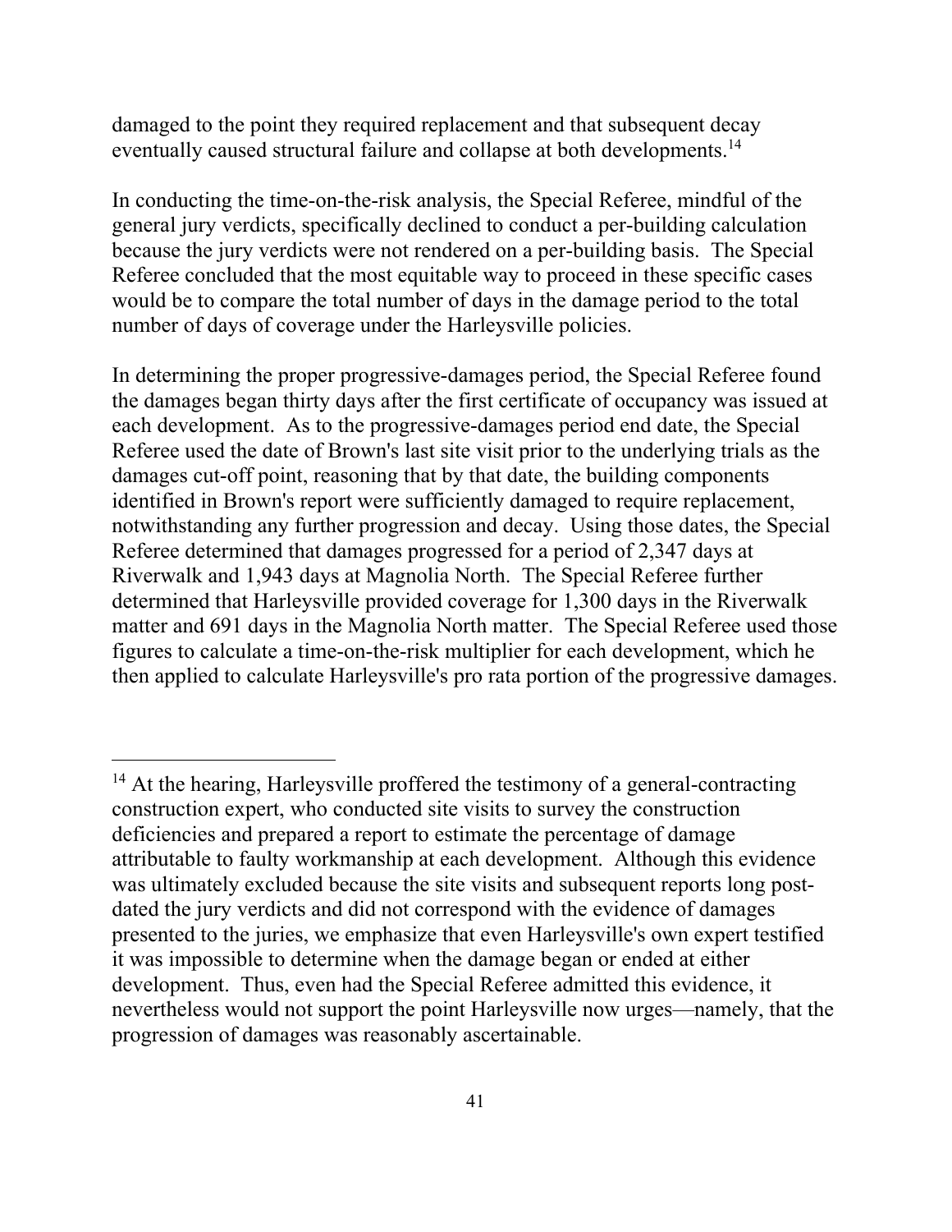damaged to the point they required replacement and that subsequent decay eventually caused structural failure and collapse at both developments.[14]

In conducting the time-on-the-risk analysis, the Special Referee, mindful of the general jury verdicts, specifically declined to conduct a per-building calculation because the jury verdicts were not rendered on a per-building basis. The Special Referee concluded that the most equitable way to proceed in these specific cases would be to compare the total number of days in the damage period to the total number of days of coverage under the Harleysville policies.

In determining the proper progressive-damages period, the Special Referee found the damages began thirty days after the first certificate of occupancy was issued at each development. As to the progressive-damages period end date, the Special Referee used the date of Brown's last site visit prior to the underlying trials as the damages cut-off point, reasoning that by that date, the building components identified in Brown's report were sufficiently damaged to require replacement, notwithstanding any further progression and decay. Using those dates, the Special Referee determined that damages progressed for a period of 2,347 days at Riverwalk and 1,943 days at Magnolia North. The Special Referee further determined that Harleysville provided coverage for 1,300 days in the Riverwalk matter and 691 days in the Magnolia North matter. The Special Referee used those figures to calculate a time-on-the-risk multiplier for each development, which he then applied to calculate Harleysville's pro rata portion of the progressive damages.

---

[14] At the hearing, Harleysville proffered the testimony of a general-contracting construction expert, who conducted site visits to survey the construction deficiencies and prepared a report to estimate the percentage of damage attributable to faulty workmanship at each development. Although this evidence was ultimately excluded because the site visits and subsequent reports long post-dated the jury verdicts and did not correspond with the evidence of damages presented to the juries, we emphasize that even Harleysville's own expert testified it was impossible to determine when the damage began or ended at either development. Thus, even had the Special Referee admitted this evidence, it nevertheless would not support the point Harleysville now urges—namely, that the progression of damages was reasonably ascertainable.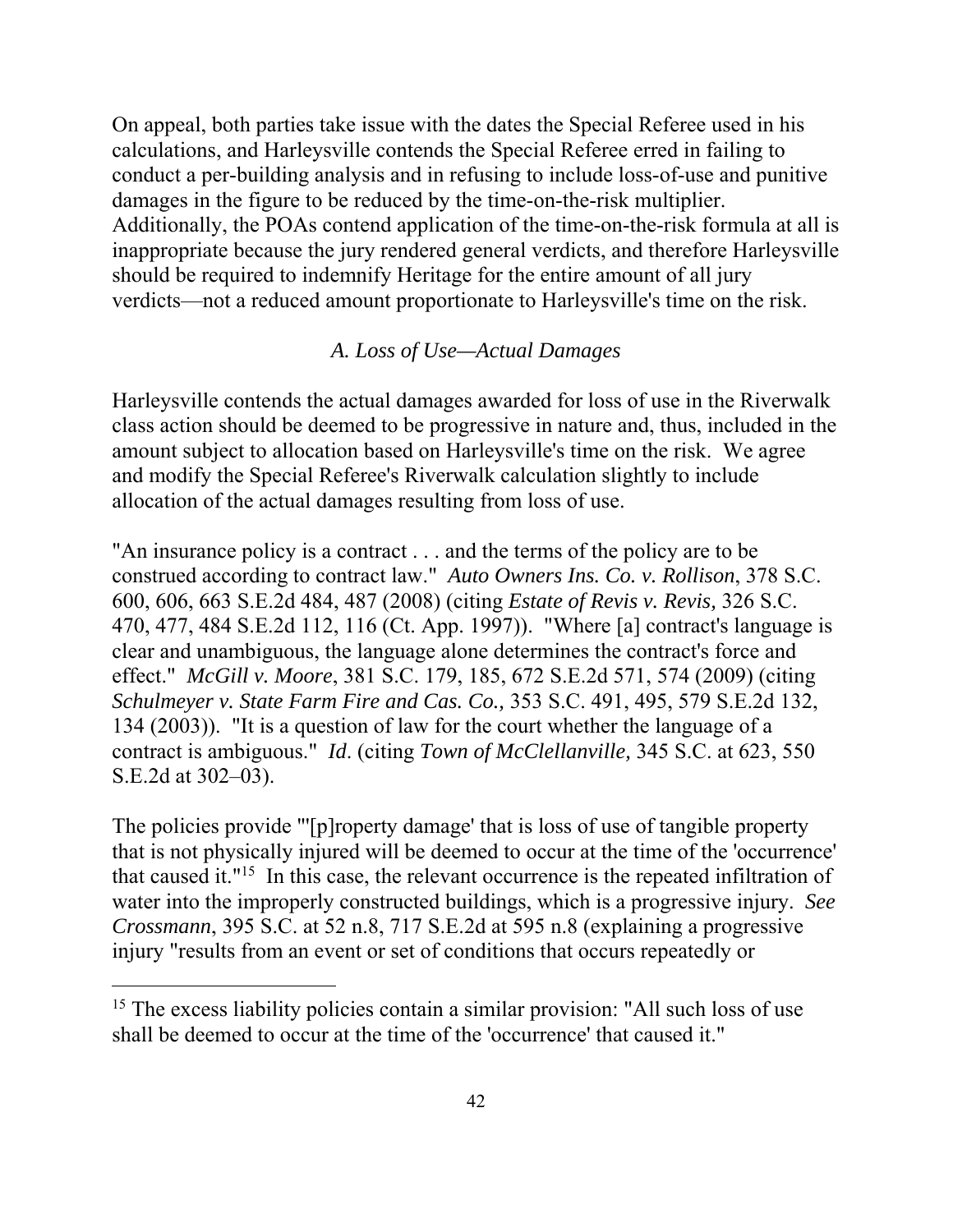On appeal, both parties take issue with the dates the Special Referee used in his calculations, and Harleysville contends the Special Referee erred in failing to conduct a per-building analysis and in refusing to include loss-of-use and punitive damages in the figure to be reduced by the time-on-the-risk multiplier. Additionally, the POAs contend application of the time-on-the-risk formula at all is inappropriate because the jury rendered general verdicts, and therefore Harleysville should be required to indemnify Heritage for the entire amount of all jury verdicts—not a reduced amount proportionate to Harleysville's time on the risk.

### *A. Loss of Use—Actual Damages*

Harleysville contends the actual damages awarded for loss of use in the Riverwalk class action should be deemed to be progressive in nature and, thus, included in the amount subject to allocation based on Harleysville's time on the risk. We agree and modify the Special Referee's Riverwalk calculation slightly to include allocation of the actual damages resulting from loss of use.

"An insurance policy is a contract . . . and the terms of the policy are to be construed according to contract law." *Auto Owners Ins. Co. v. Rollison*, 378 S.C. 600, 606, 663 S.E.2d 484, 487 (2008) (citing *Estate of Revis v. Revis,* 326 S.C. 470, 477, 484 S.E.2d 112, 116 (Ct. App. 1997)). "Where [a] contract's language is clear and unambiguous, the language alone determines the contract's force and effect." *McGill v. Moore*, 381 S.C. 179, 185, 672 S.E.2d 571, 574 (2009) (citing *Schulmeyer v. State Farm Fire and Cas. Co.,* 353 S.C. 491, 495, 579 S.E.2d 132, 134 (2003)). "It is a question of law for the court whether the language of a contract is ambiguous." *Id*. (citing *Town of McClellanville,* 345 S.C. at 623, 550 S.E.2d at 302–03).

The policies provide "'[p]roperty damage' that is loss of use of tangible property that is not physically injured will be deemed to occur at the time of the 'occurrence' that caused it."[15] In this case, the relevant occurrence is the repeated infiltration of water into the improperly constructed buildings, which is a progressive injury. *See Crossmann*, 395 S.C. at 52 n.8, 717 S.E.2d at 595 n.8 (explaining a progressive injury "results from an event or set of conditions that occurs repeatedly or

---

[15] The excess liability policies contain a similar provision: "All such loss of use shall be deemed to occur at the time of the 'occurrence' that caused it."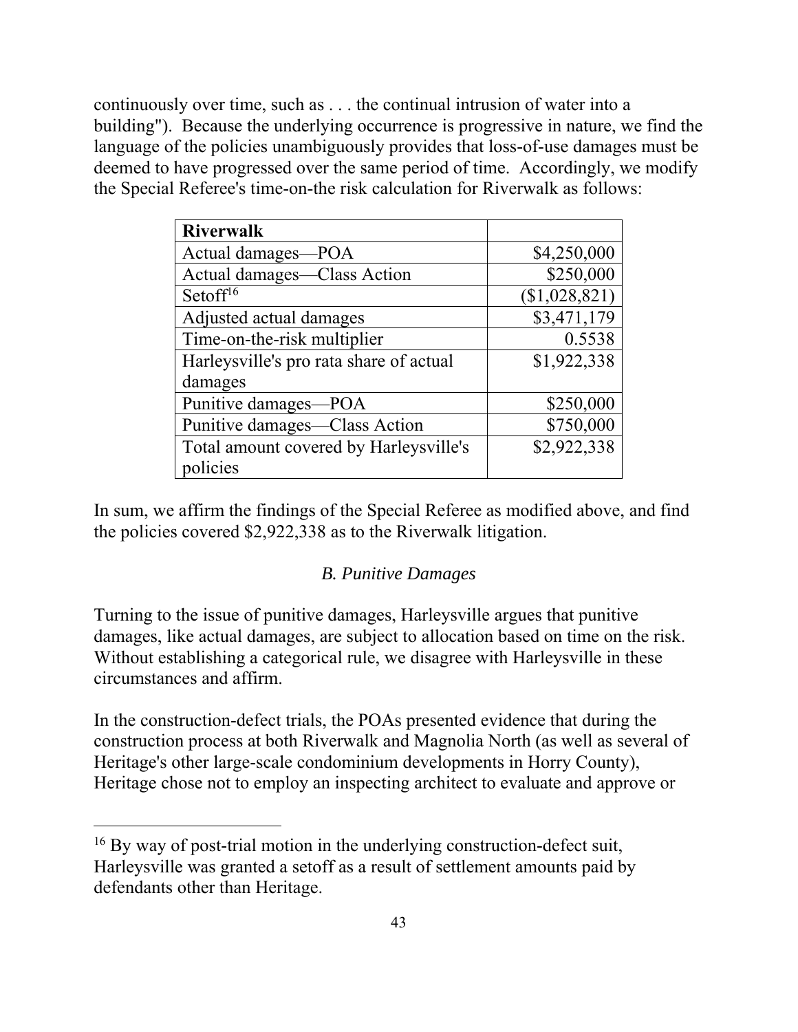continuously over time, such as . . . the continual intrusion of water into a building"). Because the underlying occurrence is progressive in nature, we find the language of the policies unambiguously provides that loss-of-use damages must be deemed to have progressed over the same period of time. Accordingly, we modify the Special Referee's time-on-the risk calculation for Riverwalk as follows:

| **Riverwalk** | |
|---|---:|
| Actual damages—POA | $4,250,000 |
| Actual damages—Class Action | $250,000 |
| Setoff[16] | ($1,028,821) |
| Adjusted actual damages | $3,471,179 |
| Time-on-the-risk multiplier | 0.5538 |
| Harleysville's pro rata share of actual damages | $1,922,338 |
| Punitive damages—POA | $250,000 |
| Punitive damages—Class Action | $750,000 |
| Total amount covered by Harleysville's policies | $2,922,338 |

In sum, we affirm the findings of the Special Referee as modified above, and find the policies covered $2,922,338 as to the Riverwalk litigation.

*B. Punitive Damages*

Turning to the issue of punitive damages, Harleysville argues that punitive damages, like actual damages, are subject to allocation based on time on the risk. Without establishing a categorical rule, we disagree with Harleysville in these circumstances and affirm.

In the construction-defect trials, the POAs presented evidence that during the construction process at both Riverwalk and Magnolia North (as well as several of Heritage's other large-scale condominium developments in Horry County), Heritage chose not to employ an inspecting architect to evaluate and approve or

---

[16] By way of post-trial motion in the underlying construction-defect suit, Harleysville was granted a setoff as a result of settlement amounts paid by defendants other than Heritage.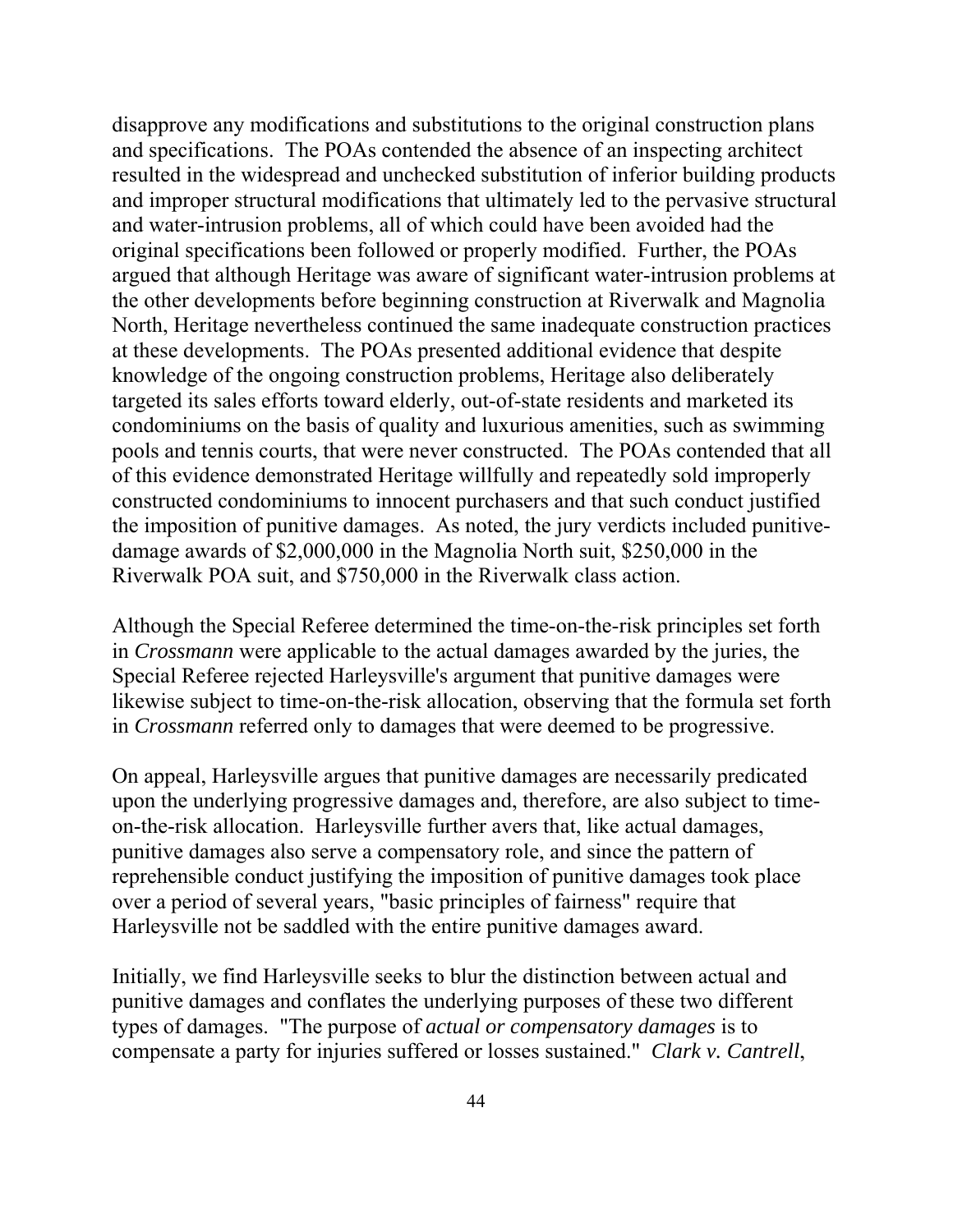disapprove any modifications and substitutions to the original construction plans and specifications. The POAs contended the absence of an inspecting architect resulted in the widespread and unchecked substitution of inferior building products and improper structural modifications that ultimately led to the pervasive structural and water-intrusion problems, all of which could have been avoided had the original specifications been followed or properly modified. Further, the POAs argued that although Heritage was aware of significant water-intrusion problems at the other developments before beginning construction at Riverwalk and Magnolia North, Heritage nevertheless continued the same inadequate construction practices at these developments. The POAs presented additional evidence that despite knowledge of the ongoing construction problems, Heritage also deliberately targeted its sales efforts toward elderly, out-of-state residents and marketed its condominiums on the basis of quality and luxurious amenities, such as swimming pools and tennis courts, that were never constructed. The POAs contended that all of this evidence demonstrated Heritage willfully and repeatedly sold improperly constructed condominiums to innocent purchasers and that such conduct justified the imposition of punitive damages. As noted, the jury verdicts included punitive-damage awards of $2,000,000 in the Magnolia North suit, $250,000 in the Riverwalk POA suit, and $750,000 in the Riverwalk class action.

Although the Special Referee determined the time-on-the-risk principles set forth in *Crossmann* were applicable to the actual damages awarded by the juries, the Special Referee rejected Harleysville's argument that punitive damages were likewise subject to time-on-the-risk allocation, observing that the formula set forth in *Crossmann* referred only to damages that were deemed to be progressive.

On appeal, Harleysville argues that punitive damages are necessarily predicated upon the underlying progressive damages and, therefore, are also subject to time-on-the-risk allocation. Harleysville further avers that, like actual damages, punitive damages also serve a compensatory role, and since the pattern of reprehensible conduct justifying the imposition of punitive damages took place over a period of several years, "basic principles of fairness" require that Harleysville not be saddled with the entire punitive damages award.

Initially, we find Harleysville seeks to blur the distinction between actual and punitive damages and conflates the underlying purposes of these two different types of damages. "The purpose of *actual or compensatory damages* is to compensate a party for injuries suffered or losses sustained." *Clark v. Cantrell*,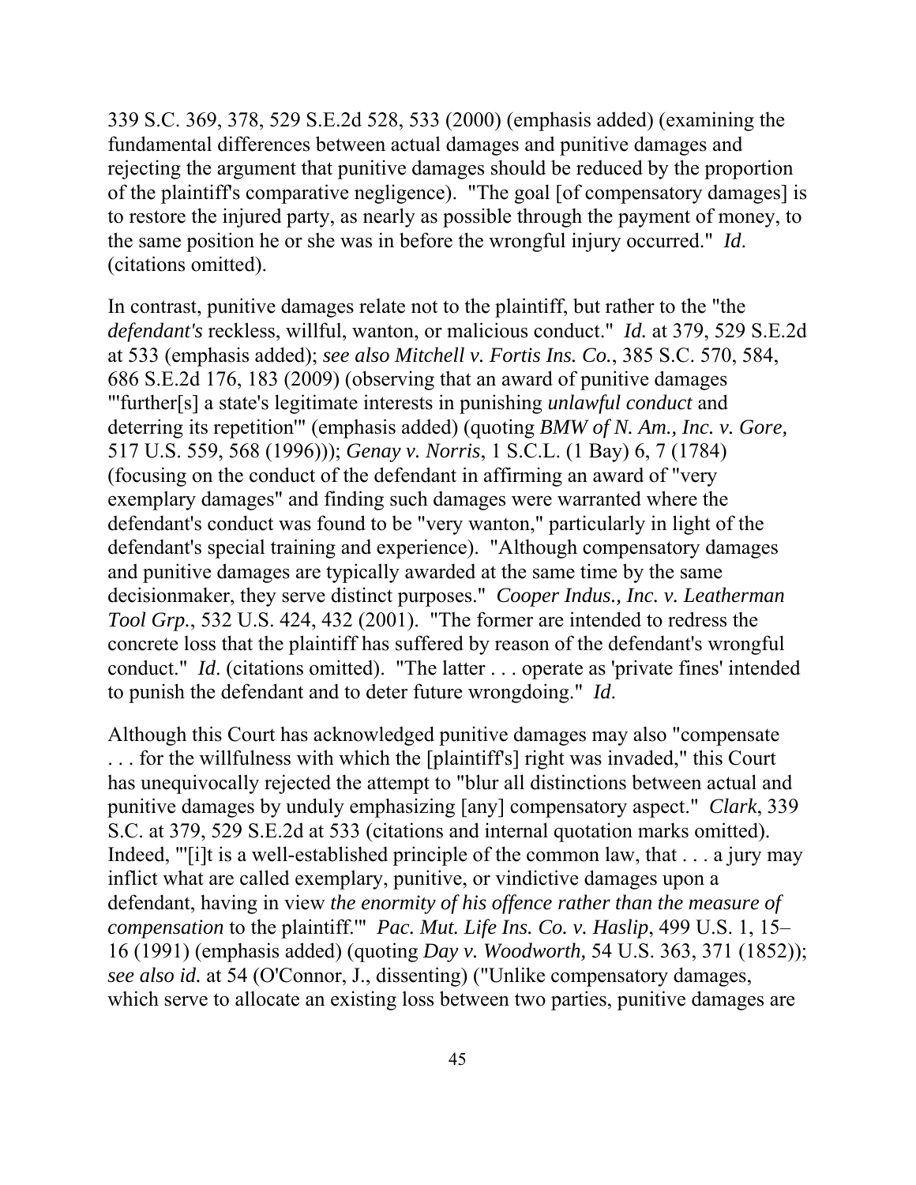339 S.C. 369, 378, 529 S.E.2d 528, 533 (2000) (emphasis added) (examining the fundamental differences between actual damages and punitive damages and rejecting the argument that punitive damages should be reduced by the proportion of the plaintiff's comparative negligence). "The goal [of compensatory damages] is to restore the injured party, as nearly as possible through the payment of money, to the same position he or she was in before the wrongful injury occurred." *Id*. (citations omitted).

In contrast, punitive damages relate not to the plaintiff, but rather to the "the *defendant's* reckless, willful, wanton, or malicious conduct." *Id.* at 379, 529 S.E.2d at 533 (emphasis added); *see also Mitchell v. Fortis Ins. Co.*, 385 S.C. 570, 584, 686 S.E.2d 176, 183 (2009) (observing that an award of punitive damages "'further[s] a state's legitimate interests in punishing *unlawful conduct* and deterring its repetition'" (emphasis added) (quoting *BMW of N. Am., Inc. v. Gore,* 517 U.S. 559, 568 (1996))); *Genay v. Norris*, 1 S.C.L. (1 Bay) 6, 7 (1784) (focusing on the conduct of the defendant in affirming an award of "very exemplary damages" and finding such damages were warranted where the defendant's conduct was found to be "very wanton," particularly in light of the defendant's special training and experience). "Although compensatory damages and punitive damages are typically awarded at the same time by the same decisionmaker, they serve distinct purposes." *Cooper Indus., Inc. v. Leatherman Tool Grp.*, 532 U.S. 424, 432 (2001). "The former are intended to redress the concrete loss that the plaintiff has suffered by reason of the defendant's wrongful conduct." *Id*. (citations omitted). "The latter . . . operate as 'private fines' intended to punish the defendant and to deter future wrongdoing." *Id*.

Although this Court has acknowledged punitive damages may also "compensate . . . for the willfulness with which the [plaintiff's] right was invaded," this Court has unequivocally rejected the attempt to "blur all distinctions between actual and punitive damages by unduly emphasizing [any] compensatory aspect." *Clark*, 339 S.C. at 379, 529 S.E.2d at 533 (citations and internal quotation marks omitted). Indeed, "'[i]t is a well-established principle of the common law, that . . . a jury may inflict what are called exemplary, punitive, or vindictive damages upon a defendant, having in view *the enormity of his offence rather than the measure of compensation* to the plaintiff.'" *Pac. Mut. Life Ins. Co. v. Haslip*, 499 U.S. 1, 15–16 (1991) (emphasis added) (quoting *Day v. Woodworth,* 54 U.S. 363, 371 (1852)); *see also id.* at 54 (O'Connor, J., dissenting) ("Unlike compensatory damages, which serve to allocate an existing loss between two parties, punitive damages are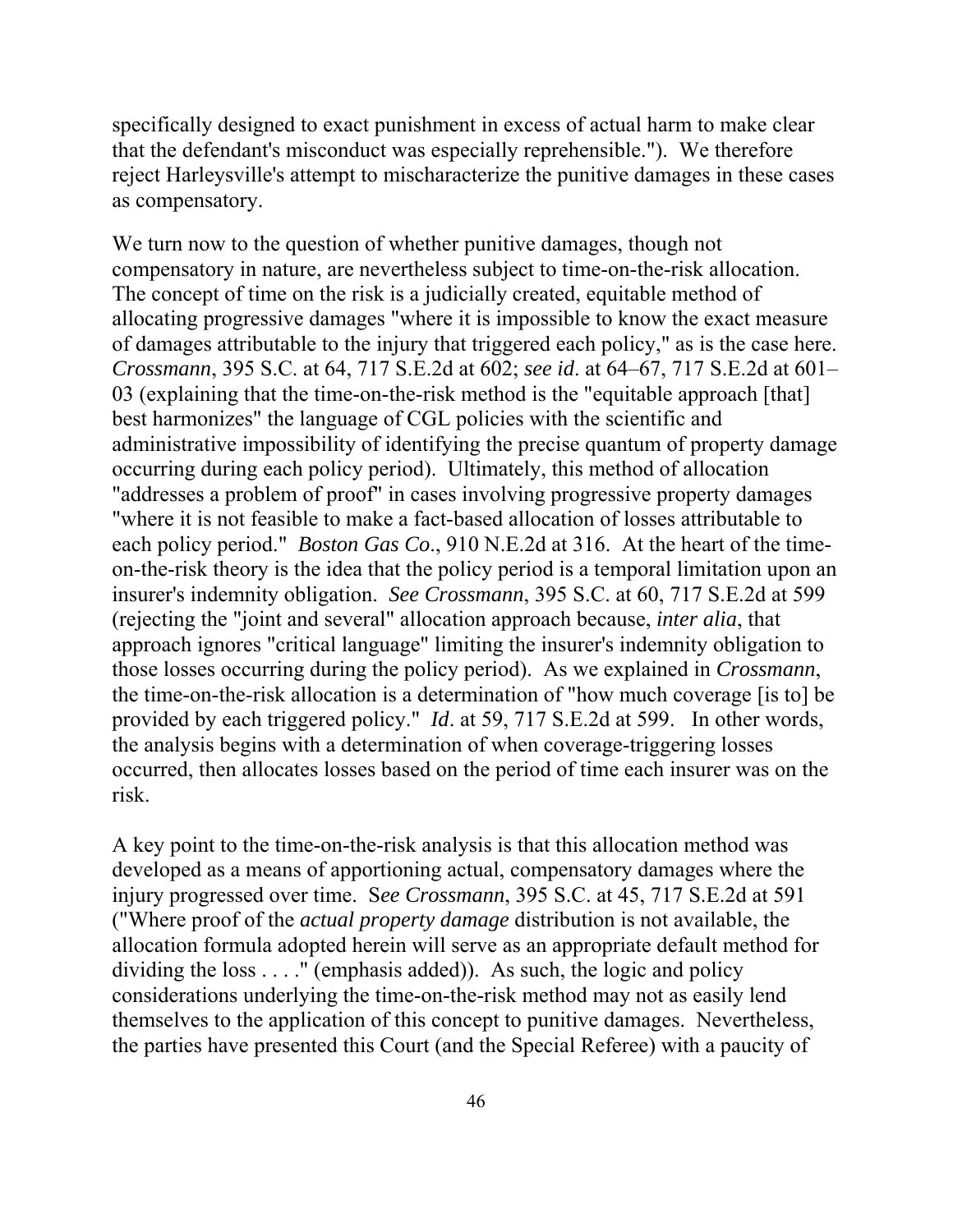specifically designed to exact punishment in excess of actual harm to make clear that the defendant's misconduct was especially reprehensible."). We therefore reject Harleysville's attempt to mischaracterize the punitive damages in these cases as compensatory.

We turn now to the question of whether punitive damages, though not compensatory in nature, are nevertheless subject to time-on-the-risk allocation. The concept of time on the risk is a judicially created, equitable method of allocating progressive damages "where it is impossible to know the exact measure of damages attributable to the injury that triggered each policy," as is the case here. *Crossmann*, 395 S.C. at 64, 717 S.E.2d at 602; *see id*. at 64–67, 717 S.E.2d at 601–03 (explaining that the time-on-the-risk method is the "equitable approach [that] best harmonizes" the language of CGL policies with the scientific and administrative impossibility of identifying the precise quantum of property damage occurring during each policy period). Ultimately, this method of allocation "addresses a problem of proof" in cases involving progressive property damages "where it is not feasible to make a fact-based allocation of losses attributable to each policy period." *Boston Gas Co*., 910 N.E.2d at 316. At the heart of the time-on-the-risk theory is the idea that the policy period is a temporal limitation upon an insurer's indemnity obligation. *See Crossmann*, 395 S.C. at 60, 717 S.E.2d at 599 (rejecting the "joint and several" allocation approach because, *inter alia*, that approach ignores "critical language" limiting the insurer's indemnity obligation to those losses occurring during the policy period). As we explained in *Crossmann*, the time-on-the-risk allocation is a determination of "how much coverage [is to] be provided by each triggered policy." *Id*. at 59, 717 S.E.2d at 599. In other words, the analysis begins with a determination of when coverage-triggering losses occurred, then allocates losses based on the period of time each insurer was on the risk.

A key point to the time-on-the-risk analysis is that this allocation method was developed as a means of apportioning actual, compensatory damages where the injury progressed over time. S*ee Crossmann*, 395 S.C. at 45, 717 S.E.2d at 591 ("Where proof of the *actual property damage* distribution is not available, the allocation formula adopted herein will serve as an appropriate default method for dividing the loss . . . ." (emphasis added)). As such, the logic and policy considerations underlying the time-on-the-risk method may not as easily lend themselves to the application of this concept to punitive damages. Nevertheless, the parties have presented this Court (and the Special Referee) with a paucity of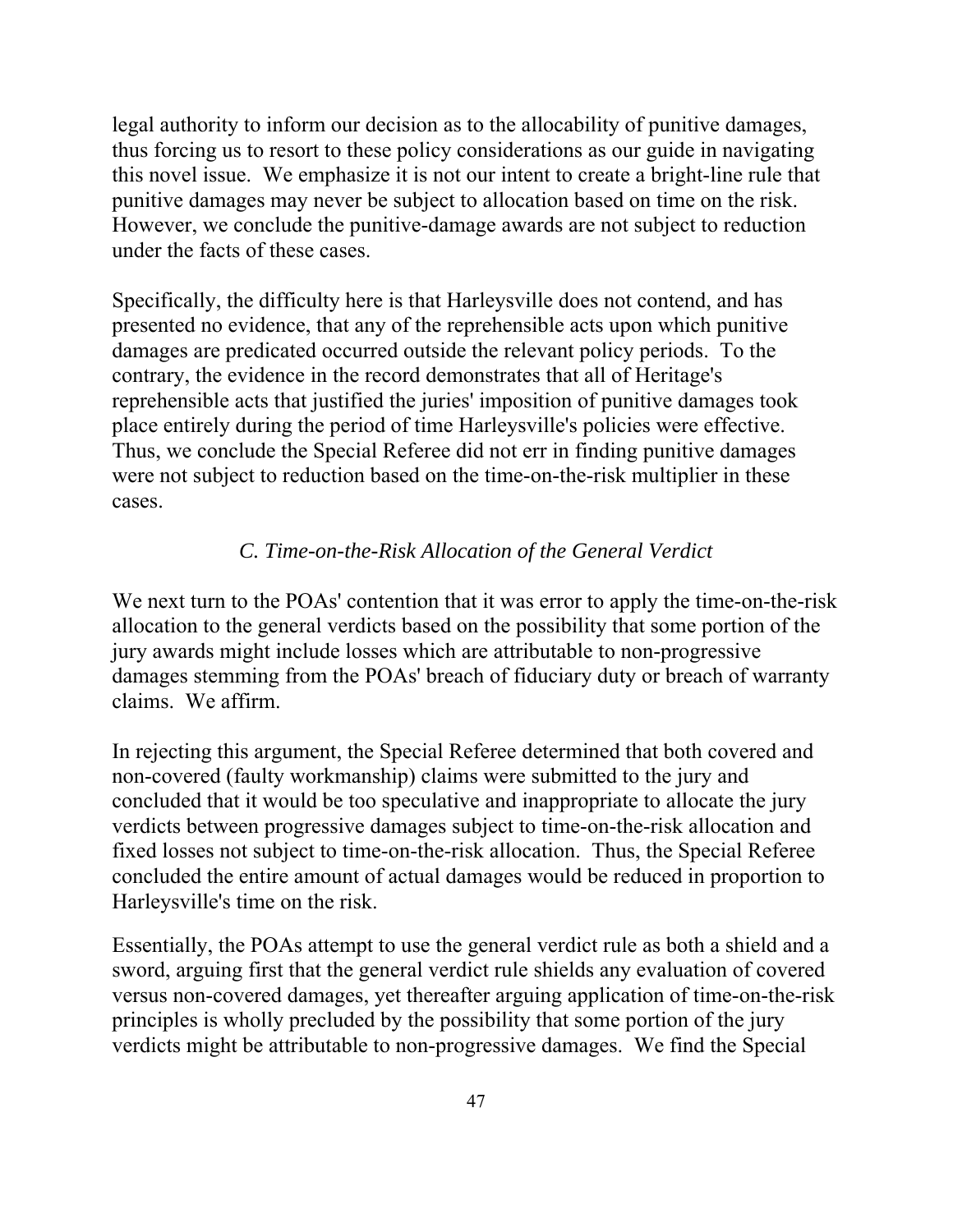legal authority to inform our decision as to the allocability of punitive damages, thus forcing us to resort to these policy considerations as our guide in navigating this novel issue. We emphasize it is not our intent to create a bright-line rule that punitive damages may never be subject to allocation based on time on the risk. However, we conclude the punitive-damage awards are not subject to reduction under the facts of these cases.

Specifically, the difficulty here is that Harleysville does not contend, and has presented no evidence, that any of the reprehensible acts upon which punitive damages are predicated occurred outside the relevant policy periods. To the contrary, the evidence in the record demonstrates that all of Heritage's reprehensible acts that justified the juries' imposition of punitive damages took place entirely during the period of time Harleysville's policies were effective. Thus, we conclude the Special Referee did not err in finding punitive damages were not subject to reduction based on the time-on-the-risk multiplier in these cases.

### *C. Time-on-the-Risk Allocation of the General Verdict*

We next turn to the POAs' contention that it was error to apply the time-on-the-risk allocation to the general verdicts based on the possibility that some portion of the jury awards might include losses which are attributable to non-progressive damages stemming from the POAs' breach of fiduciary duty or breach of warranty claims. We affirm.

In rejecting this argument, the Special Referee determined that both covered and non-covered (faulty workmanship) claims were submitted to the jury and concluded that it would be too speculative and inappropriate to allocate the jury verdicts between progressive damages subject to time-on-the-risk allocation and fixed losses not subject to time-on-the-risk allocation. Thus, the Special Referee concluded the entire amount of actual damages would be reduced in proportion to Harleysville's time on the risk.

Essentially, the POAs attempt to use the general verdict rule as both a shield and a sword, arguing first that the general verdict rule shields any evaluation of covered versus non-covered damages, yet thereafter arguing application of time-on-the-risk principles is wholly precluded by the possibility that some portion of the jury verdicts might be attributable to non-progressive damages. We find the Special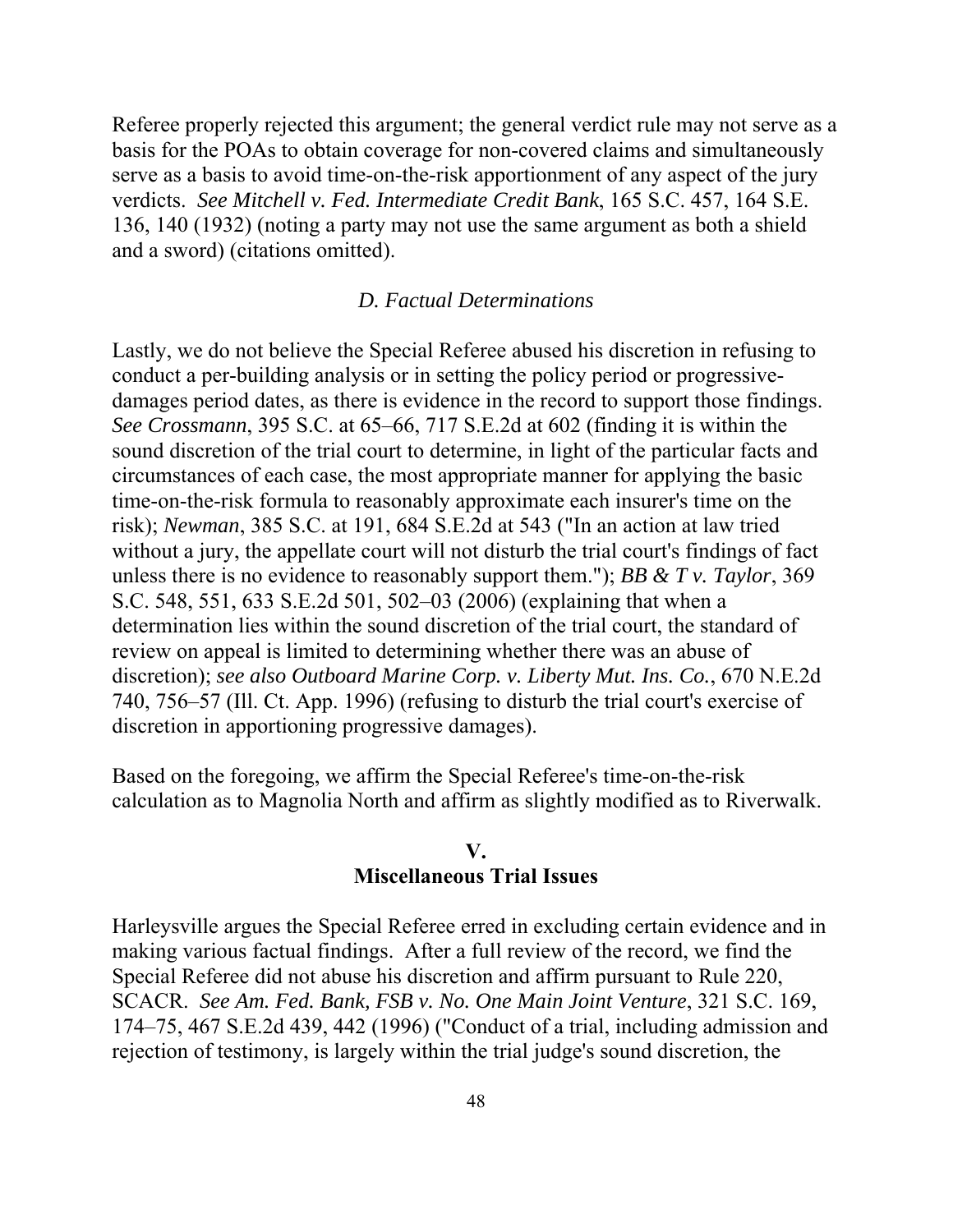Referee properly rejected this argument; the general verdict rule may not serve as a basis for the POAs to obtain coverage for non-covered claims and simultaneously serve as a basis to avoid time-on-the-risk apportionment of any aspect of the jury verdicts. *See Mitchell v. Fed. Intermediate Credit Bank*, 165 S.C. 457, 164 S.E. 136, 140 (1932) (noting a party may not use the same argument as both a shield and a sword) (citations omitted).

*D. Factual Determinations*

Lastly, we do not believe the Special Referee abused his discretion in refusing to conduct a per-building analysis or in setting the policy period or progressive-damages period dates, as there is evidence in the record to support those findings. *See Crossmann*, 395 S.C. at 65–66, 717 S.E.2d at 602 (finding it is within the sound discretion of the trial court to determine, in light of the particular facts and circumstances of each case, the most appropriate manner for applying the basic time-on-the-risk formula to reasonably approximate each insurer's time on the risk); *Newman*, 385 S.C. at 191, 684 S.E.2d at 543 ("In an action at law tried without a jury, the appellate court will not disturb the trial court's findings of fact unless there is no evidence to reasonably support them."); *BB & T v. Taylor*, 369 S.C. 548, 551, 633 S.E.2d 501, 502–03 (2006) (explaining that when a determination lies within the sound discretion of the trial court, the standard of review on appeal is limited to determining whether there was an abuse of discretion); *see also Outboard Marine Corp. v. Liberty Mut. Ins. Co.*, 670 N.E.2d 740, 756–57 (Ill. Ct. App. 1996) (refusing to disturb the trial court's exercise of discretion in apportioning progressive damages).

Based on the foregoing, we affirm the Special Referee's time-on-the-risk calculation as to Magnolia North and affirm as slightly modified as to Riverwalk.

## V.
## Miscellaneous Trial Issues

Harleysville argues the Special Referee erred in excluding certain evidence and in making various factual findings. After a full review of the record, we find the Special Referee did not abuse his discretion and affirm pursuant to Rule 220, SCACR. *See Am. Fed. Bank, FSB v. No. One Main Joint Venture*, 321 S.C. 169, 174–75, 467 S.E.2d 439, 442 (1996) ("Conduct of a trial, including admission and rejection of testimony, is largely within the trial judge's sound discretion, the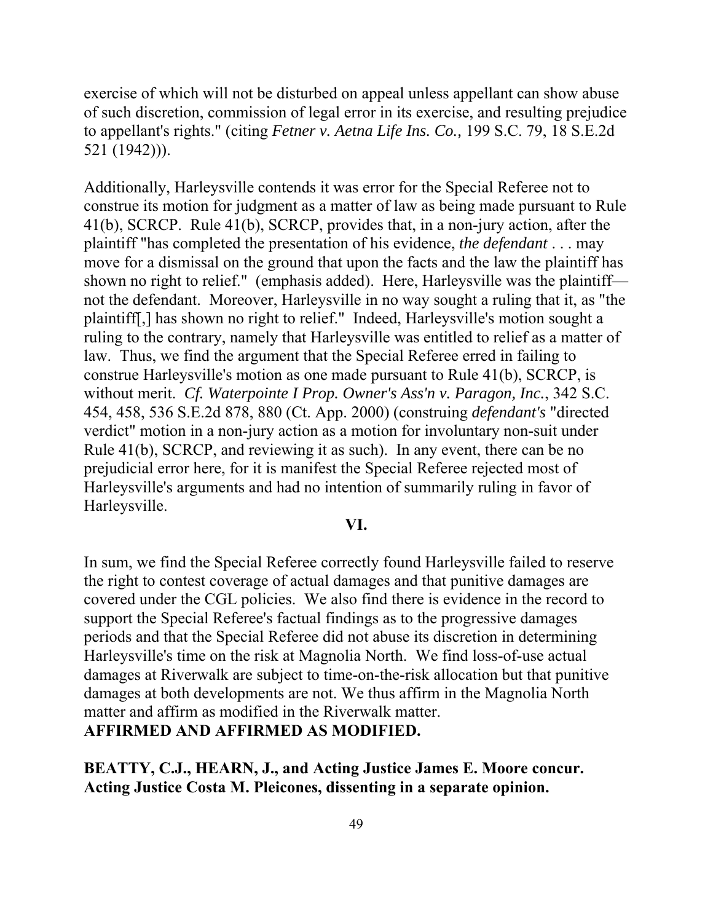exercise of which will not be disturbed on appeal unless appellant can show abuse of such discretion, commission of legal error in its exercise, and resulting prejudice to appellant's rights." (citing *Fetner v. Aetna Life Ins. Co.,* 199 S.C. 79, 18 S.E.2d 521 (1942))).

Additionally, Harleysville contends it was error for the Special Referee not to construe its motion for judgment as a matter of law as being made pursuant to Rule 41(b), SCRCP. Rule 41(b), SCRCP, provides that, in a non-jury action, after the plaintiff "has completed the presentation of his evidence, *the defendant* . . . may move for a dismissal on the ground that upon the facts and the law the plaintiff has shown no right to relief." (emphasis added). Here, Harleysville was the plaintiff—not the defendant. Moreover, Harleysville in no way sought a ruling that it, as "the plaintiff[,] has shown no right to relief." Indeed, Harleysville's motion sought a ruling to the contrary, namely that Harleysville was entitled to relief as a matter of law. Thus, we find the argument that the Special Referee erred in failing to construe Harleysville's motion as one made pursuant to Rule 41(b), SCRCP, is without merit. *Cf. Waterpointe I Prop. Owner's Ass'n v. Paragon, Inc.*, 342 S.C. 454, 458, 536 S.E.2d 878, 880 (Ct. App. 2000) (construing *defendant's* "directed verdict" motion in a non-jury action as a motion for involuntary non-suit under Rule 41(b), SCRCP, and reviewing it as such). In any event, there can be no prejudicial error here, for it is manifest the Special Referee rejected most of Harleysville's arguments and had no intention of summarily ruling in favor of Harleysville.

**VI.**

In sum, we find the Special Referee correctly found Harleysville failed to reserve the right to contest coverage of actual damages and that punitive damages are covered under the CGL policies. We also find there is evidence in the record to support the Special Referee's factual findings as to the progressive damages periods and that the Special Referee did not abuse its discretion in determining Harleysville's time on the risk at Magnolia North. We find loss-of-use actual damages at Riverwalk are subject to time-on-the-risk allocation but that punitive damages at both developments are not. We thus affirm in the Magnolia North matter and affirm as modified in the Riverwalk matter.

**AFFIRMED AND AFFIRMED AS MODIFIED.**

**BEATTY, C.J., HEARN, J., and Acting Justice James E. Moore concur. Acting Justice Costa M. Pleicones, dissenting in a separate opinion.**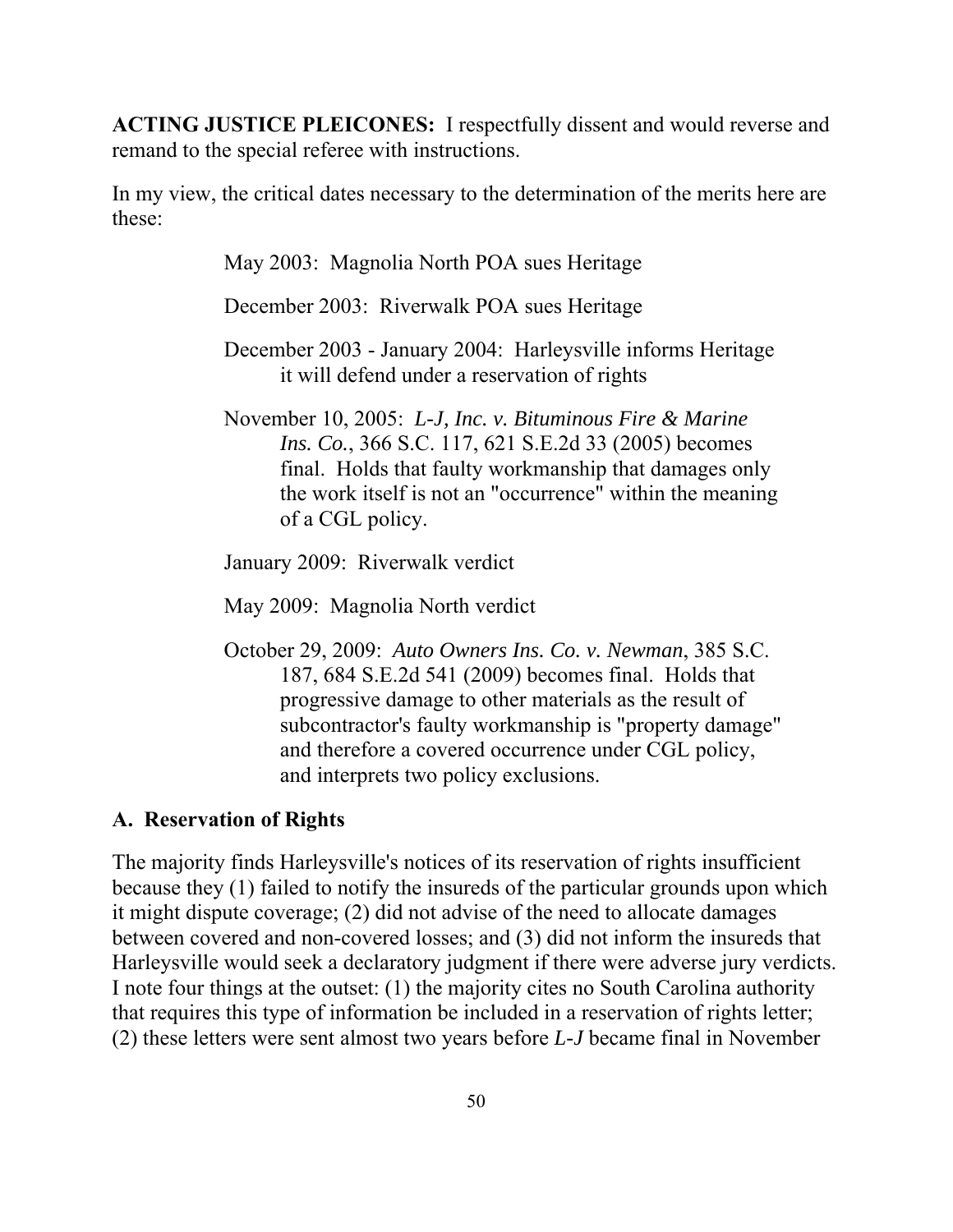**ACTING JUSTICE PLEICONES:** I respectfully dissent and would reverse and remand to the special referee with instructions.

In my view, the critical dates necessary to the determination of the merits here are these:

> May 2003: Magnolia North POA sues Heritage
>
> December 2003: Riverwalk POA sues Heritage
>
> December 2003 - January 2004: Harleysville informs Heritage it will defend under a reservation of rights
>
> November 10, 2005: *L-J, Inc. v. Bituminous Fire & Marine Ins. Co.*, 366 S.C. 117, 621 S.E.2d 33 (2005) becomes final. Holds that faulty workmanship that damages only the work itself is not an "occurrence" within the meaning of a CGL policy.
>
> January 2009: Riverwalk verdict
>
> May 2009: Magnolia North verdict
>
> October 29, 2009: *Auto Owners Ins. Co. v. Newman*, 385 S.C. 187, 684 S.E.2d 541 (2009) becomes final. Holds that progressive damage to other materials as the result of subcontractor's faulty workmanship is "property damage" and therefore a covered occurrence under CGL policy, and interprets two policy exclusions.

### A. Reservation of Rights

The majority finds Harleysville's notices of its reservation of rights insufficient because they (1) failed to notify the insureds of the particular grounds upon which it might dispute coverage; (2) did not advise of the need to allocate damages between covered and non-covered losses; and (3) did not inform the insureds that Harleysville would seek a declaratory judgment if there were adverse jury verdicts. I note four things at the outset: (1) the majority cites no South Carolina authority that requires this type of information be included in a reservation of rights letter; (2) these letters were sent almost two years before *L-J* became final in November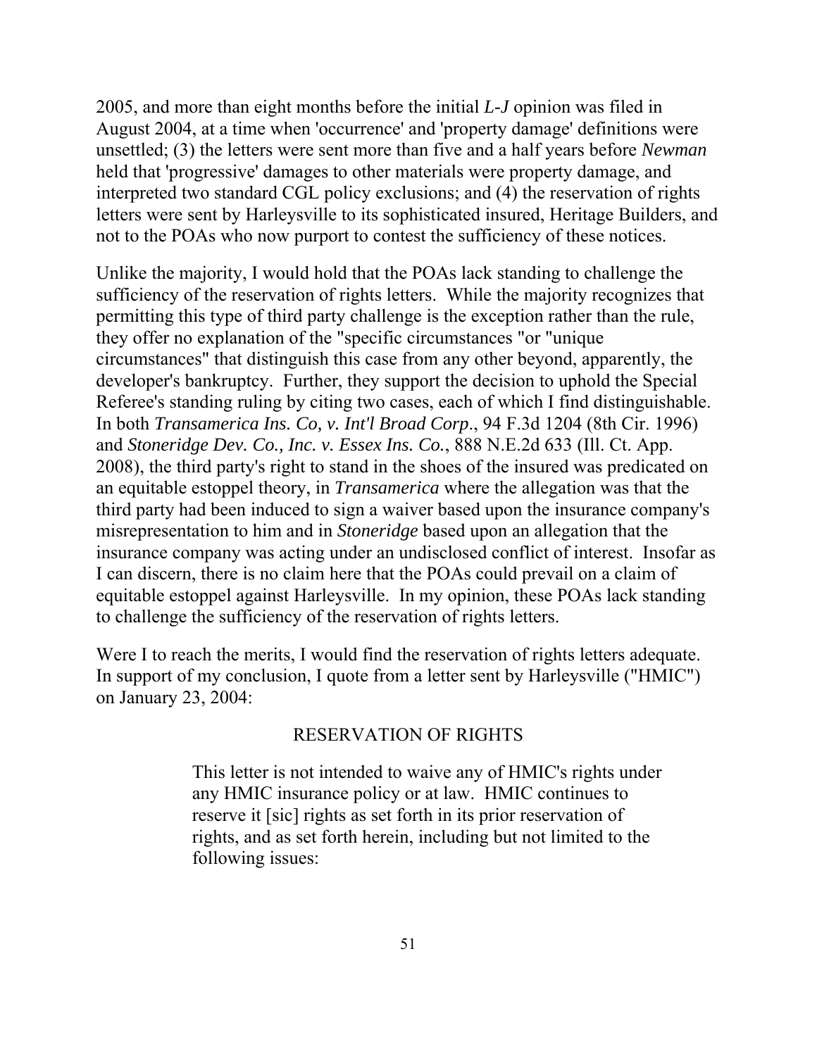2005, and more than eight months before the initial *L-J* opinion was filed in August 2004, at a time when 'occurrence' and 'property damage' definitions were unsettled; (3) the letters were sent more than five and a half years before *Newman* held that 'progressive' damages to other materials were property damage, and interpreted two standard CGL policy exclusions; and (4) the reservation of rights letters were sent by Harleysville to its sophisticated insured, Heritage Builders, and not to the POAs who now purport to contest the sufficiency of these notices.

Unlike the majority, I would hold that the POAs lack standing to challenge the sufficiency of the reservation of rights letters. While the majority recognizes that permitting this type of third party challenge is the exception rather than the rule, they offer no explanation of the "specific circumstances "or "unique circumstances" that distinguish this case from any other beyond, apparently, the developer's bankruptcy. Further, they support the decision to uphold the Special Referee's standing ruling by citing two cases, each of which I find distinguishable. In both *Transamerica Ins. Co, v. Int'l Broad Corp*., 94 F.3d 1204 (8th Cir. 1996) and *Stoneridge Dev. Co., Inc. v. Essex Ins. Co.*, 888 N.E.2d 633 (Ill. Ct. App. 2008), the third party's right to stand in the shoes of the insured was predicated on an equitable estoppel theory, in *Transamerica* where the allegation was that the third party had been induced to sign a waiver based upon the insurance company's misrepresentation to him and in *Stoneridge* based upon an allegation that the insurance company was acting under an undisclosed conflict of interest. Insofar as I can discern, there is no claim here that the POAs could prevail on a claim of equitable estoppel against Harleysville. In my opinion, these POAs lack standing to challenge the sufficiency of the reservation of rights letters.

Were I to reach the merits, I would find the reservation of rights letters adequate. In support of my conclusion, I quote from a letter sent by Harleysville ("HMIC") on January 23, 2004:

RESERVATION OF RIGHTS

> This letter is not intended to waive any of HMIC's rights under any HMIC insurance policy or at law. HMIC continues to reserve it [sic] rights as set forth in its prior reservation of rights, and as set forth herein, including but not limited to the following issues: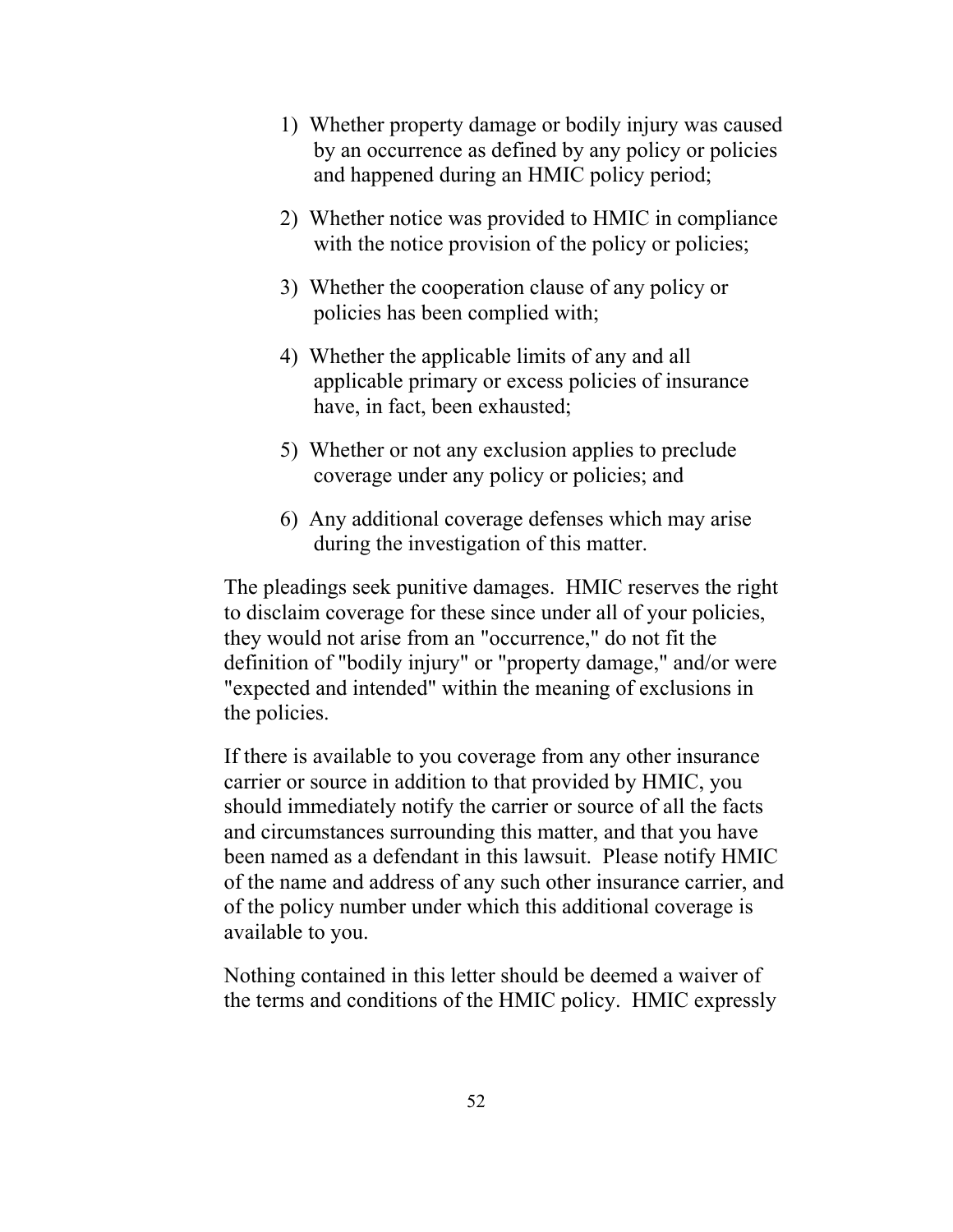1) Whether property damage or bodily injury was caused by an occurrence as defined by any policy or policies and happened during an HMIC policy period;

2) Whether notice was provided to HMIC in compliance with the notice provision of the policy or policies;

3) Whether the cooperation clause of any policy or policies has been complied with;

4) Whether the applicable limits of any and all applicable primary or excess policies of insurance have, in fact, been exhausted;

5) Whether or not any exclusion applies to preclude coverage under any policy or policies; and

6) Any additional coverage defenses which may arise during the investigation of this matter.

The pleadings seek punitive damages. HMIC reserves the right to disclaim coverage for these since under all of your policies, they would not arise from an "occurrence," do not fit the definition of "bodily injury" or "property damage," and/or were "expected and intended" within the meaning of exclusions in the policies.

If there is available to you coverage from any other insurance carrier or source in addition to that provided by HMIC, you should immediately notify the carrier or source of all the facts and circumstances surrounding this matter, and that you have been named as a defendant in this lawsuit. Please notify HMIC of the name and address of any such other insurance carrier, and of the policy number under which this additional coverage is available to you.

Nothing contained in this letter should be deemed a waiver of the terms and conditions of the HMIC policy. HMIC expressly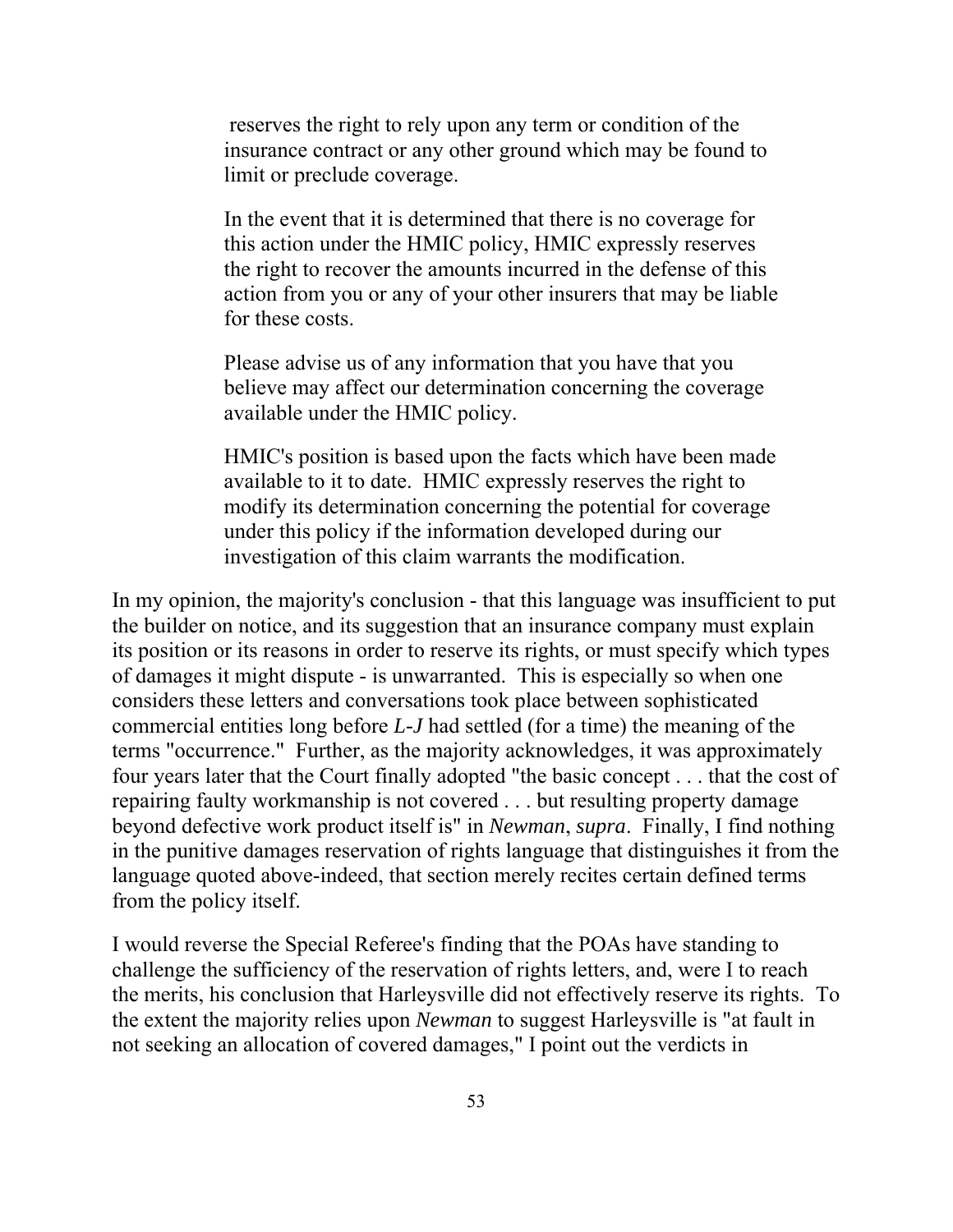> reserves the right to rely upon any term or condition of the insurance contract or any other ground which may be found to limit or preclude coverage.
>
> In the event that it is determined that there is no coverage for this action under the HMIC policy, HMIC expressly reserves the right to recover the amounts incurred in the defense of this action from you or any of your other insurers that may be liable for these costs.
>
> Please advise us of any information that you have that you believe may affect our determination concerning the coverage available under the HMIC policy.
>
> HMIC's position is based upon the facts which have been made available to it to date. HMIC expressly reserves the right to modify its determination concerning the potential for coverage under this policy if the information developed during our investigation of this claim warrants the modification.

In my opinion, the majority's conclusion - that this language was insufficient to put the builder on notice, and its suggestion that an insurance company must explain its position or its reasons in order to reserve its rights, or must specify which types of damages it might dispute - is unwarranted. This is especially so when one considers these letters and conversations took place between sophisticated commercial entities long before *L-J* had settled (for a time) the meaning of the terms "occurrence." Further, as the majority acknowledges, it was approximately four years later that the Court finally adopted "the basic concept . . . that the cost of repairing faulty workmanship is not covered . . . but resulting property damage beyond defective work product itself is" in *Newman*, *supra*. Finally, I find nothing in the punitive damages reservation of rights language that distinguishes it from the language quoted above-indeed, that section merely recites certain defined terms from the policy itself.

I would reverse the Special Referee's finding that the POAs have standing to challenge the sufficiency of the reservation of rights letters, and, were I to reach the merits, his conclusion that Harleysville did not effectively reserve its rights. To the extent the majority relies upon *Newman* to suggest Harleysville is "at fault in not seeking an allocation of covered damages," I point out the verdicts in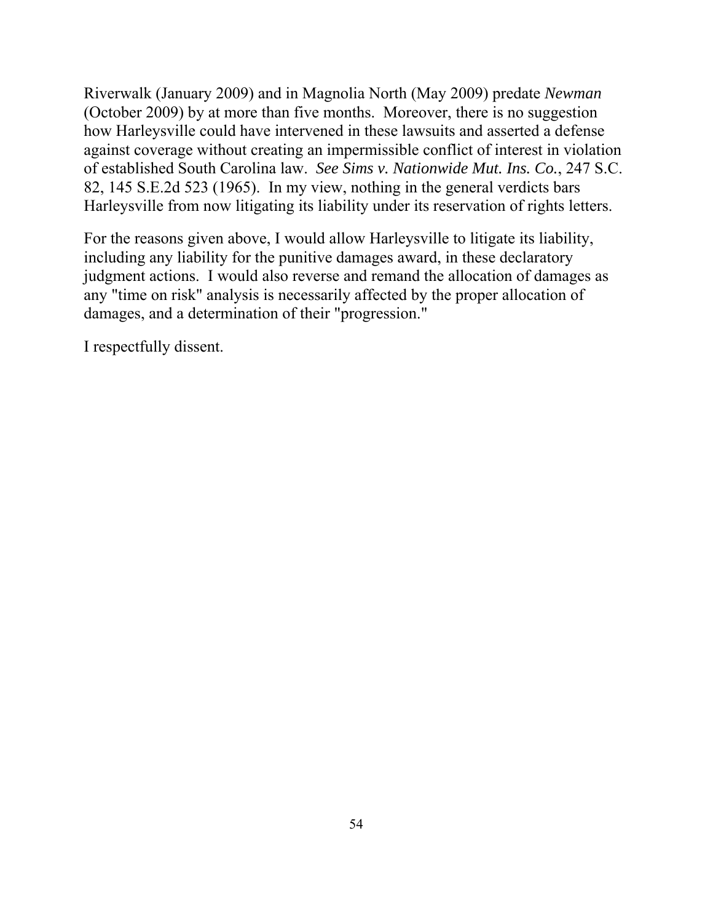Riverwalk (January 2009) and in Magnolia North (May 2009) predate *Newman* (October 2009) by at more than five months. Moreover, there is no suggestion how Harleysville could have intervened in these lawsuits and asserted a defense against coverage without creating an impermissible conflict of interest in violation of established South Carolina law. *See Sims v. Nationwide Mut. Ins. Co.*, 247 S.C. 82, 145 S.E.2d 523 (1965). In my view, nothing in the general verdicts bars Harleysville from now litigating its liability under its reservation of rights letters.

For the reasons given above, I would allow Harleysville to litigate its liability, including any liability for the punitive damages award, in these declaratory judgment actions. I would also reverse and remand the allocation of damages as any "time on risk" analysis is necessarily affected by the proper allocation of damages, and a determination of their "progression."

I respectfully dissent.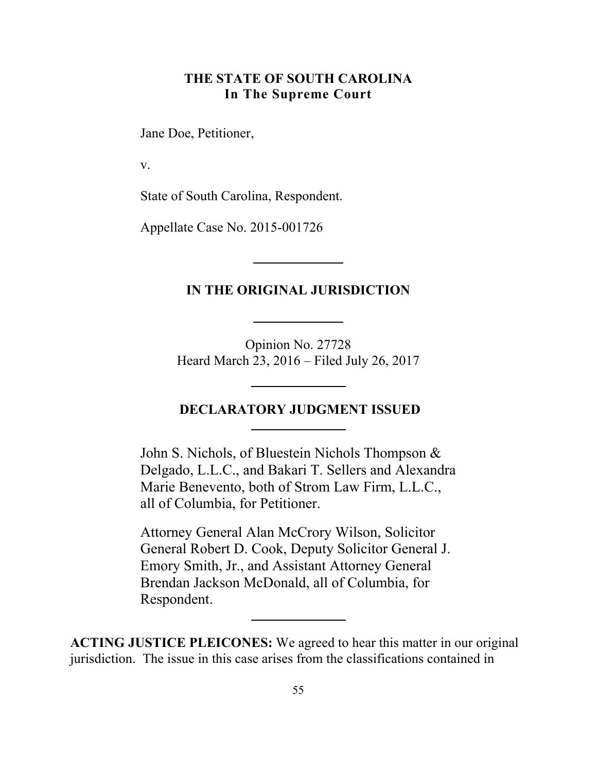**THE STATE OF SOUTH CAROLINA**
**In The Supreme Court**

Jane Doe, Petitioner,

v.

State of South Carolina, Respondent.

Appellate Case No. 2015-001726

---

**IN THE ORIGINAL JURISDICTION**

---

Opinion No. 27728
Heard March 23, 2016 – Filed July 26, 2017

---

**DECLARATORY JUDGMENT ISSUED**

---

John S. Nichols, of Bluestein Nichols Thompson & Delgado, L.L.C., and Bakari T. Sellers and Alexandra Marie Benevento, both of Strom Law Firm, L.L.C., all of Columbia, for Petitioner.

Attorney General Alan McCrory Wilson, Solicitor General Robert D. Cook, Deputy Solicitor General J. Emory Smith, Jr., and Assistant Attorney General Brendan Jackson McDonald, all of Columbia, for Respondent.

---

**ACTING JUSTICE PLEICONES:** We agreed to hear this matter in our original jurisdiction. The issue in this case arises from the classifications contained in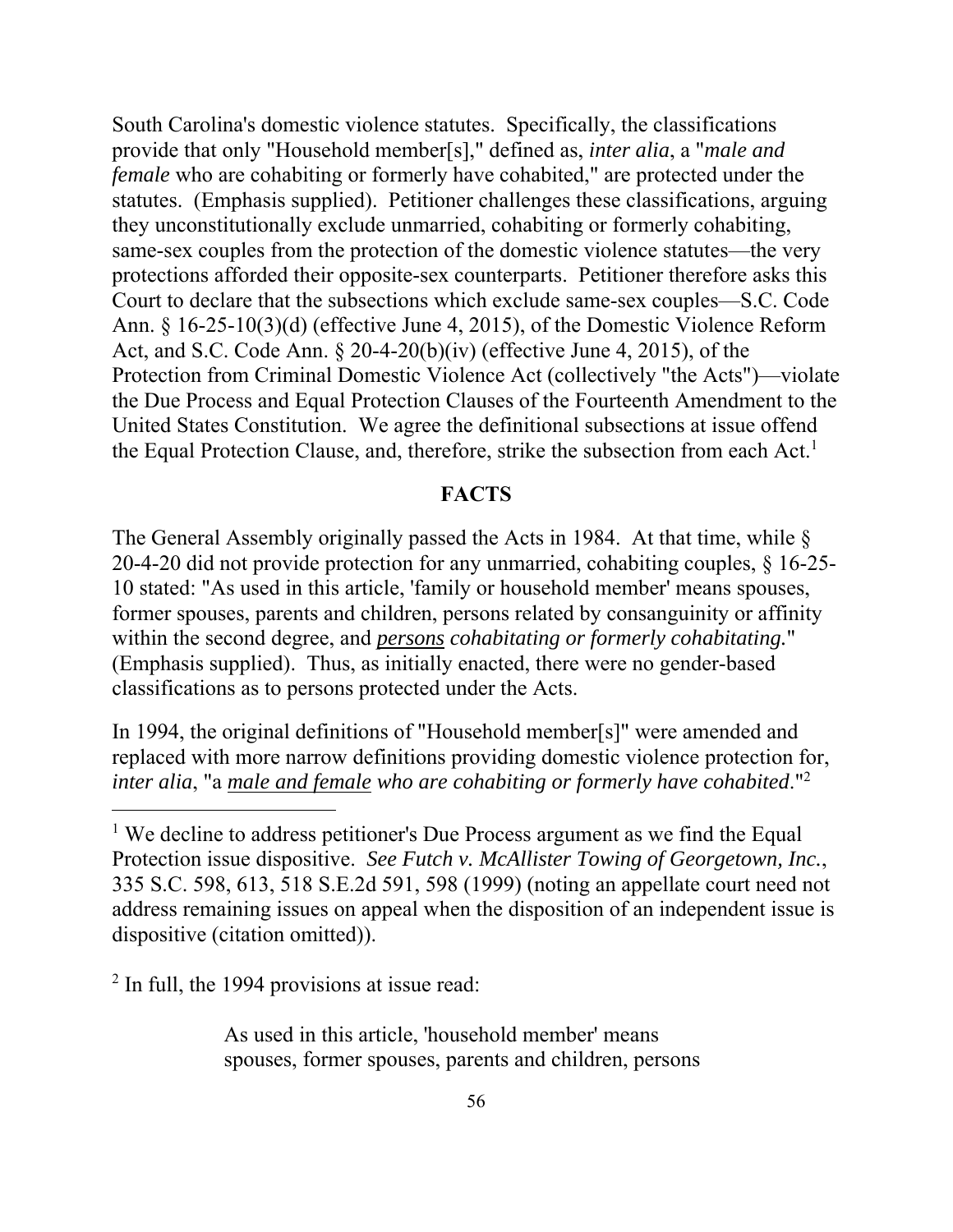South Carolina's domestic violence statutes. Specifically, the classifications provide that only "Household member[s]," defined as, *inter alia*, a "*male and female* who are cohabiting or formerly have cohabited," are protected under the statutes. (Emphasis supplied). Petitioner challenges these classifications, arguing they unconstitutionally exclude unmarried, cohabiting or formerly cohabiting, same-sex couples from the protection of the domestic violence statutes—the very protections afforded their opposite-sex counterparts. Petitioner therefore asks this Court to declare that the subsections which exclude same-sex couples—S.C. Code Ann. § 16-25-10(3)(d) (effective June 4, 2015), of the Domestic Violence Reform Act, and S.C. Code Ann. § 20-4-20(b)(iv) (effective June 4, 2015), of the Protection from Criminal Domestic Violence Act (collectively "the Acts")—violate the Due Process and Equal Protection Clauses of the Fourteenth Amendment to the United States Constitution. We agree the definitional subsections at issue offend the Equal Protection Clause, and, therefore, strike the subsection from each Act.[1]

## FACTS

The General Assembly originally passed the Acts in 1984. At that time, while § 20-4-20 did not provide protection for any unmarried, cohabiting couples, § 16-25-10 stated: "As used in this article, 'family or household member' means spouses, former spouses, parents and children, persons related by consanguinity or affinity within the second degree, and ***persons*** *cohabitating or formerly cohabitating.*" (Emphasis supplied). Thus, as initially enacted, there were no gender-based classifications as to persons protected under the Acts.

In 1994, the original definitions of "Household member[s]" were amended and replaced with more narrow definitions providing domestic violence protection for, *inter alia*, "a ***male and female*** *who are cohabiting or formerly have cohabited*."[2]

---

[1] We decline to address petitioner's Due Process argument as we find the Equal Protection issue dispositive. *See Futch v. McAllister Towing of Georgetown, Inc.*, 335 S.C. 598, 613, 518 S.E.2d 591, 598 (1999) (noting an appellate court need not address remaining issues on appeal when the disposition of an independent issue is dispositive (citation omitted)).

[2] In full, the 1994 provisions at issue read:

> As used in this article, 'household member' means spouses, former spouses, parents and children, persons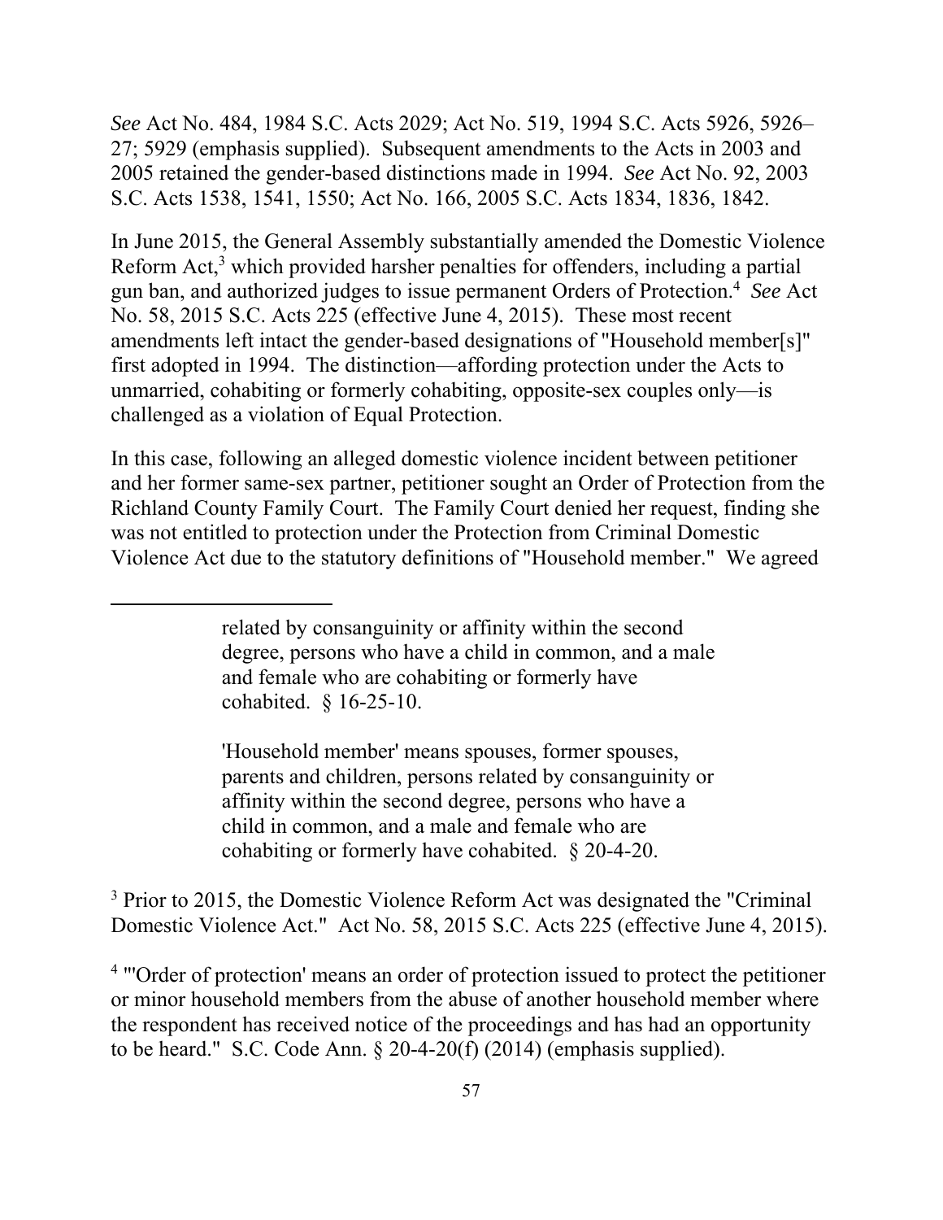*See* Act No. 484, 1984 S.C. Acts 2029; Act No. 519, 1994 S.C. Acts 5926, 5926–27; 5929 (emphasis supplied). Subsequent amendments to the Acts in 2003 and 2005 retained the gender-based distinctions made in 1994. *See* Act No. 92, 2003 S.C. Acts 1538, 1541, 1550; Act No. 166, 2005 S.C. Acts 1834, 1836, 1842.

In June 2015, the General Assembly substantially amended the Domestic Violence Reform Act,[3] which provided harsher penalties for offenders, including a partial gun ban, and authorized judges to issue permanent Orders of Protection.[4] *See* Act No. 58, 2015 S.C. Acts 225 (effective June 4, 2015). These most recent amendments left intact the gender-based designations of "Household member[s]" first adopted in 1994. The distinction—affording protection under the Acts to unmarried, cohabiting or formerly cohabiting, opposite-sex couples only—is challenged as a violation of Equal Protection.

In this case, following an alleged domestic violence incident between petitioner and her former same-sex partner, petitioner sought an Order of Protection from the Richland County Family Court. The Family Court denied her request, finding she was not entitled to protection under the Protection from Criminal Domestic Violence Act due to the statutory definitions of "Household member." We agreed

---

> related by consanguinity or affinity within the second degree, persons who have a child in common, and a male and female who are cohabiting or formerly have cohabited. § 16-25-10.
>
> 'Household member' means spouses, former spouses, parents and children, persons related by consanguinity or affinity within the second degree, persons who have a child in common, and a male and female who are cohabiting or formerly have cohabited. § 20-4-20.

[3] Prior to 2015, the Domestic Violence Reform Act was designated the "Criminal Domestic Violence Act." Act No. 58, 2015 S.C. Acts 225 (effective June 4, 2015).

[4] "'Order of protection' means an order of protection issued to protect the petitioner or minor household members from the abuse of another household member where the respondent has received notice of the proceedings and has had an opportunity to be heard." S.C. Code Ann. § 20-4-20(f) (2014) (emphasis supplied).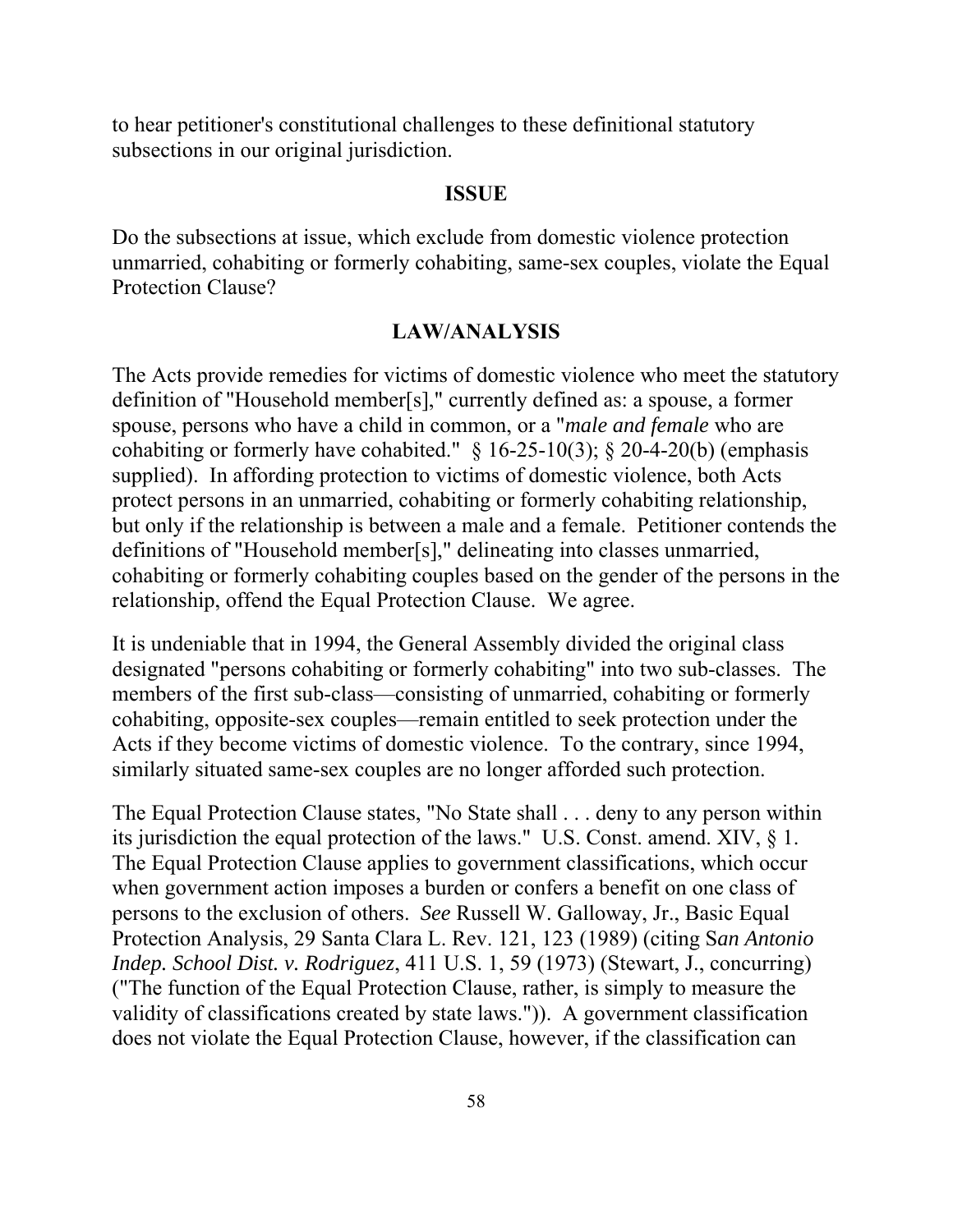to hear petitioner's constitutional challenges to these definitional statutory subsections in our original jurisdiction.

## ISSUE

Do the subsections at issue, which exclude from domestic violence protection unmarried, cohabiting or formerly cohabiting, same-sex couples, violate the Equal Protection Clause?

## LAW/ANALYSIS

The Acts provide remedies for victims of domestic violence who meet the statutory definition of "Household member[s]," currently defined as: a spouse, a former spouse, persons who have a child in common, or a "*male and female* who are cohabiting or formerly have cohabited." § 16-25-10(3); § 20-4-20(b) (emphasis supplied). In affording protection to victims of domestic violence, both Acts protect persons in an unmarried, cohabiting or formerly cohabiting relationship, but only if the relationship is between a male and a female. Petitioner contends the definitions of "Household member[s]," delineating into classes unmarried, cohabiting or formerly cohabiting couples based on the gender of the persons in the relationship, offend the Equal Protection Clause. We agree.

It is undeniable that in 1994, the General Assembly divided the original class designated "persons cohabiting or formerly cohabiting" into two sub-classes. The members of the first sub-class—consisting of unmarried, cohabiting or formerly cohabiting, opposite-sex couples—remain entitled to seek protection under the Acts if they become victims of domestic violence. To the contrary, since 1994, similarly situated same-sex couples are no longer afforded such protection.

The Equal Protection Clause states, "No State shall . . . deny to any person within its jurisdiction the equal protection of the laws." U.S. Const. amend. XIV, § 1. The Equal Protection Clause applies to government classifications, which occur when government action imposes a burden or confers a benefit on one class of persons to the exclusion of others. *See* Russell W. Galloway, Jr., Basic Equal Protection Analysis, 29 Santa Clara L. Rev. 121, 123 (1989) (citing *San Antonio Indep. School Dist. v. Rodriguez*, 411 U.S. 1, 59 (1973) (Stewart, J., concurring) ("The function of the Equal Protection Clause, rather, is simply to measure the validity of classifications created by state laws.")). A government classification does not violate the Equal Protection Clause, however, if the classification can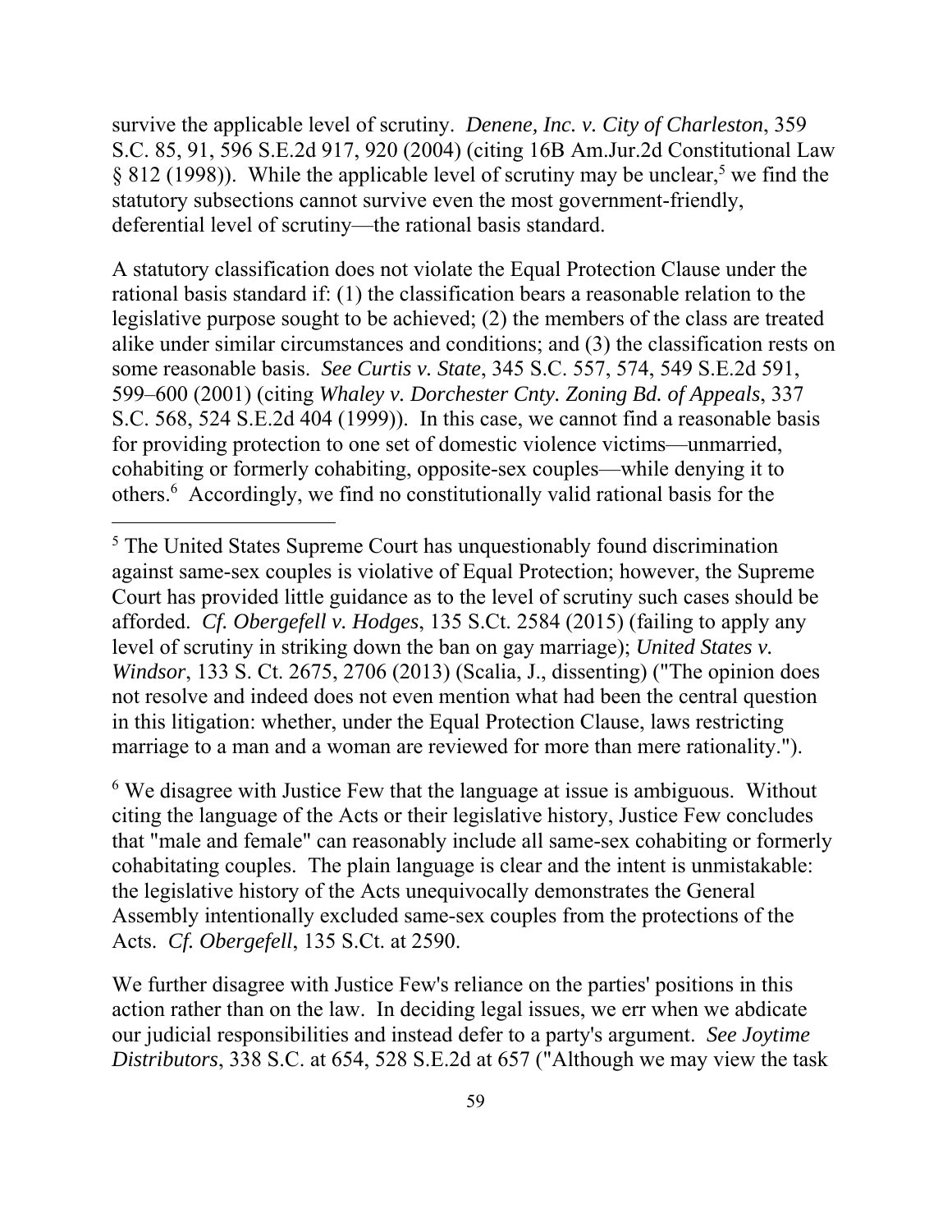survive the applicable level of scrutiny. *Denene, Inc. v. City of Charleston*, 359 S.C. 85, 91, 596 S.E.2d 917, 920 (2004) (citing 16B Am.Jur.2d Constitutional Law § 812 (1998)). While the applicable level of scrutiny may be unclear,[5] we find the statutory subsections cannot survive even the most government-friendly, deferential level of scrutiny—the rational basis standard.

A statutory classification does not violate the Equal Protection Clause under the rational basis standard if: (1) the classification bears a reasonable relation to the legislative purpose sought to be achieved; (2) the members of the class are treated alike under similar circumstances and conditions; and (3) the classification rests on some reasonable basis. *See Curtis v. State*, 345 S.C. 557, 574, 549 S.E.2d 591, 599–600 (2001) (citing *Whaley v. Dorchester Cnty. Zoning Bd. of Appeals*, 337 S.C. 568, 524 S.E.2d 404 (1999)). In this case, we cannot find a reasonable basis for providing protection to one set of domestic violence victims—unmarried, cohabiting or formerly cohabiting, opposite-sex couples—while denying it to others.[6] Accordingly, we find no constitutionally valid rational basis for the

---

[5] The United States Supreme Court has unquestionably found discrimination against same-sex couples is violative of Equal Protection; however, the Supreme Court has provided little guidance as to the level of scrutiny such cases should be afforded. *Cf. Obergefell v. Hodges*, 135 S.Ct. 2584 (2015) (failing to apply any level of scrutiny in striking down the ban on gay marriage); *United States v. Windsor*, 133 S. Ct. 2675, 2706 (2013) (Scalia, J., dissenting) ("The opinion does not resolve and indeed does not even mention what had been the central question in this litigation: whether, under the Equal Protection Clause, laws restricting marriage to a man and a woman are reviewed for more than mere rationality.").

[6] We disagree with Justice Few that the language at issue is ambiguous. Without citing the language of the Acts or their legislative history, Justice Few concludes that "male and female" can reasonably include all same-sex cohabiting or formerly cohabitating couples. The plain language is clear and the intent is unmistakable: the legislative history of the Acts unequivocally demonstrates the General Assembly intentionally excluded same-sex couples from the protections of the Acts. *Cf. Obergefell*, 135 S.Ct. at 2590.

We further disagree with Justice Few's reliance on the parties' positions in this action rather than on the law. In deciding legal issues, we err when we abdicate our judicial responsibilities and instead defer to a party's argument. *See Joytime Distributors*, 338 S.C. at 654, 528 S.E.2d at 657 ("Although we may view the task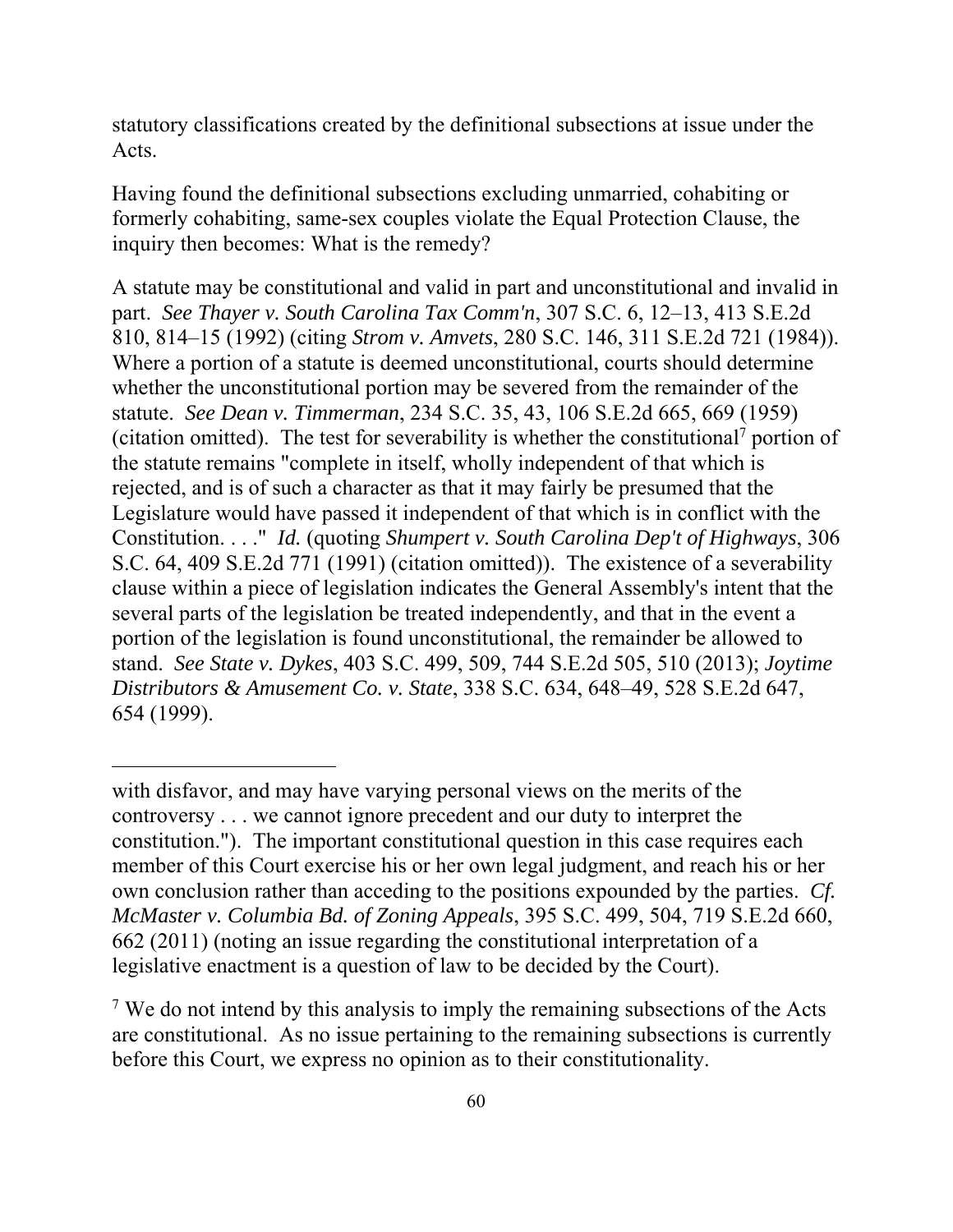statutory classifications created by the definitional subsections at issue under the Acts.

Having found the definitional subsections excluding unmarried, cohabiting or formerly cohabiting, same-sex couples violate the Equal Protection Clause, the inquiry then becomes: What is the remedy?

A statute may be constitutional and valid in part and unconstitutional and invalid in part. *See Thayer v. South Carolina Tax Comm'n*, 307 S.C. 6, 12–13, 413 S.E.2d 810, 814–15 (1992) (citing *Strom v. Amvets*, 280 S.C. 146, 311 S.E.2d 721 (1984)). Where a portion of a statute is deemed unconstitutional, courts should determine whether the unconstitutional portion may be severed from the remainder of the statute. *See Dean v. Timmerman*, 234 S.C. 35, 43, 106 S.E.2d 665, 669 (1959) (citation omitted). The test for severability is whether the constitutional[7] portion of the statute remains "complete in itself, wholly independent of that which is rejected, and is of such a character as that it may fairly be presumed that the Legislature would have passed it independent of that which is in conflict with the Constitution. . . ." *Id.* (quoting *Shumpert v. South Carolina Dep't of Highways*, 306 S.C. 64, 409 S.E.2d 771 (1991) (citation omitted)). The existence of a severability clause within a piece of legislation indicates the General Assembly's intent that the several parts of the legislation be treated independently, and that in the event a portion of the legislation is found unconstitutional, the remainder be allowed to stand. *See State v. Dykes*, 403 S.C. 499, 509, 744 S.E.2d 505, 510 (2013); *Joytime Distributors & Amusement Co. v. State*, 338 S.C. 634, 648–49, 528 S.E.2d 647, 654 (1999).

---

with disfavor, and may have varying personal views on the merits of the controversy . . . we cannot ignore precedent and our duty to interpret the constitution."). The important constitutional question in this case requires each member of this Court exercise his or her own legal judgment, and reach his or her own conclusion rather than acceding to the positions expounded by the parties. *Cf. McMaster v. Columbia Bd. of Zoning Appeals*, 395 S.C. 499, 504, 719 S.E.2d 660, 662 (2011) (noting an issue regarding the constitutional interpretation of a legislative enactment is a question of law to be decided by the Court).

[7] We do not intend by this analysis to imply the remaining subsections of the Acts are constitutional. As no issue pertaining to the remaining subsections is currently before this Court, we express no opinion as to their constitutionality.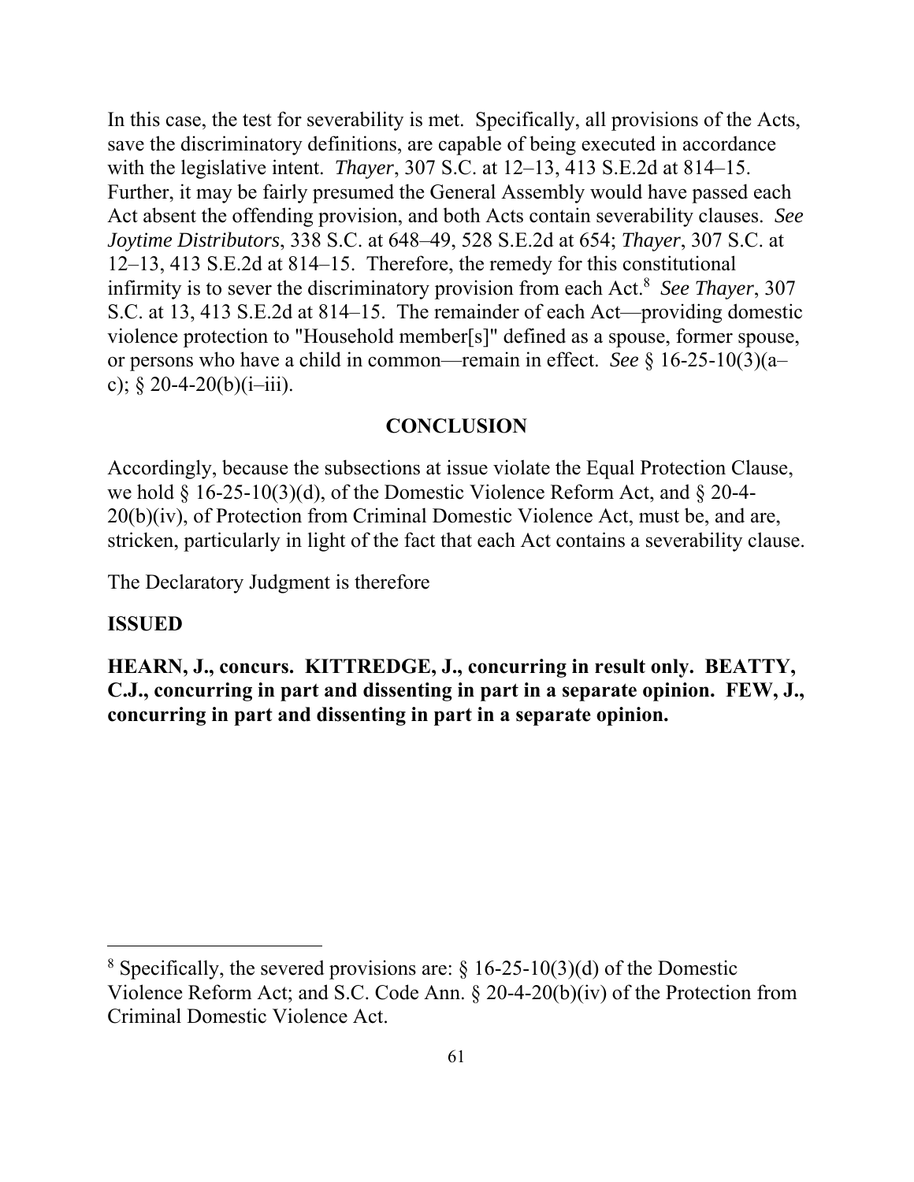In this case, the test for severability is met. Specifically, all provisions of the Acts, save the discriminatory definitions, are capable of being executed in accordance with the legislative intent. *Thayer*, 307 S.C. at 12–13, 413 S.E.2d at 814–15. Further, it may be fairly presumed the General Assembly would have passed each Act absent the offending provision, and both Acts contain severability clauses. *See Joytime Distributors*, 338 S.C. at 648–49, 528 S.E.2d at 654; *Thayer*, 307 S.C. at 12–13, 413 S.E.2d at 814–15. Therefore, the remedy for this constitutional infirmity is to sever the discriminatory provision from each Act.[8] *See Thayer*, 307 S.C. at 13, 413 S.E.2d at 814–15. The remainder of each Act—providing domestic violence protection to "Household member[s]" defined as a spouse, former spouse, or persons who have a child in common—remain in effect. *See* § 16-25-10(3)(a–c); § 20-4-20(b)(i–iii).

## CONCLUSION

Accordingly, because the subsections at issue violate the Equal Protection Clause, we hold § 16-25-10(3)(d), of the Domestic Violence Reform Act, and § 20-4-20(b)(iv), of Protection from Criminal Domestic Violence Act, must be, and are, stricken, particularly in light of the fact that each Act contains a severability clause.

The Declaratory Judgment is therefore

**ISSUED**

**HEARN, J., concurs. KITTREDGE, J., concurring in result only. BEATTY, C.J., concurring in part and dissenting in part in a separate opinion. FEW, J., concurring in part and dissenting in part in a separate opinion.**

---

[8] Specifically, the severed provisions are: § 16-25-10(3)(d) of the Domestic Violence Reform Act; and S.C. Code Ann. § 20-4-20(b)(iv) of the Protection from Criminal Domestic Violence Act.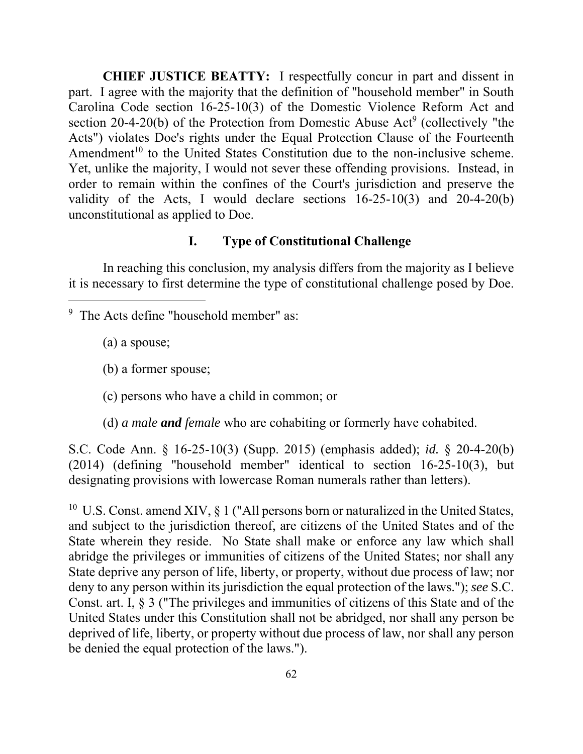**CHIEF JUSTICE BEATTY:** I respectfully concur in part and dissent in part. I agree with the majority that the definition of "household member" in South Carolina Code section 16-25-10(3) of the Domestic Violence Reform Act and section 20-4-20(b) of the Protection from Domestic Abuse Act[9] (collectively "the Acts") violates Doe's rights under the Equal Protection Clause of the Fourteenth Amendment[10] to the United States Constitution due to the non-inclusive scheme. Yet, unlike the majority, I would not sever these offending provisions. Instead, in order to remain within the confines of the Court's jurisdiction and preserve the validity of the Acts, I would declare sections 16-25-10(3) and 20-4-20(b) unconstitutional as applied to Doe.

## I. Type of Constitutional Challenge

In reaching this conclusion, my analysis differs from the majority as I believe it is necessary to first determine the type of constitutional challenge posed by Doe.

---

[9] The Acts define "household member" as:

(a) a spouse;

(b) a former spouse;

(c) persons who have a child in common; or

(d) *a male **and** female* who are cohabiting or formerly have cohabited.

S.C. Code Ann. § 16-25-10(3) (Supp. 2015) (emphasis added); *id.* § 20-4-20(b) (2014) (defining "household member" identical to section 16-25-10(3), but designating provisions with lowercase Roman numerals rather than letters).

[10] U.S. Const. amend XIV, § 1 ("All persons born or naturalized in the United States, and subject to the jurisdiction thereof, are citizens of the United States and of the State wherein they reside. No State shall make or enforce any law which shall abridge the privileges or immunities of citizens of the United States; nor shall any State deprive any person of life, liberty, or property, without due process of law; nor deny to any person within its jurisdiction the equal protection of the laws."); *see* S.C. Const. art. I, § 3 ("The privileges and immunities of citizens of this State and of the United States under this Constitution shall not be abridged, nor shall any person be deprived of life, liberty, or property without due process of law, nor shall any person be denied the equal protection of the laws.").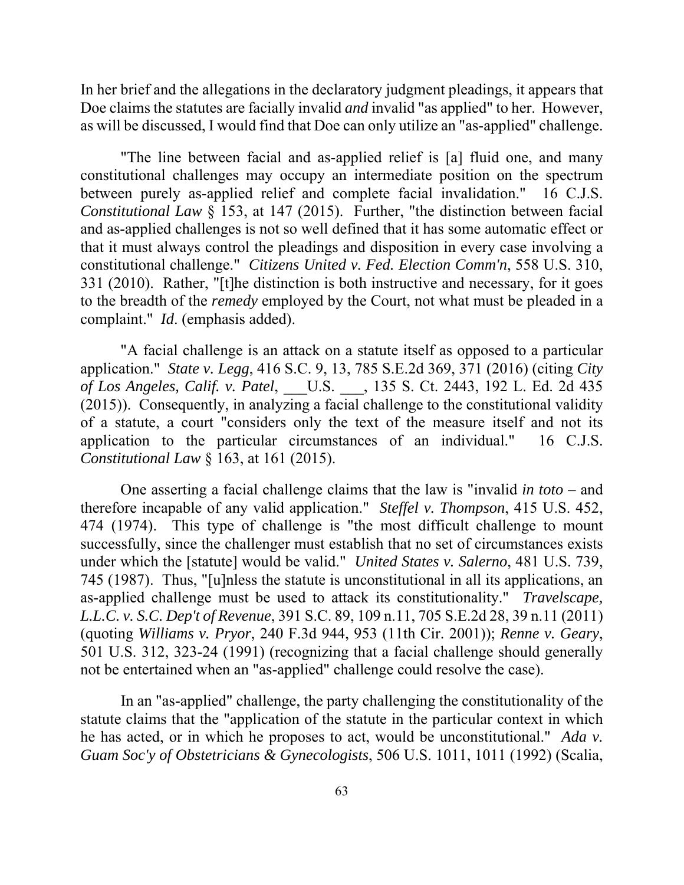In her brief and the allegations in the declaratory judgment pleadings, it appears that Doe claims the statutes are facially invalid *and* invalid "as applied" to her. However, as will be discussed, I would find that Doe can only utilize an "as-applied" challenge.

"The line between facial and as-applied relief is [a] fluid one, and many constitutional challenges may occupy an intermediate position on the spectrum between purely as-applied relief and complete facial invalidation." 16 C.J.S. *Constitutional Law* § 153, at 147 (2015). Further, "the distinction between facial and as-applied challenges is not so well defined that it has some automatic effect or that it must always control the pleadings and disposition in every case involving a constitutional challenge." *Citizens United v. Fed. Election Comm'n*, 558 U.S. 310, 331 (2010). Rather, "[t]he distinction is both instructive and necessary, for it goes to the breadth of the *remedy* employed by the Court, not what must be pleaded in a complaint." *Id*. (emphasis added).

"A facial challenge is an attack on a statute itself as opposed to a particular application." *State v. Legg*, 416 S.C. 9, 13, 785 S.E.2d 369, 371 (2016) (citing *City of Los Angeles, Calif. v. Patel*, ___U.S. ___, 135 S. Ct. 2443, 192 L. Ed. 2d 435 (2015)). Consequently, in analyzing a facial challenge to the constitutional validity of a statute, a court "considers only the text of the measure itself and not its application to the particular circumstances of an individual." 16 C.J.S. *Constitutional Law* § 163, at 161 (2015).

One asserting a facial challenge claims that the law is "invalid *in toto* – and therefore incapable of any valid application." *Steffel v. Thompson*, 415 U.S. 452, 474 (1974). This type of challenge is "the most difficult challenge to mount successfully, since the challenger must establish that no set of circumstances exists under which the [statute] would be valid." *United States v. Salerno*, 481 U.S. 739, 745 (1987). Thus, "[u]nless the statute is unconstitutional in all its applications, an as-applied challenge must be used to attack its constitutionality." *Travelscape, L.L.C. v. S.C. Dep't of Revenue*, 391 S.C. 89, 109 n.11, 705 S.E.2d 28, 39 n.11 (2011) (quoting *Williams v. Pryor*, 240 F.3d 944, 953 (11th Cir. 2001)); *Renne v. Geary*, 501 U.S. 312, 323-24 (1991) (recognizing that a facial challenge should generally not be entertained when an "as-applied" challenge could resolve the case).

In an "as-applied" challenge, the party challenging the constitutionality of the statute claims that the "application of the statute in the particular context in which he has acted, or in which he proposes to act, would be unconstitutional." *Ada v. Guam Soc'y of Obstetricians & Gynecologists*, 506 U.S. 1011, 1011 (1992) (Scalia,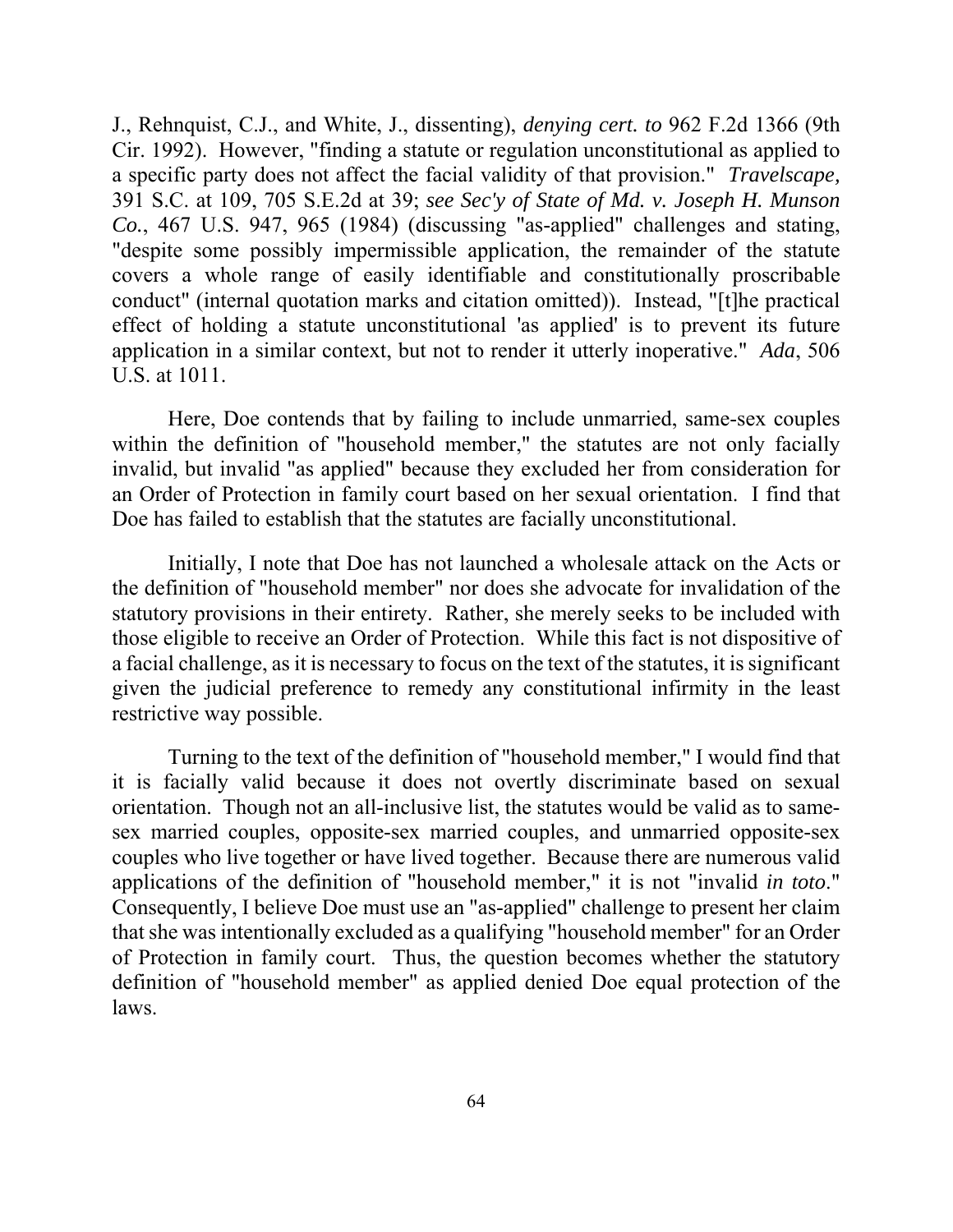J., Rehnquist, C.J., and White, J., dissenting), *denying cert. to* 962 F.2d 1366 (9th Cir. 1992). However, "finding a statute or regulation unconstitutional as applied to a specific party does not affect the facial validity of that provision." *Travelscape,* 391 S.C. at 109, 705 S.E.2d at 39; *see Sec'y of State of Md. v. Joseph H. Munson Co.*, 467 U.S. 947, 965 (1984) (discussing "as-applied" challenges and stating, "despite some possibly impermissible application, the remainder of the statute covers a whole range of easily identifiable and constitutionally proscribable conduct" (internal quotation marks and citation omitted)). Instead, "[t]he practical effect of holding a statute unconstitutional 'as applied' is to prevent its future application in a similar context, but not to render it utterly inoperative." *Ada*, 506 U.S. at 1011.

Here, Doe contends that by failing to include unmarried, same-sex couples within the definition of "household member," the statutes are not only facially invalid, but invalid "as applied" because they excluded her from consideration for an Order of Protection in family court based on her sexual orientation. I find that Doe has failed to establish that the statutes are facially unconstitutional.

Initially, I note that Doe has not launched a wholesale attack on the Acts or the definition of "household member" nor does she advocate for invalidation of the statutory provisions in their entirety. Rather, she merely seeks to be included with those eligible to receive an Order of Protection. While this fact is not dispositive of a facial challenge, as it is necessary to focus on the text of the statutes, it is significant given the judicial preference to remedy any constitutional infirmity in the least restrictive way possible.

Turning to the text of the definition of "household member," I would find that it is facially valid because it does not overtly discriminate based on sexual orientation. Though not an all-inclusive list, the statutes would be valid as to same-sex married couples, opposite-sex married couples, and unmarried opposite-sex couples who live together or have lived together. Because there are numerous valid applications of the definition of "household member," it is not "invalid *in toto*." Consequently, I believe Doe must use an "as-applied" challenge to present her claim that she was intentionally excluded as a qualifying "household member" for an Order of Protection in family court. Thus, the question becomes whether the statutory definition of "household member" as applied denied Doe equal protection of the laws.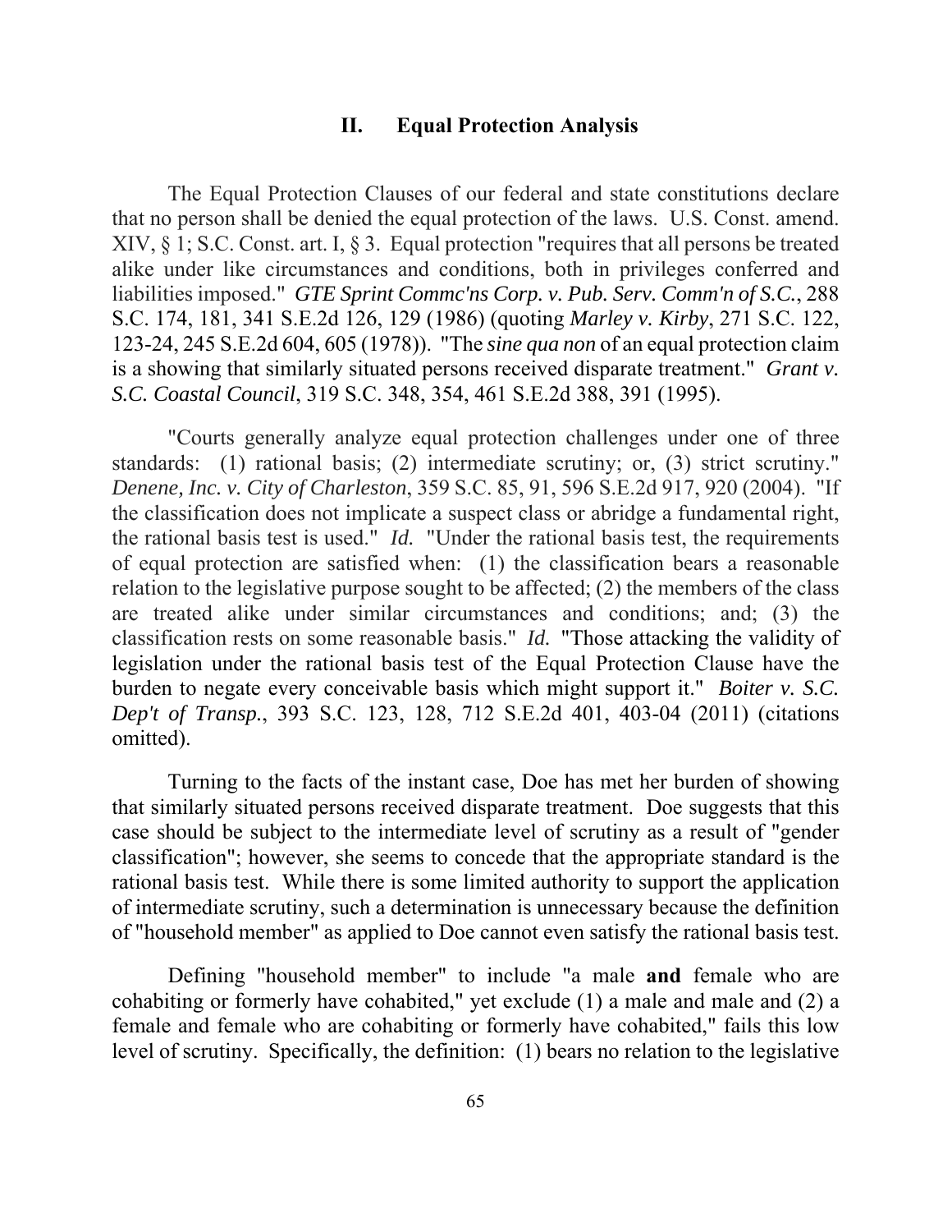## II. Equal Protection Analysis

The Equal Protection Clauses of our federal and state constitutions declare that no person shall be denied the equal protection of the laws. U.S. Const. amend. XIV, § 1; S.C. Const. art. I, § 3. Equal protection "requires that all persons be treated alike under like circumstances and conditions, both in privileges conferred and liabilities imposed." *GTE Sprint Commc'ns Corp. v. Pub. Serv. Comm'n of S.C.*, 288 S.C. 174, 181, 341 S.E.2d 126, 129 (1986) (quoting *Marley v. Kirby*, 271 S.C. 122, 123-24, 245 S.E.2d 604, 605 (1978)). "The *sine qua non* of an equal protection claim is a showing that similarly situated persons received disparate treatment." *Grant v. S.C. Coastal Council*, 319 S.C. 348, 354, 461 S.E.2d 388, 391 (1995).

"Courts generally analyze equal protection challenges under one of three standards: (1) rational basis; (2) intermediate scrutiny; or, (3) strict scrutiny." *Denene, Inc. v. City of Charleston*, 359 S.C. 85, 91, 596 S.E.2d 917, 920 (2004). "If the classification does not implicate a suspect class or abridge a fundamental right, the rational basis test is used." *Id.* "Under the rational basis test, the requirements of equal protection are satisfied when: (1) the classification bears a reasonable relation to the legislative purpose sought to be affected; (2) the members of the class are treated alike under similar circumstances and conditions; and; (3) the classification rests on some reasonable basis." *Id.* "Those attacking the validity of legislation under the rational basis test of the Equal Protection Clause have the burden to negate every conceivable basis which might support it." *Boiter v. S.C. Dep't of Transp.*, 393 S.C. 123, 128, 712 S.E.2d 401, 403-04 (2011) (citations omitted).

Turning to the facts of the instant case, Doe has met her burden of showing that similarly situated persons received disparate treatment. Doe suggests that this case should be subject to the intermediate level of scrutiny as a result of "gender classification"; however, she seems to concede that the appropriate standard is the rational basis test. While there is some limited authority to support the application of intermediate scrutiny, such a determination is unnecessary because the definition of "household member" as applied to Doe cannot even satisfy the rational basis test.

Defining "household member" to include "a male **and** female who are cohabiting or formerly have cohabited," yet exclude (1) a male and male and (2) a female and female who are cohabiting or formerly have cohabited," fails this low level of scrutiny. Specifically, the definition: (1) bears no relation to the legislative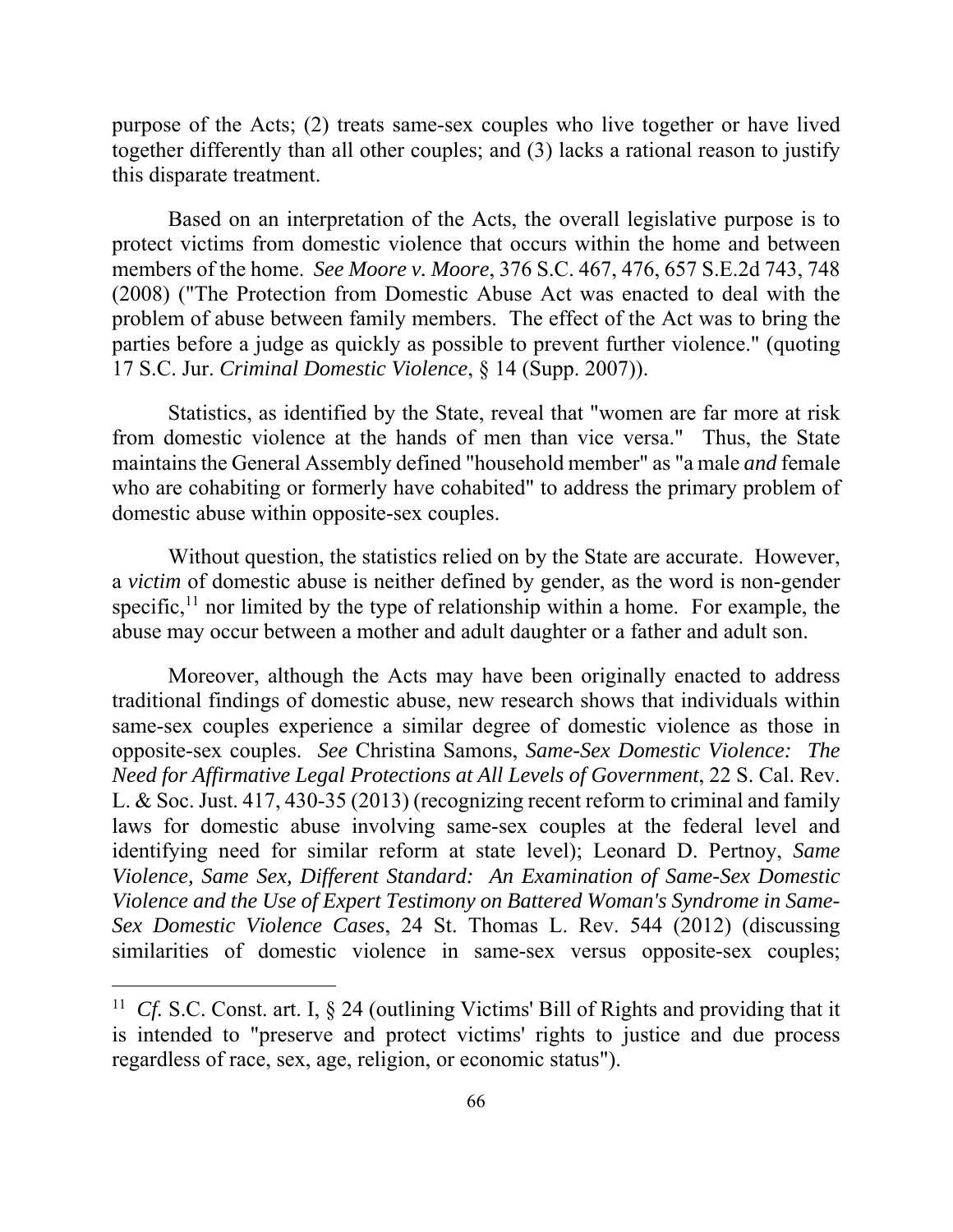purpose of the Acts; (2) treats same-sex couples who live together or have lived together differently than all other couples; and (3) lacks a rational reason to justify this disparate treatment.

Based on an interpretation of the Acts, the overall legislative purpose is to protect victims from domestic violence that occurs within the home and between members of the home. *See Moore v. Moore*, 376 S.C. 467, 476, 657 S.E.2d 743, 748 (2008) ("The Protection from Domestic Abuse Act was enacted to deal with the problem of abuse between family members. The effect of the Act was to bring the parties before a judge as quickly as possible to prevent further violence." (quoting 17 S.C. Jur. *Criminal Domestic Violence*, § 14 (Supp. 2007)).

Statistics, as identified by the State, reveal that "women are far more at risk from domestic violence at the hands of men than vice versa." Thus, the State maintains the General Assembly defined "household member" as "a male *and* female who are cohabiting or formerly have cohabited" to address the primary problem of domestic abuse within opposite-sex couples.

Without question, the statistics relied on by the State are accurate. However, a *victim* of domestic abuse is neither defined by gender, as the word is non-gender specific,[11] nor limited by the type of relationship within a home. For example, the abuse may occur between a mother and adult daughter or a father and adult son.

Moreover, although the Acts may have been originally enacted to address traditional findings of domestic abuse, new research shows that individuals within same-sex couples experience a similar degree of domestic violence as those in opposite-sex couples. *See* Christina Samons, *Same-Sex Domestic Violence: The Need for Affirmative Legal Protections at All Levels of Government*, 22 S. Cal. Rev. L. & Soc. Just. 417, 430-35 (2013) (recognizing recent reform to criminal and family laws for domestic abuse involving same-sex couples at the federal level and identifying need for similar reform at state level); Leonard D. Pertnoy, *Same Violence, Same Sex, Different Standard: An Examination of Same-Sex Domestic Violence and the Use of Expert Testimony on Battered Woman's Syndrome in Same-Sex Domestic Violence Cases*, 24 St. Thomas L. Rev. 544 (2012) (discussing similarities of domestic violence in same-sex versus opposite-sex couples;

---

[11] *Cf.* S.C. Const. art. I, § 24 (outlining Victims' Bill of Rights and providing that it is intended to "preserve and protect victims' rights to justice and due process regardless of race, sex, age, religion, or economic status").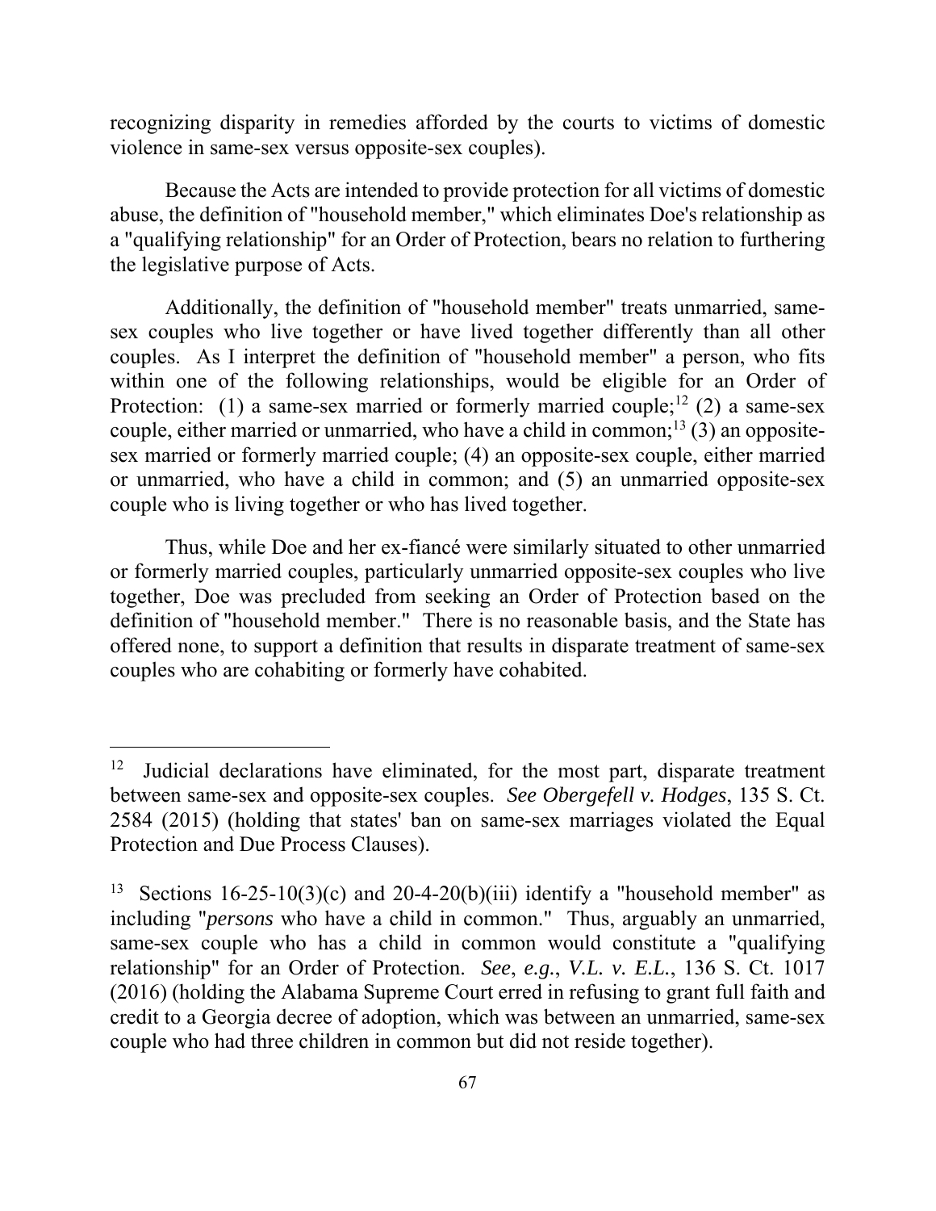recognizing disparity in remedies afforded by the courts to victims of domestic violence in same-sex versus opposite-sex couples).

Because the Acts are intended to provide protection for all victims of domestic abuse, the definition of "household member," which eliminates Doe's relationship as a "qualifying relationship" for an Order of Protection, bears no relation to furthering the legislative purpose of Acts.

Additionally, the definition of "household member" treats unmarried, same-sex couples who live together or have lived together differently than all other couples. As I interpret the definition of "household member" a person, who fits within one of the following relationships, would be eligible for an Order of Protection: (1) a same-sex married or formerly married couple;[12] (2) a same-sex couple, either married or unmarried, who have a child in common;[13] (3) an opposite-sex married or formerly married couple; (4) an opposite-sex couple, either married or unmarried, who have a child in common; and (5) an unmarried opposite-sex couple who is living together or who has lived together.

Thus, while Doe and her ex-fiancé were similarly situated to other unmarried or formerly married couples, particularly unmarried opposite-sex couples who live together, Doe was precluded from seeking an Order of Protection based on the definition of "household member." There is no reasonable basis, and the State has offered none, to support a definition that results in disparate treatment of same-sex couples who are cohabiting or formerly have cohabited.

---

[12] Judicial declarations have eliminated, for the most part, disparate treatment between same-sex and opposite-sex couples. *See Obergefell v. Hodges*, 135 S. Ct. 2584 (2015) (holding that states' ban on same-sex marriages violated the Equal Protection and Due Process Clauses).

[13] Sections 16-25-10(3)(c) and 20-4-20(b)(iii) identify a "household member" as including "*persons* who have a child in common." Thus, arguably an unmarried, same-sex couple who has a child in common would constitute a "qualifying relationship" for an Order of Protection. *See*, *e.g.*, *V.L. v. E.L.*, 136 S. Ct. 1017 (2016) (holding the Alabama Supreme Court erred in refusing to grant full faith and credit to a Georgia decree of adoption, which was between an unmarried, same-sex couple who had three children in common but did not reside together).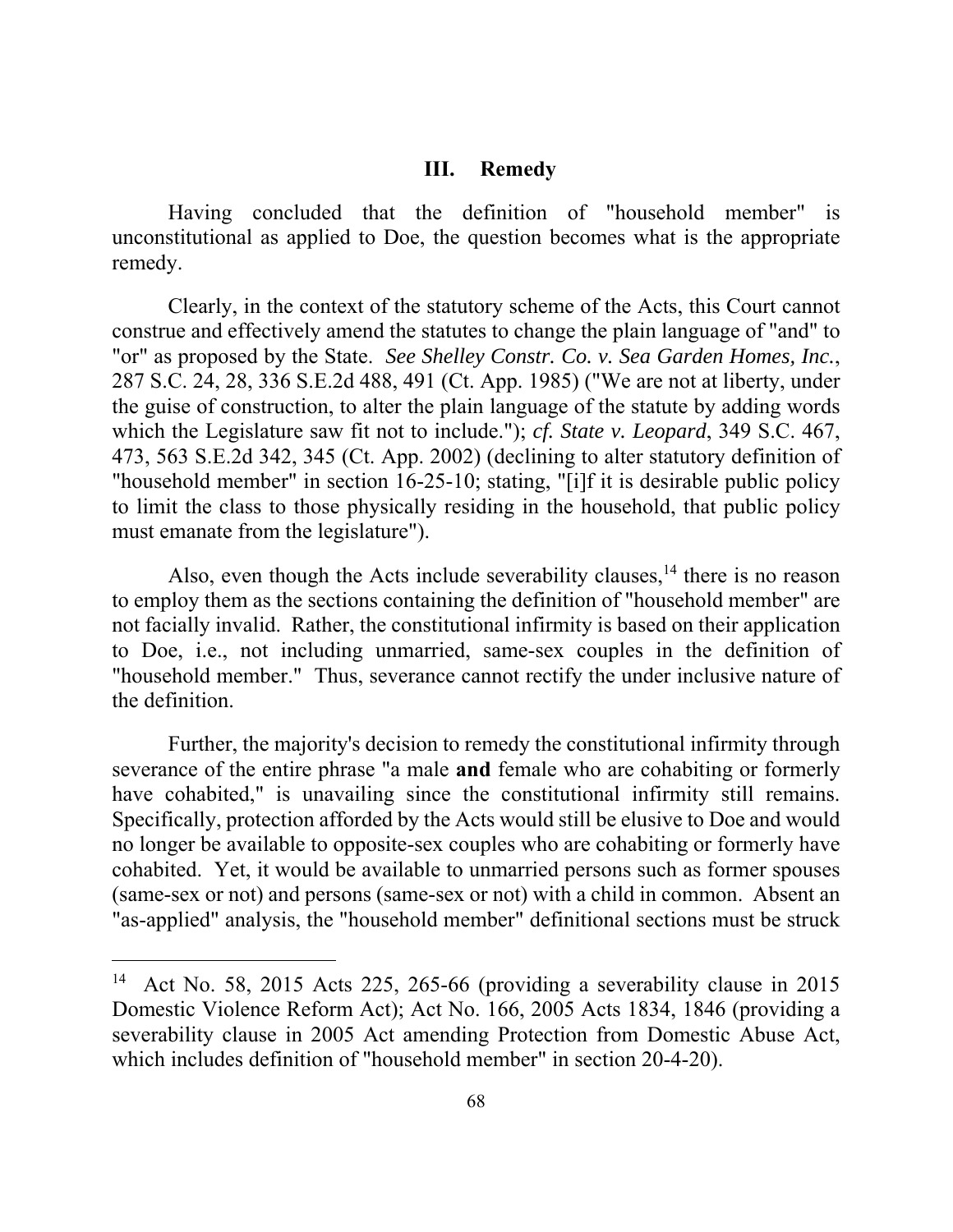## III. Remedy

Having concluded that the definition of "household member" is unconstitutional as applied to Doe, the question becomes what is the appropriate remedy.

Clearly, in the context of the statutory scheme of the Acts, this Court cannot construe and effectively amend the statutes to change the plain language of "and" to "or" as proposed by the State. *See Shelley Constr. Co. v. Sea Garden Homes, Inc.*, 287 S.C. 24, 28, 336 S.E.2d 488, 491 (Ct. App. 1985) ("We are not at liberty, under the guise of construction, to alter the plain language of the statute by adding words which the Legislature saw fit not to include."); *cf. State v. Leopard*, 349 S.C. 467, 473, 563 S.E.2d 342, 345 (Ct. App. 2002) (declining to alter statutory definition of "household member" in section 16-25-10; stating, "[i]f it is desirable public policy to limit the class to those physically residing in the household, that public policy must emanate from the legislature").

Also, even though the Acts include severability clauses,[14] there is no reason to employ them as the sections containing the definition of "household member" are not facially invalid. Rather, the constitutional infirmity is based on their application to Doe, i.e., not including unmarried, same-sex couples in the definition of "household member." Thus, severance cannot rectify the under inclusive nature of the definition.

Further, the majority's decision to remedy the constitutional infirmity through severance of the entire phrase "a male **and** female who are cohabiting or formerly have cohabited," is unavailing since the constitutional infirmity still remains. Specifically, protection afforded by the Acts would still be elusive to Doe and would no longer be available to opposite-sex couples who are cohabiting or formerly have cohabited. Yet, it would be available to unmarried persons such as former spouses (same-sex or not) and persons (same-sex or not) with a child in common. Absent an "as-applied" analysis, the "household member" definitional sections must be struck

[14] Act No. 58, 2015 Acts 225, 265-66 (providing a severability clause in 2015 Domestic Violence Reform Act); Act No. 166, 2005 Acts 1834, 1846 (providing a severability clause in 2005 Act amending Protection from Domestic Abuse Act, which includes definition of "household member" in section 20-4-20).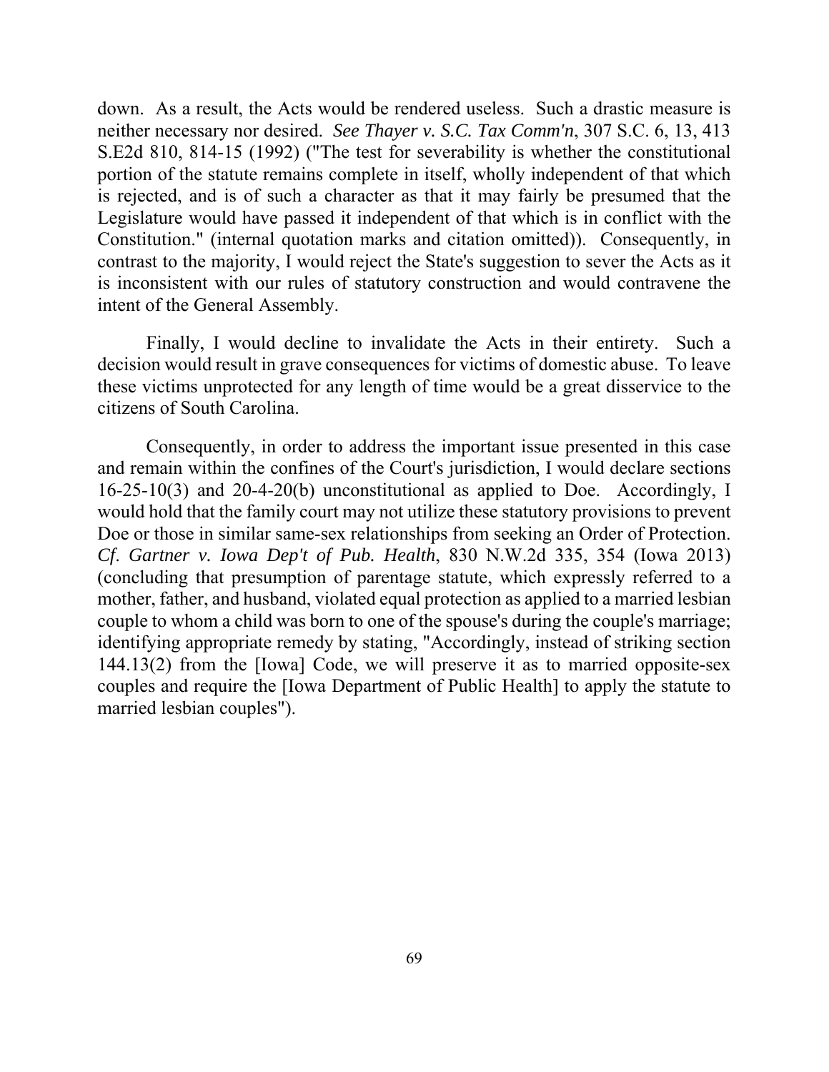down. As a result, the Acts would be rendered useless. Such a drastic measure is neither necessary nor desired. *See Thayer v. S.C. Tax Comm'n*, 307 S.C. 6, 13, 413 S.E2d 810, 814-15 (1992) ("The test for severability is whether the constitutional portion of the statute remains complete in itself, wholly independent of that which is rejected, and is of such a character as that it may fairly be presumed that the Legislature would have passed it independent of that which is in conflict with the Constitution." (internal quotation marks and citation omitted)). Consequently, in contrast to the majority, I would reject the State's suggestion to sever the Acts as it is inconsistent with our rules of statutory construction and would contravene the intent of the General Assembly.

Finally, I would decline to invalidate the Acts in their entirety. Such a decision would result in grave consequences for victims of domestic abuse. To leave these victims unprotected for any length of time would be a great disservice to the citizens of South Carolina.

Consequently, in order to address the important issue presented in this case and remain within the confines of the Court's jurisdiction, I would declare sections 16-25-10(3) and 20-4-20(b) unconstitutional as applied to Doe. Accordingly, I would hold that the family court may not utilize these statutory provisions to prevent Doe or those in similar same-sex relationships from seeking an Order of Protection. *Cf. Gartner v. Iowa Dep't of Pub. Health*, 830 N.W.2d 335, 354 (Iowa 2013) (concluding that presumption of parentage statute, which expressly referred to a mother, father, and husband, violated equal protection as applied to a married lesbian couple to whom a child was born to one of the spouse's during the couple's marriage; identifying appropriate remedy by stating, "Accordingly, instead of striking section 144.13(2) from the [Iowa] Code, we will preserve it as to married opposite-sex couples and require the [Iowa Department of Public Health] to apply the statute to married lesbian couples").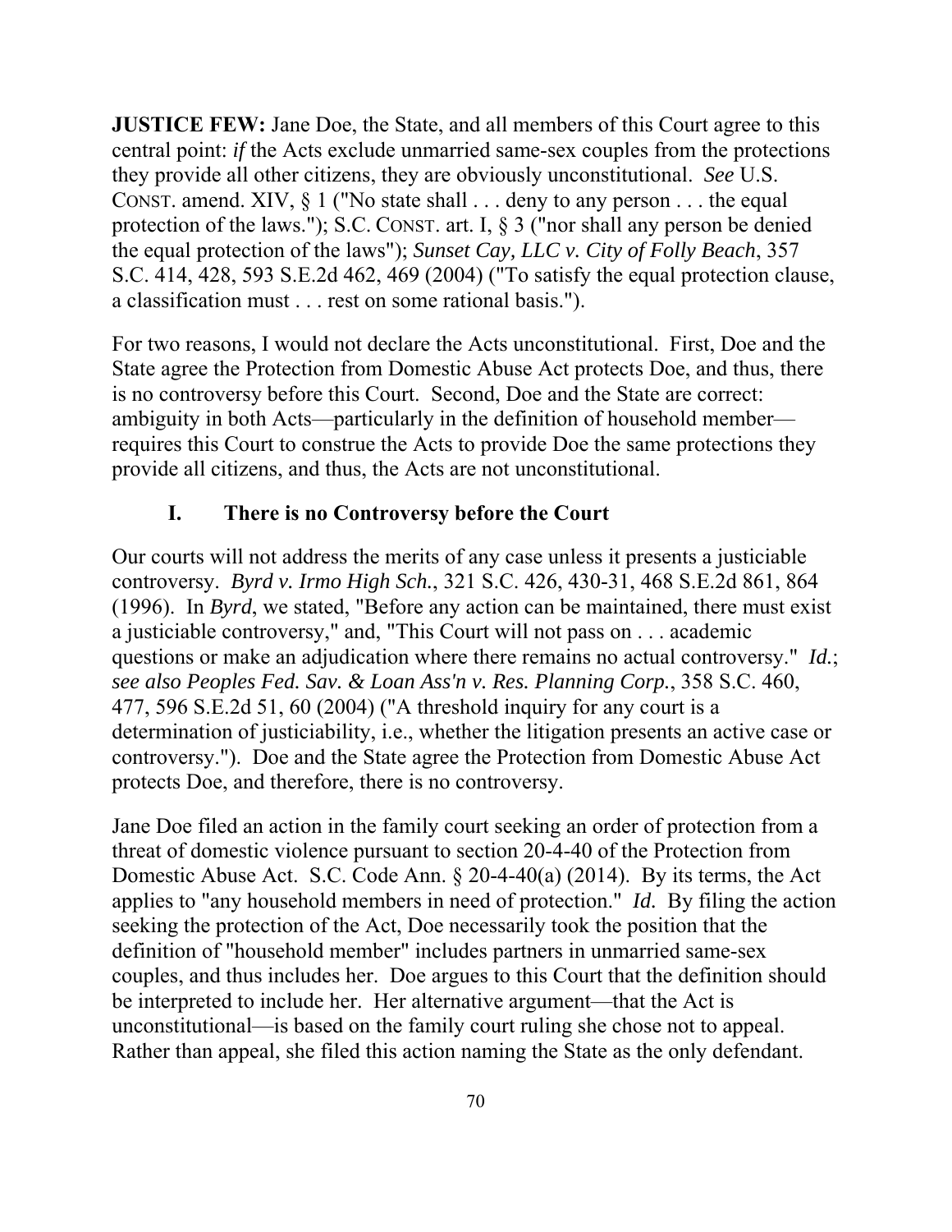**JUSTICE FEW:** Jane Doe, the State, and all members of this Court agree to this central point: ***if*** the Acts exclude unmarried same-sex couples from the protections they provide all other citizens, they are obviously unconstitutional. *See* U.S. CONST. amend. XIV, § 1 ("No state shall . . . deny to any person . . . the equal protection of the laws."); S.C. CONST. art. I, § 3 ("nor shall any person be denied the equal protection of the laws"); *Sunset Cay, LLC v. City of Folly Beach*, 357 S.C. 414, 428, 593 S.E.2d 462, 469 (2004) ("To satisfy the equal protection clause, a classification must . . . rest on some rational basis.").

For two reasons, I would not declare the Acts unconstitutional. First, Doe and the State agree the Protection from Domestic Abuse Act protects Doe, and thus, there is no controversy before this Court. Second, Doe and the State are correct: ambiguity in both Acts—particularly in the definition of household member—requires this Court to construe the Acts to provide Doe the same protections they provide all citizens, and thus, the Acts are not unconstitutional.

## I. There is no Controversy before the Court

Our courts will not address the merits of any case unless it presents a justiciable controversy. *Byrd v. Irmo High Sch.*, 321 S.C. 426, 430-31, 468 S.E.2d 861, 864 (1996). In *Byrd*, we stated, "Before any action can be maintained, there must exist a justiciable controversy," and, "This Court will not pass on . . . academic questions or make an adjudication where there remains no actual controversy." *Id.*; *see also Peoples Fed. Sav. & Loan Ass'n v. Res. Planning Corp.*, 358 S.C. 460, 477, 596 S.E.2d 51, 60 (2004) ("A threshold inquiry for any court is a determination of justiciability, i.e., whether the litigation presents an active case or controversy."). Doe and the State agree the Protection from Domestic Abuse Act protects Doe, and therefore, there is no controversy.

Jane Doe filed an action in the family court seeking an order of protection from a threat of domestic violence pursuant to section 20-4-40 of the Protection from Domestic Abuse Act. S.C. Code Ann. § 20-4-40(a) (2014). By its terms, the Act applies to "any household members in need of protection." *Id.* By filing the action seeking the protection of the Act, Doe necessarily took the position that the definition of "household member" includes partners in unmarried same-sex couples, and thus includes her. Doe argues to this Court that the definition should be interpreted to include her. Her alternative argument—that the Act is unconstitutional—is based on the family court ruling she chose not to appeal. Rather than appeal, she filed this action naming the State as the only defendant.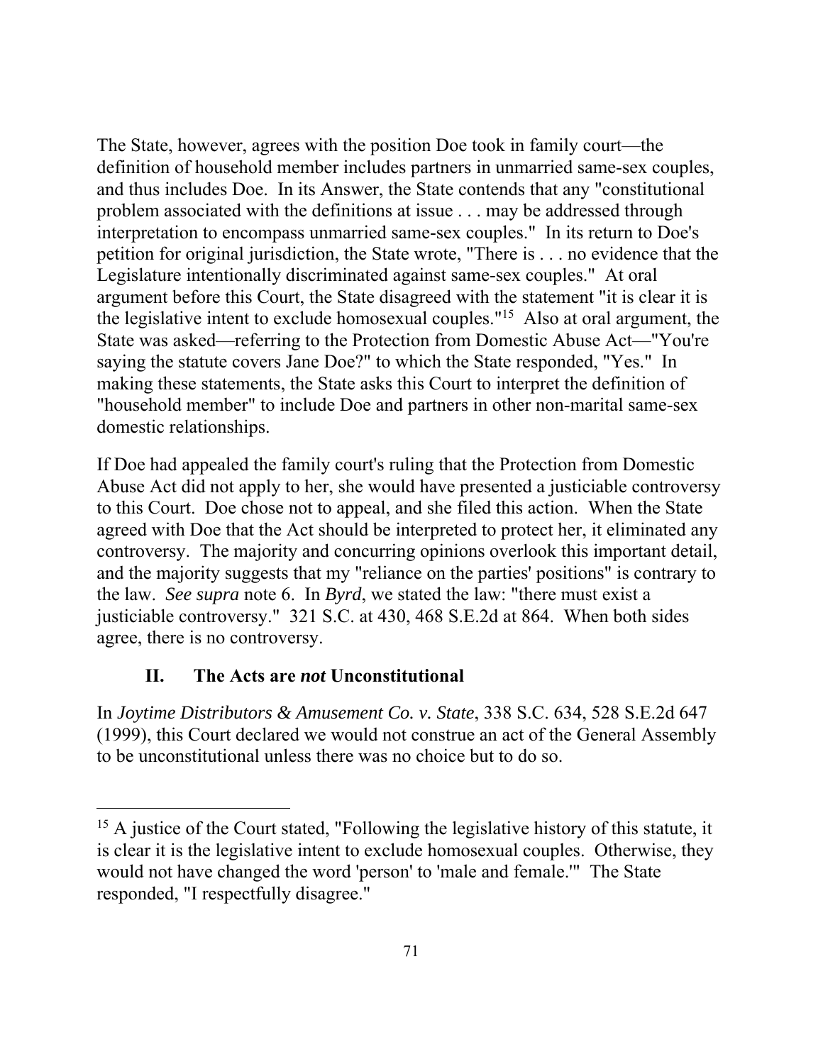The State, however, agrees with the position Doe took in family court—the definition of household member includes partners in unmarried same-sex couples, and thus includes Doe. In its Answer, the State contends that any "constitutional problem associated with the definitions at issue . . . may be addressed through interpretation to encompass unmarried same-sex couples." In its return to Doe's petition for original jurisdiction, the State wrote, "There is . . . no evidence that the Legislature intentionally discriminated against same-sex couples." At oral argument before this Court, the State disagreed with the statement "it is clear it is the legislative intent to exclude homosexual couples."[15] Also at oral argument, the State was asked—referring to the Protection from Domestic Abuse Act—"You're saying the statute covers Jane Doe?" to which the State responded, "Yes." In making these statements, the State asks this Court to interpret the definition of "household member" to include Doe and partners in other non-marital same-sex domestic relationships.

If Doe had appealed the family court's ruling that the Protection from Domestic Abuse Act did not apply to her, she would have presented a justiciable controversy to this Court. Doe chose not to appeal, and she filed this action. When the State agreed with Doe that the Act should be interpreted to protect her, it eliminated any controversy. The majority and concurring opinions overlook this important detail, and the majority suggests that my "reliance on the parties' positions" is contrary to the law. *See supra* note 6. In *Byrd*, we stated the law: "there must exist a justiciable controversy." 321 S.C. at 430, 468 S.E.2d at 864. When both sides agree, there is no controversy.

## II. The Acts are *not* Unconstitutional

In *Joytime Distributors & Amusement Co. v. State*, 338 S.C. 634, 528 S.E.2d 647 (1999), this Court declared we would not construe an act of the General Assembly to be unconstitutional unless there was no choice but to do so.

---

[15] A justice of the Court stated, "Following the legislative history of this statute, it is clear it is the legislative intent to exclude homosexual couples. Otherwise, they would not have changed the word 'person' to 'male and female.'" The State responded, "I respectfully disagree."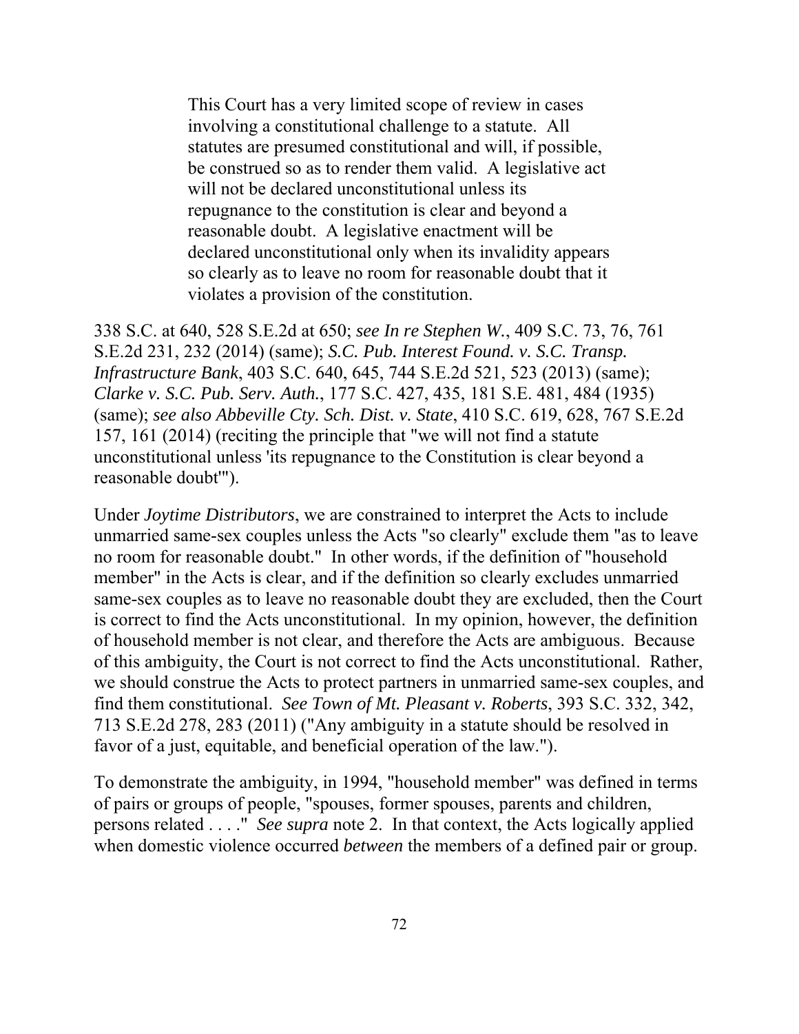> This Court has a very limited scope of review in cases involving a constitutional challenge to a statute. All statutes are presumed constitutional and will, if possible, be construed so as to render them valid. A legislative act will not be declared unconstitutional unless its repugnance to the constitution is clear and beyond a reasonable doubt. A legislative enactment will be declared unconstitutional only when its invalidity appears so clearly as to leave no room for reasonable doubt that it violates a provision of the constitution.

338 S.C. at 640, 528 S.E.2d at 650; *see In re Stephen W.*, 409 S.C. 73, 76, 761 S.E.2d 231, 232 (2014) (same); *S.C. Pub. Interest Found. v. S.C. Transp. Infrastructure Bank*, 403 S.C. 640, 645, 744 S.E.2d 521, 523 (2013) (same); *Clarke v. S.C. Pub. Serv. Auth.*, 177 S.C. 427, 435, 181 S.E. 481, 484 (1935) (same); *see also Abbeville Cty. Sch. Dist. v. State*, 410 S.C. 619, 628, 767 S.E.2d 157, 161 (2014) (reciting the principle that "we will not find a statute unconstitutional unless 'its repugnance to the Constitution is clear beyond a reasonable doubt'").

Under *Joytime Distributors*, we are constrained to interpret the Acts to include unmarried same-sex couples unless the Acts "so clearly" exclude them "as to leave no room for reasonable doubt." In other words, if the definition of "household member" in the Acts is clear, and if the definition so clearly excludes unmarried same-sex couples as to leave no reasonable doubt they are excluded, then the Court is correct to find the Acts unconstitutional. In my opinion, however, the definition of household member is not clear, and therefore the Acts are ambiguous. Because of this ambiguity, the Court is not correct to find the Acts unconstitutional. Rather, we should construe the Acts to protect partners in unmarried same-sex couples, and find them constitutional. *See Town of Mt. Pleasant v. Roberts*, 393 S.C. 332, 342, 713 S.E.2d 278, 283 (2011) ("Any ambiguity in a statute should be resolved in favor of a just, equitable, and beneficial operation of the law.").

To demonstrate the ambiguity, in 1994, "household member" was defined in terms of pairs or groups of people, "spouses, former spouses, parents and children, persons related . . . ." *See supra* note 2. In that context, the Acts logically applied when domestic violence occurred *between* the members of a defined pair or group.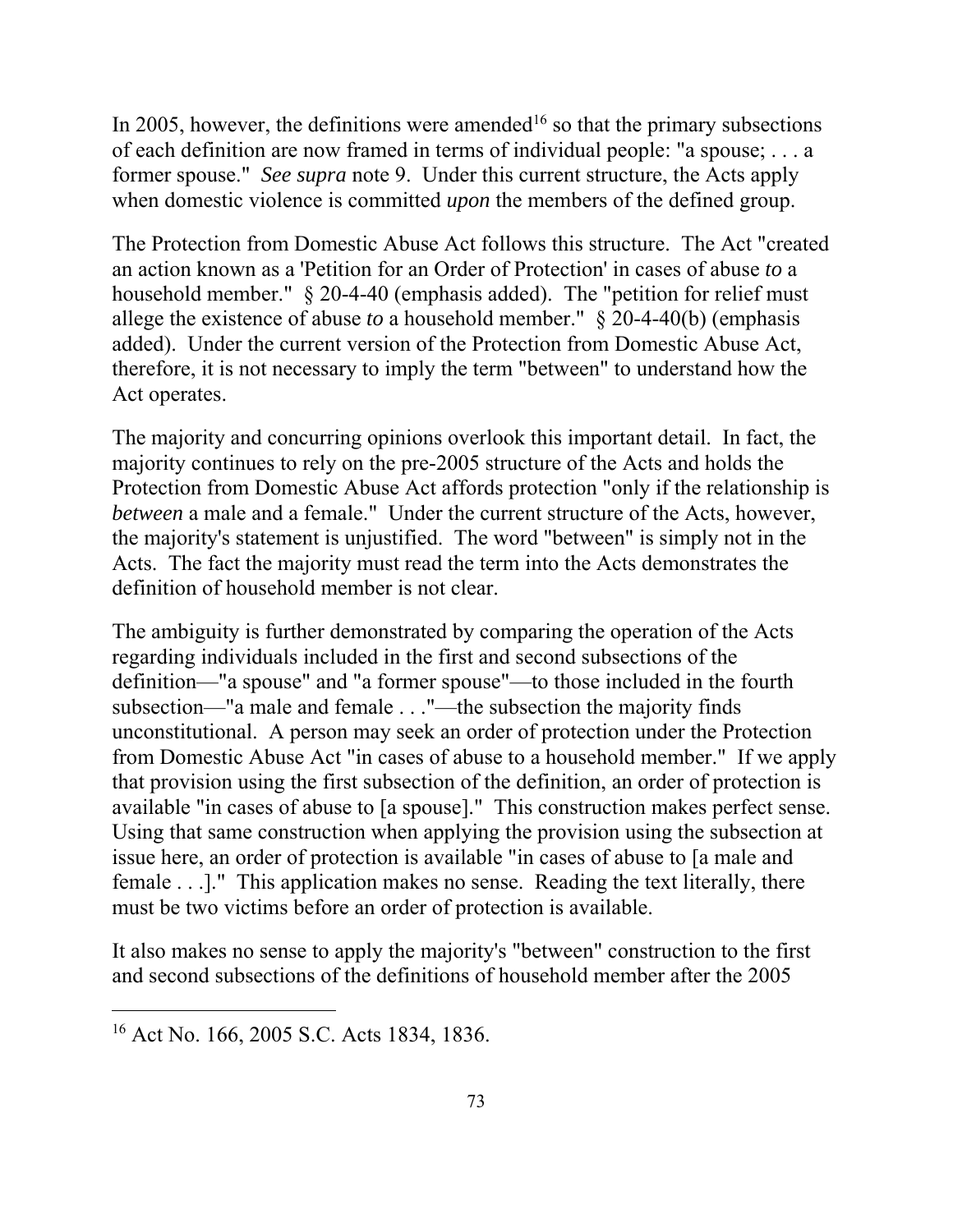In 2005, however, the definitions were amended[16] so that the primary subsections of each definition are now framed in terms of individual people: "a spouse; . . . a former spouse." *See supra* note 9. Under this current structure, the Acts apply when domestic violence is committed *upon* the members of the defined group.

The Protection from Domestic Abuse Act follows this structure. The Act "created an action known as a 'Petition for an Order of Protection' in cases of abuse *to* a household member." § 20-4-40 (emphasis added). The "petition for relief must allege the existence of abuse *to* a household member." § 20-4-40(b) (emphasis added). Under the current version of the Protection from Domestic Abuse Act, therefore, it is not necessary to imply the term "between" to understand how the Act operates.

The majority and concurring opinions overlook this important detail. In fact, the majority continues to rely on the pre-2005 structure of the Acts and holds the Protection from Domestic Abuse Act affords protection "only if the relationship is *between* a male and a female." Under the current structure of the Acts, however, the majority's statement is unjustified. The word "between" is simply not in the Acts. The fact the majority must read the term into the Acts demonstrates the definition of household member is not clear.

The ambiguity is further demonstrated by comparing the operation of the Acts regarding individuals included in the first and second subsections of the definition—"a spouse" and "a former spouse"—to those included in the fourth subsection—"a male and female . . ."—the subsection the majority finds unconstitutional. A person may seek an order of protection under the Protection from Domestic Abuse Act "in cases of abuse to a household member." If we apply that provision using the first subsection of the definition, an order of protection is available "in cases of abuse to [a spouse]." This construction makes perfect sense. Using that same construction when applying the provision using the subsection at issue here, an order of protection is available "in cases of abuse to [a male and female . . .]." This application makes no sense. Reading the text literally, there must be two victims before an order of protection is available.

It also makes no sense to apply the majority's "between" construction to the first and second subsections of the definitions of household member after the 2005

[16] Act No. 166, 2005 S.C. Acts 1834, 1836.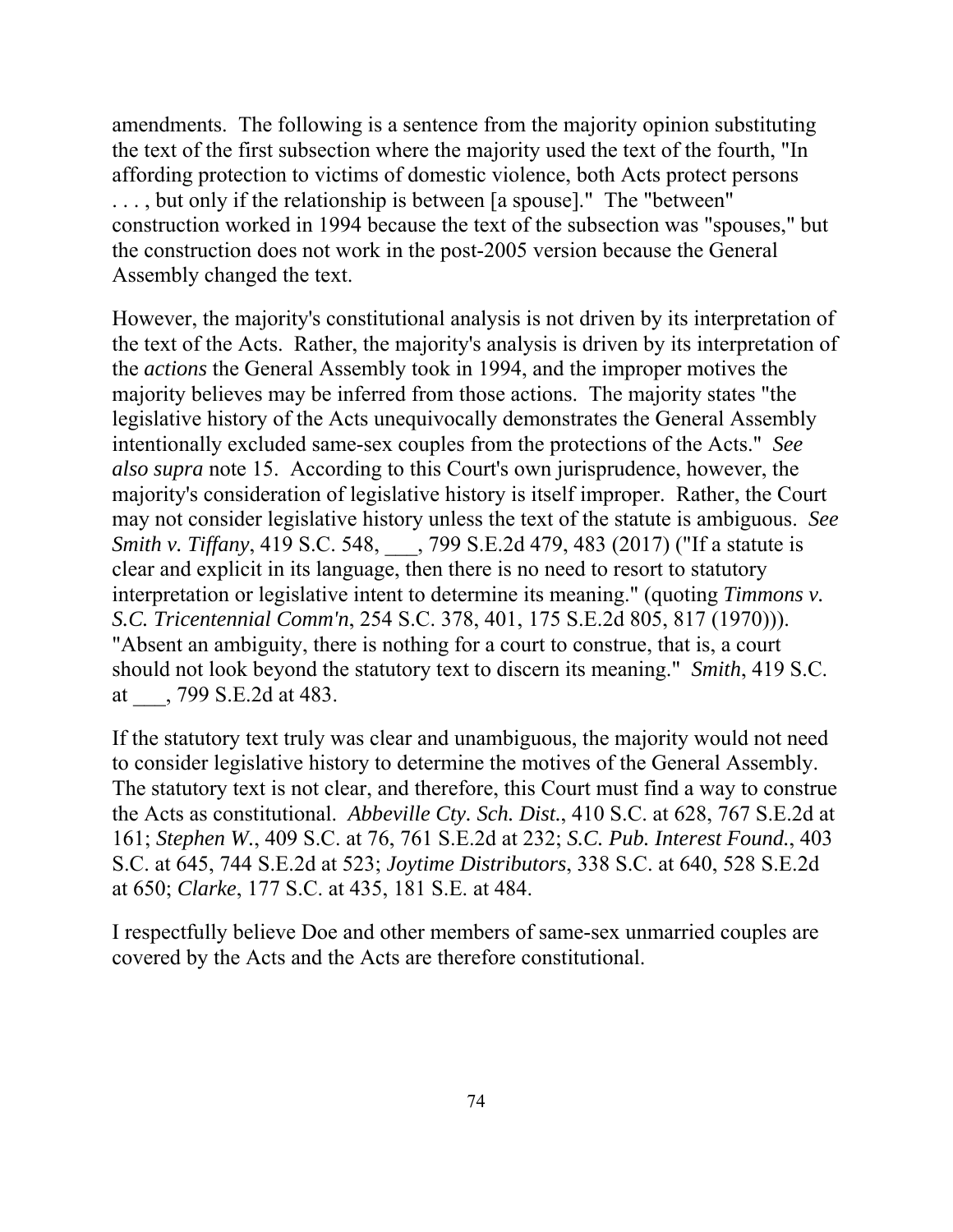amendments. The following is a sentence from the majority opinion substituting the text of the first subsection where the majority used the text of the fourth, "In affording protection to victims of domestic violence, both Acts protect persons . . . , but only if the relationship is between [a spouse]." The "between" construction worked in 1994 because the text of the subsection was "spouses," but the construction does not work in the post-2005 version because the General Assembly changed the text.

However, the majority's constitutional analysis is not driven by its interpretation of the text of the Acts. Rather, the majority's analysis is driven by its interpretation of the *actions* the General Assembly took in 1994, and the improper motives the majority believes may be inferred from those actions. The majority states "the legislative history of the Acts unequivocally demonstrates the General Assembly intentionally excluded same-sex couples from the protections of the Acts." *See also supra* note 15. According to this Court's own jurisprudence, however, the majority's consideration of legislative history is itself improper. Rather, the Court may not consider legislative history unless the text of the statute is ambiguous. *See Smith v. Tiffany*, 419 S.C. 548, ___, 799 S.E.2d 479, 483 (2017) ("If a statute is clear and explicit in its language, then there is no need to resort to statutory interpretation or legislative intent to determine its meaning." (quoting *Timmons v. S.C. Tricentennial Comm'n*, 254 S.C. 378, 401, 175 S.E.2d 805, 817 (1970))). "Absent an ambiguity, there is nothing for a court to construe, that is, a court should not look beyond the statutory text to discern its meaning." *Smith*, 419 S.C. at ___, 799 S.E.2d at 483.

If the statutory text truly was clear and unambiguous, the majority would not need to consider legislative history to determine the motives of the General Assembly. The statutory text is not clear, and therefore, this Court must find a way to construe the Acts as constitutional. *Abbeville Cty. Sch. Dist.*, 410 S.C. at 628, 767 S.E.2d at 161; *Stephen W.*, 409 S.C. at 76, 761 S.E.2d at 232; *S.C. Pub. Interest Found.*, 403 S.C. at 645, 744 S.E.2d at 523; *Joytime Distributors*, 338 S.C. at 640, 528 S.E.2d at 650; *Clarke*, 177 S.C. at 435, 181 S.E. at 484.

I respectfully believe Doe and other members of same-sex unmarried couples are covered by the Acts and the Acts are therefore constitutional.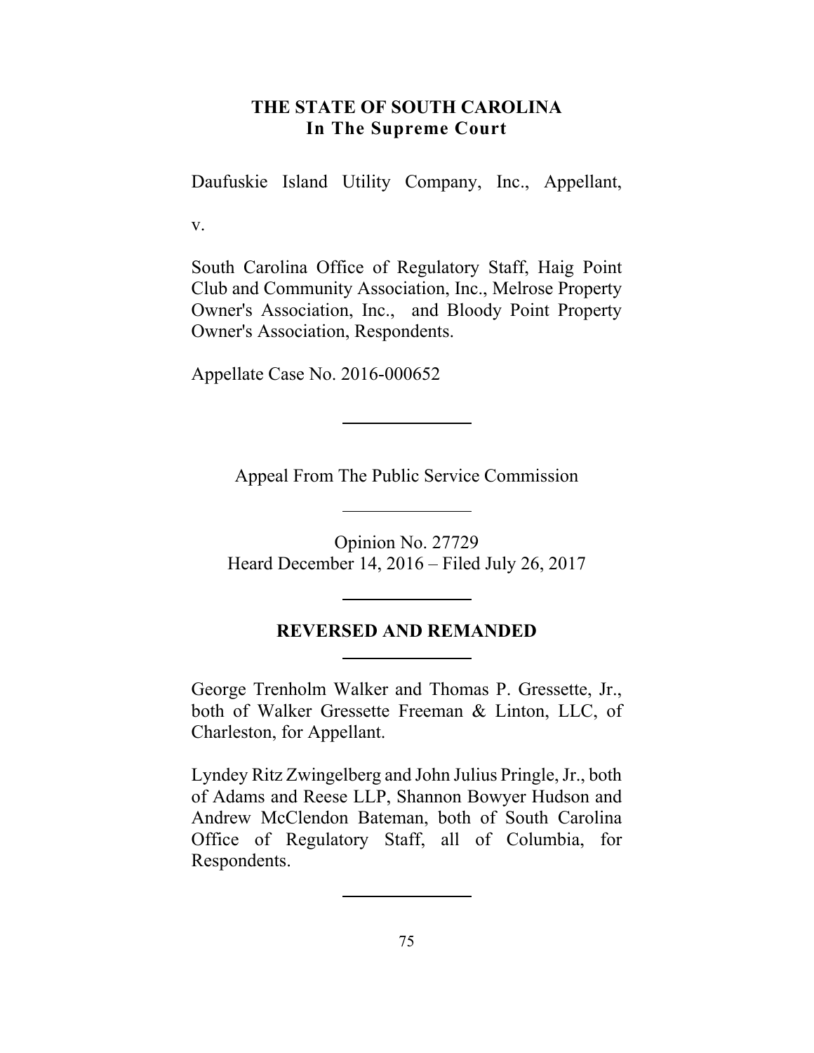**THE STATE OF SOUTH CAROLINA**
**In The Supreme Court**

Daufuskie Island Utility Company, Inc., Appellant,

v.

South Carolina Office of Regulatory Staff, Haig Point Club and Community Association, Inc., Melrose Property Owner's Association, Inc., and Bloody Point Property Owner's Association, Respondents.

Appellate Case No. 2016-000652

---

Appeal From The Public Service Commission

---

Opinion No. 27729
Heard December 14, 2016 – Filed July 26, 2017

---

**REVERSED AND REMANDED**

---

George Trenholm Walker and Thomas P. Gressette, Jr., both of Walker Gressette Freeman & Linton, LLC, of Charleston, for Appellant.

Lyndey Ritz Zwingelberg and John Julius Pringle, Jr., both of Adams and Reese LLP, Shannon Bowyer Hudson and Andrew McClendon Bateman, both of South Carolina Office of Regulatory Staff, all of Columbia, for Respondents.

---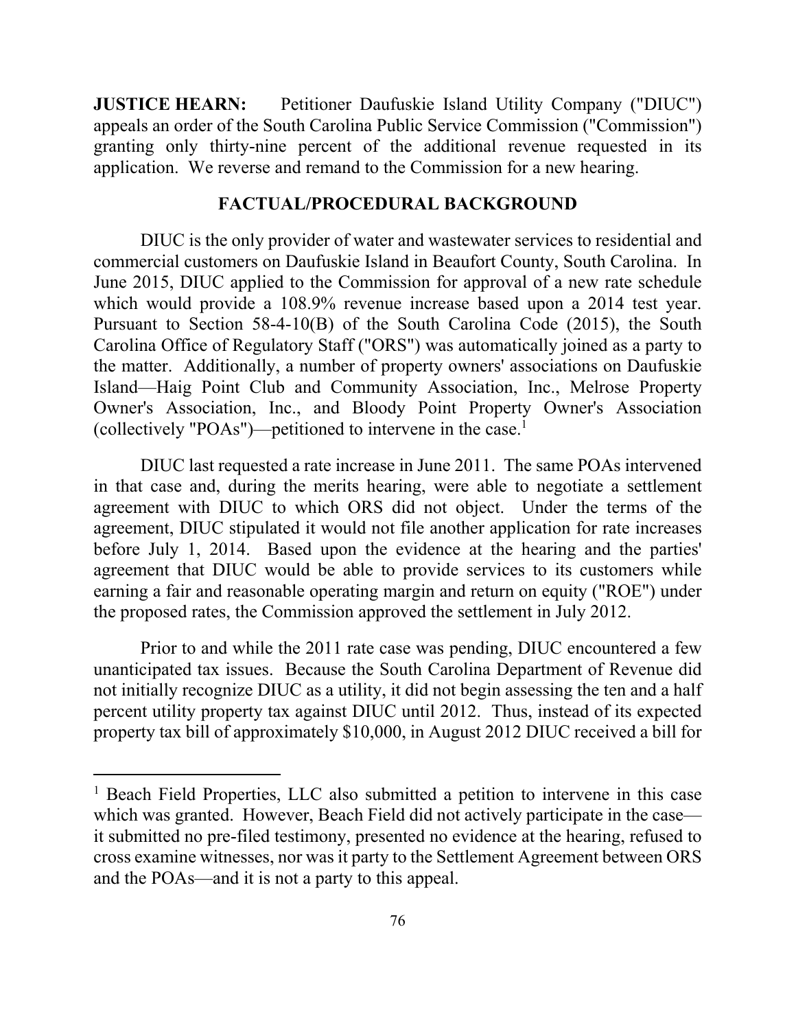**JUSTICE HEARN:** Petitioner Daufuskie Island Utility Company ("DIUC") appeals an order of the South Carolina Public Service Commission ("Commission") granting only thirty-nine percent of the additional revenue requested in its application. We reverse and remand to the Commission for a new hearing.

## FACTUAL/PROCEDURAL BACKGROUND

DIUC is the only provider of water and wastewater services to residential and commercial customers on Daufuskie Island in Beaufort County, South Carolina. In June 2015, DIUC applied to the Commission for approval of a new rate schedule which would provide a 108.9% revenue increase based upon a 2014 test year. Pursuant to Section 58-4-10(B) of the South Carolina Code (2015), the South Carolina Office of Regulatory Staff ("ORS") was automatically joined as a party to the matter. Additionally, a number of property owners' associations on Daufuskie Island—Haig Point Club and Community Association, Inc., Melrose Property Owner's Association, Inc., and Bloody Point Property Owner's Association (collectively "POAs")—petitioned to intervene in the case.[1]

DIUC last requested a rate increase in June 2011. The same POAs intervened in that case and, during the merits hearing, were able to negotiate a settlement agreement with DIUC to which ORS did not object. Under the terms of the agreement, DIUC stipulated it would not file another application for rate increases before July 1, 2014. Based upon the evidence at the hearing and the parties' agreement that DIUC would be able to provide services to its customers while earning a fair and reasonable operating margin and return on equity ("ROE") under the proposed rates, the Commission approved the settlement in July 2012.

Prior to and while the 2011 rate case was pending, DIUC encountered a few unanticipated tax issues. Because the South Carolina Department of Revenue did not initially recognize DIUC as a utility, it did not begin assessing the ten and a half percent utility property tax against DIUC until 2012. Thus, instead of its expected property tax bill of approximately $10,000, in August 2012 DIUC received a bill for

---

[1] Beach Field Properties, LLC also submitted a petition to intervene in this case which was granted. However, Beach Field did not actively participate in the case—it submitted no pre-filed testimony, presented no evidence at the hearing, refused to cross examine witnesses, nor was it party to the Settlement Agreement between ORS and the POAs—and it is not a party to this appeal.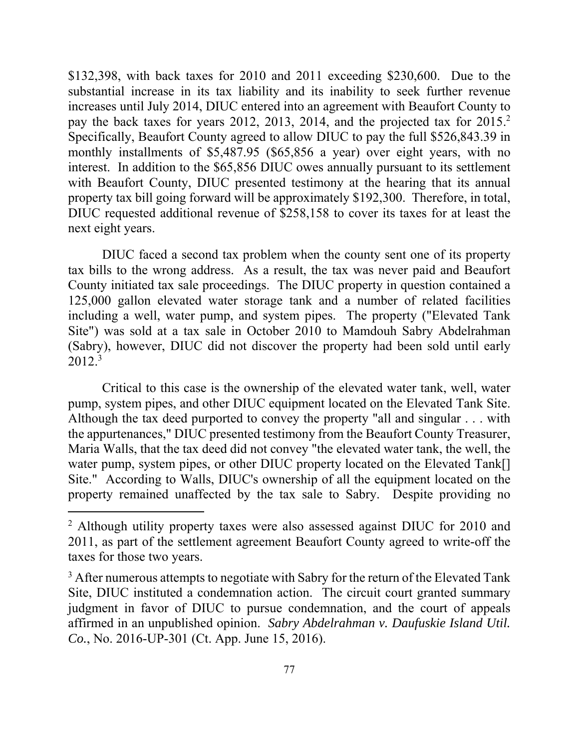$132,398, with back taxes for 2010 and 2011 exceeding $230,600. Due to the substantial increase in its tax liability and its inability to seek further revenue increases until July 2014, DIUC entered into an agreement with Beaufort County to pay the back taxes for years 2012, 2013, 2014, and the projected tax for 2015.[2] Specifically, Beaufort County agreed to allow DIUC to pay the full $526,843.39 in monthly installments of $5,487.95 ($65,856 a year) over eight years, with no interest. In addition to the $65,856 DIUC owes annually pursuant to its settlement with Beaufort County, DIUC presented testimony at the hearing that its annual property tax bill going forward will be approximately $192,300. Therefore, in total, DIUC requested additional revenue of $258,158 to cover its taxes for at least the next eight years.

DIUC faced a second tax problem when the county sent one of its property tax bills to the wrong address. As a result, the tax was never paid and Beaufort County initiated tax sale proceedings. The DIUC property in question contained a 125,000 gallon elevated water storage tank and a number of related facilities including a well, water pump, and system pipes. The property ("Elevated Tank Site") was sold at a tax sale in October 2010 to Mamdouh Sabry Abdelrahman (Sabry), however, DIUC did not discover the property had been sold until early 2012.[3]

Critical to this case is the ownership of the elevated water tank, well, water pump, system pipes, and other DIUC equipment located on the Elevated Tank Site. Although the tax deed purported to convey the property "all and singular . . . with the appurtenances," DIUC presented testimony from the Beaufort County Treasurer, Maria Walls, that the tax deed did not convey "the elevated water tank, the well, the water pump, system pipes, or other DIUC property located on the Elevated Tank[] Site." According to Walls, DIUC's ownership of all the equipment located on the property remained unaffected by the tax sale to Sabry. Despite providing no

---

[2] Although utility property taxes were also assessed against DIUC for 2010 and 2011, as part of the settlement agreement Beaufort County agreed to write-off the taxes for those two years.

[3] After numerous attempts to negotiate with Sabry for the return of the Elevated Tank Site, DIUC instituted a condemnation action. The circuit court granted summary judgment in favor of DIUC to pursue condemnation, and the court of appeals affirmed in an unpublished opinion. *Sabry Abdelrahman v. Daufuskie Island Util. Co.*, No. 2016-UP-301 (Ct. App. June 15, 2016).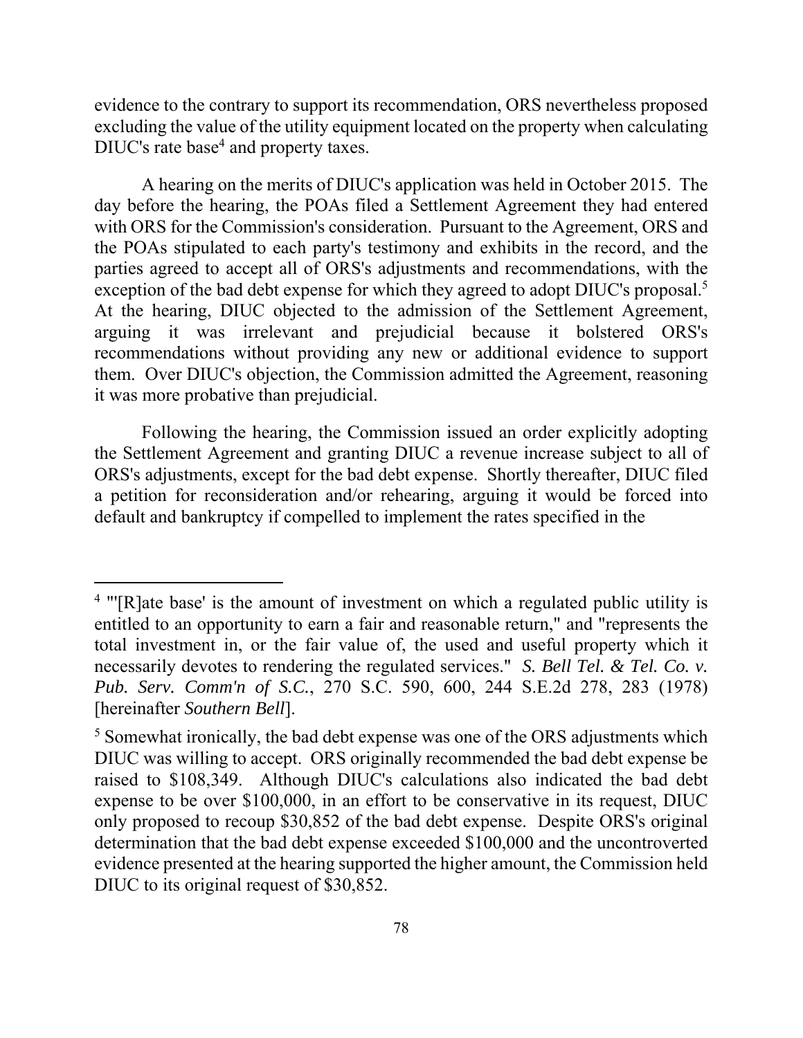evidence to the contrary to support its recommendation, ORS nevertheless proposed excluding the value of the utility equipment located on the property when calculating DIUC's rate base[4] and property taxes.

A hearing on the merits of DIUC's application was held in October 2015. The day before the hearing, the POAs filed a Settlement Agreement they had entered with ORS for the Commission's consideration. Pursuant to the Agreement, ORS and the POAs stipulated to each party's testimony and exhibits in the record, and the parties agreed to accept all of ORS's adjustments and recommendations, with the exception of the bad debt expense for which they agreed to adopt DIUC's proposal.[5] At the hearing, DIUC objected to the admission of the Settlement Agreement, arguing it was irrelevant and prejudicial because it bolstered ORS's recommendations without providing any new or additional evidence to support them. Over DIUC's objection, the Commission admitted the Agreement, reasoning it was more probative than prejudicial.

Following the hearing, the Commission issued an order explicitly adopting the Settlement Agreement and granting DIUC a revenue increase subject to all of ORS's adjustments, except for the bad debt expense. Shortly thereafter, DIUC filed a petition for reconsideration and/or rehearing, arguing it would be forced into default and bankruptcy if compelled to implement the rates specified in the

---

[4] "'[R]ate base' is the amount of investment on which a regulated public utility is entitled to an opportunity to earn a fair and reasonable return," and "represents the total investment in, or the fair value of, the used and useful property which it necessarily devotes to rendering the regulated services." *S. Bell Tel. & Tel. Co. v. Pub. Serv. Comm'n of S.C.*, 270 S.C. 590, 600, 244 S.E.2d 278, 283 (1978) [hereinafter *Southern Bell*].

[5] Somewhat ironically, the bad debt expense was one of the ORS adjustments which DIUC was willing to accept. ORS originally recommended the bad debt expense be raised to $108,349. Although DIUC's calculations also indicated the bad debt expense to be over $100,000, in an effort to be conservative in its request, DIUC only proposed to recoup $30,852 of the bad debt expense. Despite ORS's original determination that the bad debt expense exceeded $100,000 and the uncontroverted evidence presented at the hearing supported the higher amount, the Commission held DIUC to its original request of $30,852.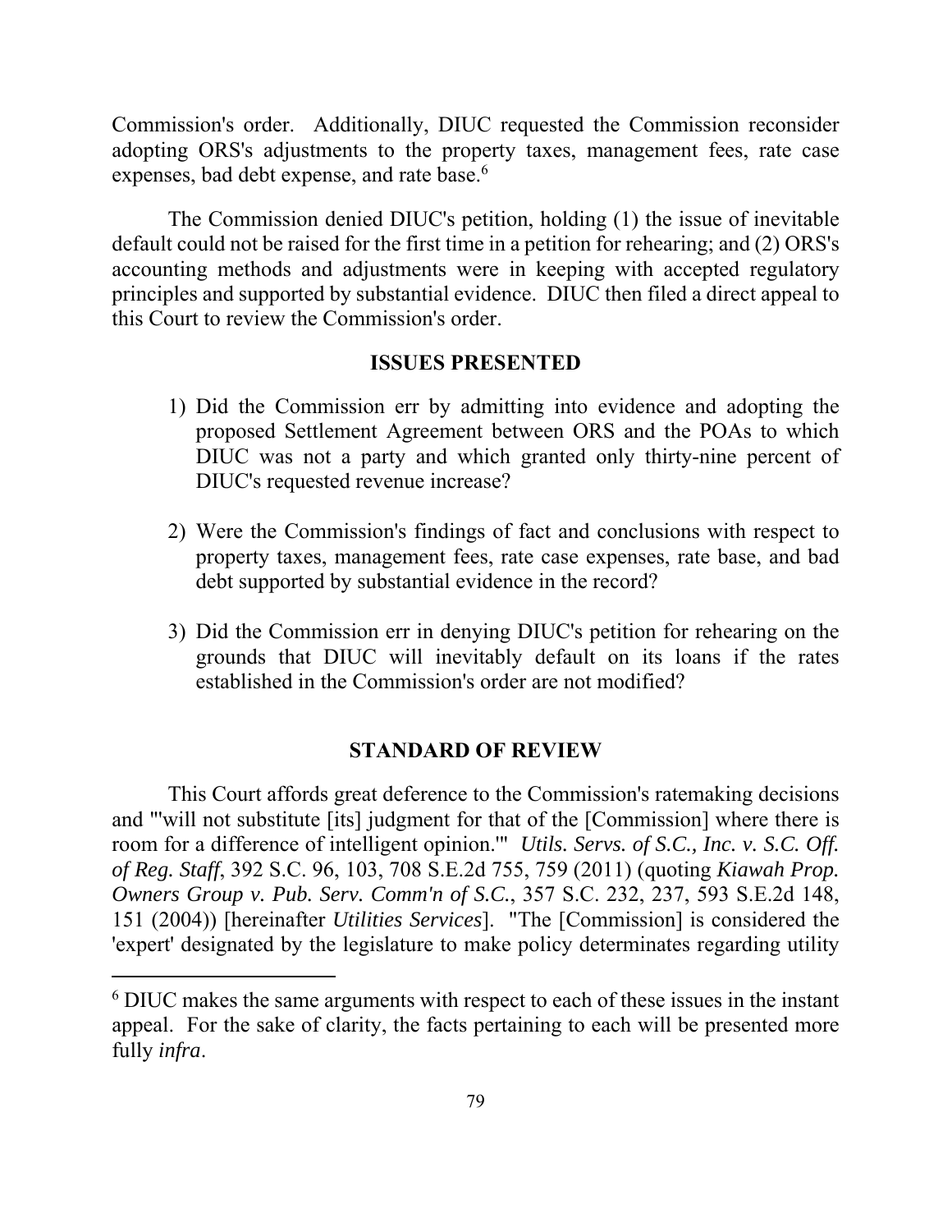Commission's order. Additionally, DIUC requested the Commission reconsider adopting ORS's adjustments to the property taxes, management fees, rate case expenses, bad debt expense, and rate base.[6]

The Commission denied DIUC's petition, holding (1) the issue of inevitable default could not be raised for the first time in a petition for rehearing; and (2) ORS's accounting methods and adjustments were in keeping with accepted regulatory principles and supported by substantial evidence. DIUC then filed a direct appeal to this Court to review the Commission's order.

## ISSUES PRESENTED

1) Did the Commission err by admitting into evidence and adopting the proposed Settlement Agreement between ORS and the POAs to which DIUC was not a party and which granted only thirty-nine percent of DIUC's requested revenue increase?

2) Were the Commission's findings of fact and conclusions with respect to property taxes, management fees, rate case expenses, rate base, and bad debt supported by substantial evidence in the record?

3) Did the Commission err in denying DIUC's petition for rehearing on the grounds that DIUC will inevitably default on its loans if the rates established in the Commission's order are not modified?

## STANDARD OF REVIEW

This Court affords great deference to the Commission's ratemaking decisions and "'will not substitute [its] judgment for that of the [Commission] where there is room for a difference of intelligent opinion.'" *Utils. Servs. of S.C., Inc. v. S.C. Off. of Reg. Staff*, 392 S.C. 96, 103, 708 S.E.2d 755, 759 (2011) (quoting *Kiawah Prop. Owners Group v. Pub. Serv. Comm'n of S.C.*, 357 S.C. 232, 237, 593 S.E.2d 148, 151 (2004)) [hereinafter *Utilities Services*]. "The [Commission] is considered the 'expert' designated by the legislature to make policy determinates regarding utility

---

[6] DIUC makes the same arguments with respect to each of these issues in the instant appeal. For the sake of clarity, the facts pertaining to each will be presented more fully *infra*.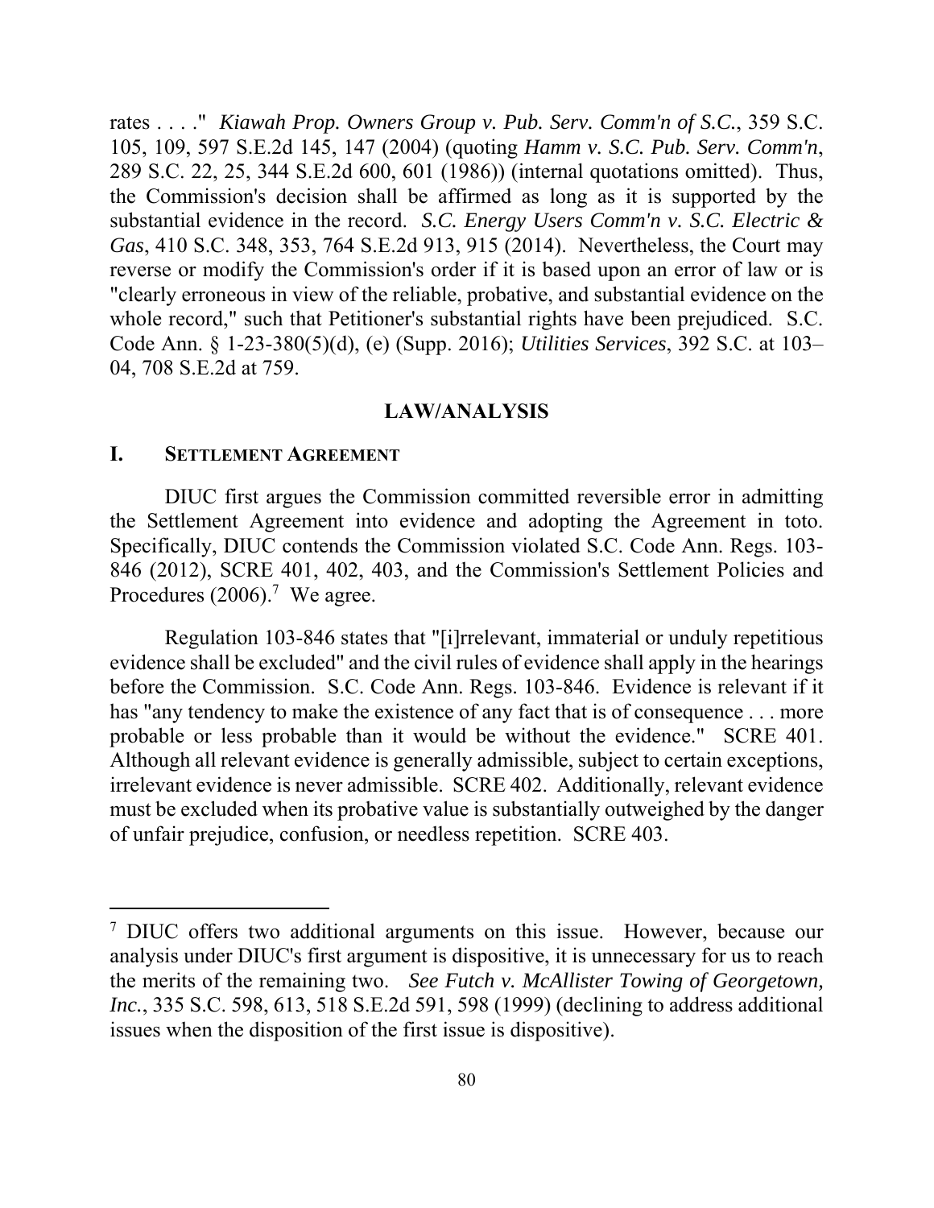rates . . . ." *Kiawah Prop. Owners Group v. Pub. Serv. Comm'n of S.C.*, 359 S.C. 105, 109, 597 S.E.2d 145, 147 (2004) (quoting *Hamm v. S.C. Pub. Serv. Comm'n*, 289 S.C. 22, 25, 344 S.E.2d 600, 601 (1986)) (internal quotations omitted). Thus, the Commission's decision shall be affirmed as long as it is supported by the substantial evidence in the record. *S.C. Energy Users Comm'n v. S.C. Electric & Gas*, 410 S.C. 348, 353, 764 S.E.2d 913, 915 (2014). Nevertheless, the Court may reverse or modify the Commission's order if it is based upon an error of law or is "clearly erroneous in view of the reliable, probative, and substantial evidence on the whole record," such that Petitioner's substantial rights have been prejudiced. S.C. Code Ann. § 1-23-380(5)(d), (e) (Supp. 2016); *Utilities Services*, 392 S.C. at 103–04, 708 S.E.2d at 759.

## LAW/ANALYSIS

### I. SETTLEMENT AGREEMENT

DIUC first argues the Commission committed reversible error in admitting the Settlement Agreement into evidence and adopting the Agreement in toto. Specifically, DIUC contends the Commission violated S.C. Code Ann. Regs. 103-846 (2012), SCRE 401, 402, 403, and the Commission's Settlement Policies and Procedures (2006).[7] We agree.

Regulation 103-846 states that "[i]rrelevant, immaterial or unduly repetitious evidence shall be excluded" and the civil rules of evidence shall apply in the hearings before the Commission. S.C. Code Ann. Regs. 103-846. Evidence is relevant if it has "any tendency to make the existence of any fact that is of consequence . . . more probable or less probable than it would be without the evidence." SCRE 401. Although all relevant evidence is generally admissible, subject to certain exceptions, irrelevant evidence is never admissible. SCRE 402. Additionally, relevant evidence must be excluded when its probative value is substantially outweighed by the danger of unfair prejudice, confusion, or needless repetition. SCRE 403.

---

[7] DIUC offers two additional arguments on this issue. However, because our analysis under DIUC's first argument is dispositive, it is unnecessary for us to reach the merits of the remaining two. *See Futch v. McAllister Towing of Georgetown, Inc.*, 335 S.C. 598, 613, 518 S.E.2d 591, 598 (1999) (declining to address additional issues when the disposition of the first issue is dispositive).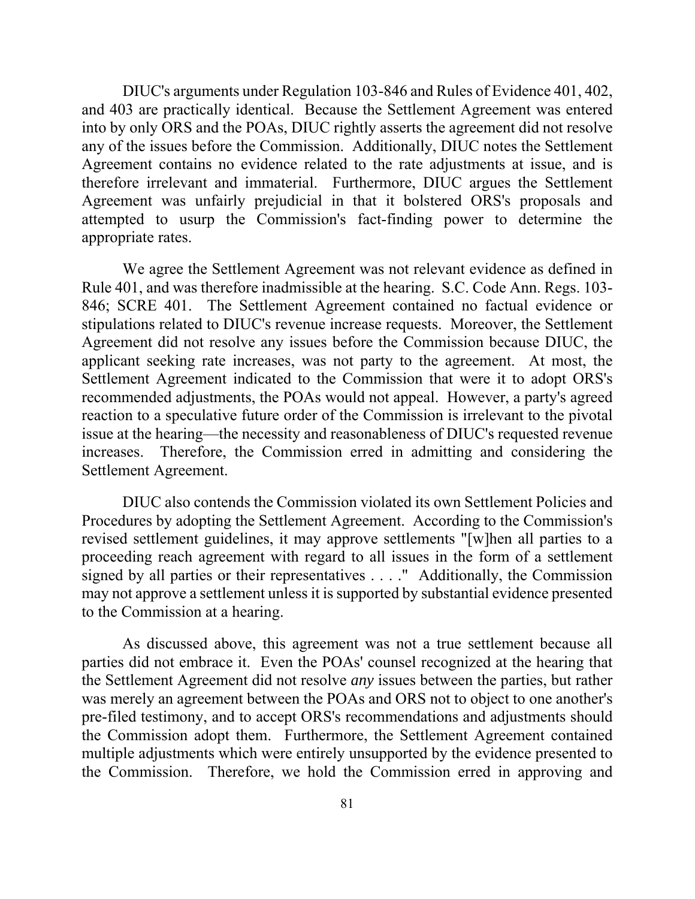DIUC's arguments under Regulation 103-846 and Rules of Evidence 401, 402, and 403 are practically identical. Because the Settlement Agreement was entered into by only ORS and the POAs, DIUC rightly asserts the agreement did not resolve any of the issues before the Commission. Additionally, DIUC notes the Settlement Agreement contains no evidence related to the rate adjustments at issue, and is therefore irrelevant and immaterial. Furthermore, DIUC argues the Settlement Agreement was unfairly prejudicial in that it bolstered ORS's proposals and attempted to usurp the Commission's fact-finding power to determine the appropriate rates.

We agree the Settlement Agreement was not relevant evidence as defined in Rule 401, and was therefore inadmissible at the hearing. S.C. Code Ann. Regs. 103-846; SCRE 401. The Settlement Agreement contained no factual evidence or stipulations related to DIUC's revenue increase requests. Moreover, the Settlement Agreement did not resolve any issues before the Commission because DIUC, the applicant seeking rate increases, was not party to the agreement. At most, the Settlement Agreement indicated to the Commission that were it to adopt ORS's recommended adjustments, the POAs would not appeal. However, a party's agreed reaction to a speculative future order of the Commission is irrelevant to the pivotal issue at the hearing—the necessity and reasonableness of DIUC's requested revenue increases. Therefore, the Commission erred in admitting and considering the Settlement Agreement.

DIUC also contends the Commission violated its own Settlement Policies and Procedures by adopting the Settlement Agreement. According to the Commission's revised settlement guidelines, it may approve settlements "[w]hen all parties to a proceeding reach agreement with regard to all issues in the form of a settlement signed by all parties or their representatives . . . ." Additionally, the Commission may not approve a settlement unless it is supported by substantial evidence presented to the Commission at a hearing.

As discussed above, this agreement was not a true settlement because all parties did not embrace it. Even the POAs' counsel recognized at the hearing that the Settlement Agreement did not resolve *any* issues between the parties, but rather was merely an agreement between the POAs and ORS not to object to one another's pre-filed testimony, and to accept ORS's recommendations and adjustments should the Commission adopt them. Furthermore, the Settlement Agreement contained multiple adjustments which were entirely unsupported by the evidence presented to the Commission. Therefore, we hold the Commission erred in approving and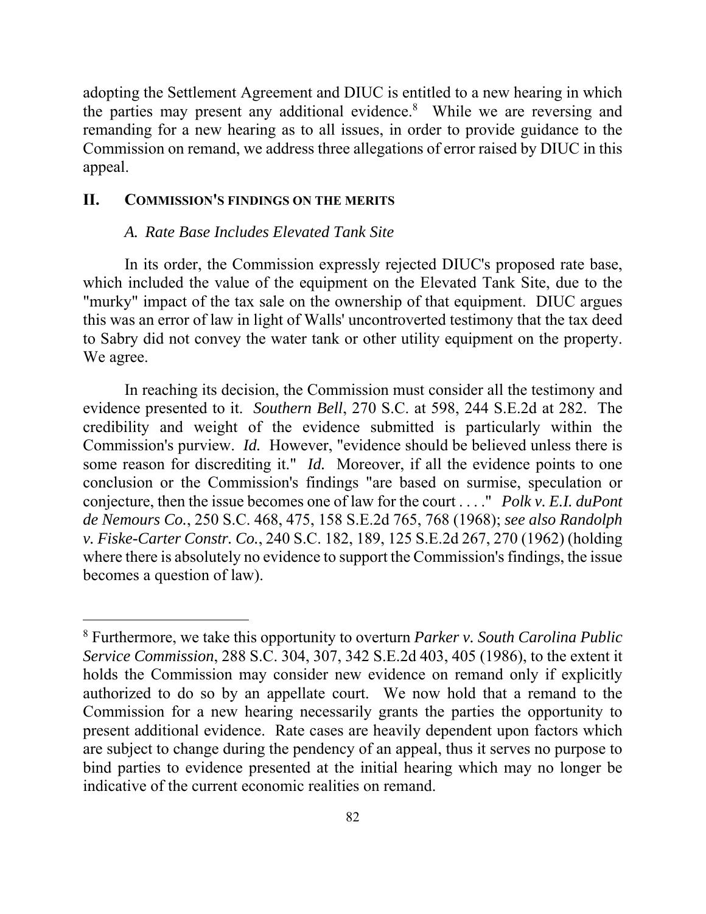adopting the Settlement Agreement and DIUC is entitled to a new hearing in which the parties may present any additional evidence.[8] While we are reversing and remanding for a new hearing as to all issues, in order to provide guidance to the Commission on remand, we address three allegations of error raised by DIUC in this appeal.

## II. COMMISSION'S FINDINGS ON THE MERITS

### *A. Rate Base Includes Elevated Tank Site*

In its order, the Commission expressly rejected DIUC's proposed rate base, which included the value of the equipment on the Elevated Tank Site, due to the "murky" impact of the tax sale on the ownership of that equipment. DIUC argues this was an error of law in light of Walls' uncontroverted testimony that the tax deed to Sabry did not convey the water tank or other utility equipment on the property. We agree.

In reaching its decision, the Commission must consider all the testimony and evidence presented to it. *Southern Bell*, 270 S.C. at 598, 244 S.E.2d at 282. The credibility and weight of the evidence submitted is particularly within the Commission's purview. *Id.* However, "evidence should be believed unless there is some reason for discrediting it." *Id.* Moreover, if all the evidence points to one conclusion or the Commission's findings "are based on surmise, speculation or conjecture, then the issue becomes one of law for the court . . . ." *Polk v. E.I. duPont de Nemours Co.*, 250 S.C. 468, 475, 158 S.E.2d 765, 768 (1968); *see also Randolph v. Fiske-Carter Constr. Co.*, 240 S.C. 182, 189, 125 S.E.2d 267, 270 (1962) (holding where there is absolutely no evidence to support the Commission's findings, the issue becomes a question of law).

---

[8] Furthermore, we take this opportunity to overturn *Parker v. South Carolina Public Service Commission*, 288 S.C. 304, 307, 342 S.E.2d 403, 405 (1986), to the extent it holds the Commission may consider new evidence on remand only if explicitly authorized to do so by an appellate court. We now hold that a remand to the Commission for a new hearing necessarily grants the parties the opportunity to present additional evidence. Rate cases are heavily dependent upon factors which are subject to change during the pendency of an appeal, thus it serves no purpose to bind parties to evidence presented at the initial hearing which may no longer be indicative of the current economic realities on remand.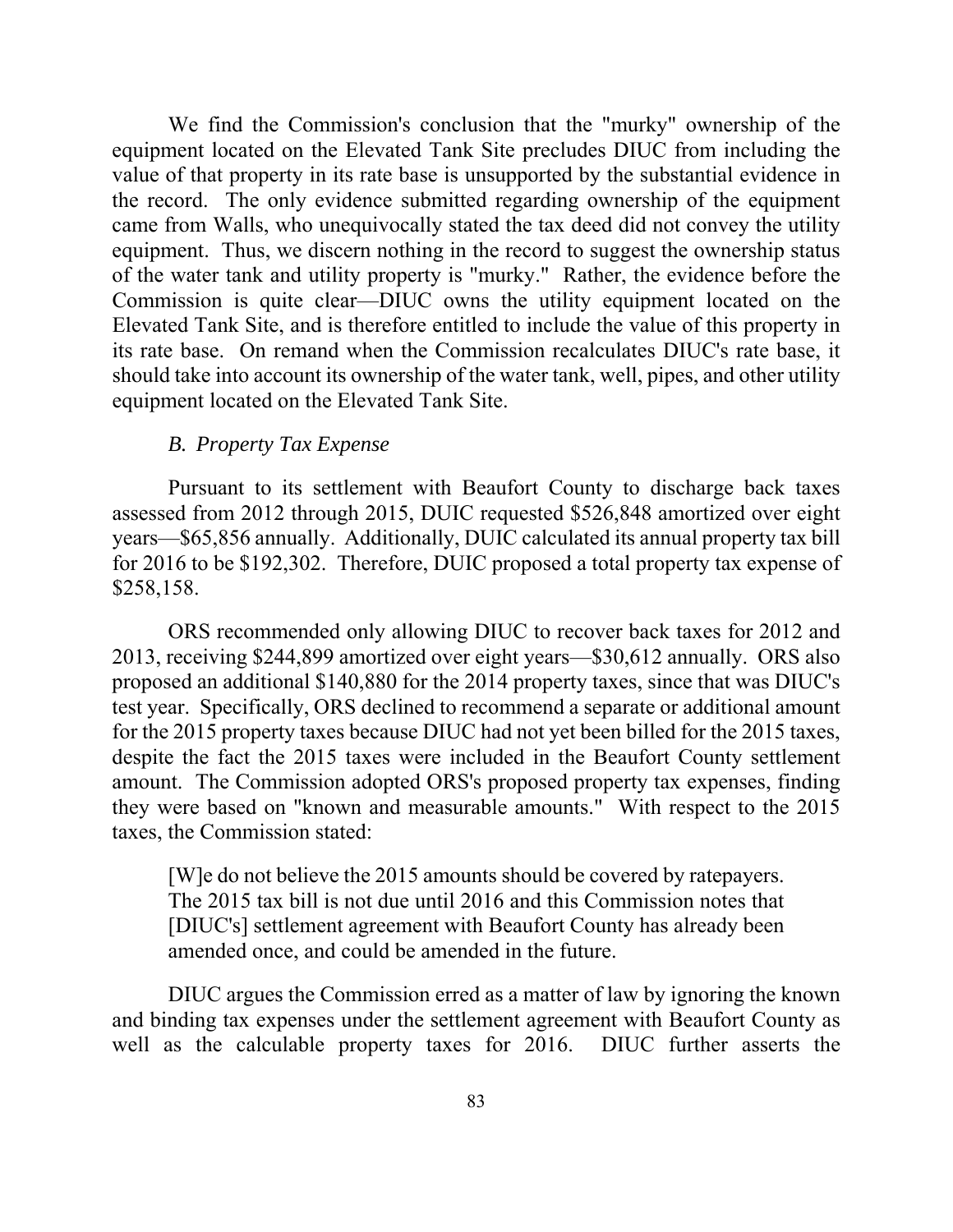We find the Commission's conclusion that the "murky" ownership of the equipment located on the Elevated Tank Site precludes DIUC from including the value of that property in its rate base is unsupported by the substantial evidence in the record. The only evidence submitted regarding ownership of the equipment came from Walls, who unequivocally stated the tax deed did not convey the utility equipment. Thus, we discern nothing in the record to suggest the ownership status of the water tank and utility property is "murky." Rather, the evidence before the Commission is quite clear—DIUC owns the utility equipment located on the Elevated Tank Site, and is therefore entitled to include the value of this property in its rate base. On remand when the Commission recalculates DIUC's rate base, it should take into account its ownership of the water tank, well, pipes, and other utility equipment located on the Elevated Tank Site.

### *B. Property Tax Expense*

Pursuant to its settlement with Beaufort County to discharge back taxes assessed from 2012 through 2015, DUIC requested \$526,848 amortized over eight years—\$65,856 annually. Additionally, DUIC calculated its annual property tax bill for 2016 to be \$192,302. Therefore, DUIC proposed a total property tax expense of \$258,158.

ORS recommended only allowing DIUC to recover back taxes for 2012 and 2013, receiving \$244,899 amortized over eight years—\$30,612 annually. ORS also proposed an additional \$140,880 for the 2014 property taxes, since that was DIUC's test year. Specifically, ORS declined to recommend a separate or additional amount for the 2015 property taxes because DIUC had not yet been billed for the 2015 taxes, despite the fact the 2015 taxes were included in the Beaufort County settlement amount. The Commission adopted ORS's proposed property tax expenses, finding they were based on "known and measurable amounts." With respect to the 2015 taxes, the Commission stated:

> [W]e do not believe the 2015 amounts should be covered by ratepayers. The 2015 tax bill is not due until 2016 and this Commission notes that [DIUC's] settlement agreement with Beaufort County has already been amended once, and could be amended in the future.

DIUC argues the Commission erred as a matter of law by ignoring the known and binding tax expenses under the settlement agreement with Beaufort County as well as the calculable property taxes for 2016. DIUC further asserts the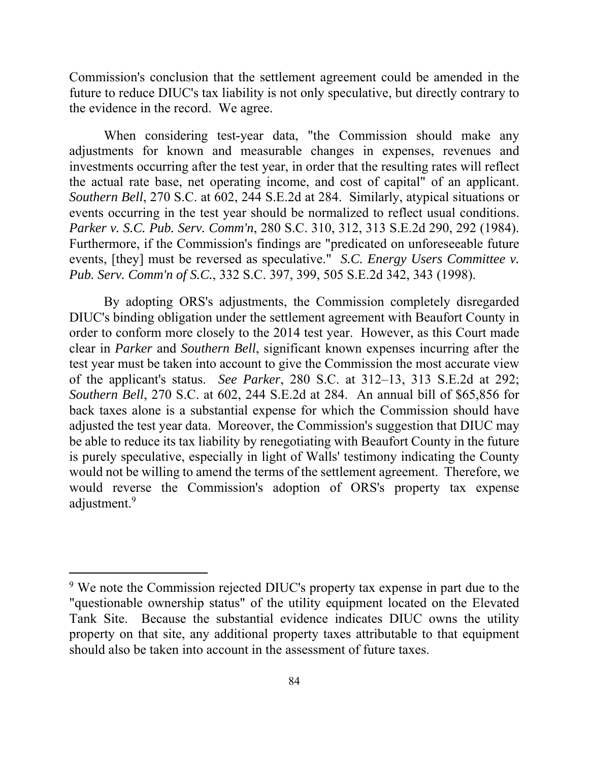Commission's conclusion that the settlement agreement could be amended in the future to reduce DIUC's tax liability is not only speculative, but directly contrary to the evidence in the record. We agree.

When considering test-year data, "the Commission should make any adjustments for known and measurable changes in expenses, revenues and investments occurring after the test year, in order that the resulting rates will reflect the actual rate base, net operating income, and cost of capital" of an applicant. *Southern Bell*, 270 S.C. at 602, 244 S.E.2d at 284. Similarly, atypical situations or events occurring in the test year should be normalized to reflect usual conditions. *Parker v. S.C. Pub. Serv. Comm'n*, 280 S.C. 310, 312, 313 S.E.2d 290, 292 (1984). Furthermore, if the Commission's findings are "predicated on unforeseeable future events, [they] must be reversed as speculative." *S.C. Energy Users Committee v. Pub. Serv. Comm'n of S.C.*, 332 S.C. 397, 399, 505 S.E.2d 342, 343 (1998).

By adopting ORS's adjustments, the Commission completely disregarded DIUC's binding obligation under the settlement agreement with Beaufort County in order to conform more closely to the 2014 test year. However, as this Court made clear in *Parker* and *Southern Bell*, significant known expenses incurring after the test year must be taken into account to give the Commission the most accurate view of the applicant's status. *See Parker*, 280 S.C. at 312–13, 313 S.E.2d at 292; *Southern Bell*, 270 S.C. at 602, 244 S.E.2d at 284. An annual bill of $65,856 for back taxes alone is a substantial expense for which the Commission should have adjusted the test year data. Moreover, the Commission's suggestion that DIUC may be able to reduce its tax liability by renegotiating with Beaufort County in the future is purely speculative, especially in light of Walls' testimony indicating the County would not be willing to amend the terms of the settlement agreement. Therefore, we would reverse the Commission's adoption of ORS's property tax expense adjustment.[9]

---

[9] We note the Commission rejected DIUC's property tax expense in part due to the "questionable ownership status" of the utility equipment located on the Elevated Tank Site. Because the substantial evidence indicates DIUC owns the utility property on that site, any additional property taxes attributable to that equipment should also be taken into account in the assessment of future taxes.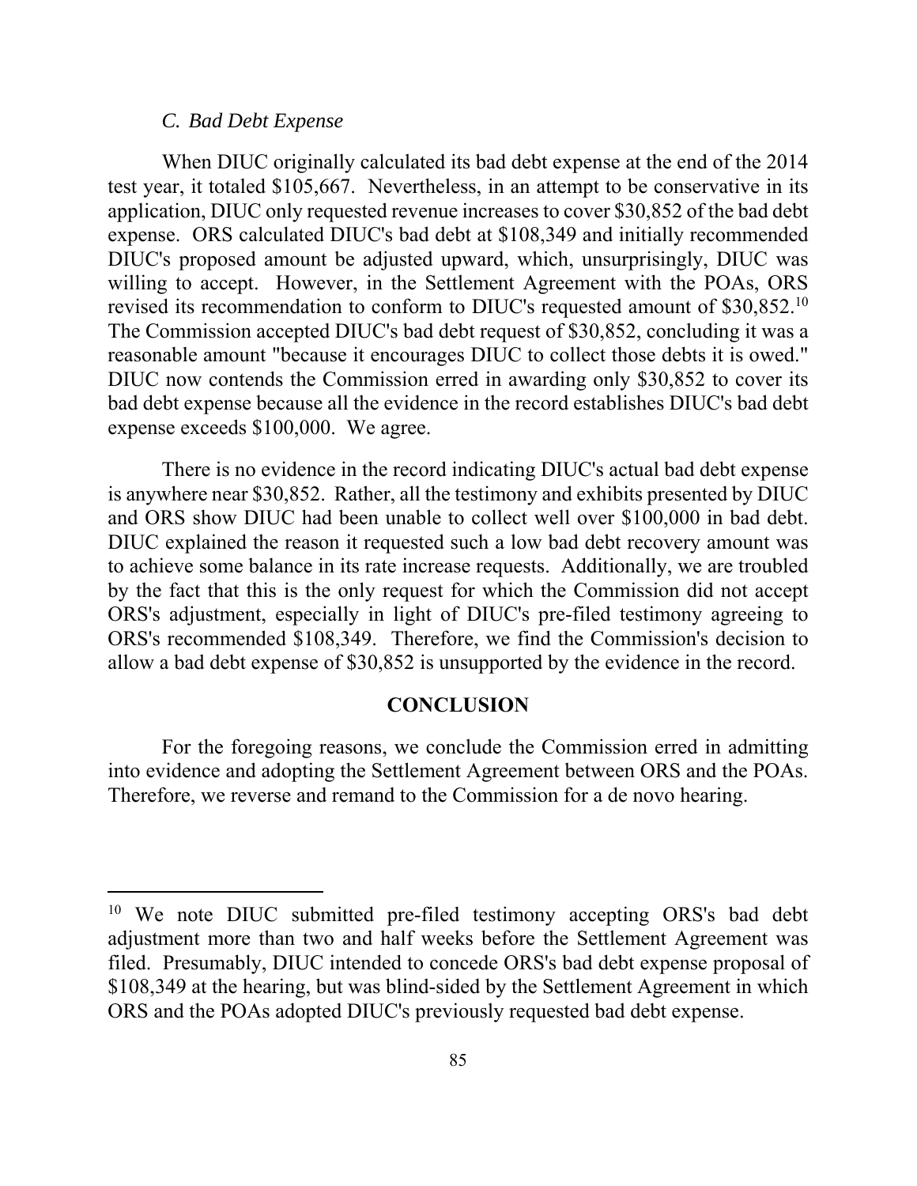### *C. Bad Debt Expense*

When DIUC originally calculated its bad debt expense at the end of the 2014 test year, it totaled $105,667. Nevertheless, in an attempt to be conservative in its application, DIUC only requested revenue increases to cover $30,852 of the bad debt expense. ORS calculated DIUC's bad debt at $108,349 and initially recommended DIUC's proposed amount be adjusted upward, which, unsurprisingly, DIUC was willing to accept. However, in the Settlement Agreement with the POAs, ORS revised its recommendation to conform to DIUC's requested amount of $30,852.[10] The Commission accepted DIUC's bad debt request of $30,852, concluding it was a reasonable amount "because it encourages DIUC to collect those debts it is owed." DIUC now contends the Commission erred in awarding only $30,852 to cover its bad debt expense because all the evidence in the record establishes DIUC's bad debt expense exceeds $100,000. We agree.

There is no evidence in the record indicating DIUC's actual bad debt expense is anywhere near $30,852. Rather, all the testimony and exhibits presented by DIUC and ORS show DIUC had been unable to collect well over $100,000 in bad debt. DIUC explained the reason it requested such a low bad debt recovery amount was to achieve some balance in its rate increase requests. Additionally, we are troubled by the fact that this is the only request for which the Commission did not accept ORS's adjustment, especially in light of DIUC's pre-filed testimony agreeing to ORS's recommended $108,349. Therefore, we find the Commission's decision to allow a bad debt expense of $30,852 is unsupported by the evidence in the record.

## CONCLUSION

For the foregoing reasons, we conclude the Commission erred in admitting into evidence and adopting the Settlement Agreement between ORS and the POAs. Therefore, we reverse and remand to the Commission for a de novo hearing.

---

[10] We note DIUC submitted pre-filed testimony accepting ORS's bad debt adjustment more than two and half weeks before the Settlement Agreement was filed. Presumably, DIUC intended to concede ORS's bad debt expense proposal of $108,349 at the hearing, but was blind-sided by the Settlement Agreement in which ORS and the POAs adopted DIUC's previously requested bad debt expense.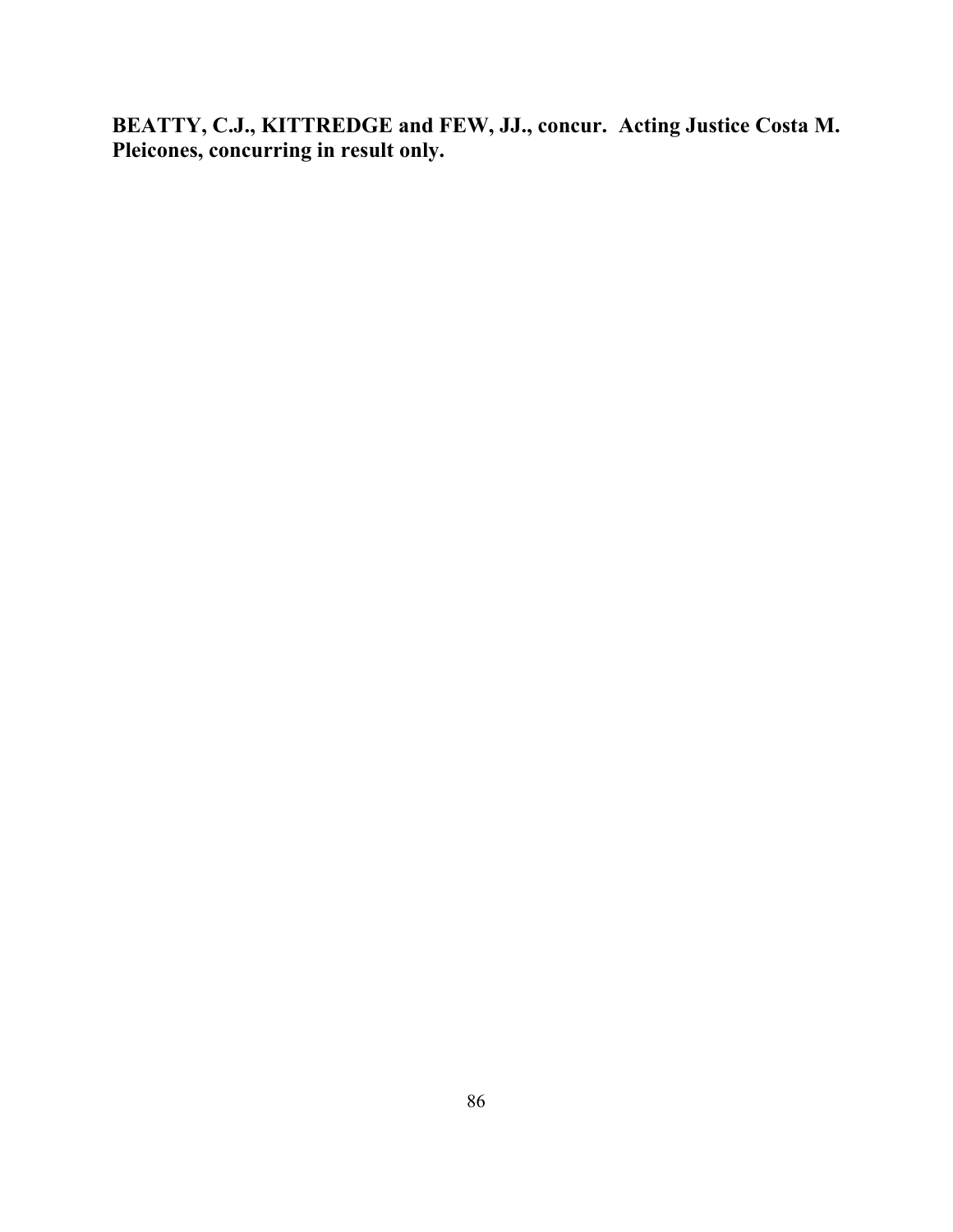**BEATTY, C.J., KITTREDGE and FEW, JJ., concur. Acting Justice Costa M. Pleicones, concurring in result only.**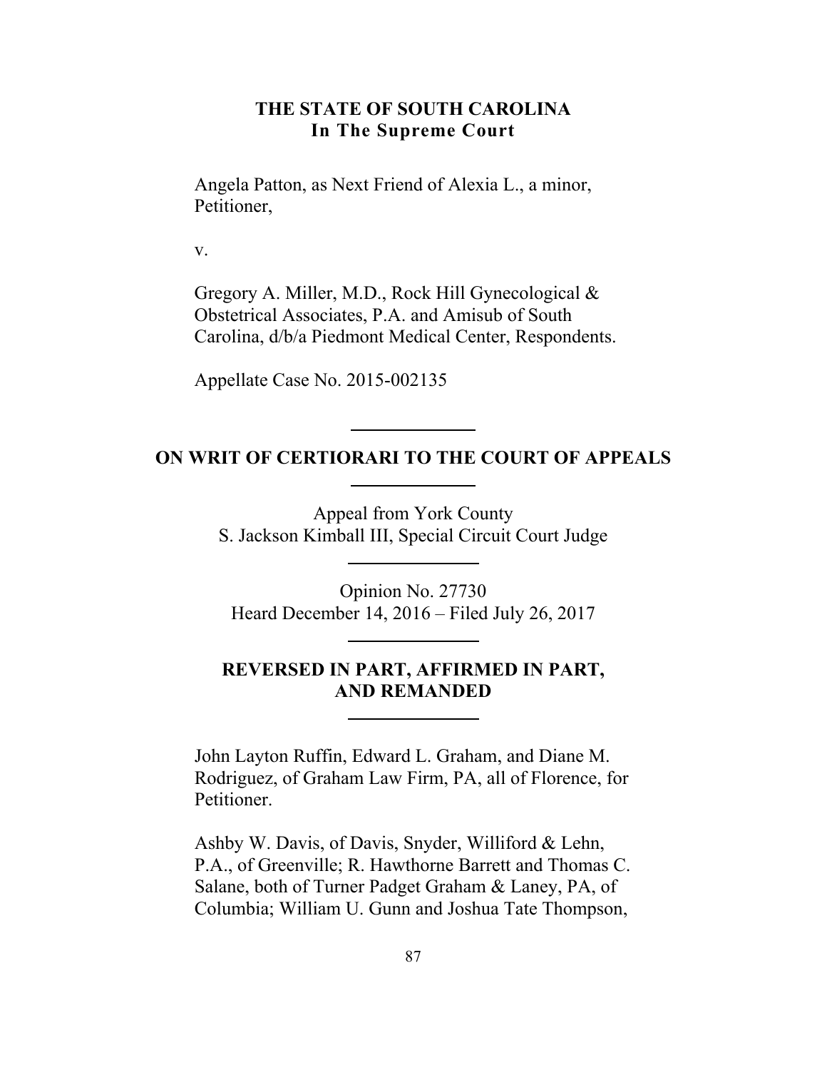**THE STATE OF SOUTH CAROLINA**
**In The Supreme Court**

Angela Patton, as Next Friend of Alexia L., a minor, Petitioner,

v.

Gregory A. Miller, M.D., Rock Hill Gynecological & Obstetrical Associates, P.A. and Amisub of South Carolina, d/b/a Piedmont Medical Center, Respondents.

Appellate Case No. 2015-002135

---

**ON WRIT OF CERTIORARI TO THE COURT OF APPEALS**

---

Appeal from York County
S. Jackson Kimball III, Special Circuit Court Judge

---

Opinion No. 27730
Heard December 14, 2016 – Filed July 26, 2017

---

**REVERSED IN PART, AFFIRMED IN PART, AND REMANDED**

---

John Layton Ruffin, Edward L. Graham, and Diane M. Rodriguez, of Graham Law Firm, PA, all of Florence, for Petitioner.

Ashby W. Davis, of Davis, Snyder, Williford & Lehn, P.A., of Greenville; R. Hawthorne Barrett and Thomas C. Salane, both of Turner Padget Graham & Laney, PA, of Columbia; William U. Gunn and Joshua Tate Thompson,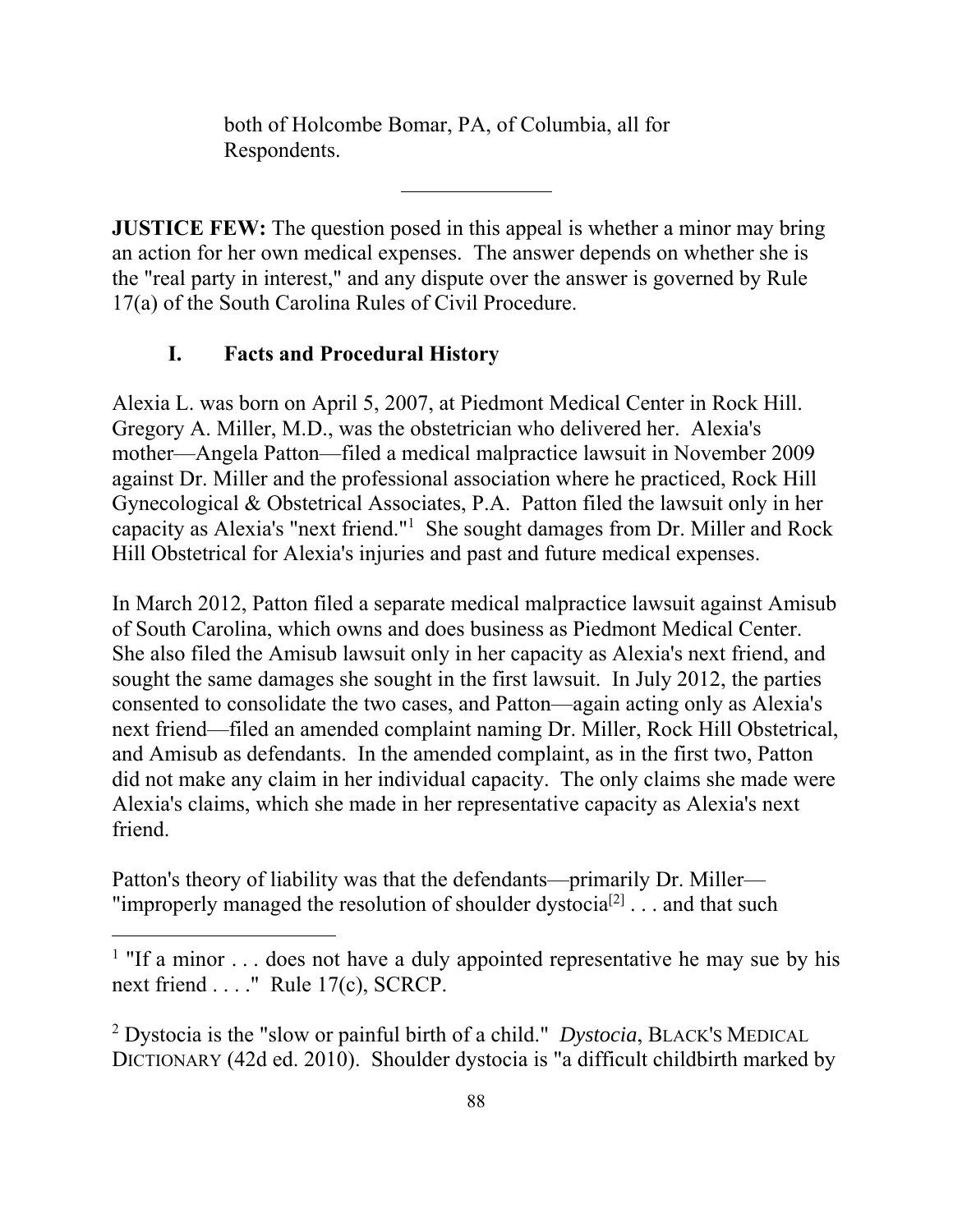both of Holcombe Bomar, PA, of Columbia, all for Respondents.

---

**JUSTICE FEW:** The question posed in this appeal is whether a minor may bring an action for her own medical expenses. The answer depends on whether she is the "real party in interest," and any dispute over the answer is governed by Rule 17(a) of the South Carolina Rules of Civil Procedure.

## I. Facts and Procedural History

Alexia L. was born on April 5, 2007, at Piedmont Medical Center in Rock Hill. Gregory A. Miller, M.D., was the obstetrician who delivered her. Alexia's mother—Angela Patton—filed a medical malpractice lawsuit in November 2009 against Dr. Miller and the professional association where he practiced, Rock Hill Gynecological & Obstetrical Associates, P.A. Patton filed the lawsuit only in her capacity as Alexia's "next friend."[1] She sought damages from Dr. Miller and Rock Hill Obstetrical for Alexia's injuries and past and future medical expenses.

In March 2012, Patton filed a separate medical malpractice lawsuit against Amisub of South Carolina, which owns and does business as Piedmont Medical Center. She also filed the Amisub lawsuit only in her capacity as Alexia's next friend, and sought the same damages she sought in the first lawsuit. In July 2012, the parties consented to consolidate the two cases, and Patton—again acting only as Alexia's next friend—filed an amended complaint naming Dr. Miller, Rock Hill Obstetrical, and Amisub as defendants. In the amended complaint, as in the first two, Patton did not make any claim in her individual capacity. The only claims she made were Alexia's claims, which she made in her representative capacity as Alexia's next friend.

Patton's theory of liability was that the defendants—primarily Dr. Miller—"improperly managed the resolution of shoulder dystocia[2] . . . and that such

---

[1] "If a minor . . . does not have a duly appointed representative he may sue by his next friend . . . ." Rule 17(c), SCRCP.

[2] Dystocia is the "slow or painful birth of a child." *Dystocia*, BLACK'S MEDICAL DICTIONARY (42d ed. 2010). Shoulder dystocia is "a difficult childbirth marked by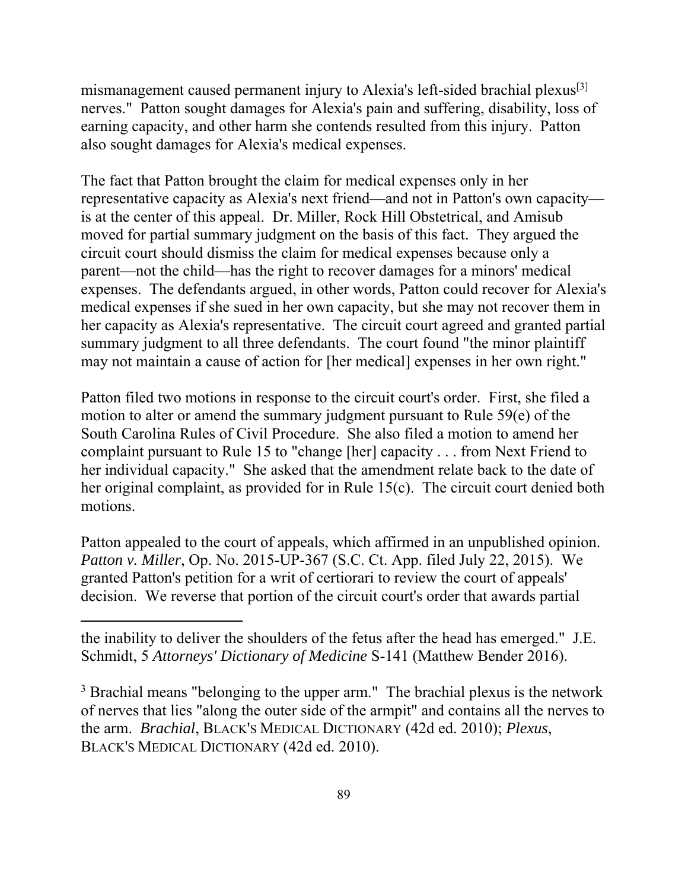mismanagement caused permanent injury to Alexia's left-sided brachial plexus[3] nerves." Patton sought damages for Alexia's pain and suffering, disability, loss of earning capacity, and other harm she contends resulted from this injury. Patton also sought damages for Alexia's medical expenses.

The fact that Patton brought the claim for medical expenses only in her representative capacity as Alexia's next friend—and not in Patton's own capacity—is at the center of this appeal. Dr. Miller, Rock Hill Obstetrical, and Amisub moved for partial summary judgment on the basis of this fact. They argued the circuit court should dismiss the claim for medical expenses because only a parent—not the child—has the right to recover damages for a minors' medical expenses. The defendants argued, in other words, Patton could recover for Alexia's medical expenses if she sued in her own capacity, but she may not recover them in her capacity as Alexia's representative. The circuit court agreed and granted partial summary judgment to all three defendants. The court found "the minor plaintiff may not maintain a cause of action for [her medical] expenses in her own right."

Patton filed two motions in response to the circuit court's order. First, she filed a motion to alter or amend the summary judgment pursuant to Rule 59(e) of the South Carolina Rules of Civil Procedure. She also filed a motion to amend her complaint pursuant to Rule 15 to "change [her] capacity . . . from Next Friend to her individual capacity." She asked that the amendment relate back to the date of her original complaint, as provided for in Rule 15(c). The circuit court denied both motions.

Patton appealed to the court of appeals, which affirmed in an unpublished opinion. *Patton v. Miller*, Op. No. 2015-UP-367 (S.C. Ct. App. filed July 22, 2015). We granted Patton's petition for a writ of certiorari to review the court of appeals' decision. We reverse that portion of the circuit court's order that awards partial

---

the inability to deliver the shoulders of the fetus after the head has emerged." J.E. Schmidt, 5 *Attorneys' Dictionary of Medicine* S-141 (Matthew Bender 2016).

[3] Brachial means "belonging to the upper arm." The brachial plexus is the network of nerves that lies "along the outer side of the armpit" and contains all the nerves to the arm. *Brachial*, BLACK'S MEDICAL DICTIONARY (42d ed. 2010); *Plexus*, BLACK'S MEDICAL DICTIONARY (42d ed. 2010).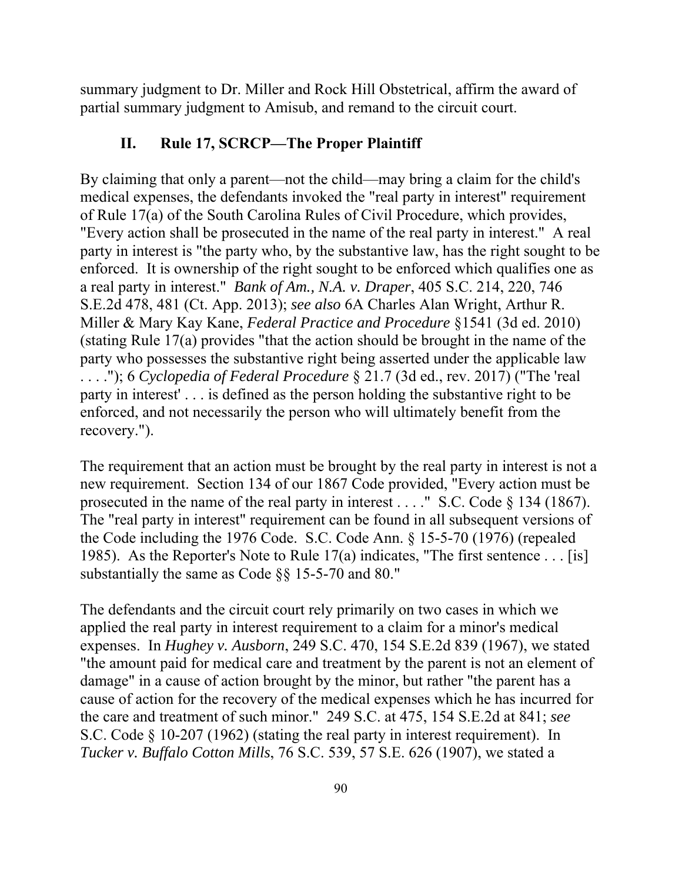summary judgment to Dr. Miller and Rock Hill Obstetrical, affirm the award of partial summary judgment to Amisub, and remand to the circuit court.

## II. Rule 17, SCRCP—The Proper Plaintiff

By claiming that only a parent—not the child—may bring a claim for the child's medical expenses, the defendants invoked the "real party in interest" requirement of Rule 17(a) of the South Carolina Rules of Civil Procedure, which provides, "Every action shall be prosecuted in the name of the real party in interest." A real party in interest is "the party who, by the substantive law, has the right sought to be enforced. It is ownership of the right sought to be enforced which qualifies one as a real party in interest." *Bank of Am., N.A. v. Draper*, 405 S.C. 214, 220, 746 S.E.2d 478, 481 (Ct. App. 2013); *see also* 6A Charles Alan Wright, Arthur R. Miller & Mary Kay Kane, *Federal Practice and Procedure* §1541 (3d ed. 2010) (stating Rule 17(a) provides "that the action should be brought in the name of the party who possesses the substantive right being asserted under the applicable law . . . ."); 6 *Cyclopedia of Federal Procedure* § 21.7 (3d ed., rev. 2017) ("The 'real party in interest' . . . is defined as the person holding the substantive right to be enforced, and not necessarily the person who will ultimately benefit from the recovery.").

The requirement that an action must be brought by the real party in interest is not a new requirement. Section 134 of our 1867 Code provided, "Every action must be prosecuted in the name of the real party in interest . . . ." S.C. Code § 134 (1867). The "real party in interest" requirement can be found in all subsequent versions of the Code including the 1976 Code. S.C. Code Ann. § 15-5-70 (1976) (repealed 1985). As the Reporter's Note to Rule 17(a) indicates, "The first sentence . . . [is] substantially the same as Code §§ 15-5-70 and 80."

The defendants and the circuit court rely primarily on two cases in which we applied the real party in interest requirement to a claim for a minor's medical expenses. In *Hughey v. Ausborn*, 249 S.C. 470, 154 S.E.2d 839 (1967), we stated "the amount paid for medical care and treatment by the parent is not an element of damage" in a cause of action brought by the minor, but rather "the parent has a cause of action for the recovery of the medical expenses which he has incurred for the care and treatment of such minor." 249 S.C. at 475, 154 S.E.2d at 841; *see* S.C. Code § 10-207 (1962) (stating the real party in interest requirement). In *Tucker v. Buffalo Cotton Mills*, 76 S.C. 539, 57 S.E. 626 (1907), we stated a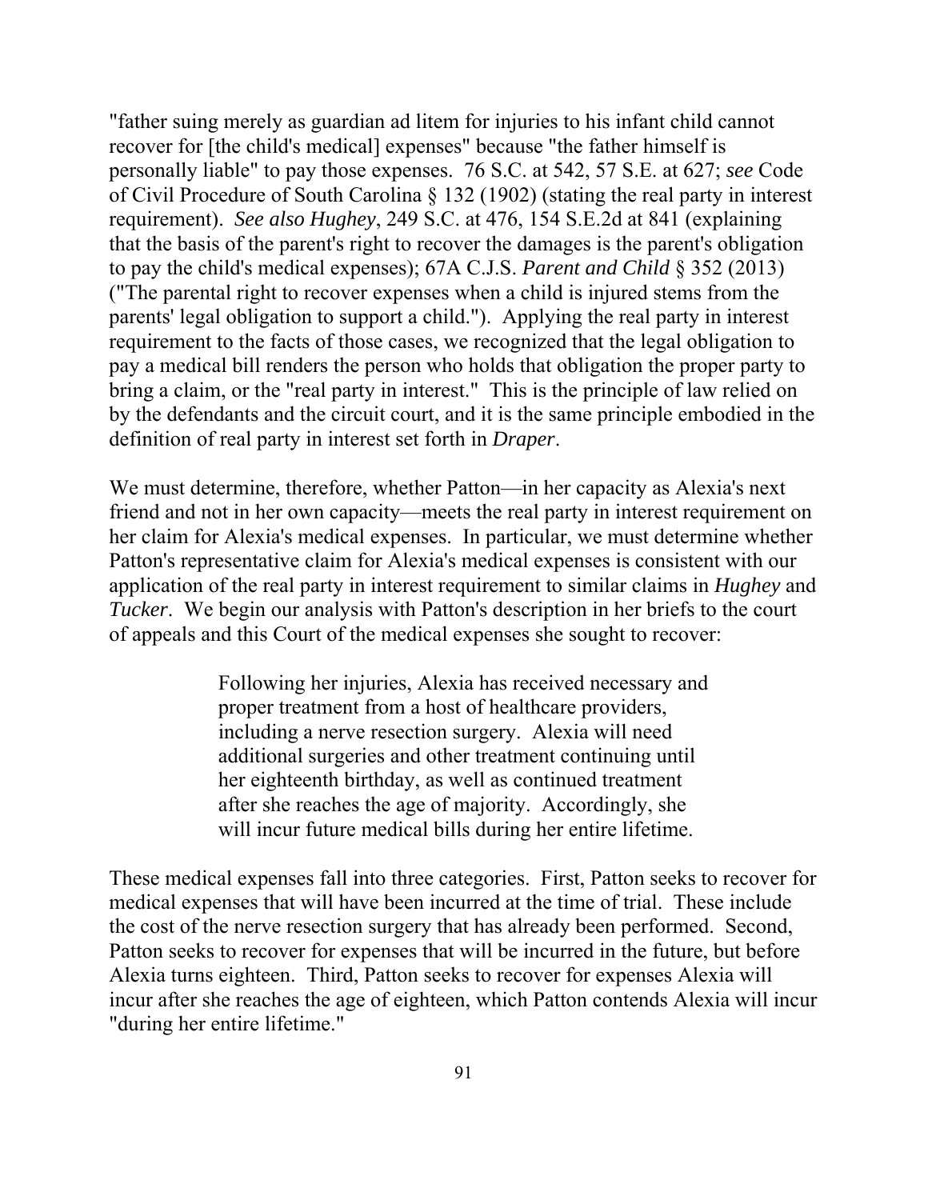"father suing merely as guardian ad litem for injuries to his infant child cannot recover for [the child's medical] expenses" because "the father himself is personally liable" to pay those expenses. 76 S.C. at 542, 57 S.E. at 627; *see* Code of Civil Procedure of South Carolina § 132 (1902) (stating the real party in interest requirement). *See also Hughey*, 249 S.C. at 476, 154 S.E.2d at 841 (explaining that the basis of the parent's right to recover the damages is the parent's obligation to pay the child's medical expenses); 67A C.J.S. *Parent and Child* § 352 (2013) ("The parental right to recover expenses when a child is injured stems from the parents' legal obligation to support a child."). Applying the real party in interest requirement to the facts of those cases, we recognized that the legal obligation to pay a medical bill renders the person who holds that obligation the proper party to bring a claim, or the "real party in interest." This is the principle of law relied on by the defendants and the circuit court, and it is the same principle embodied in the definition of real party in interest set forth in *Draper*.

We must determine, therefore, whether Patton—in her capacity as Alexia's next friend and not in her own capacity—meets the real party in interest requirement on her claim for Alexia's medical expenses. In particular, we must determine whether Patton's representative claim for Alexia's medical expenses is consistent with our application of the real party in interest requirement to similar claims in *Hughey* and *Tucker*. We begin our analysis with Patton's description in her briefs to the court of appeals and this Court of the medical expenses she sought to recover:

> Following her injuries, Alexia has received necessary and proper treatment from a host of healthcare providers, including a nerve resection surgery. Alexia will need additional surgeries and other treatment continuing until her eighteenth birthday, as well as continued treatment after she reaches the age of majority. Accordingly, she will incur future medical bills during her entire lifetime.

These medical expenses fall into three categories. First, Patton seeks to recover for medical expenses that will have been incurred at the time of trial. These include the cost of the nerve resection surgery that has already been performed. Second, Patton seeks to recover for expenses that will be incurred in the future, but before Alexia turns eighteen. Third, Patton seeks to recover for expenses Alexia will incur after she reaches the age of eighteen, which Patton contends Alexia will incur "during her entire lifetime."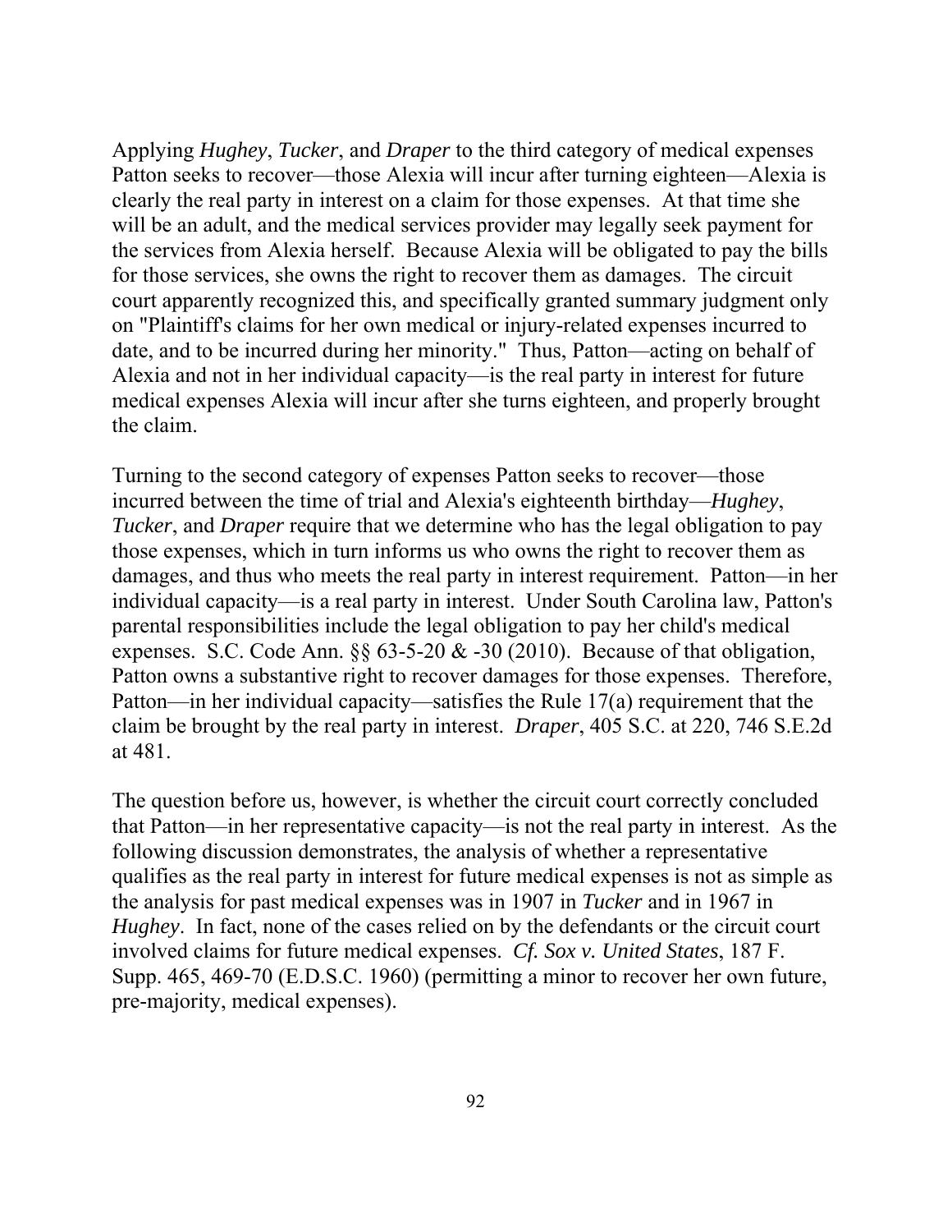Applying *Hughey*, *Tucker*, and *Draper* to the third category of medical expenses Patton seeks to recover—those Alexia will incur after turning eighteen—Alexia is clearly the real party in interest on a claim for those expenses. At that time she will be an adult, and the medical services provider may legally seek payment for the services from Alexia herself. Because Alexia will be obligated to pay the bills for those services, she owns the right to recover them as damages. The circuit court apparently recognized this, and specifically granted summary judgment only on "Plaintiff's claims for her own medical or injury-related expenses incurred to date, and to be incurred during her minority." Thus, Patton—acting on behalf of Alexia and not in her individual capacity—is the real party in interest for future medical expenses Alexia will incur after she turns eighteen, and properly brought the claim.

Turning to the second category of expenses Patton seeks to recover—those incurred between the time of trial and Alexia's eighteenth birthday—*Hughey*, *Tucker*, and *Draper* require that we determine who has the legal obligation to pay those expenses, which in turn informs us who owns the right to recover them as damages, and thus who meets the real party in interest requirement. Patton—in her individual capacity—is a real party in interest. Under South Carolina law, Patton's parental responsibilities include the legal obligation to pay her child's medical expenses. S.C. Code Ann. §§ 63-5-20 & -30 (2010). Because of that obligation, Patton owns a substantive right to recover damages for those expenses. Therefore, Patton—in her individual capacity—satisfies the Rule 17(a) requirement that the claim be brought by the real party in interest. *Draper*, 405 S.C. at 220, 746 S.E.2d at 481.

The question before us, however, is whether the circuit court correctly concluded that Patton—in her representative capacity—is not the real party in interest. As the following discussion demonstrates, the analysis of whether a representative qualifies as the real party in interest for future medical expenses is not as simple as the analysis for past medical expenses was in 1907 in *Tucker* and in 1967 in *Hughey*. In fact, none of the cases relied on by the defendants or the circuit court involved claims for future medical expenses. *Cf. Sox v. United States*, 187 F. Supp. 465, 469-70 (E.D.S.C. 1960) (permitting a minor to recover her own future, pre-majority, medical expenses).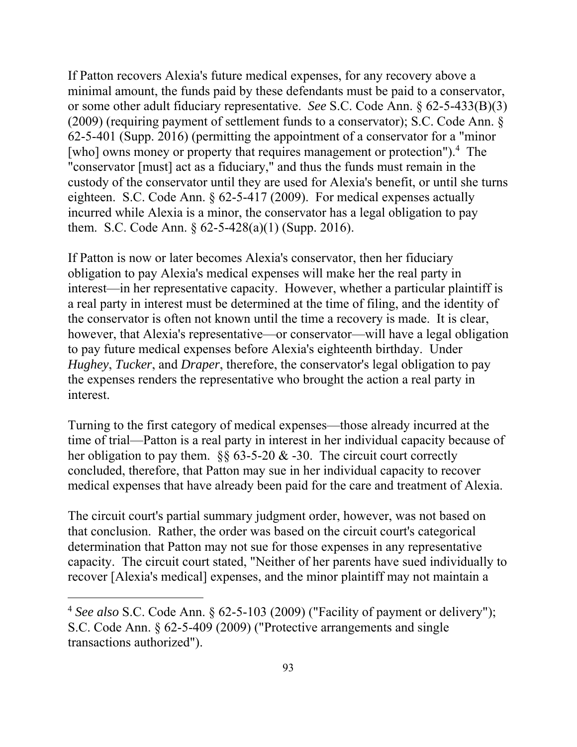If Patton recovers Alexia's future medical expenses, for any recovery above a minimal amount, the funds paid by these defendants must be paid to a conservator, or some other adult fiduciary representative. *See* S.C. Code Ann. § 62-5-433(B)(3) (2009) (requiring payment of settlement funds to a conservator); S.C. Code Ann. § 62-5-401 (Supp. 2016) (permitting the appointment of a conservator for a "minor [who] owns money or property that requires management or protection").[4] The "conservator [must] act as a fiduciary," and thus the funds must remain in the custody of the conservator until they are used for Alexia's benefit, or until she turns eighteen. S.C. Code Ann. § 62-5-417 (2009). For medical expenses actually incurred while Alexia is a minor, the conservator has a legal obligation to pay them. S.C. Code Ann. § 62-5-428(a)(1) (Supp. 2016).

If Patton is now or later becomes Alexia's conservator, then her fiduciary obligation to pay Alexia's medical expenses will make her the real party in interest—in her representative capacity. However, whether a particular plaintiff is a real party in interest must be determined at the time of filing, and the identity of the conservator is often not known until the time a recovery is made. It is clear, however, that Alexia's representative—or conservator—will have a legal obligation to pay future medical expenses before Alexia's eighteenth birthday. Under *Hughey*, *Tucker*, and *Draper*, therefore, the conservator's legal obligation to pay the expenses renders the representative who brought the action a real party in interest.

Turning to the first category of medical expenses—those already incurred at the time of trial—Patton is a real party in interest in her individual capacity because of her obligation to pay them. §§ 63-5-20 & -30. The circuit court correctly concluded, therefore, that Patton may sue in her individual capacity to recover medical expenses that have already been paid for the care and treatment of Alexia.

The circuit court's partial summary judgment order, however, was not based on that conclusion. Rather, the order was based on the circuit court's categorical determination that Patton may not sue for those expenses in any representative capacity. The circuit court stated, "Neither of her parents have sued individually to recover [Alexia's medical] expenses, and the minor plaintiff may not maintain a

---

[4] *See also* S.C. Code Ann. § 62-5-103 (2009) ("Facility of payment or delivery"); S.C. Code Ann. § 62-5-409 (2009) ("Protective arrangements and single transactions authorized").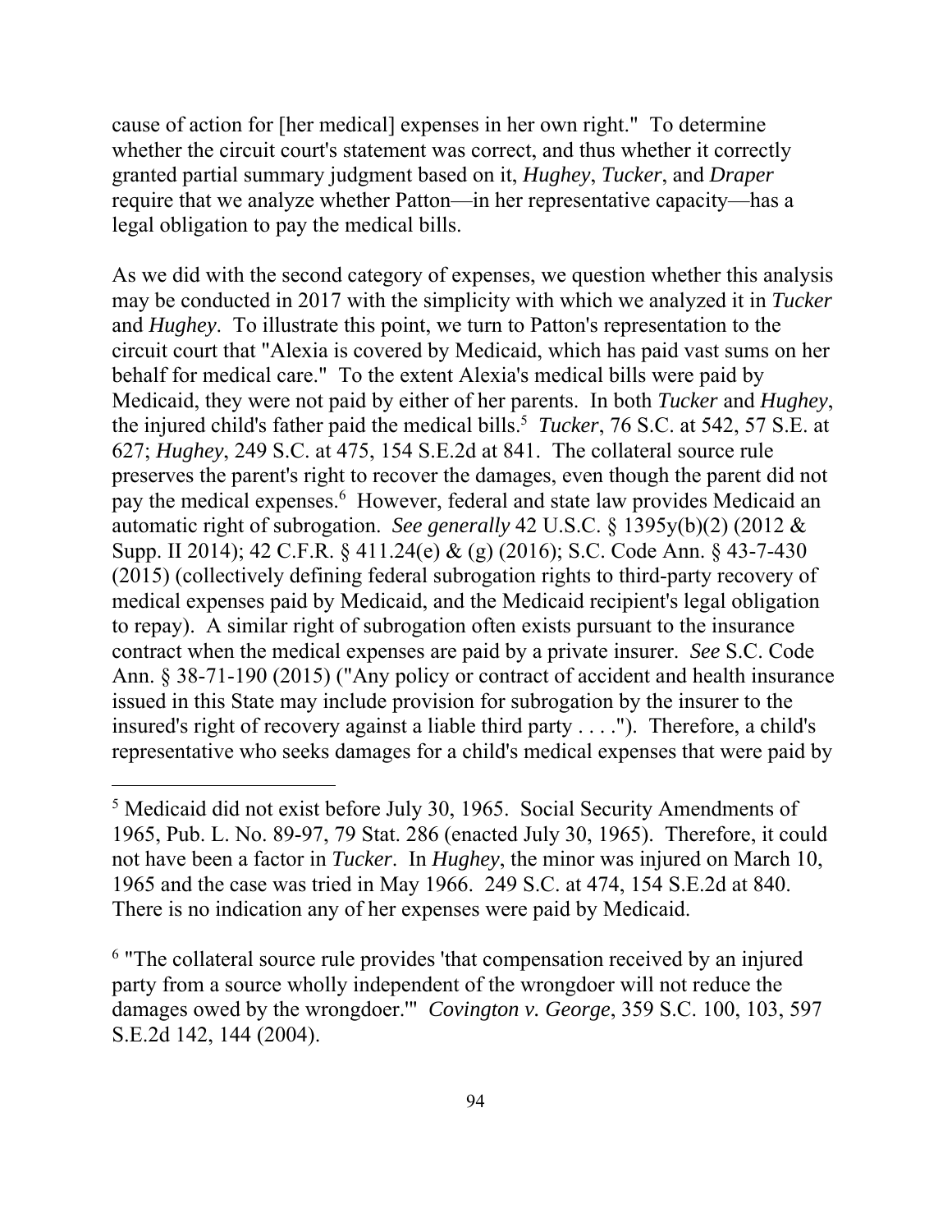cause of action for [her medical] expenses in her own right." To determine whether the circuit court's statement was correct, and thus whether it correctly granted partial summary judgment based on it, *Hughey*, *Tucker*, and *Draper* require that we analyze whether Patton—in her representative capacity—has a legal obligation to pay the medical bills.

As we did with the second category of expenses, we question whether this analysis may be conducted in 2017 with the simplicity with which we analyzed it in *Tucker* and *Hughey*. To illustrate this point, we turn to Patton's representation to the circuit court that "Alexia is covered by Medicaid, which has paid vast sums on her behalf for medical care." To the extent Alexia's medical bills were paid by Medicaid, they were not paid by either of her parents. In both *Tucker* and *Hughey*, the injured child's father paid the medical bills.[5] *Tucker*, 76 S.C. at 542, 57 S.E. at 627; *Hughey*, 249 S.C. at 475, 154 S.E.2d at 841. The collateral source rule preserves the parent's right to recover the damages, even though the parent did not pay the medical expenses.[6] However, federal and state law provides Medicaid an automatic right of subrogation. *See generally* 42 U.S.C. § 1395y(b)(2) (2012 & Supp. II 2014); 42 C.F.R. § 411.24(e) & (g) (2016); S.C. Code Ann. § 43-7-430 (2015) (collectively defining federal subrogation rights to third-party recovery of medical expenses paid by Medicaid, and the Medicaid recipient's legal obligation to repay). A similar right of subrogation often exists pursuant to the insurance contract when the medical expenses are paid by a private insurer. *See* S.C. Code Ann. § 38-71-190 (2015) ("Any policy or contract of accident and health insurance issued in this State may include provision for subrogation by the insurer to the insured's right of recovery against a liable third party . . . ."). Therefore, a child's representative who seeks damages for a child's medical expenses that were paid by

---

[5] Medicaid did not exist before July 30, 1965. Social Security Amendments of 1965, Pub. L. No. 89-97, 79 Stat. 286 (enacted July 30, 1965). Therefore, it could not have been a factor in *Tucker*. In *Hughey*, the minor was injured on March 10, 1965 and the case was tried in May 1966. 249 S.C. at 474, 154 S.E.2d at 840. There is no indication any of her expenses were paid by Medicaid.

[6] "The collateral source rule provides 'that compensation received by an injured party from a source wholly independent of the wrongdoer will not reduce the damages owed by the wrongdoer.'" *Covington v. George*, 359 S.C. 100, 103, 597 S.E.2d 142, 144 (2004).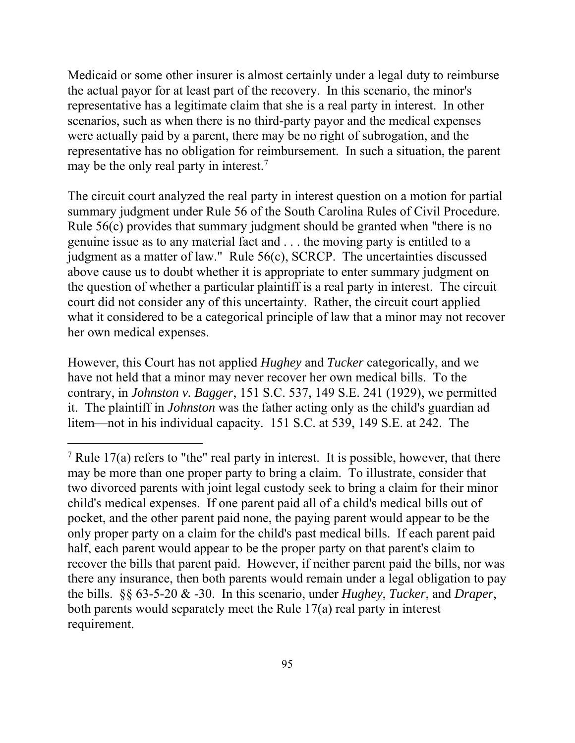Medicaid or some other insurer is almost certainly under a legal duty to reimburse the actual payor for at least part of the recovery. In this scenario, the minor's representative has a legitimate claim that she is a real party in interest. In other scenarios, such as when there is no third-party payor and the medical expenses were actually paid by a parent, there may be no right of subrogation, and the representative has no obligation for reimbursement. In such a situation, the parent may be the only real party in interest.[7]

The circuit court analyzed the real party in interest question on a motion for partial summary judgment under Rule 56 of the South Carolina Rules of Civil Procedure. Rule 56(c) provides that summary judgment should be granted when "there is no genuine issue as to any material fact and . . . the moving party is entitled to a judgment as a matter of law." Rule 56(c), SCRCP. The uncertainties discussed above cause us to doubt whether it is appropriate to enter summary judgment on the question of whether a particular plaintiff is a real party in interest. The circuit court did not consider any of this uncertainty. Rather, the circuit court applied what it considered to be a categorical principle of law that a minor may not recover her own medical expenses.

However, this Court has not applied *Hughey* and *Tucker* categorically, and we have not held that a minor may never recover her own medical bills. To the contrary, in *Johnston v. Bagger*, 151 S.C. 537, 149 S.E. 241 (1929), we permitted it. The plaintiff in *Johnston* was the father acting only as the child's guardian ad litem—not in his individual capacity. 151 S.C. at 539, 149 S.E. at 242. The

---

[7] Rule 17(a) refers to "the" real party in interest. It is possible, however, that there may be more than one proper party to bring a claim. To illustrate, consider that two divorced parents with joint legal custody seek to bring a claim for their minor child's medical expenses. If one parent paid all of a child's medical bills out of pocket, and the other parent paid none, the paying parent would appear to be the only proper party on a claim for the child's past medical bills. If each parent paid half, each parent would appear to be the proper party on that parent's claim to recover the bills that parent paid. However, if neither parent paid the bills, nor was there any insurance, then both parents would remain under a legal obligation to pay the bills. §§ 63-5-20 & -30. In this scenario, under *Hughey*, *Tucker*, and *Draper*, both parents would separately meet the Rule 17(a) real party in interest requirement.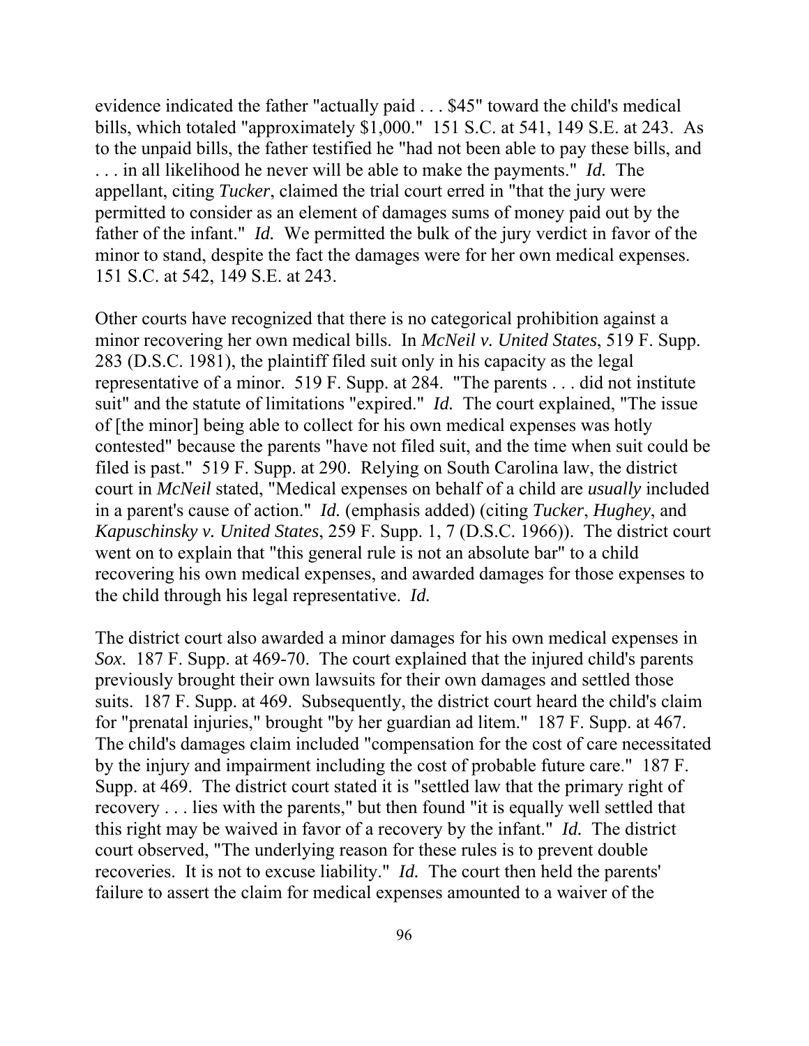evidence indicated the father "actually paid . . . $45" toward the child's medical bills, which totaled "approximately $1,000." 151 S.C. at 541, 149 S.E. at 243. As to the unpaid bills, the father testified he "had not been able to pay these bills, and . . . in all likelihood he never will be able to make the payments." *Id.* The appellant, citing *Tucker*, claimed the trial court erred in "that the jury were permitted to consider as an element of damages sums of money paid out by the father of the infant." *Id.* We permitted the bulk of the jury verdict in favor of the minor to stand, despite the fact the damages were for her own medical expenses. 151 S.C. at 542, 149 S.E. at 243.

Other courts have recognized that there is no categorical prohibition against a minor recovering her own medical bills. In *McNeil v. United States*, 519 F. Supp. 283 (D.S.C. 1981), the plaintiff filed suit only in his capacity as the legal representative of a minor. 519 F. Supp. at 284. "The parents . . . did not institute suit" and the statute of limitations "expired." *Id.* The court explained, "The issue of [the minor] being able to collect for his own medical expenses was hotly contested" because the parents "have not filed suit, and the time when suit could be filed is past." 519 F. Supp. at 290. Relying on South Carolina law, the district court in *McNeil* stated, "Medical expenses on behalf of a child are *usually* included in a parent's cause of action." *Id.* (emphasis added) (citing *Tucker*, *Hughey*, and *Kapuschinsky v. United States*, 259 F. Supp. 1, 7 (D.S.C. 1966)). The district court went on to explain that "this general rule is not an absolute bar" to a child recovering his own medical expenses, and awarded damages for those expenses to the child through his legal representative. *Id.*

The district court also awarded a minor damages for his own medical expenses in *Sox*. 187 F. Supp. at 469-70. The court explained that the injured child's parents previously brought their own lawsuits for their own damages and settled those suits. 187 F. Supp. at 469. Subsequently, the district court heard the child's claim for "prenatal injuries," brought "by her guardian ad litem." 187 F. Supp. at 467. The child's damages claim included "compensation for the cost of care necessitated by the injury and impairment including the cost of probable future care." 187 F. Supp. at 469. The district court stated it is "settled law that the primary right of recovery . . . lies with the parents," but then found "it is equally well settled that this right may be waived in favor of a recovery by the infant." *Id.* The district court observed, "The underlying reason for these rules is to prevent double recoveries. It is not to excuse liability." *Id.* The court then held the parents' failure to assert the claim for medical expenses amounted to a waiver of the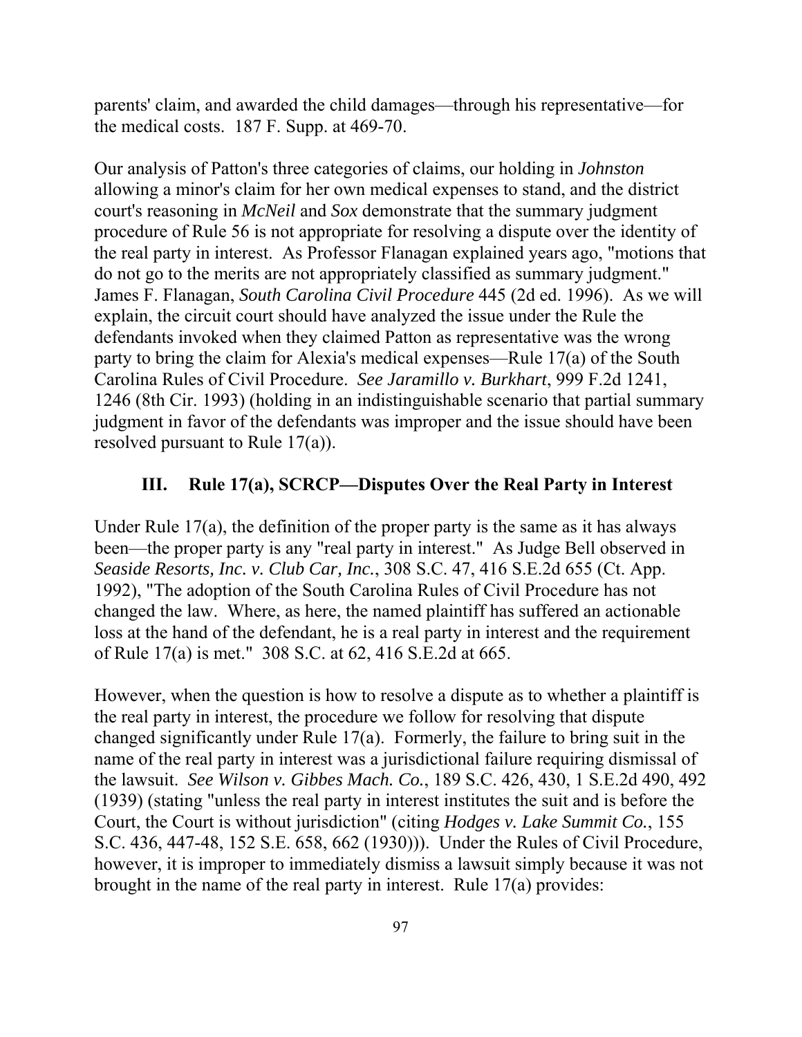parents' claim, and awarded the child damages—through his representative—for the medical costs. 187 F. Supp. at 469-70.

Our analysis of Patton's three categories of claims, our holding in *Johnston* allowing a minor's claim for her own medical expenses to stand, and the district court's reasoning in *McNeil* and *Sox* demonstrate that the summary judgment procedure of Rule 56 is not appropriate for resolving a dispute over the identity of the real party in interest. As Professor Flanagan explained years ago, "motions that do not go to the merits are not appropriately classified as summary judgment." James F. Flanagan, *South Carolina Civil Procedure* 445 (2d ed. 1996). As we will explain, the circuit court should have analyzed the issue under the Rule the defendants invoked when they claimed Patton as representative was the wrong party to bring the claim for Alexia's medical expenses—Rule 17(a) of the South Carolina Rules of Civil Procedure. *See Jaramillo v. Burkhart*, 999 F.2d 1241, 1246 (8th Cir. 1993) (holding in an indistinguishable scenario that partial summary judgment in favor of the defendants was improper and the issue should have been resolved pursuant to Rule 17(a)).

### III. Rule 17(a), SCRCP—Disputes Over the Real Party in Interest

Under Rule 17(a), the definition of the proper party is the same as it has always been—the proper party is any "real party in interest." As Judge Bell observed in *Seaside Resorts, Inc. v. Club Car, Inc.*, 308 S.C. 47, 416 S.E.2d 655 (Ct. App. 1992), "The adoption of the South Carolina Rules of Civil Procedure has not changed the law. Where, as here, the named plaintiff has suffered an actionable loss at the hand of the defendant, he is a real party in interest and the requirement of Rule 17(a) is met." 308 S.C. at 62, 416 S.E.2d at 665.

However, when the question is how to resolve a dispute as to whether a plaintiff is the real party in interest, the procedure we follow for resolving that dispute changed significantly under Rule 17(a). Formerly, the failure to bring suit in the name of the real party in interest was a jurisdictional failure requiring dismissal of the lawsuit. *See Wilson v. Gibbes Mach. Co.*, 189 S.C. 426, 430, 1 S.E.2d 490, 492 (1939) (stating "unless the real party in interest institutes the suit and is before the Court, the Court is without jurisdiction" (citing *Hodges v. Lake Summit Co.*, 155 S.C. 436, 447-48, 152 S.E. 658, 662 (1930))). Under the Rules of Civil Procedure, however, it is improper to immediately dismiss a lawsuit simply because it was not brought in the name of the real party in interest. Rule 17(a) provides: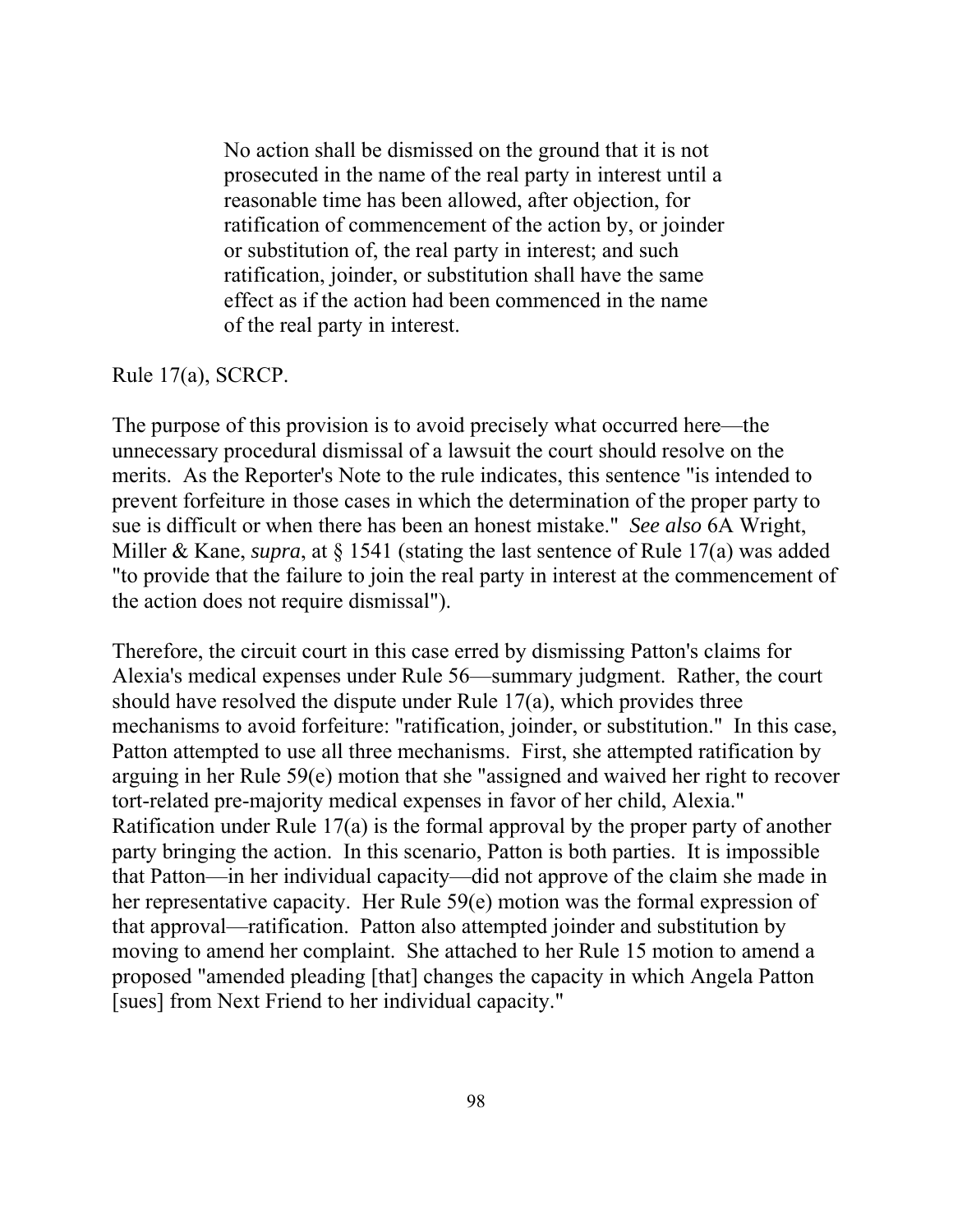> No action shall be dismissed on the ground that it is not prosecuted in the name of the real party in interest until a reasonable time has been allowed, after objection, for ratification of commencement of the action by, or joinder or substitution of, the real party in interest; and such ratification, joinder, or substitution shall have the same effect as if the action had been commenced in the name of the real party in interest.

Rule 17(a), SCRCP.

The purpose of this provision is to avoid precisely what occurred here—the unnecessary procedural dismissal of a lawsuit the court should resolve on the merits. As the Reporter's Note to the rule indicates, this sentence "is intended to prevent forfeiture in those cases in which the determination of the proper party to sue is difficult or when there has been an honest mistake." *See also* 6A Wright, Miller & Kane, *supra*, at § 1541 (stating the last sentence of Rule 17(a) was added "to provide that the failure to join the real party in interest at the commencement of the action does not require dismissal").

Therefore, the circuit court in this case erred by dismissing Patton's claims for Alexia's medical expenses under Rule 56—summary judgment. Rather, the court should have resolved the dispute under Rule 17(a), which provides three mechanisms to avoid forfeiture: "ratification, joinder, or substitution." In this case, Patton attempted to use all three mechanisms. First, she attempted ratification by arguing in her Rule 59(e) motion that she "assigned and waived her right to recover tort-related pre-majority medical expenses in favor of her child, Alexia." Ratification under Rule 17(a) is the formal approval by the proper party of another party bringing the action. In this scenario, Patton is both parties. It is impossible that Patton—in her individual capacity—did not approve of the claim she made in her representative capacity. Her Rule 59(e) motion was the formal expression of that approval—ratification. Patton also attempted joinder and substitution by moving to amend her complaint. She attached to her Rule 15 motion to amend a proposed "amended pleading [that] changes the capacity in which Angela Patton [sues] from Next Friend to her individual capacity."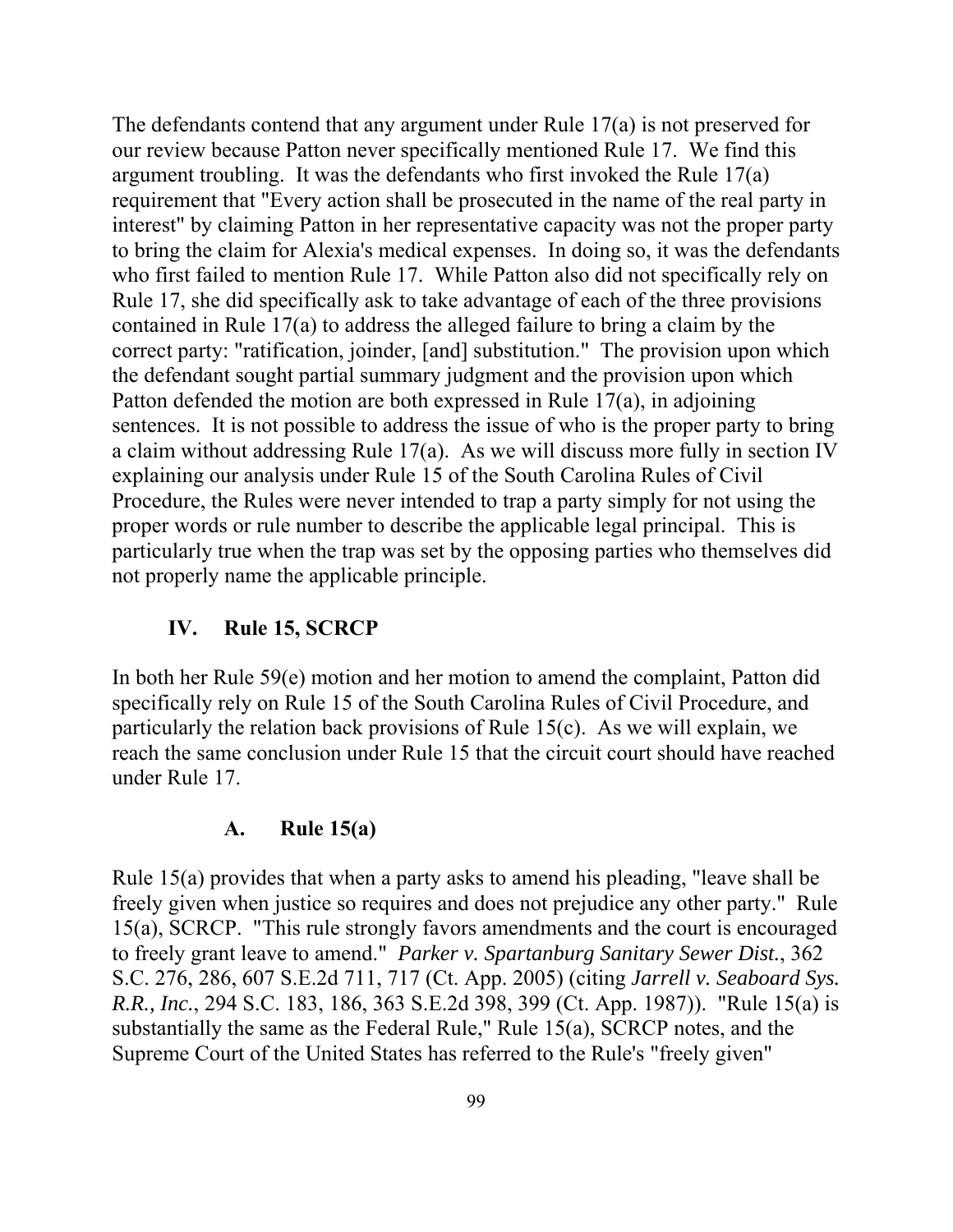The defendants contend that any argument under Rule 17(a) is not preserved for our review because Patton never specifically mentioned Rule 17. We find this argument troubling. It was the defendants who first invoked the Rule 17(a) requirement that "Every action shall be prosecuted in the name of the real party in interest" by claiming Patton in her representative capacity was not the proper party to bring the claim for Alexia's medical expenses. In doing so, it was the defendants who first failed to mention Rule 17. While Patton also did not specifically rely on Rule 17, she did specifically ask to take advantage of each of the three provisions contained in Rule 17(a) to address the alleged failure to bring a claim by the correct party: "ratification, joinder, [and] substitution." The provision upon which the defendant sought partial summary judgment and the provision upon which Patton defended the motion are both expressed in Rule 17(a), in adjoining sentences. It is not possible to address the issue of who is the proper party to bring a claim without addressing Rule 17(a). As we will discuss more fully in section IV explaining our analysis under Rule 15 of the South Carolina Rules of Civil Procedure, the Rules were never intended to trap a party simply for not using the proper words or rule number to describe the applicable legal principal. This is particularly true when the trap was set by the opposing parties who themselves did not properly name the applicable principle.

## IV. Rule 15, SCRCP

In both her Rule 59(e) motion and her motion to amend the complaint, Patton did specifically rely on Rule 15 of the South Carolina Rules of Civil Procedure, and particularly the relation back provisions of Rule 15(c). As we will explain, we reach the same conclusion under Rule 15 that the circuit court should have reached under Rule 17.

### A. Rule 15(a)

Rule 15(a) provides that when a party asks to amend his pleading, "leave shall be freely given when justice so requires and does not prejudice any other party." Rule 15(a), SCRCP. "This rule strongly favors amendments and the court is encouraged to freely grant leave to amend." *Parker v. Spartanburg Sanitary Sewer Dist.*, 362 S.C. 276, 286, 607 S.E.2d 711, 717 (Ct. App. 2005) (citing *Jarrell v. Seaboard Sys. R.R., Inc.*, 294 S.C. 183, 186, 363 S.E.2d 398, 399 (Ct. App. 1987)). "Rule 15(a) is substantially the same as the Federal Rule," Rule 15(a), SCRCP notes, and the Supreme Court of the United States has referred to the Rule's "freely given"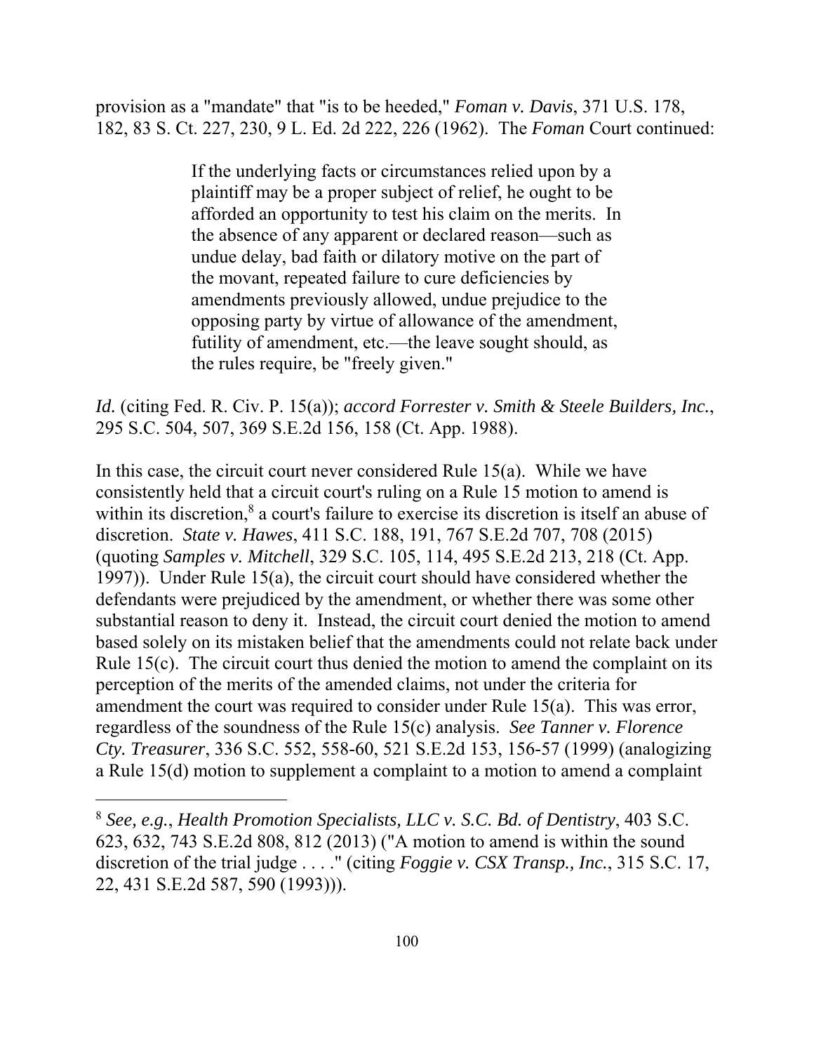provision as a "mandate" that "is to be heeded," *Foman v. Davis*, 371 U.S. 178, 182, 83 S. Ct. 227, 230, 9 L. Ed. 2d 222, 226 (1962). The *Foman* Court continued:

> If the underlying facts or circumstances relied upon by a plaintiff may be a proper subject of relief, he ought to be afforded an opportunity to test his claim on the merits. In the absence of any apparent or declared reason—such as undue delay, bad faith or dilatory motive on the part of the movant, repeated failure to cure deficiencies by amendments previously allowed, undue prejudice to the opposing party by virtue of allowance of the amendment, futility of amendment, etc.—the leave sought should, as the rules require, be "freely given."

*Id.* (citing Fed. R. Civ. P. 15(a)); *accord Forrester v. Smith & Steele Builders, Inc.*, 295 S.C. 504, 507, 369 S.E.2d 156, 158 (Ct. App. 1988).

In this case, the circuit court never considered Rule 15(a). While we have consistently held that a circuit court's ruling on a Rule 15 motion to amend is within its discretion,[8] a court's failure to exercise its discretion is itself an abuse of discretion. *State v. Hawes*, 411 S.C. 188, 191, 767 S.E.2d 707, 708 (2015) (quoting *Samples v. Mitchell*, 329 S.C. 105, 114, 495 S.E.2d 213, 218 (Ct. App. 1997)). Under Rule 15(a), the circuit court should have considered whether the defendants were prejudiced by the amendment, or whether there was some other substantial reason to deny it. Instead, the circuit court denied the motion to amend based solely on its mistaken belief that the amendments could not relate back under Rule 15(c). The circuit court thus denied the motion to amend the complaint on its perception of the merits of the amended claims, not under the criteria for amendment the court was required to consider under Rule 15(a). This was error, regardless of the soundness of the Rule 15(c) analysis. *See Tanner v. Florence Cty. Treasurer*, 336 S.C. 552, 558-60, 521 S.E.2d 153, 156-57 (1999) (analogizing a Rule 15(d) motion to supplement a complaint to a motion to amend a complaint

---

[8] *See, e.g.*, *Health Promotion Specialists, LLC v. S.C. Bd. of Dentistry*, 403 S.C. 623, 632, 743 S.E.2d 808, 812 (2013) ("A motion to amend is within the sound discretion of the trial judge . . . ." (citing *Foggie v. CSX Transp., Inc.*, 315 S.C. 17, 22, 431 S.E.2d 587, 590 (1993))).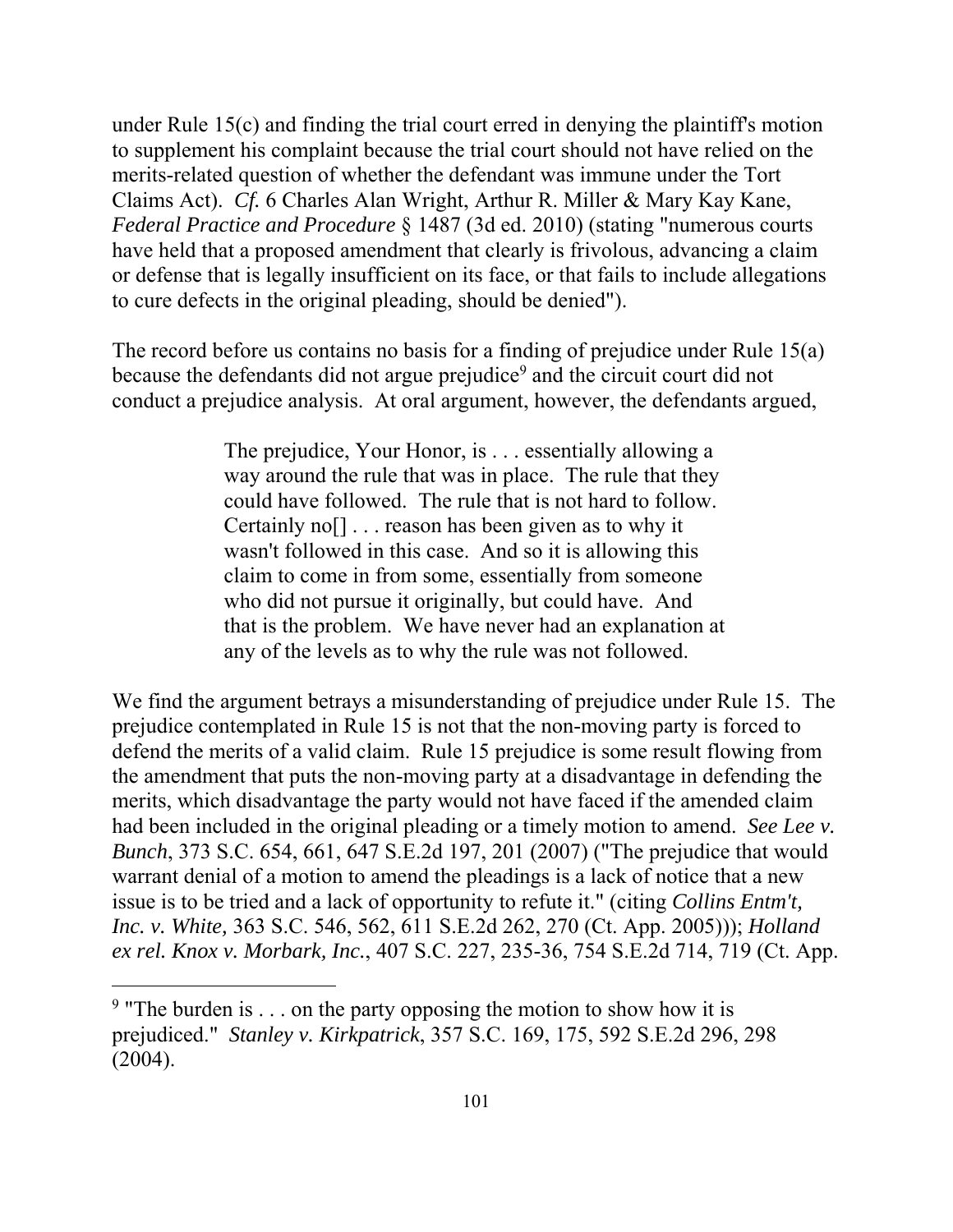under Rule 15(c) and finding the trial court erred in denying the plaintiff's motion to supplement his complaint because the trial court should not have relied on the merits-related question of whether the defendant was immune under the Tort Claims Act). *Cf.* 6 Charles Alan Wright, Arthur R. Miller & Mary Kay Kane, *Federal Practice and Procedure* § 1487 (3d ed. 2010) (stating "numerous courts have held that a proposed amendment that clearly is frivolous, advancing a claim or defense that is legally insufficient on its face, or that fails to include allegations to cure defects in the original pleading, should be denied").

The record before us contains no basis for a finding of prejudice under Rule 15(a) because the defendants did not argue prejudice[9] and the circuit court did not conduct a prejudice analysis. At oral argument, however, the defendants argued,

> The prejudice, Your Honor, is . . . essentially allowing a way around the rule that was in place. The rule that they could have followed. The rule that is not hard to follow. Certainly no[] . . . reason has been given as to why it wasn't followed in this case. And so it is allowing this claim to come in from some, essentially from someone who did not pursue it originally, but could have. And that is the problem. We have never had an explanation at any of the levels as to why the rule was not followed.

We find the argument betrays a misunderstanding of prejudice under Rule 15. The prejudice contemplated in Rule 15 is not that the non-moving party is forced to defend the merits of a valid claim. Rule 15 prejudice is some result flowing from the amendment that puts the non-moving party at a disadvantage in defending the merits, which disadvantage the party would not have faced if the amended claim had been included in the original pleading or a timely motion to amend. *See Lee v. Bunch*, 373 S.C. 654, 661, 647 S.E.2d 197, 201 (2007) ("The prejudice that would warrant denial of a motion to amend the pleadings is a lack of notice that a new issue is to be tried and a lack of opportunity to refute it." (citing *Collins Entm't, Inc. v. White,* 363 S.C. 546, 562, 611 S.E.2d 262, 270 (Ct. App. 2005))); *Holland ex rel. Knox v. Morbark, Inc.*, 407 S.C. 227, 235-36, 754 S.E.2d 714, 719 (Ct. App.

[9] "The burden is . . . on the party opposing the motion to show how it is prejudiced." *Stanley v. Kirkpatrick*, 357 S.C. 169, 175, 592 S.E.2d 296, 298 (2004).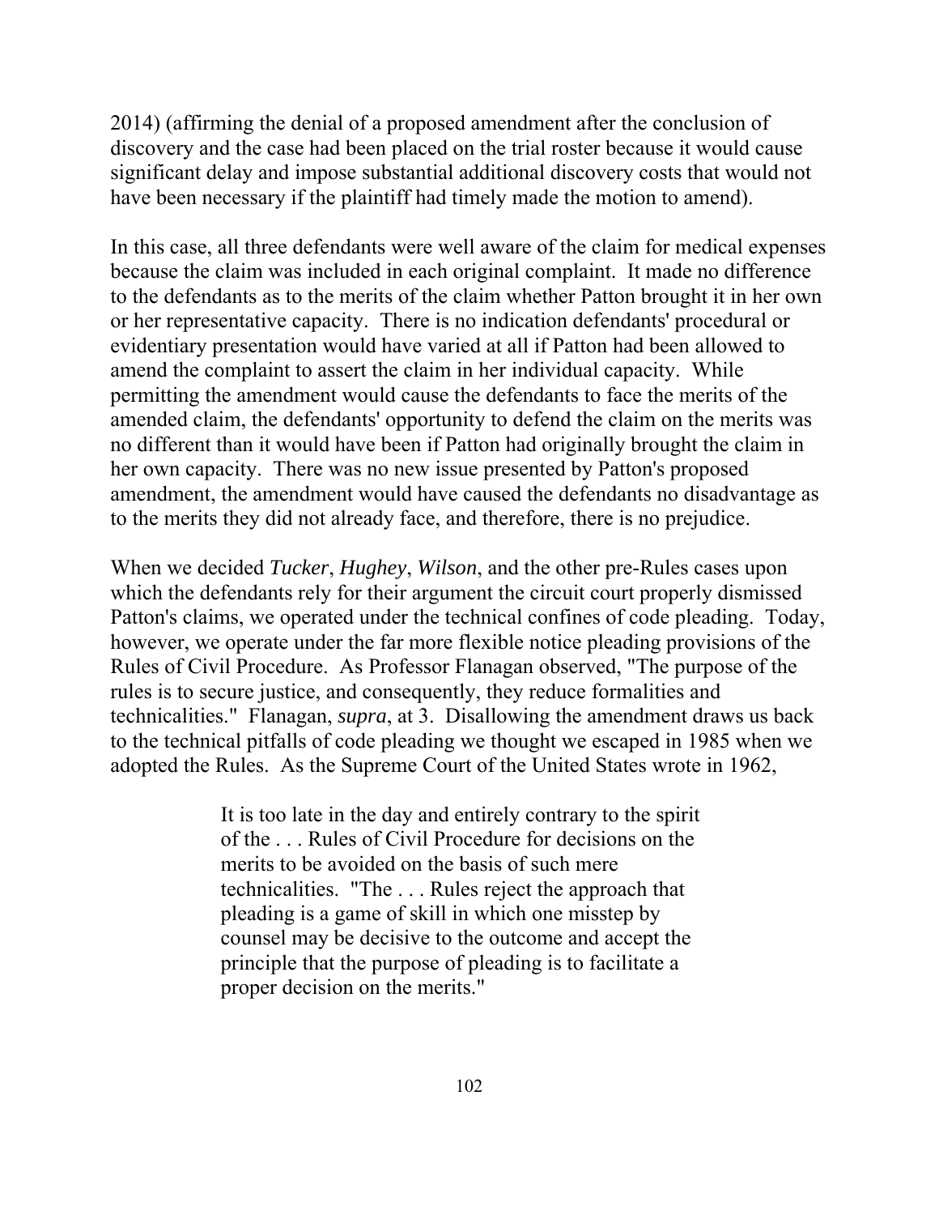2014) (affirming the denial of a proposed amendment after the conclusion of discovery and the case had been placed on the trial roster because it would cause significant delay and impose substantial additional discovery costs that would not have been necessary if the plaintiff had timely made the motion to amend).

In this case, all three defendants were well aware of the claim for medical expenses because the claim was included in each original complaint. It made no difference to the defendants as to the merits of the claim whether Patton brought it in her own or her representative capacity. There is no indication defendants' procedural or evidentiary presentation would have varied at all if Patton had been allowed to amend the complaint to assert the claim in her individual capacity. While permitting the amendment would cause the defendants to face the merits of the amended claim, the defendants' opportunity to defend the claim on the merits was no different than it would have been if Patton had originally brought the claim in her own capacity. There was no new issue presented by Patton's proposed amendment, the amendment would have caused the defendants no disadvantage as to the merits they did not already face, and therefore, there is no prejudice.

When we decided *Tucker*, *Hughey*, *Wilson*, and the other pre-Rules cases upon which the defendants rely for their argument the circuit court properly dismissed Patton's claims, we operated under the technical confines of code pleading. Today, however, we operate under the far more flexible notice pleading provisions of the Rules of Civil Procedure. As Professor Flanagan observed, "The purpose of the rules is to secure justice, and consequently, they reduce formalities and technicalities." Flanagan, *supra*, at 3. Disallowing the amendment draws us back to the technical pitfalls of code pleading we thought we escaped in 1985 when we adopted the Rules. As the Supreme Court of the United States wrote in 1962,

> It is too late in the day and entirely contrary to the spirit of the . . . Rules of Civil Procedure for decisions on the merits to be avoided on the basis of such mere technicalities. "The . . . Rules reject the approach that pleading is a game of skill in which one misstep by counsel may be decisive to the outcome and accept the principle that the purpose of pleading is to facilitate a proper decision on the merits."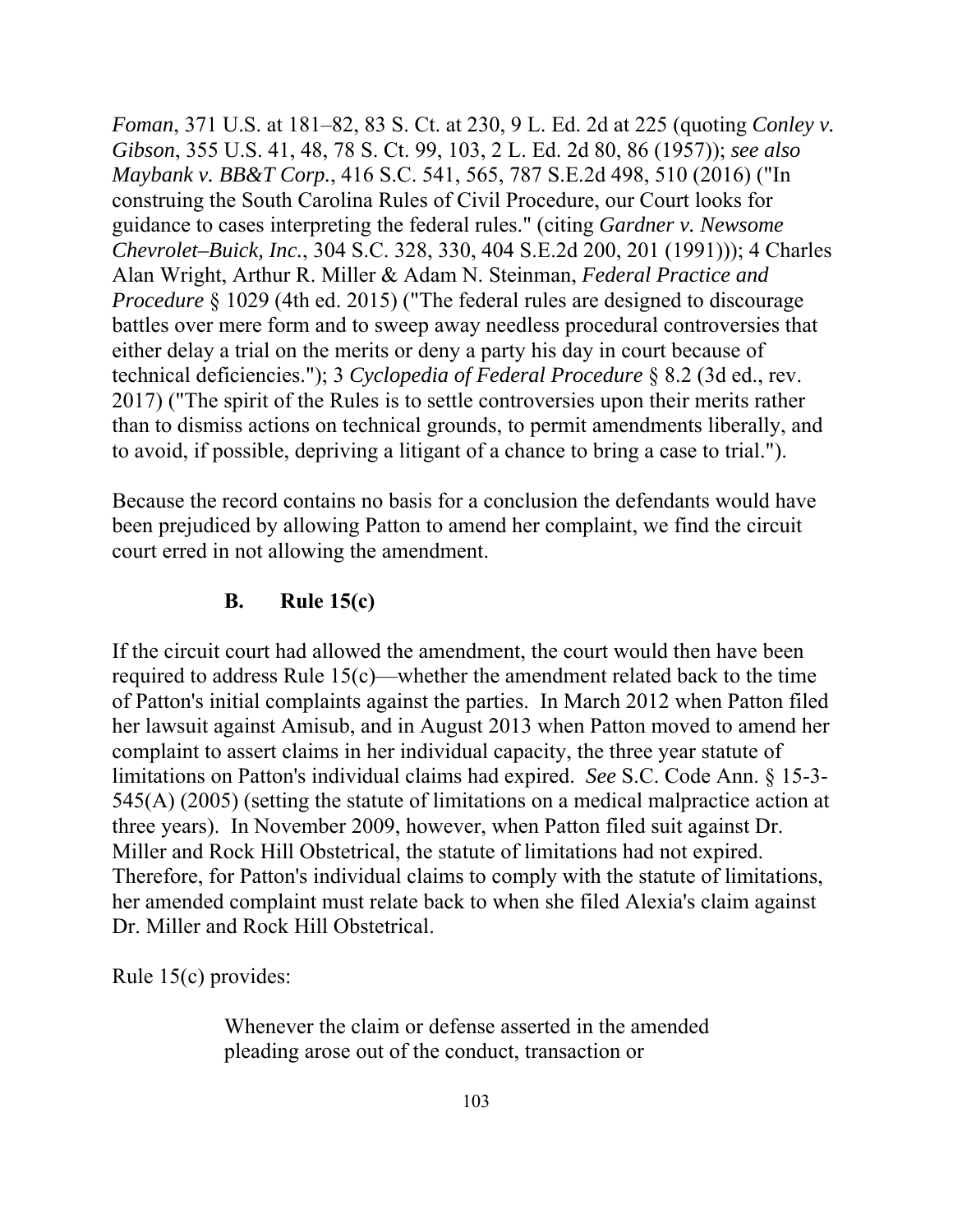*Foman*, 371 U.S. at 181–82, 83 S. Ct. at 230, 9 L. Ed. 2d at 225 (quoting *Conley v. Gibson*, 355 U.S. 41, 48, 78 S. Ct. 99, 103, 2 L. Ed. 2d 80, 86 (1957)); *see also Maybank v. BB&T Corp.*, 416 S.C. 541, 565, 787 S.E.2d 498, 510 (2016) ("In construing the South Carolina Rules of Civil Procedure, our Court looks for guidance to cases interpreting the federal rules." (citing *Gardner v. Newsome Chevrolet–Buick, Inc.*, 304 S.C. 328, 330, 404 S.E.2d 200, 201 (1991))); 4 Charles Alan Wright, Arthur R. Miller & Adam N. Steinman, *Federal Practice and Procedure* § 1029 (4th ed. 2015) ("The federal rules are designed to discourage battles over mere form and to sweep away needless procedural controversies that either delay a trial on the merits or deny a party his day in court because of technical deficiencies."); 3 *Cyclopedia of Federal Procedure* § 8.2 (3d ed., rev. 2017) ("The spirit of the Rules is to settle controversies upon their merits rather than to dismiss actions on technical grounds, to permit amendments liberally, and to avoid, if possible, depriving a litigant of a chance to bring a case to trial.").

Because the record contains no basis for a conclusion the defendants would have been prejudiced by allowing Patton to amend her complaint, we find the circuit court erred in not allowing the amendment.

### B. Rule 15(c)

If the circuit court had allowed the amendment, the court would then have been required to address Rule 15(c)—whether the amendment related back to the time of Patton's initial complaints against the parties. In March 2012 when Patton filed her lawsuit against Amisub, and in August 2013 when Patton moved to amend her complaint to assert claims in her individual capacity, the three year statute of limitations on Patton's individual claims had expired. *See* S.C. Code Ann. § 15-3-545(A) (2005) (setting the statute of limitations on a medical malpractice action at three years). In November 2009, however, when Patton filed suit against Dr. Miller and Rock Hill Obstetrical, the statute of limitations had not expired. Therefore, for Patton's individual claims to comply with the statute of limitations, her amended complaint must relate back to when she filed Alexia's claim against Dr. Miller and Rock Hill Obstetrical.

Rule 15(c) provides:

> Whenever the claim or defense asserted in the amended pleading arose out of the conduct, transaction or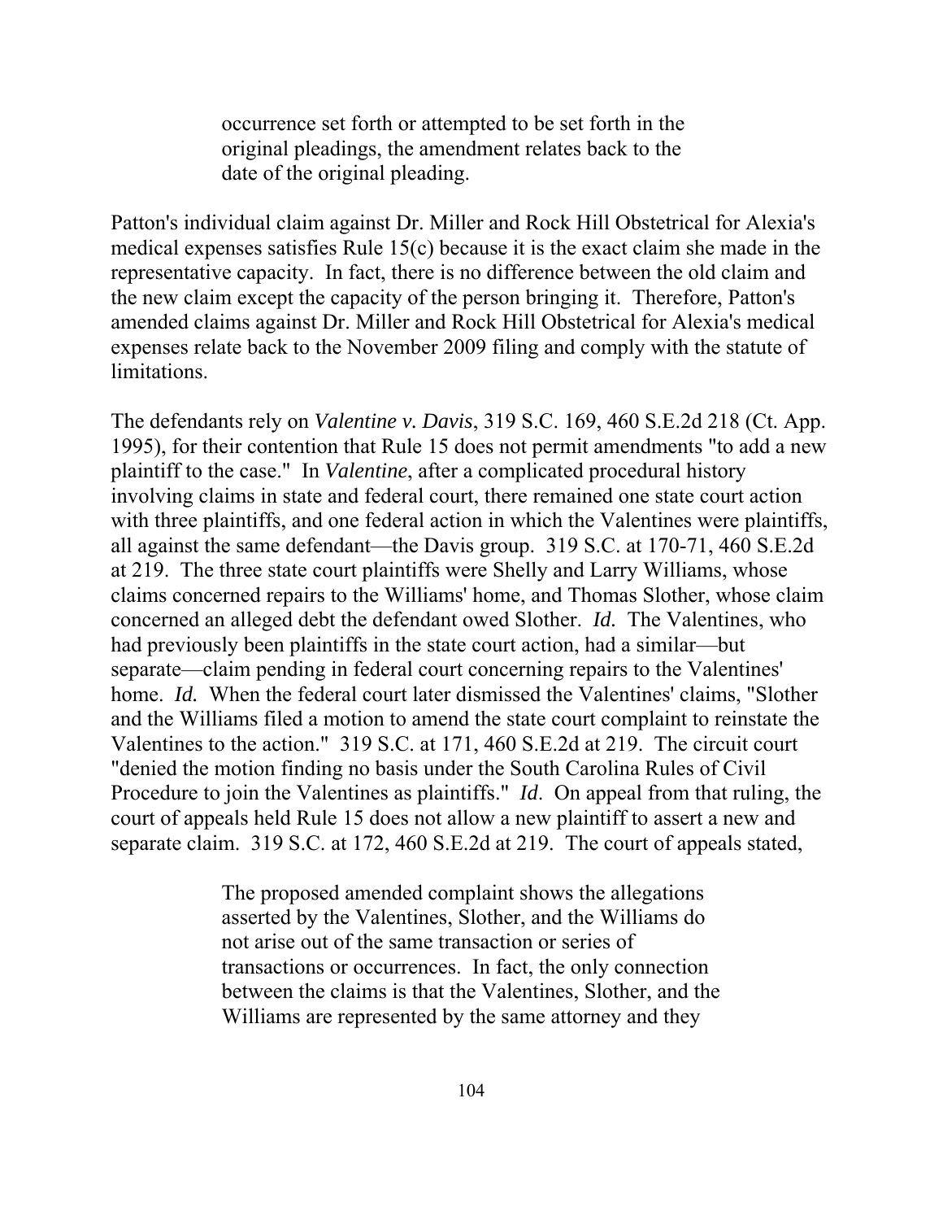> occurrence set forth or attempted to be set forth in the original pleadings, the amendment relates back to the date of the original pleading.

Patton's individual claim against Dr. Miller and Rock Hill Obstetrical for Alexia's medical expenses satisfies Rule 15(c) because it is the exact claim she made in the representative capacity. In fact, there is no difference between the old claim and the new claim except the capacity of the person bringing it. Therefore, Patton's amended claims against Dr. Miller and Rock Hill Obstetrical for Alexia's medical expenses relate back to the November 2009 filing and comply with the statute of limitations.

The defendants rely on *Valentine v. Davis*, 319 S.C. 169, 460 S.E.2d 218 (Ct. App. 1995), for their contention that Rule 15 does not permit amendments "to add a new plaintiff to the case." In *Valentine*, after a complicated procedural history involving claims in state and federal court, there remained one state court action with three plaintiffs, and one federal action in which the Valentines were plaintiffs, all against the same defendant—the Davis group. 319 S.C. at 170-71, 460 S.E.2d at 219. The three state court plaintiffs were Shelly and Larry Williams, whose claims concerned repairs to the Williams' home, and Thomas Slother, whose claim concerned an alleged debt the defendant owed Slother. *Id.* The Valentines, who had previously been plaintiffs in the state court action, had a similar—but separate—claim pending in federal court concerning repairs to the Valentines' home. *Id.* When the federal court later dismissed the Valentines' claims, "Slother and the Williams filed a motion to amend the state court complaint to reinstate the Valentines to the action." 319 S.C. at 171, 460 S.E.2d at 219. The circuit court "denied the motion finding no basis under the South Carolina Rules of Civil Procedure to join the Valentines as plaintiffs." *Id*. On appeal from that ruling, the court of appeals held Rule 15 does not allow a new plaintiff to assert a new and separate claim. 319 S.C. at 172, 460 S.E.2d at 219. The court of appeals stated,

> The proposed amended complaint shows the allegations asserted by the Valentines, Slother, and the Williams do not arise out of the same transaction or series of transactions or occurrences. In fact, the only connection between the claims is that the Valentines, Slother, and the Williams are represented by the same attorney and they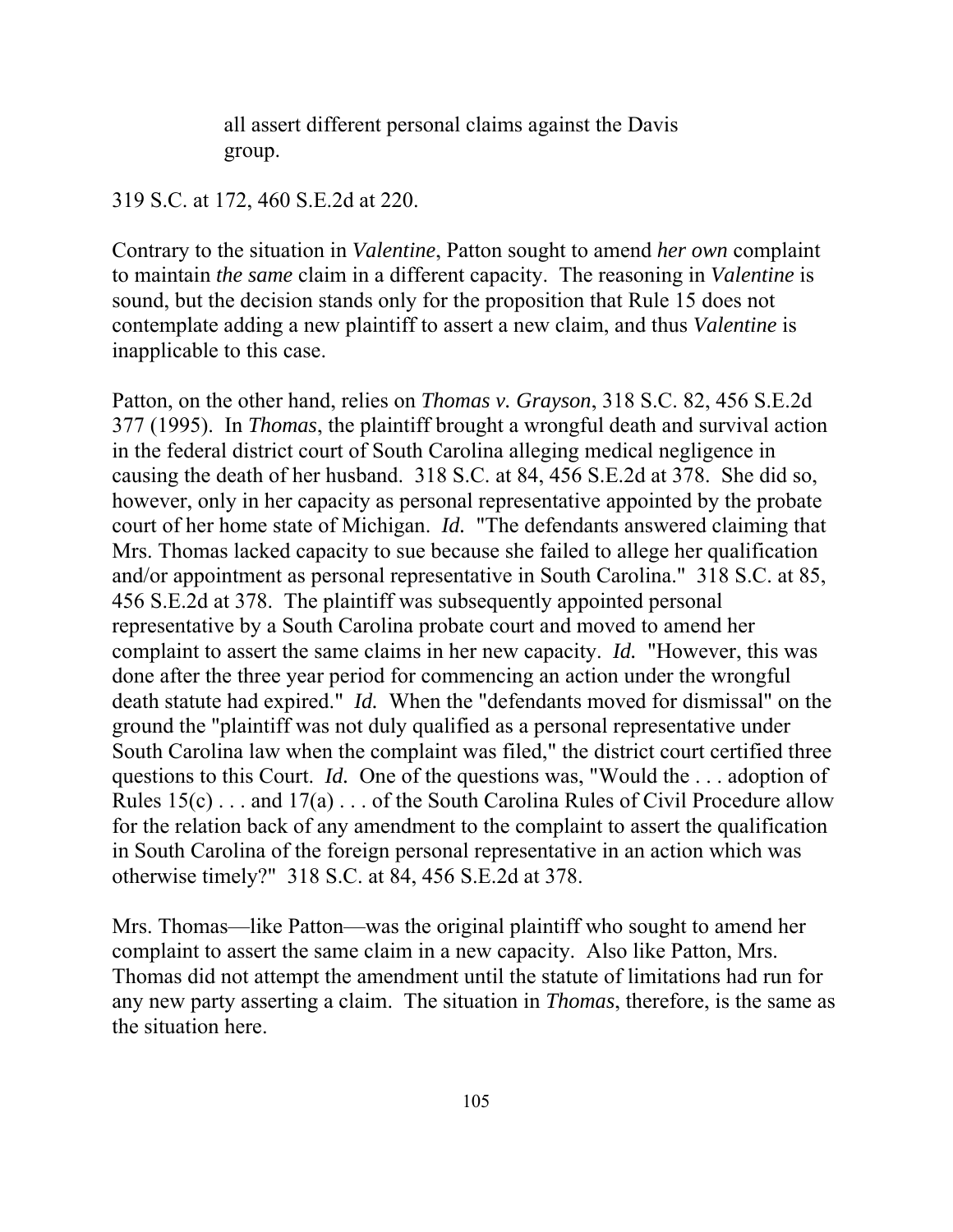> all assert different personal claims against the Davis group.

319 S.C. at 172, 460 S.E.2d at 220.

Contrary to the situation in *Valentine*, Patton sought to amend *her own* complaint to maintain *the same* claim in a different capacity. The reasoning in *Valentine* is sound, but the decision stands only for the proposition that Rule 15 does not contemplate adding a new plaintiff to assert a new claim, and thus *Valentine* is inapplicable to this case.

Patton, on the other hand, relies on *Thomas v. Grayson*, 318 S.C. 82, 456 S.E.2d 377 (1995). In *Thomas*, the plaintiff brought a wrongful death and survival action in the federal district court of South Carolina alleging medical negligence in causing the death of her husband. 318 S.C. at 84, 456 S.E.2d at 378. She did so, however, only in her capacity as personal representative appointed by the probate court of her home state of Michigan. *Id.* "The defendants answered claiming that Mrs. Thomas lacked capacity to sue because she failed to allege her qualification and/or appointment as personal representative in South Carolina." 318 S.C. at 85, 456 S.E.2d at 378. The plaintiff was subsequently appointed personal representative by a South Carolina probate court and moved to amend her complaint to assert the same claims in her new capacity. *Id.* "However, this was done after the three year period for commencing an action under the wrongful death statute had expired." *Id.* When the "defendants moved for dismissal" on the ground the "plaintiff was not duly qualified as a personal representative under South Carolina law when the complaint was filed," the district court certified three questions to this Court. *Id.* One of the questions was, "Would the . . . adoption of Rules 15(c) . . . and 17(a) . . . of the South Carolina Rules of Civil Procedure allow for the relation back of any amendment to the complaint to assert the qualification in South Carolina of the foreign personal representative in an action which was otherwise timely?" 318 S.C. at 84, 456 S.E.2d at 378.

Mrs. Thomas—like Patton—was the original plaintiff who sought to amend her complaint to assert the same claim in a new capacity. Also like Patton, Mrs. Thomas did not attempt the amendment until the statute of limitations had run for any new party asserting a claim. The situation in *Thomas*, therefore, is the same as the situation here.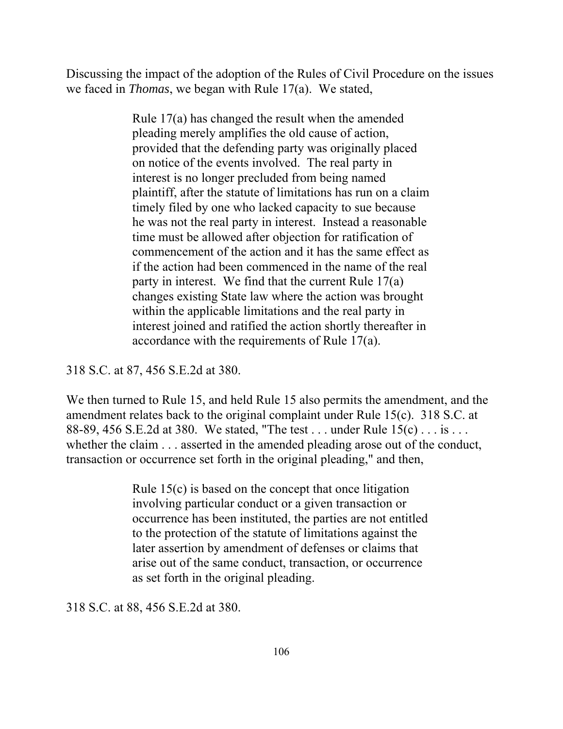Discussing the impact of the adoption of the Rules of Civil Procedure on the issues we faced in *Thomas*, we began with Rule 17(a). We stated,

> Rule 17(a) has changed the result when the amended pleading merely amplifies the old cause of action, provided that the defending party was originally placed on notice of the events involved. The real party in interest is no longer precluded from being named plaintiff, after the statute of limitations has run on a claim timely filed by one who lacked capacity to sue because he was not the real party in interest. Instead a reasonable time must be allowed after objection for ratification of commencement of the action and it has the same effect as if the action had been commenced in the name of the real party in interest. We find that the current Rule 17(a) changes existing State law where the action was brought within the applicable limitations and the real party in interest joined and ratified the action shortly thereafter in accordance with the requirements of Rule 17(a).

318 S.C. at 87, 456 S.E.2d at 380.

We then turned to Rule 15, and held Rule 15 also permits the amendment, and the amendment relates back to the original complaint under Rule 15(c). 318 S.C. at 88-89, 456 S.E.2d at 380. We stated, "The test . . . under Rule 15(c) . . . is . . . whether the claim . . . asserted in the amended pleading arose out of the conduct, transaction or occurrence set forth in the original pleading," and then,

> Rule 15(c) is based on the concept that once litigation involving particular conduct or a given transaction or occurrence has been instituted, the parties are not entitled to the protection of the statute of limitations against the later assertion by amendment of defenses or claims that arise out of the same conduct, transaction, or occurrence as set forth in the original pleading.

318 S.C. at 88, 456 S.E.2d at 380.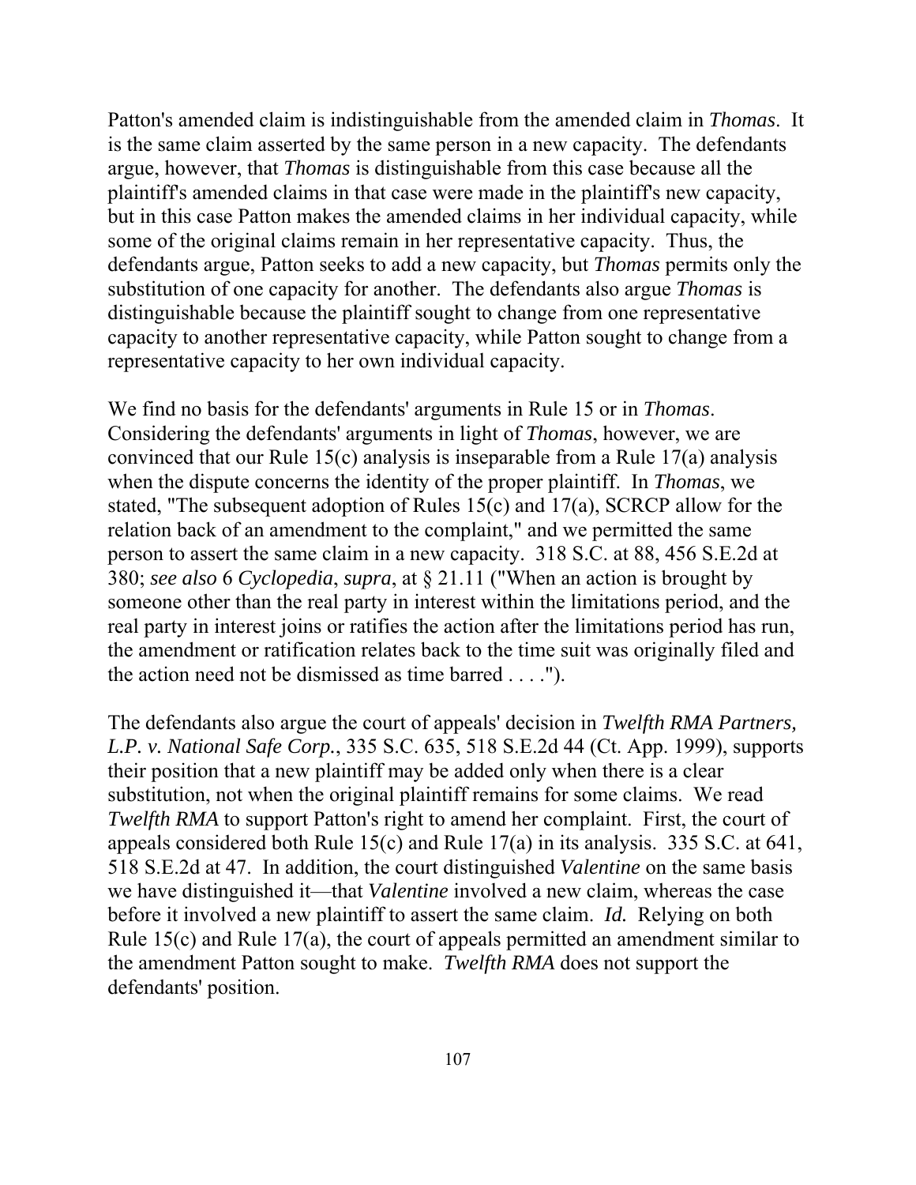Patton's amended claim is indistinguishable from the amended claim in *Thomas*. It is the same claim asserted by the same person in a new capacity. The defendants argue, however, that *Thomas* is distinguishable from this case because all the plaintiff's amended claims in that case were made in the plaintiff's new capacity, but in this case Patton makes the amended claims in her individual capacity, while some of the original claims remain in her representative capacity. Thus, the defendants argue, Patton seeks to add a new capacity, but *Thomas* permits only the substitution of one capacity for another. The defendants also argue *Thomas* is distinguishable because the plaintiff sought to change from one representative capacity to another representative capacity, while Patton sought to change from a representative capacity to her own individual capacity.

We find no basis for the defendants' arguments in Rule 15 or in *Thomas*. Considering the defendants' arguments in light of *Thomas*, however, we are convinced that our Rule 15(c) analysis is inseparable from a Rule 17(a) analysis when the dispute concerns the identity of the proper plaintiff. In *Thomas*, we stated, "The subsequent adoption of Rules 15(c) and 17(a), SCRCP allow for the relation back of an amendment to the complaint," and we permitted the same person to assert the same claim in a new capacity. 318 S.C. at 88, 456 S.E.2d at 380; *see also* 6 *Cyclopedia*, *supra*, at § 21.11 ("When an action is brought by someone other than the real party in interest within the limitations period, and the real party in interest joins or ratifies the action after the limitations period has run, the amendment or ratification relates back to the time suit was originally filed and the action need not be dismissed as time barred . . . .").

The defendants also argue the court of appeals' decision in *Twelfth RMA Partners, L.P. v. National Safe Corp.*, 335 S.C. 635, 518 S.E.2d 44 (Ct. App. 1999), supports their position that a new plaintiff may be added only when there is a clear substitution, not when the original plaintiff remains for some claims. We read *Twelfth RMA* to support Patton's right to amend her complaint. First, the court of appeals considered both Rule 15(c) and Rule 17(a) in its analysis. 335 S.C. at 641, 518 S.E.2d at 47. In addition, the court distinguished *Valentine* on the same basis we have distinguished it—that *Valentine* involved a new claim, whereas the case before it involved a new plaintiff to assert the same claim. *Id.* Relying on both Rule 15(c) and Rule 17(a), the court of appeals permitted an amendment similar to the amendment Patton sought to make. *Twelfth RMA* does not support the defendants' position.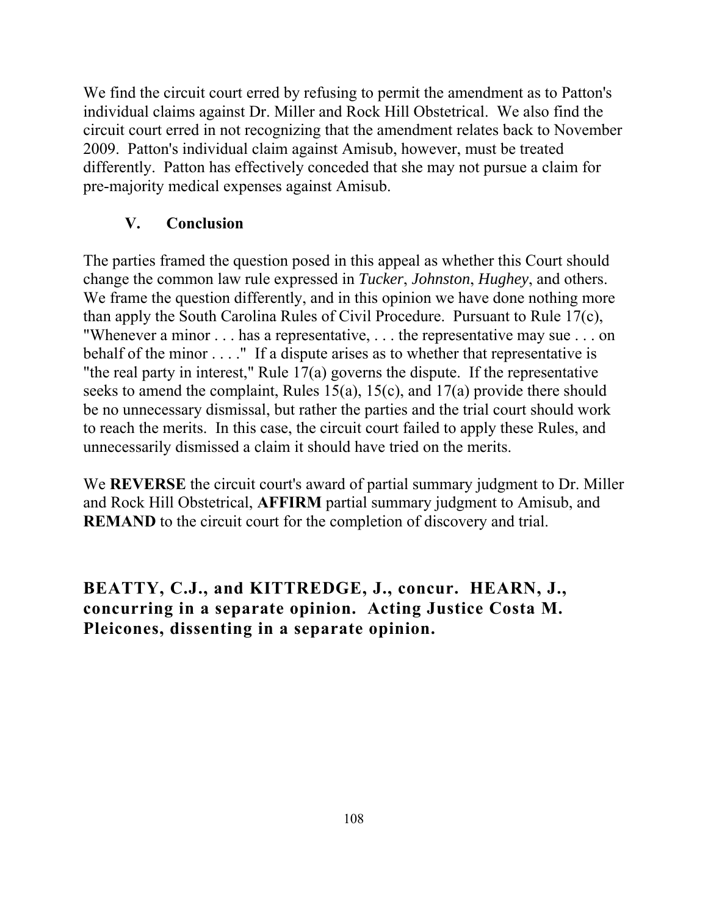We find the circuit court erred by refusing to permit the amendment as to Patton's individual claims against Dr. Miller and Rock Hill Obstetrical. We also find the circuit court erred in not recognizing that the amendment relates back to November 2009. Patton's individual claim against Amisub, however, must be treated differently. Patton has effectively conceded that she may not pursue a claim for pre-majority medical expenses against Amisub.

### V. Conclusion

The parties framed the question posed in this appeal as whether this Court should change the common law rule expressed in *Tucker*, *Johnston*, *Hughey*, and others. We frame the question differently, and in this opinion we have done nothing more than apply the South Carolina Rules of Civil Procedure. Pursuant to Rule 17(c), "Whenever a minor . . . has a representative, . . . the representative may sue . . . on behalf of the minor . . . ." If a dispute arises as to whether that representative is "the real party in interest," Rule 17(a) governs the dispute. If the representative seeks to amend the complaint, Rules 15(a), 15(c), and 17(a) provide there should be no unnecessary dismissal, but rather the parties and the trial court should work to reach the merits. In this case, the circuit court failed to apply these Rules, and unnecessarily dismissed a claim it should have tried on the merits.

We **REVERSE** the circuit court's award of partial summary judgment to Dr. Miller and Rock Hill Obstetrical, **AFFIRM** partial summary judgment to Amisub, and **REMAND** to the circuit court for the completion of discovery and trial.

**BEATTY, C.J., and KITTREDGE, J., concur. HEARN, J., concurring in a separate opinion. Acting Justice Costa M. Pleicones, dissenting in a separate opinion.**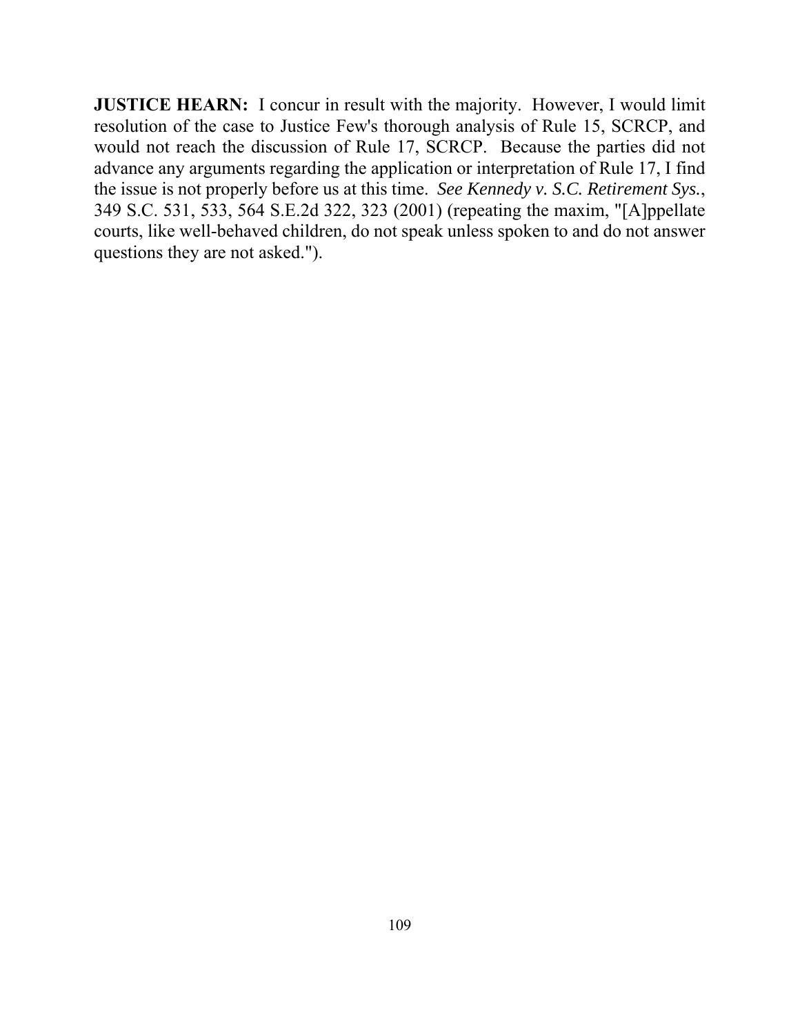**JUSTICE HEARN:** I concur in result with the majority. However, I would limit resolution of the case to Justice Few's thorough analysis of Rule 15, SCRCP, and would not reach the discussion of Rule 17, SCRCP. Because the parties did not advance any arguments regarding the application or interpretation of Rule 17, I find the issue is not properly before us at this time. *See Kennedy v. S.C. Retirement Sys.*, 349 S.C. 531, 533, 564 S.E.2d 322, 323 (2001) (repeating the maxim, "[A]ppellate courts, like well-behaved children, do not speak unless spoken to and do not answer questions they are not asked.").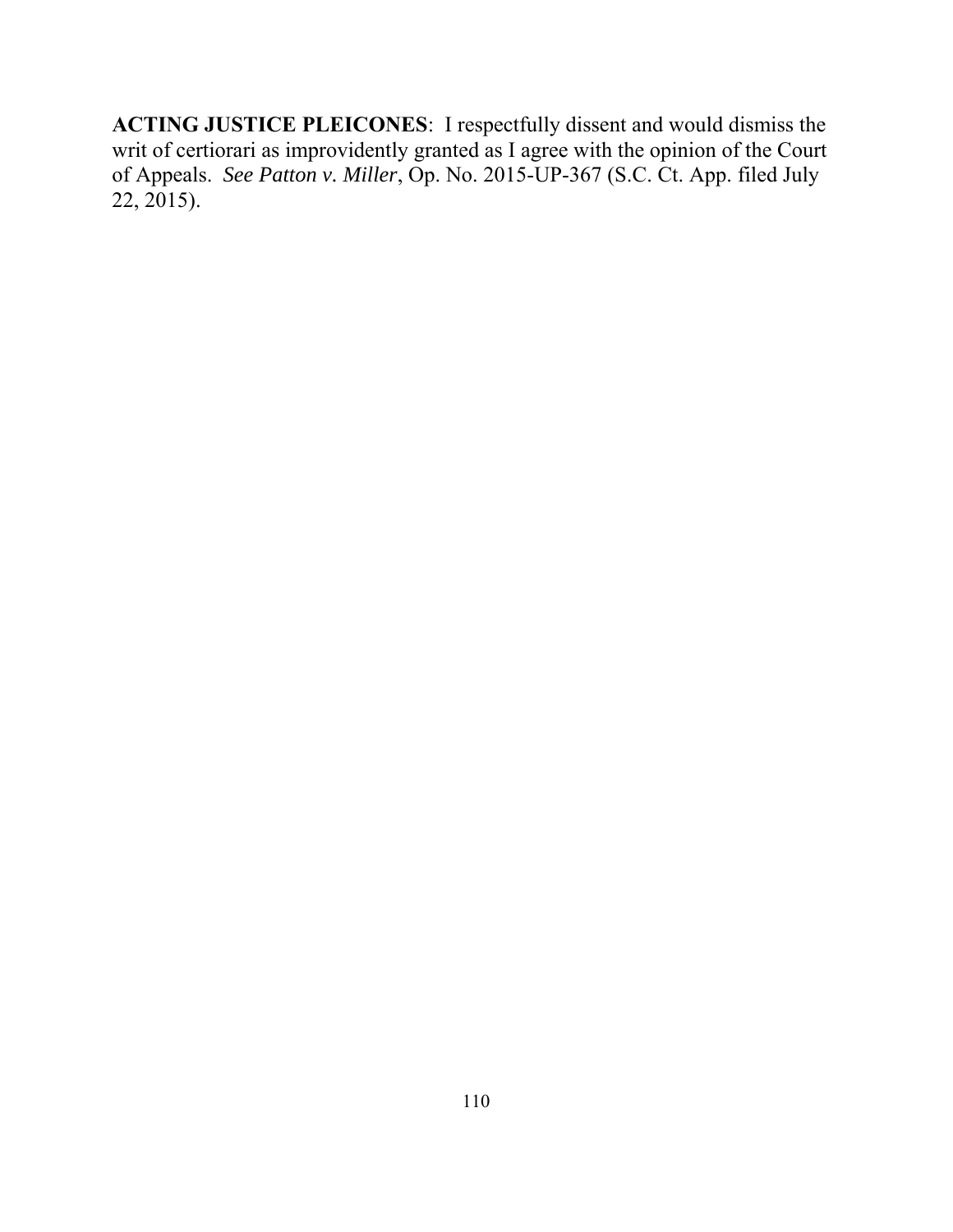**ACTING JUSTICE PLEICONES**: I respectfully dissent and would dismiss the writ of certiorari as improvidently granted as I agree with the opinion of the Court of Appeals. *See Patton v. Miller*, Op. No. 2015-UP-367 (S.C. Ct. App. filed July 22, 2015).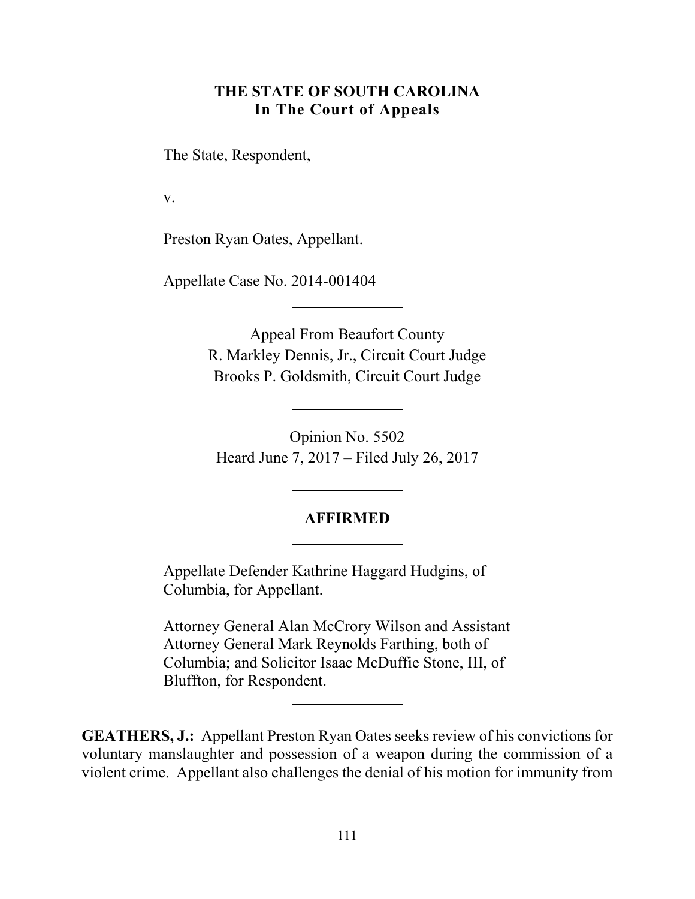**THE STATE OF SOUTH CAROLINA**
**In The Court of Appeals**

The State, Respondent,

v.

Preston Ryan Oates, Appellant.

Appellate Case No. 2014-001404

---

Appeal From Beaufort County
R. Markley Dennis, Jr., Circuit Court Judge
Brooks P. Goldsmith, Circuit Court Judge

---

Opinion No. 5502
Heard June 7, 2017 – Filed July 26, 2017

---

**AFFIRMED**

---

Appellate Defender Kathrine Haggard Hudgins, of Columbia, for Appellant.

Attorney General Alan McCrory Wilson and Assistant Attorney General Mark Reynolds Farthing, both of Columbia; and Solicitor Isaac McDuffie Stone, III, of Bluffton, for Respondent.

---

**GEATHERS, J.:** Appellant Preston Ryan Oates seeks review of his convictions for voluntary manslaughter and possession of a weapon during the commission of a violent crime. Appellant also challenges the denial of his motion for immunity from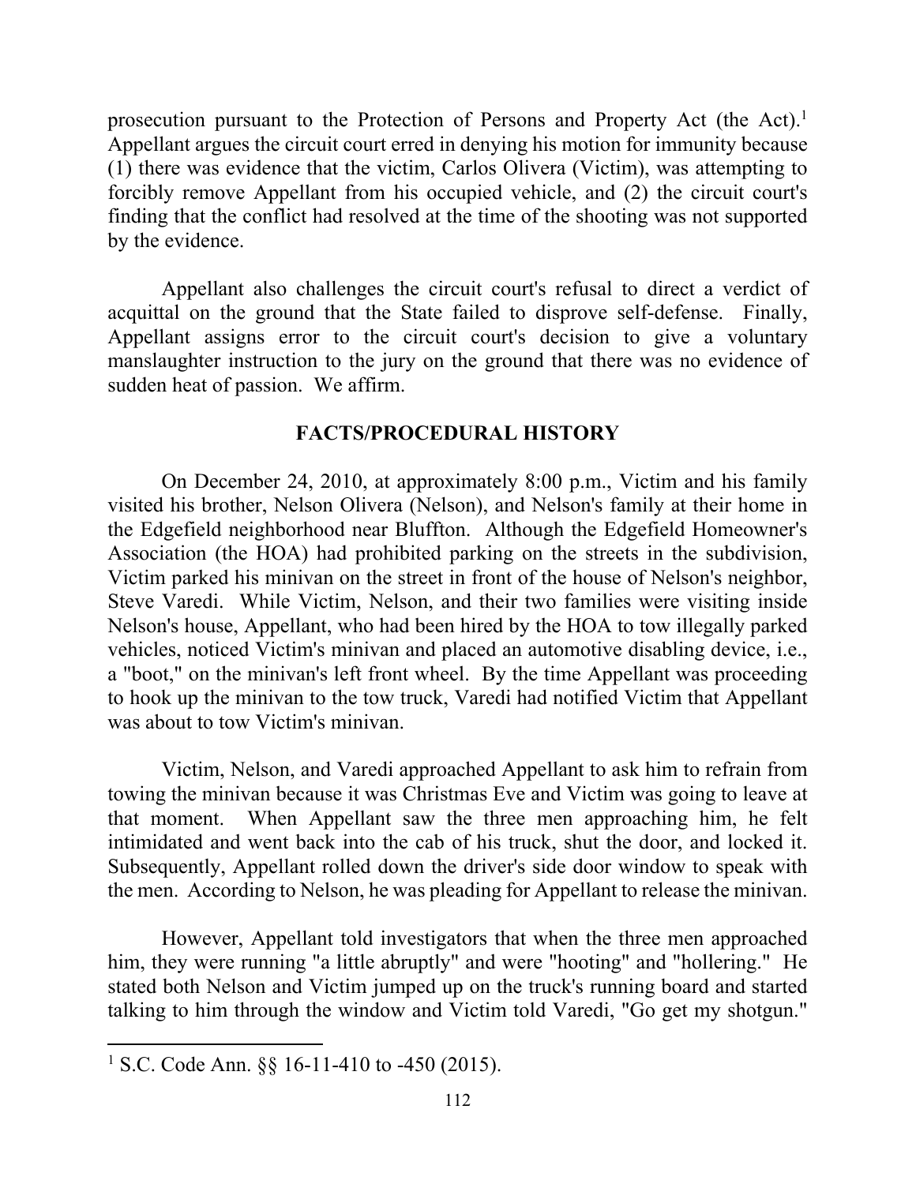prosecution pursuant to the Protection of Persons and Property Act (the Act).[1] Appellant argues the circuit court erred in denying his motion for immunity because (1) there was evidence that the victim, Carlos Olivera (Victim), was attempting to forcibly remove Appellant from his occupied vehicle, and (2) the circuit court's finding that the conflict had resolved at the time of the shooting was not supported by the evidence.

Appellant also challenges the circuit court's refusal to direct a verdict of acquittal on the ground that the State failed to disprove self-defense. Finally, Appellant assigns error to the circuit court's decision to give a voluntary manslaughter instruction to the jury on the ground that there was no evidence of sudden heat of passion. We affirm.

## FACTS/PROCEDURAL HISTORY

On December 24, 2010, at approximately 8:00 p.m., Victim and his family visited his brother, Nelson Olivera (Nelson), and Nelson's family at their home in the Edgefield neighborhood near Bluffton. Although the Edgefield Homeowner's Association (the HOA) had prohibited parking on the streets in the subdivision, Victim parked his minivan on the street in front of the house of Nelson's neighbor, Steve Varedi. While Victim, Nelson, and their two families were visiting inside Nelson's house, Appellant, who had been hired by the HOA to tow illegally parked vehicles, noticed Victim's minivan and placed an automotive disabling device, i.e., a "boot," on the minivan's left front wheel. By the time Appellant was proceeding to hook up the minivan to the tow truck, Varedi had notified Victim that Appellant was about to tow Victim's minivan.

Victim, Nelson, and Varedi approached Appellant to ask him to refrain from towing the minivan because it was Christmas Eve and Victim was going to leave at that moment. When Appellant saw the three men approaching him, he felt intimidated and went back into the cab of his truck, shut the door, and locked it. Subsequently, Appellant rolled down the driver's side door window to speak with the men. According to Nelson, he was pleading for Appellant to release the minivan.

However, Appellant told investigators that when the three men approached him, they were running "a little abruptly" and were "hooting" and "hollering." He stated both Nelson and Victim jumped up on the truck's running board and started talking to him through the window and Victim told Varedi, "Go get my shotgun."

[1] S.C. Code Ann. §§ 16-11-410 to -450 (2015).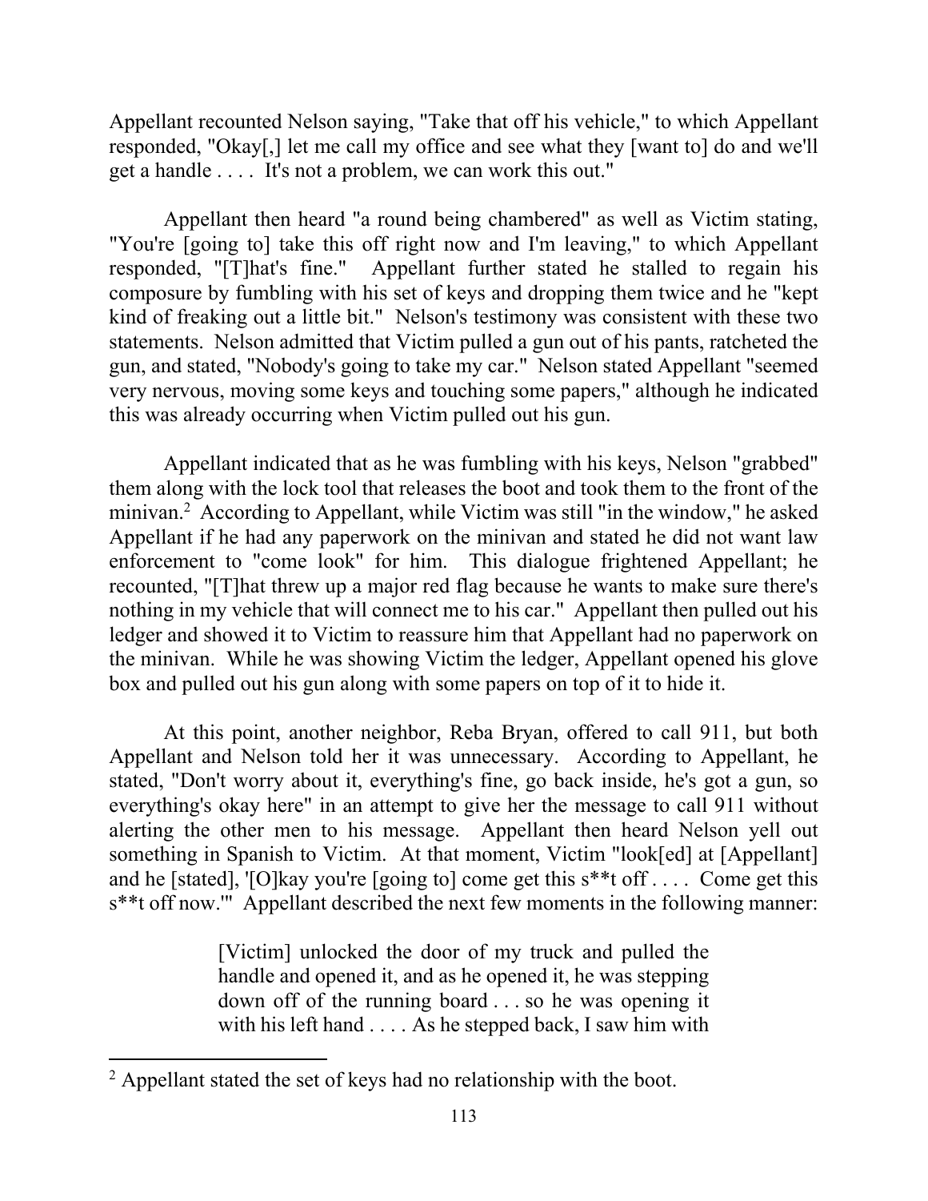Appellant recounted Nelson saying, "Take that off his vehicle," to which Appellant responded, "Okay[,] let me call my office and see what they [want to] do and we'll get a handle . . . . It's not a problem, we can work this out."

Appellant then heard "a round being chambered" as well as Victim stating, "You're [going to] take this off right now and I'm leaving," to which Appellant responded, "[T]hat's fine." Appellant further stated he stalled to regain his composure by fumbling with his set of keys and dropping them twice and he "kept kind of freaking out a little bit." Nelson's testimony was consistent with these two statements. Nelson admitted that Victim pulled a gun out of his pants, ratcheted the gun, and stated, "Nobody's going to take my car." Nelson stated Appellant "seemed very nervous, moving some keys and touching some papers," although he indicated this was already occurring when Victim pulled out his gun.

Appellant indicated that as he was fumbling with his keys, Nelson "grabbed" them along with the lock tool that releases the boot and took them to the front of the minivan.[2] According to Appellant, while Victim was still "in the window," he asked Appellant if he had any paperwork on the minivan and stated he did not want law enforcement to "come look" for him. This dialogue frightened Appellant; he recounted, "[T]hat threw up a major red flag because he wants to make sure there's nothing in my vehicle that will connect me to his car." Appellant then pulled out his ledger and showed it to Victim to reassure him that Appellant had no paperwork on the minivan. While he was showing Victim the ledger, Appellant opened his glove box and pulled out his gun along with some papers on top of it to hide it.

At this point, another neighbor, Reba Bryan, offered to call 911, but both Appellant and Nelson told her it was unnecessary. According to Appellant, he stated, "Don't worry about it, everything's fine, go back inside, he's got a gun, so everything's okay here" in an attempt to give her the message to call 911 without alerting the other men to his message. Appellant then heard Nelson yell out something in Spanish to Victim. At that moment, Victim "look[ed] at [Appellant] and he [stated], '[O]kay you're [going to] come get this s**t off . . . . Come get this s**t off now.'" Appellant described the next few moments in the following manner:

> [Victim] unlocked the door of my truck and pulled the handle and opened it, and as he opened it, he was stepping down off of the running board . . . so he was opening it with his left hand . . . . As he stepped back, I saw him with

[2] Appellant stated the set of keys had no relationship with the boot.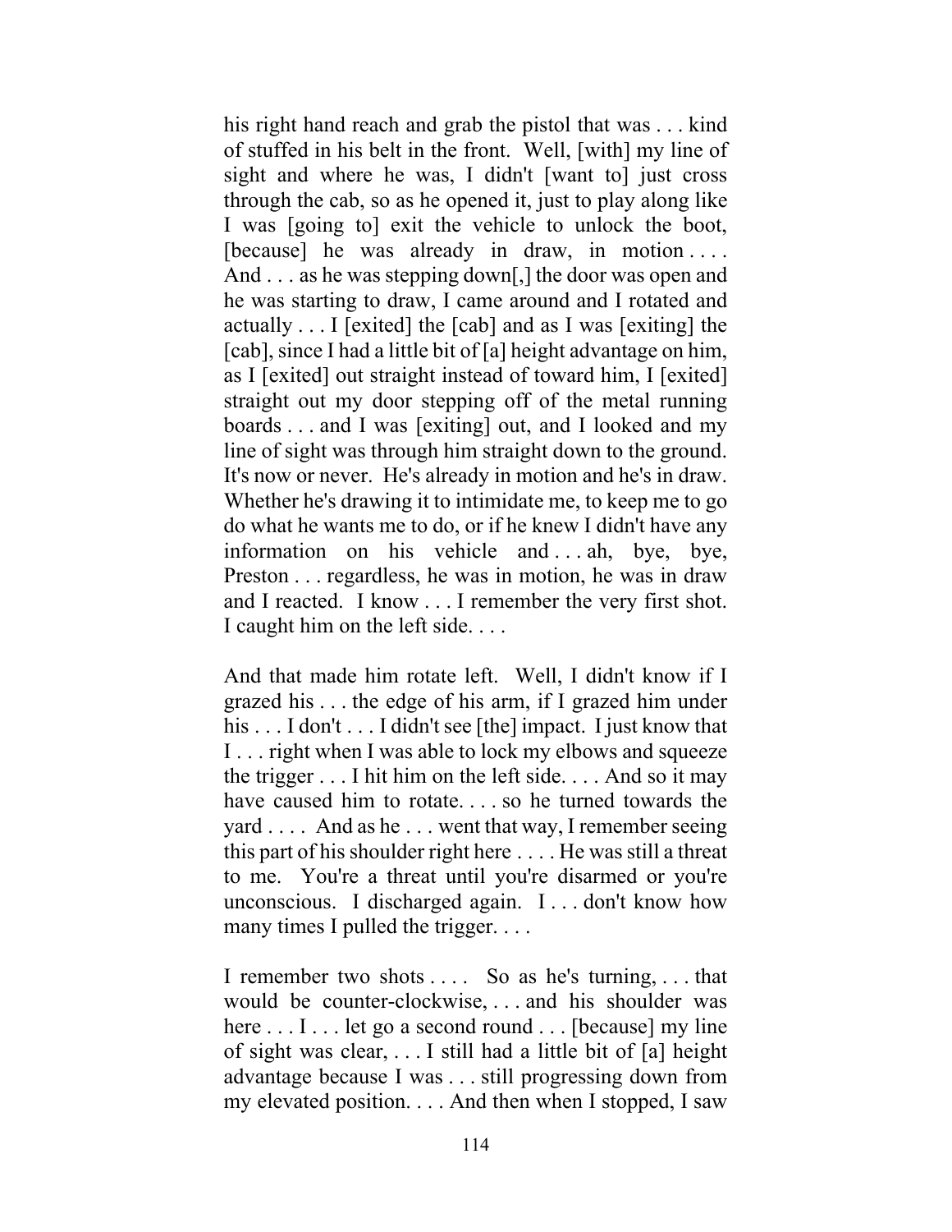his right hand reach and grab the pistol that was . . . kind of stuffed in his belt in the front. Well, [with] my line of sight and where he was, I didn't [want to] just cross through the cab, so as he opened it, just to play along like I was [going to] exit the vehicle to unlock the boot, [because] he was already in draw, in motion . . . . And . . . as he was stepping down[,] the door was open and he was starting to draw, I came around and I rotated and actually . . . I [exited] the [cab] and as I was [exiting] the [cab], since I had a little bit of [a] height advantage on him, as I [exited] out straight instead of toward him, I [exited] straight out my door stepping off of the metal running boards . . . and I was [exiting] out, and I looked and my line of sight was through him straight down to the ground. It's now or never. He's already in motion and he's in draw. Whether he's drawing it to intimidate me, to keep me to go do what he wants me to do, or if he knew I didn't have any information on his vehicle and . . . ah, bye, bye, Preston . . . regardless, he was in motion, he was in draw and I reacted. I know . . . I remember the very first shot. I caught him on the left side. . . .

And that made him rotate left. Well, I didn't know if I grazed his . . . the edge of his arm, if I grazed him under his . . . I don't . . . I didn't see [the] impact. I just know that I . . . right when I was able to lock my elbows and squeeze the trigger . . . I hit him on the left side. . . . And so it may have caused him to rotate. . . . so he turned towards the yard . . . . And as he . . . went that way, I remember seeing this part of his shoulder right here . . . . He was still a threat to me. You're a threat until you're disarmed or you're unconscious. I discharged again. I . . . don't know how many times I pulled the trigger. . . .

I remember two shots . . . . So as he's turning, . . . that would be counter-clockwise, . . . and his shoulder was here . . . I . . . let go a second round . . . [because] my line of sight was clear, . . . I still had a little bit of [a] height advantage because I was . . . still progressing down from my elevated position. . . . And then when I stopped, I saw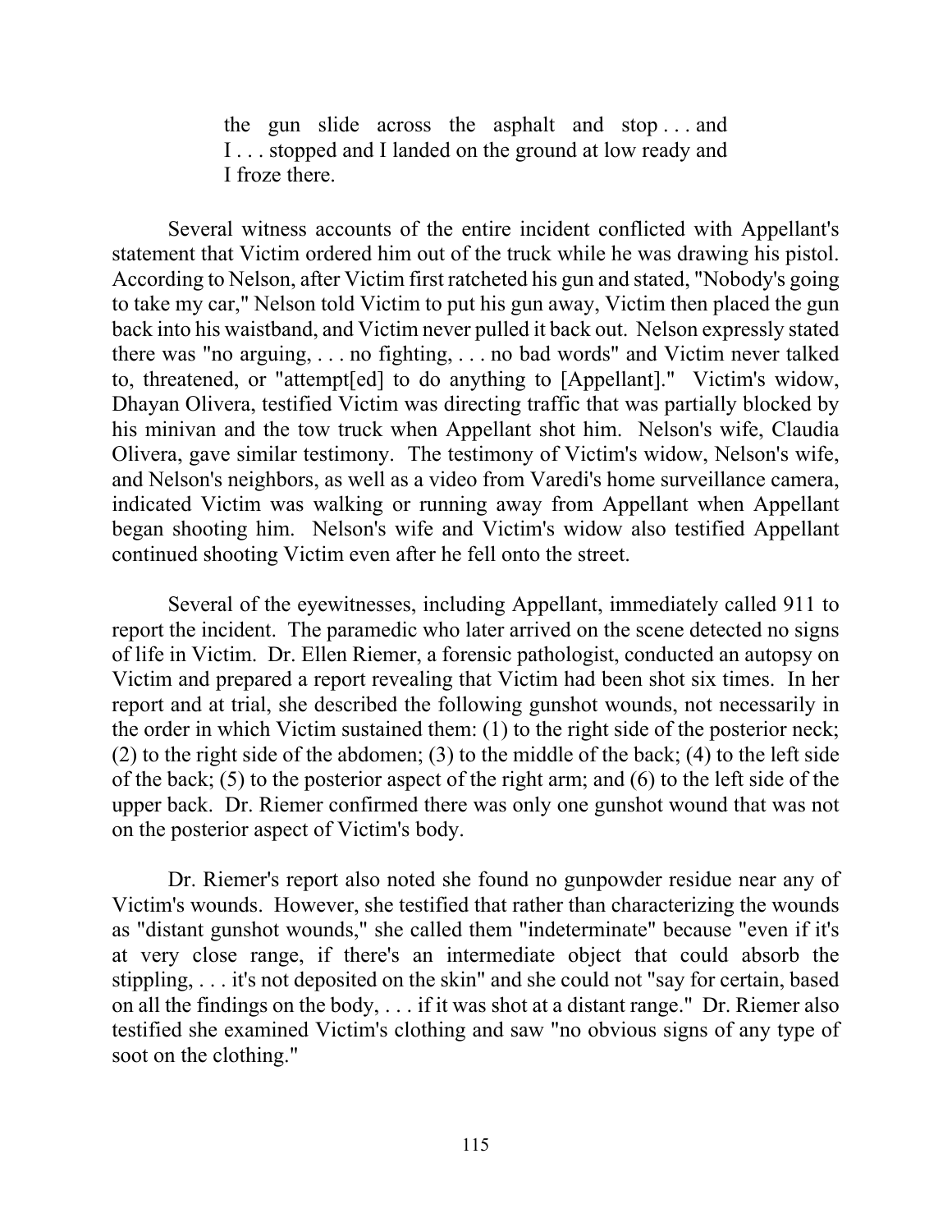> the gun slide across the asphalt and stop . . . and I . . . stopped and I landed on the ground at low ready and I froze there.

Several witness accounts of the entire incident conflicted with Appellant's statement that Victim ordered him out of the truck while he was drawing his pistol. According to Nelson, after Victim first ratcheted his gun and stated, "Nobody's going to take my car," Nelson told Victim to put his gun away, Victim then placed the gun back into his waistband, and Victim never pulled it back out. Nelson expressly stated there was "no arguing, . . . no fighting, . . . no bad words" and Victim never talked to, threatened, or "attempt[ed] to do anything to [Appellant]." Victim's widow, Dhayan Olivera, testified Victim was directing traffic that was partially blocked by his minivan and the tow truck when Appellant shot him. Nelson's wife, Claudia Olivera, gave similar testimony. The testimony of Victim's widow, Nelson's wife, and Nelson's neighbors, as well as a video from Varedi's home surveillance camera, indicated Victim was walking or running away from Appellant when Appellant began shooting him. Nelson's wife and Victim's widow also testified Appellant continued shooting Victim even after he fell onto the street.

Several of the eyewitnesses, including Appellant, immediately called 911 to report the incident. The paramedic who later arrived on the scene detected no signs of life in Victim. Dr. Ellen Riemer, a forensic pathologist, conducted an autopsy on Victim and prepared a report revealing that Victim had been shot six times. In her report and at trial, she described the following gunshot wounds, not necessarily in the order in which Victim sustained them: (1) to the right side of the posterior neck; (2) to the right side of the abdomen; (3) to the middle of the back; (4) to the left side of the back; (5) to the posterior aspect of the right arm; and (6) to the left side of the upper back. Dr. Riemer confirmed there was only one gunshot wound that was not on the posterior aspect of Victim's body.

Dr. Riemer's report also noted she found no gunpowder residue near any of Victim's wounds. However, she testified that rather than characterizing the wounds as "distant gunshot wounds," she called them "indeterminate" because "even if it's at very close range, if there's an intermediate object that could absorb the stippling, . . . it's not deposited on the skin" and she could not "say for certain, based on all the findings on the body, . . . if it was shot at a distant range." Dr. Riemer also testified she examined Victim's clothing and saw "no obvious signs of any type of soot on the clothing."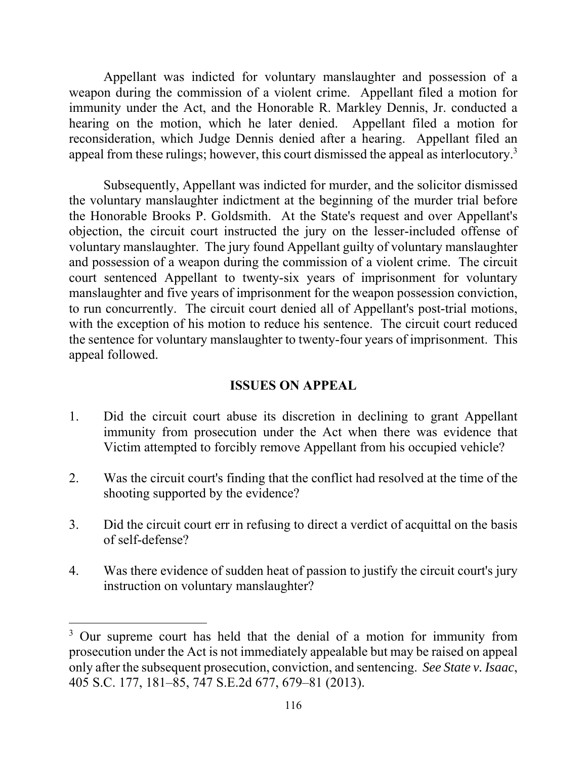Appellant was indicted for voluntary manslaughter and possession of a weapon during the commission of a violent crime. Appellant filed a motion for immunity under the Act, and the Honorable R. Markley Dennis, Jr. conducted a hearing on the motion, which he later denied. Appellant filed a motion for reconsideration, which Judge Dennis denied after a hearing. Appellant filed an appeal from these rulings; however, this court dismissed the appeal as interlocutory.[3]

Subsequently, Appellant was indicted for murder, and the solicitor dismissed the voluntary manslaughter indictment at the beginning of the murder trial before the Honorable Brooks P. Goldsmith. At the State's request and over Appellant's objection, the circuit court instructed the jury on the lesser-included offense of voluntary manslaughter. The jury found Appellant guilty of voluntary manslaughter and possession of a weapon during the commission of a violent crime. The circuit court sentenced Appellant to twenty-six years of imprisonment for voluntary manslaughter and five years of imprisonment for the weapon possession conviction, to run concurrently. The circuit court denied all of Appellant's post-trial motions, with the exception of his motion to reduce his sentence. The circuit court reduced the sentence for voluntary manslaughter to twenty-four years of imprisonment. This appeal followed.

## ISSUES ON APPEAL

1. Did the circuit court abuse its discretion in declining to grant Appellant immunity from prosecution under the Act when there was evidence that Victim attempted to forcibly remove Appellant from his occupied vehicle?

2. Was the circuit court's finding that the conflict had resolved at the time of the shooting supported by the evidence?

3. Did the circuit court err in refusing to direct a verdict of acquittal on the basis of self-defense?

4. Was there evidence of sudden heat of passion to justify the circuit court's jury instruction on voluntary manslaughter?

---

[3] Our supreme court has held that the denial of a motion for immunity from prosecution under the Act is not immediately appealable but may be raised on appeal only after the subsequent prosecution, conviction, and sentencing. *See State v. Isaac*, 405 S.C. 177, 181–85, 747 S.E.2d 677, 679–81 (2013).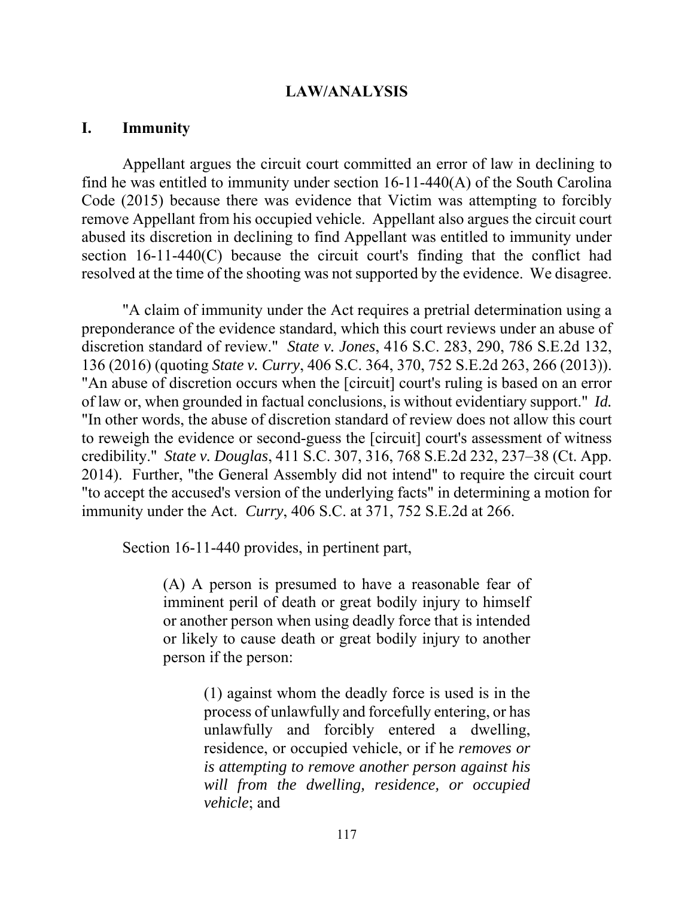## LAW/ANALYSIS

### I. Immunity

Appellant argues the circuit court committed an error of law in declining to find he was entitled to immunity under section 16-11-440(A) of the South Carolina Code (2015) because there was evidence that Victim was attempting to forcibly remove Appellant from his occupied vehicle. Appellant also argues the circuit court abused its discretion in declining to find Appellant was entitled to immunity under section 16-11-440(C) because the circuit court's finding that the conflict had resolved at the time of the shooting was not supported by the evidence. We disagree.

"A claim of immunity under the Act requires a pretrial determination using a preponderance of the evidence standard, which this court reviews under an abuse of discretion standard of review." *State v. Jones*, 416 S.C. 283, 290, 786 S.E.2d 132, 136 (2016) (quoting *State v. Curry*, 406 S.C. 364, 370, 752 S.E.2d 263, 266 (2013)). "An abuse of discretion occurs when the [circuit] court's ruling is based on an error of law or, when grounded in factual conclusions, is without evidentiary support." *Id.* "In other words, the abuse of discretion standard of review does not allow this court to reweigh the evidence or second-guess the [circuit] court's assessment of witness credibility." *State v. Douglas*, 411 S.C. 307, 316, 768 S.E.2d 232, 237–38 (Ct. App. 2014). Further, "the General Assembly did not intend" to require the circuit court "to accept the accused's version of the underlying facts" in determining a motion for immunity under the Act. *Curry*, 406 S.C. at 371, 752 S.E.2d at 266.

Section 16-11-440 provides, in pertinent part,

> (A) A person is presumed to have a reasonable fear of imminent peril of death or great bodily injury to himself or another person when using deadly force that is intended or likely to cause death or great bodily injury to another person if the person:
>
> > (1) against whom the deadly force is used is in the process of unlawfully and forcefully entering, or has unlawfully and forcibly entered a dwelling, residence, or occupied vehicle, or if he *removes or is attempting to remove another person against his will from the dwelling, residence, or occupied vehicle*; and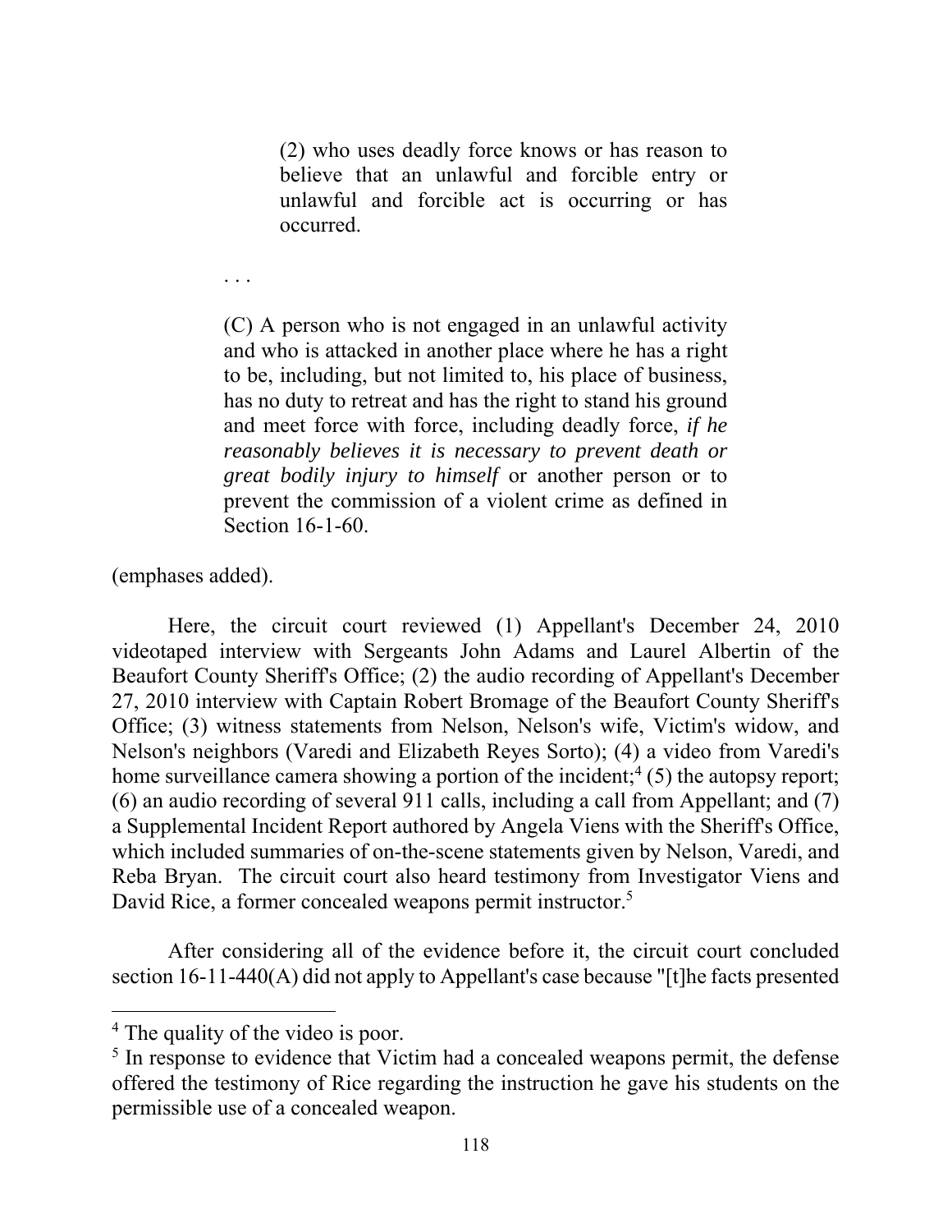> (2) who uses deadly force knows or has reason to believe that an unlawful and forcible entry or unlawful and forcible act is occurring or has occurred.
>
> . . .
>
> (C) A person who is not engaged in an unlawful activity and who is attacked in another place where he has a right to be, including, but not limited to, his place of business, has no duty to retreat and has the right to stand his ground and meet force with force, including deadly force, *if he reasonably believes it is necessary to prevent death or great bodily injury to himself* or another person or to prevent the commission of a violent crime as defined in Section 16-1-60.

(emphases added).

Here, the circuit court reviewed (1) Appellant's December 24, 2010 videotaped interview with Sergeants John Adams and Laurel Albertin of the Beaufort County Sheriff's Office; (2) the audio recording of Appellant's December 27, 2010 interview with Captain Robert Bromage of the Beaufort County Sheriff's Office; (3) witness statements from Nelson, Nelson's wife, Victim's widow, and Nelson's neighbors (Varedi and Elizabeth Reyes Sorto); (4) a video from Varedi's home surveillance camera showing a portion of the incident;[4] (5) the autopsy report; (6) an audio recording of several 911 calls, including a call from Appellant; and (7) a Supplemental Incident Report authored by Angela Viens with the Sheriff's Office, which included summaries of on-the-scene statements given by Nelson, Varedi, and Reba Bryan. The circuit court also heard testimony from Investigator Viens and David Rice, a former concealed weapons permit instructor.[5]

After considering all of the evidence before it, the circuit court concluded section 16-11-440(A) did not apply to Appellant's case because "[t]he facts presented

---

[4] The quality of the video is poor.

[5] In response to evidence that Victim had a concealed weapons permit, the defense offered the testimony of Rice regarding the instruction he gave his students on the permissible use of a concealed weapon.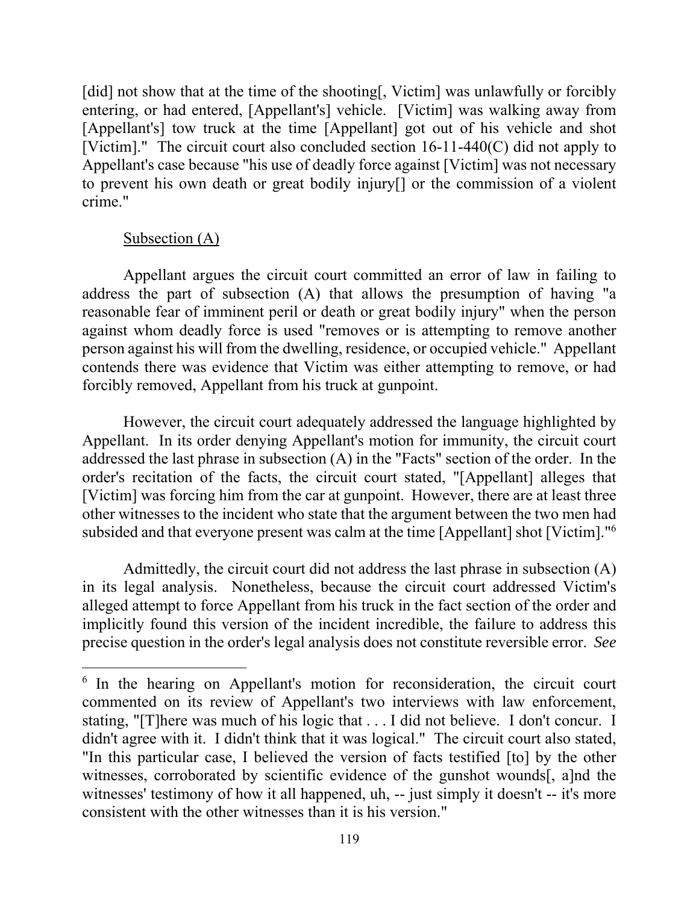[did] not show that at the time of the shooting[, Victim] was unlawfully or forcibly entering, or had entered, [Appellant's] vehicle. [Victim] was walking away from [Appellant's] tow truck at the time [Appellant] got out of his vehicle and shot [Victim]." The circuit court also concluded section 16-11-440(C) did not apply to Appellant's case because "his use of deadly force against [Victim] was not necessary to prevent his own death or great bodily injury[] or the commission of a violent crime."

Subsection (A)

Appellant argues the circuit court committed an error of law in failing to address the part of subsection (A) that allows the presumption of having "a reasonable fear of imminent peril or death or great bodily injury" when the person against whom deadly force is used "removes or is attempting to remove another person against his will from the dwelling, residence, or occupied vehicle." Appellant contends there was evidence that Victim was either attempting to remove, or had forcibly removed, Appellant from his truck at gunpoint.

However, the circuit court adequately addressed the language highlighted by Appellant. In its order denying Appellant's motion for immunity, the circuit court addressed the last phrase in subsection (A) in the "Facts" section of the order. In the order's recitation of the facts, the circuit court stated, "[Appellant] alleges that [Victim] was forcing him from the car at gunpoint. However, there are at least three other witnesses to the incident who state that the argument between the two men had subsided and that everyone present was calm at the time [Appellant] shot [Victim]."[6]

Admittedly, the circuit court did not address the last phrase in subsection (A) in its legal analysis. Nonetheless, because the circuit court addressed Victim's alleged attempt to force Appellant from his truck in the fact section of the order and implicitly found this version of the incident incredible, the failure to address this precise question in the order's legal analysis does not constitute reversible error. *See*

---

[6] In the hearing on Appellant's motion for reconsideration, the circuit court commented on its review of Appellant's two interviews with law enforcement, stating, "[T]here was much of his logic that . . . I did not believe. I don't concur. I didn't agree with it. I didn't think that it was logical." The circuit court also stated, "In this particular case, I believed the version of facts testified [to] by the other witnesses, corroborated by scientific evidence of the gunshot wounds[, a]nd the witnesses' testimony of how it all happened, uh, -- just simply it doesn't -- it's more consistent with the other witnesses than it is his version."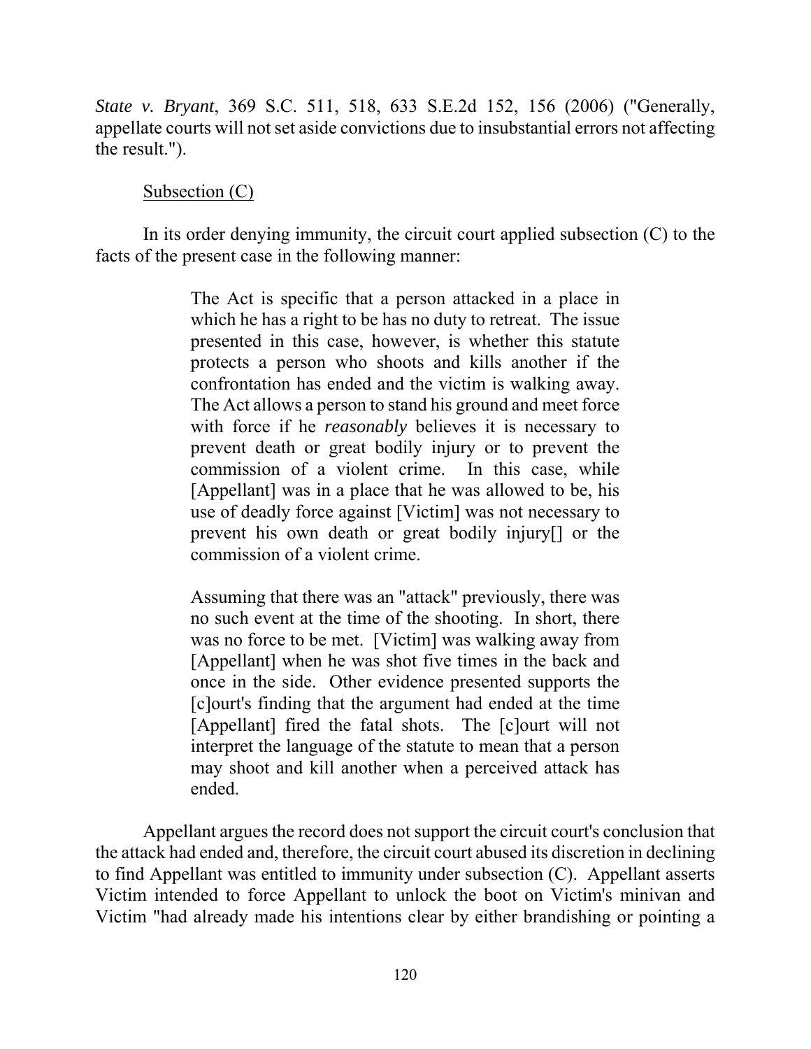*State v. Bryant*, 369 S.C. 511, 518, 633 S.E.2d 152, 156 (2006) ("Generally, appellate courts will not set aside convictions due to insubstantial errors not affecting the result.").

Subsection (C)

In its order denying immunity, the circuit court applied subsection (C) to the facts of the present case in the following manner:

> The Act is specific that a person attacked in a place in which he has a right to be has no duty to retreat. The issue presented in this case, however, is whether this statute protects a person who shoots and kills another if the confrontation has ended and the victim is walking away. The Act allows a person to stand his ground and meet force with force if he *reasonably* believes it is necessary to prevent death or great bodily injury or to prevent the commission of a violent crime. In this case, while [Appellant] was in a place that he was allowed to be, his use of deadly force against [Victim] was not necessary to prevent his own death or great bodily injury[] or the commission of a violent crime.
>
> Assuming that there was an "attack" previously, there was no such event at the time of the shooting. In short, there was no force to be met. [Victim] was walking away from [Appellant] when he was shot five times in the back and once in the side. Other evidence presented supports the [c]ourt's finding that the argument had ended at the time [Appellant] fired the fatal shots. The [c]ourt will not interpret the language of the statute to mean that a person may shoot and kill another when a perceived attack has ended.

Appellant argues the record does not support the circuit court's conclusion that the attack had ended and, therefore, the circuit court abused its discretion in declining to find Appellant was entitled to immunity under subsection (C). Appellant asserts Victim intended to force Appellant to unlock the boot on Victim's minivan and Victim "had already made his intentions clear by either brandishing or pointing a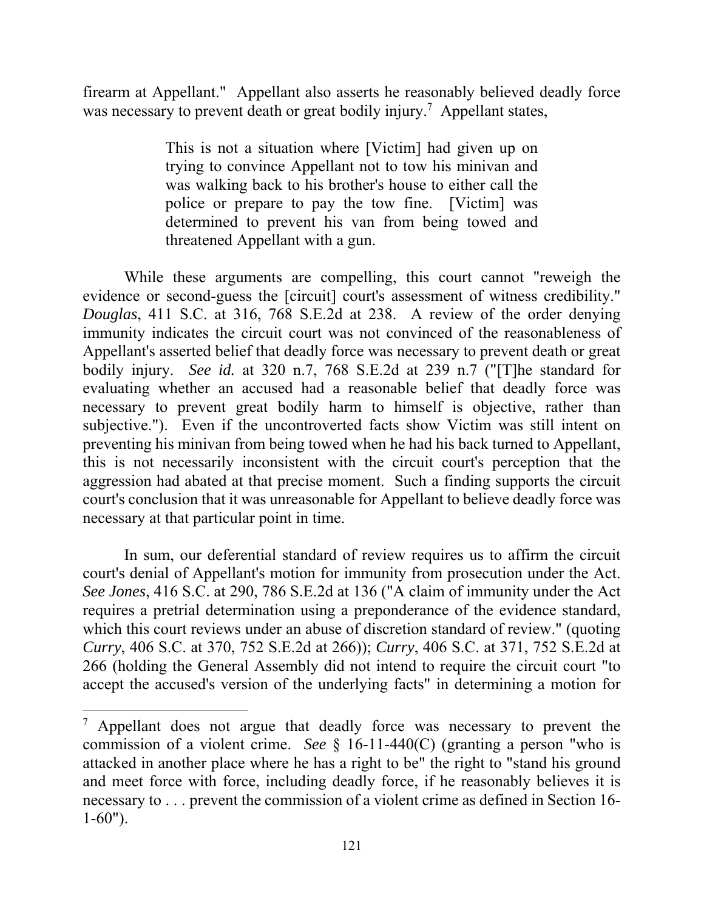firearm at Appellant." Appellant also asserts he reasonably believed deadly force was necessary to prevent death or great bodily injury.[7] Appellant states,

> This is not a situation where [Victim] had given up on trying to convince Appellant not to tow his minivan and was walking back to his brother's house to either call the police or prepare to pay the tow fine. [Victim] was determined to prevent his van from being towed and threatened Appellant with a gun.

While these arguments are compelling, this court cannot "reweigh the evidence or second-guess the [circuit] court's assessment of witness credibility." *Douglas*, 411 S.C. at 316, 768 S.E.2d at 238. A review of the order denying immunity indicates the circuit court was not convinced of the reasonableness of Appellant's asserted belief that deadly force was necessary to prevent death or great bodily injury. *See id.* at 320 n.7, 768 S.E.2d at 239 n.7 ("[T]he standard for evaluating whether an accused had a reasonable belief that deadly force was necessary to prevent great bodily harm to himself is objective, rather than subjective."). Even if the uncontroverted facts show Victim was still intent on preventing his minivan from being towed when he had his back turned to Appellant, this is not necessarily inconsistent with the circuit court's perception that the aggression had abated at that precise moment. Such a finding supports the circuit court's conclusion that it was unreasonable for Appellant to believe deadly force was necessary at that particular point in time.

In sum, our deferential standard of review requires us to affirm the circuit court's denial of Appellant's motion for immunity from prosecution under the Act. *See Jones*, 416 S.C. at 290, 786 S.E.2d at 136 ("A claim of immunity under the Act requires a pretrial determination using a preponderance of the evidence standard, which this court reviews under an abuse of discretion standard of review." (quoting *Curry*, 406 S.C. at 370, 752 S.E.2d at 266)); *Curry*, 406 S.C. at 371, 752 S.E.2d at 266 (holding the General Assembly did not intend to require the circuit court "to accept the accused's version of the underlying facts" in determining a motion for

---

[7] Appellant does not argue that deadly force was necessary to prevent the commission of a violent crime. *See* § 16-11-440(C) (granting a person "who is attacked in another place where he has a right to be" the right to "stand his ground and meet force with force, including deadly force, if he reasonably believes it is necessary to . . . prevent the commission of a violent crime as defined in Section 16-1-60").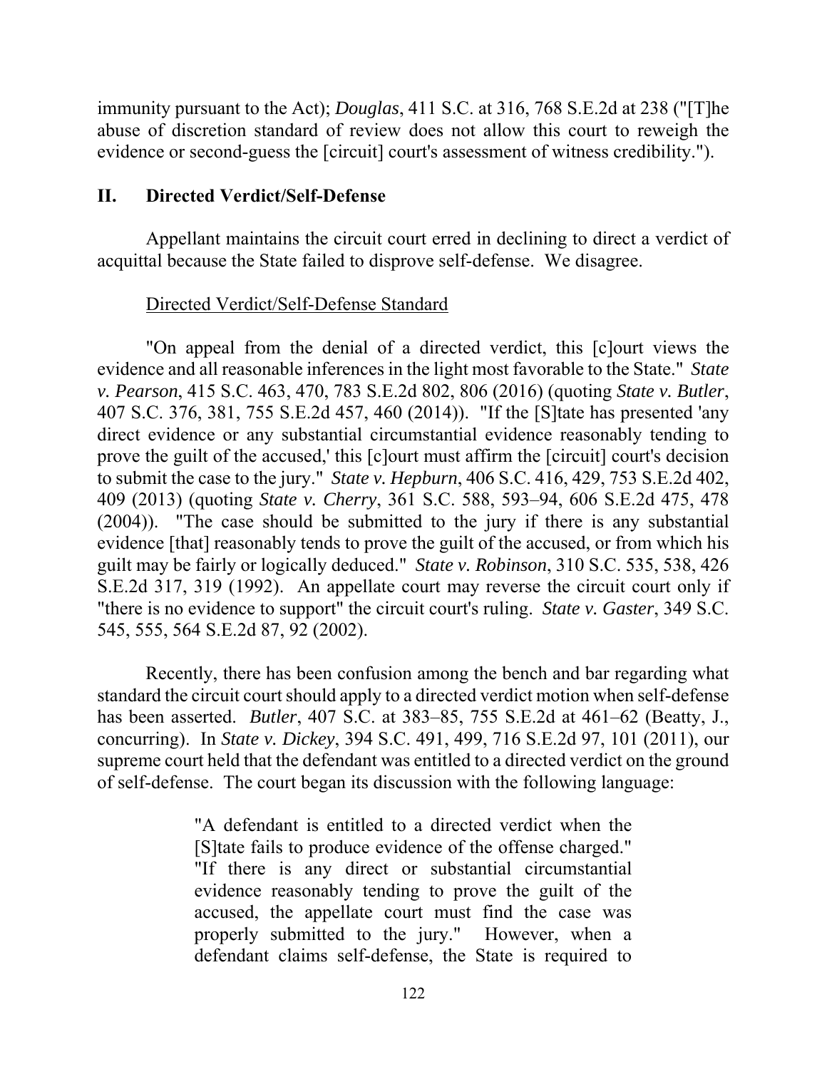immunity pursuant to the Act); *Douglas*, 411 S.C. at 316, 768 S.E.2d at 238 ("[T]he abuse of discretion standard of review does not allow this court to reweigh the evidence or second-guess the [circuit] court's assessment of witness credibility.").

## II. Directed Verdict/Self-Defense

Appellant maintains the circuit court erred in declining to direct a verdict of acquittal because the State failed to disprove self-defense. We disagree.

Directed Verdict/Self-Defense Standard

"On appeal from the denial of a directed verdict, this [c]ourt views the evidence and all reasonable inferences in the light most favorable to the State." *State v. Pearson*, 415 S.C. 463, 470, 783 S.E.2d 802, 806 (2016) (quoting *State v. Butler*, 407 S.C. 376, 381, 755 S.E.2d 457, 460 (2014)). "If the [S]tate has presented 'any direct evidence or any substantial circumstantial evidence reasonably tending to prove the guilt of the accused,' this [c]ourt must affirm the [circuit] court's decision to submit the case to the jury." *State v. Hepburn*, 406 S.C. 416, 429, 753 S.E.2d 402, 409 (2013) (quoting *State v. Cherry*, 361 S.C. 588, 593–94, 606 S.E.2d 475, 478 (2004)). "The case should be submitted to the jury if there is any substantial evidence [that] reasonably tends to prove the guilt of the accused, or from which his guilt may be fairly or logically deduced." *State v. Robinson*, 310 S.C. 535, 538, 426 S.E.2d 317, 319 (1992). An appellate court may reverse the circuit court only if "there is no evidence to support" the circuit court's ruling. *State v. Gaster*, 349 S.C. 545, 555, 564 S.E.2d 87, 92 (2002).

Recently, there has been confusion among the bench and bar regarding what standard the circuit court should apply to a directed verdict motion when self-defense has been asserted. *Butler*, 407 S.C. at 383–85, 755 S.E.2d at 461–62 (Beatty, J., concurring). In *State v. Dickey*, 394 S.C. 491, 499, 716 S.E.2d 97, 101 (2011), our supreme court held that the defendant was entitled to a directed verdict on the ground of self-defense. The court began its discussion with the following language:

> "A defendant is entitled to a directed verdict when the [S]tate fails to produce evidence of the offense charged." "If there is any direct or substantial circumstantial evidence reasonably tending to prove the guilt of the accused, the appellate court must find the case was properly submitted to the jury." However, when a defendant claims self-defense, the State is required to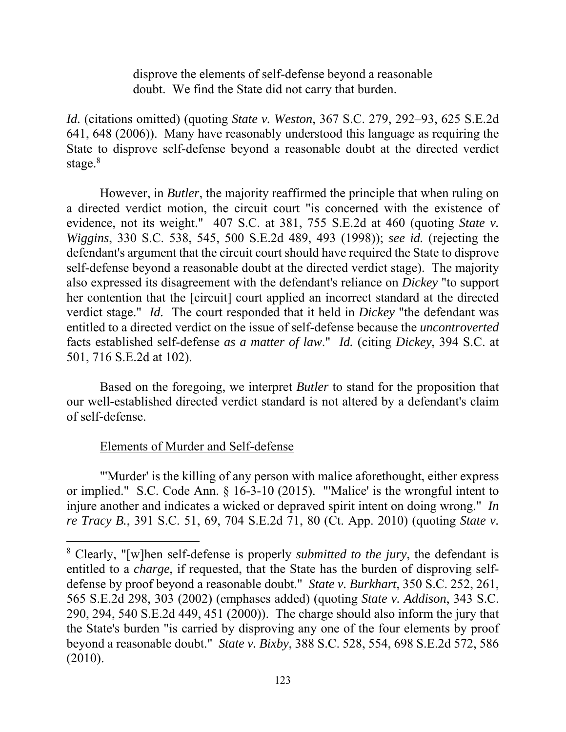> disprove the elements of self-defense beyond a reasonable doubt. We find the State did not carry that burden.

*Id.* (citations omitted) (quoting *State v. Weston*, 367 S.C. 279, 292–93, 625 S.E.2d 641, 648 (2006)). Many have reasonably understood this language as requiring the State to disprove self-defense beyond a reasonable doubt at the directed verdict stage.[8]

However, in *Butler*, the majority reaffirmed the principle that when ruling on a directed verdict motion, the circuit court "is concerned with the existence of evidence, not its weight." 407 S.C. at 381, 755 S.E.2d at 460 (quoting *State v. Wiggins*, 330 S.C. 538, 545, 500 S.E.2d 489, 493 (1998)); *see id.* (rejecting the defendant's argument that the circuit court should have required the State to disprove self-defense beyond a reasonable doubt at the directed verdict stage). The majority also expressed its disagreement with the defendant's reliance on *Dickey* "to support her contention that the [circuit] court applied an incorrect standard at the directed verdict stage." *Id.* The court responded that it held in *Dickey* "the defendant was entitled to a directed verdict on the issue of self-defense because the *uncontroverted* facts established self-defense *as a matter of law*." *Id.* (citing *Dickey*, 394 S.C. at 501, 716 S.E.2d at 102).

Based on the foregoing, we interpret *Butler* to stand for the proposition that our well-established directed verdict standard is not altered by a defendant's claim of self-defense.

Elements of Murder and Self-defense

"'Murder' is the killing of any person with malice aforethought, either express or implied." S.C. Code Ann. § 16-3-10 (2015). "'Malice' is the wrongful intent to injure another and indicates a wicked or depraved spirit intent on doing wrong." *In re Tracy B.*, 391 S.C. 51, 69, 704 S.E.2d 71, 80 (Ct. App. 2010) (quoting *State v.*

---

[8] Clearly, "[w]hen self-defense is properly *submitted to the jury*, the defendant is entitled to a *charge*, if requested, that the State has the burden of disproving self-defense by proof beyond a reasonable doubt." *State v. Burkhart*, 350 S.C. 252, 261, 565 S.E.2d 298, 303 (2002) (emphases added) (quoting *State v. Addison*, 343 S.C. 290, 294, 540 S.E.2d 449, 451 (2000)). The charge should also inform the jury that the State's burden "is carried by disproving any one of the four elements by proof beyond a reasonable doubt." *State v. Bixby*, 388 S.C. 528, 554, 698 S.E.2d 572, 586 (2010).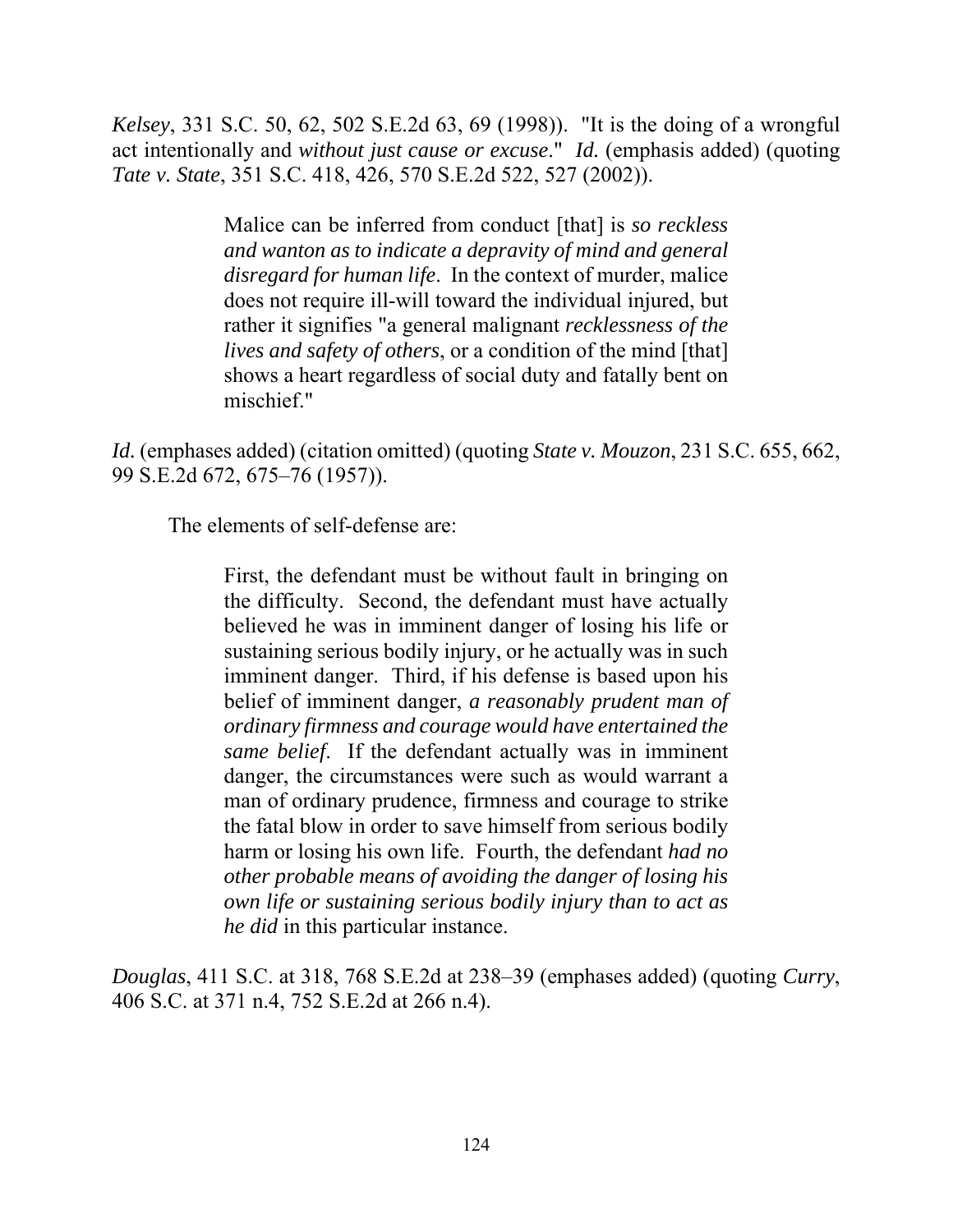*Kelsey*, 331 S.C. 50, 62, 502 S.E.2d 63, 69 (1998)). "It is the doing of a wrongful act intentionally and *without just cause or excuse*." *Id.* (emphasis added) (quoting *Tate v. State*, 351 S.C. 418, 426, 570 S.E.2d 522, 527 (2002)).

> Malice can be inferred from conduct [that] is *so reckless and wanton as to indicate a depravity of mind and general disregard for human life*. In the context of murder, malice does not require ill-will toward the individual injured, but rather it signifies "a general malignant *recklessness of the lives and safety of others*, or a condition of the mind [that] shows a heart regardless of social duty and fatally bent on mischief."

*Id.* (emphases added) (citation omitted) (quoting *State v. Mouzon*, 231 S.C. 655, 662, 99 S.E.2d 672, 675–76 (1957)).

The elements of self-defense are:

> First, the defendant must be without fault in bringing on the difficulty. Second, the defendant must have actually believed he was in imminent danger of losing his life or sustaining serious bodily injury, or he actually was in such imminent danger. Third, if his defense is based upon his belief of imminent danger, *a reasonably prudent man of ordinary firmness and courage would have entertained the same belief*. If the defendant actually was in imminent danger, the circumstances were such as would warrant a man of ordinary prudence, firmness and courage to strike the fatal blow in order to save himself from serious bodily harm or losing his own life. Fourth, the defendant *had no other probable means of avoiding the danger of losing his own life or sustaining serious bodily injury than to act as he did* in this particular instance.

*Douglas*, 411 S.C. at 318, 768 S.E.2d at 238–39 (emphases added) (quoting *Curry*, 406 S.C. at 371 n.4, 752 S.E.2d at 266 n.4).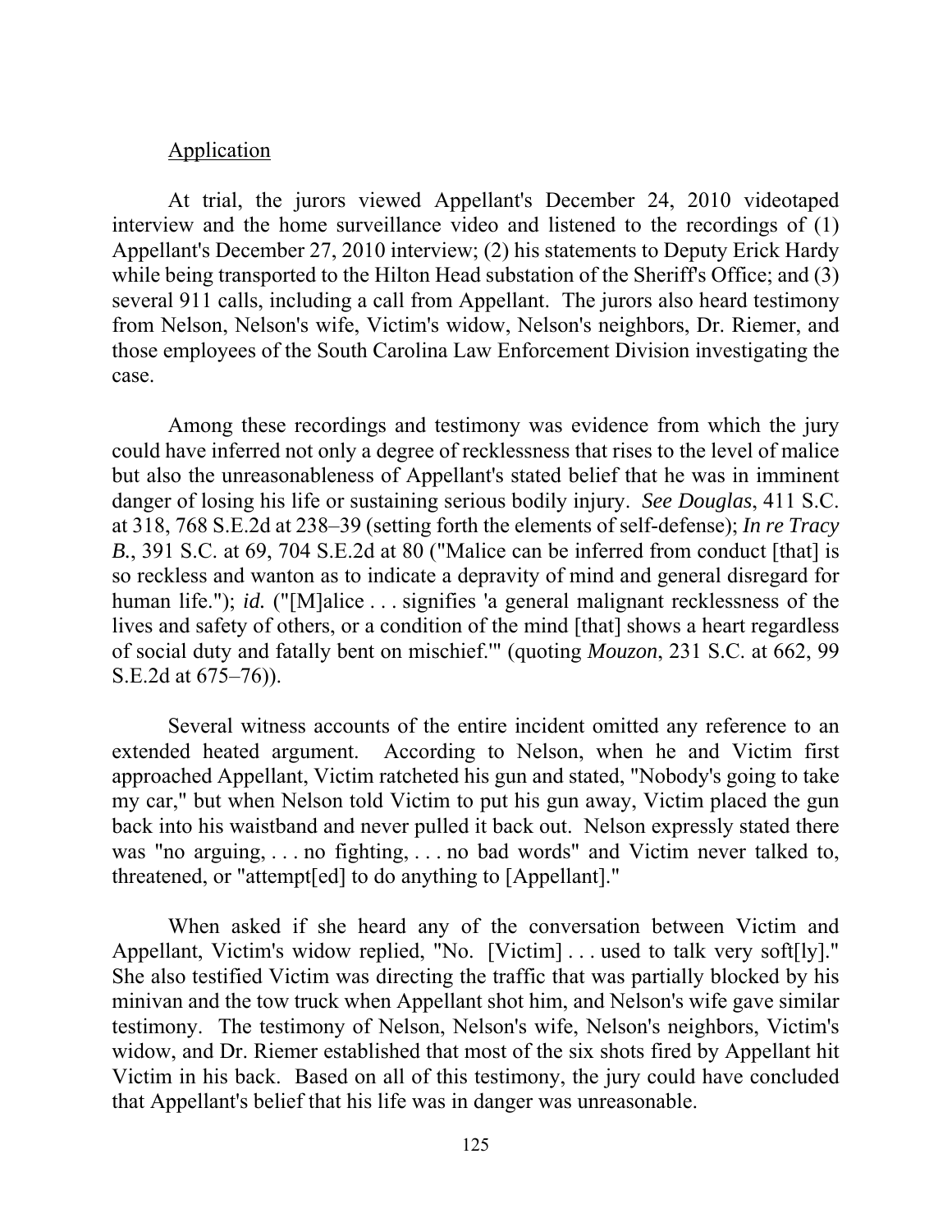Application

At trial, the jurors viewed Appellant's December 24, 2010 videotaped interview and the home surveillance video and listened to the recordings of (1) Appellant's December 27, 2010 interview; (2) his statements to Deputy Erick Hardy while being transported to the Hilton Head substation of the Sheriff's Office; and (3) several 911 calls, including a call from Appellant. The jurors also heard testimony from Nelson, Nelson's wife, Victim's widow, Nelson's neighbors, Dr. Riemer, and those employees of the South Carolina Law Enforcement Division investigating the case.

Among these recordings and testimony was evidence from which the jury could have inferred not only a degree of recklessness that rises to the level of malice but also the unreasonableness of Appellant's stated belief that he was in imminent danger of losing his life or sustaining serious bodily injury. *See Douglas*, 411 S.C. at 318, 768 S.E.2d at 238–39 (setting forth the elements of self-defense); *In re Tracy B.*, 391 S.C. at 69, 704 S.E.2d at 80 ("Malice can be inferred from conduct [that] is so reckless and wanton as to indicate a depravity of mind and general disregard for human life."); *id.* ("[M]alice . . . signifies 'a general malignant recklessness of the lives and safety of others, or a condition of the mind [that] shows a heart regardless of social duty and fatally bent on mischief.'" (quoting *Mouzon*, 231 S.C. at 662, 99 S.E.2d at 675–76)).

Several witness accounts of the entire incident omitted any reference to an extended heated argument. According to Nelson, when he and Victim first approached Appellant, Victim ratcheted his gun and stated, "Nobody's going to take my car," but when Nelson told Victim to put his gun away, Victim placed the gun back into his waistband and never pulled it back out. Nelson expressly stated there was "no arguing, . . . no fighting, . . . no bad words" and Victim never talked to, threatened, or "attempt[ed] to do anything to [Appellant]."

When asked if she heard any of the conversation between Victim and Appellant, Victim's widow replied, "No. [Victim] . . . used to talk very soft[ly]." She also testified Victim was directing the traffic that was partially blocked by his minivan and the tow truck when Appellant shot him, and Nelson's wife gave similar testimony. The testimony of Nelson, Nelson's wife, Nelson's neighbors, Victim's widow, and Dr. Riemer established that most of the six shots fired by Appellant hit Victim in his back. Based on all of this testimony, the jury could have concluded that Appellant's belief that his life was in danger was unreasonable.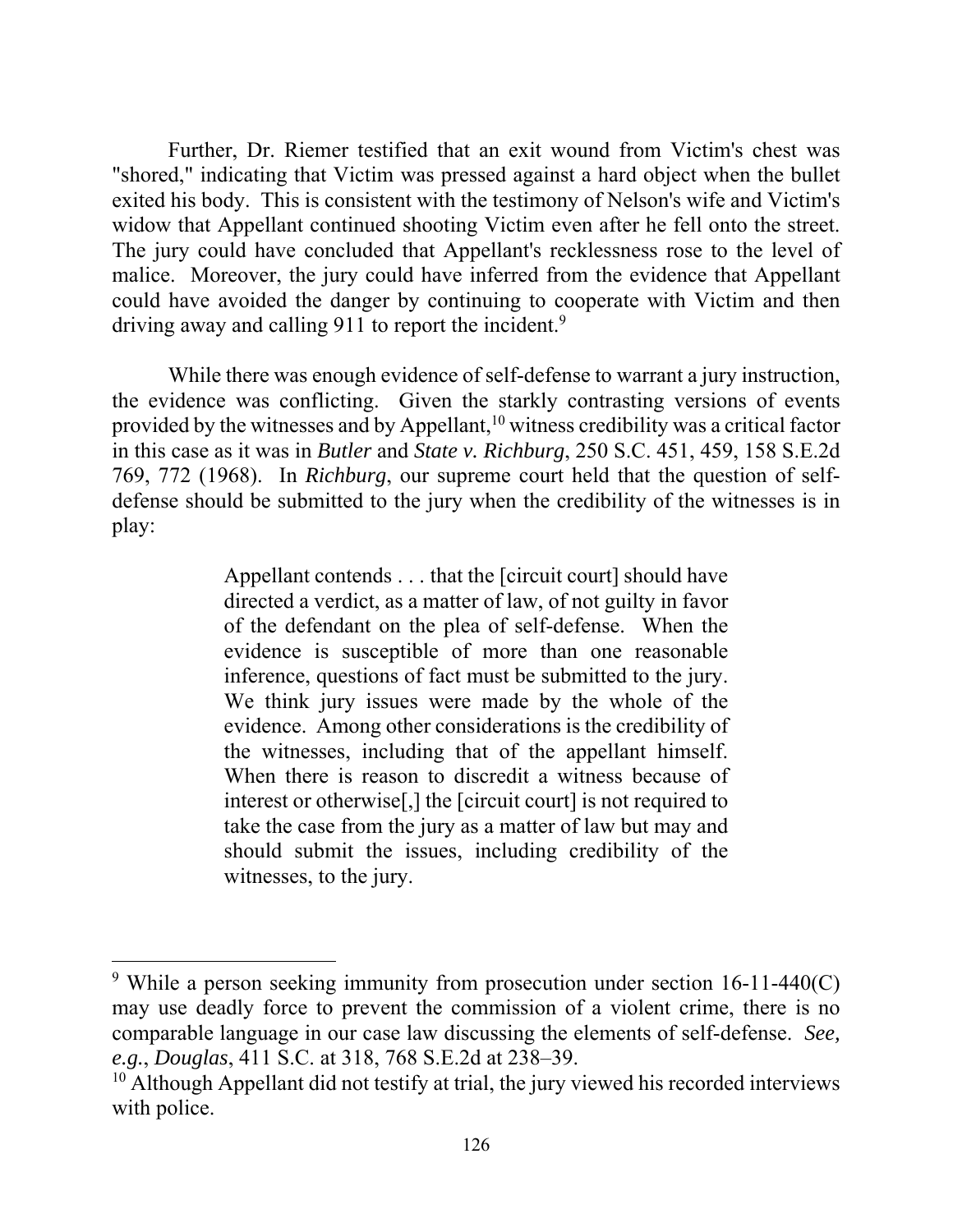Further, Dr. Riemer testified that an exit wound from Victim's chest was "shored," indicating that Victim was pressed against a hard object when the bullet exited his body. This is consistent with the testimony of Nelson's wife and Victim's widow that Appellant continued shooting Victim even after he fell onto the street. The jury could have concluded that Appellant's recklessness rose to the level of malice. Moreover, the jury could have inferred from the evidence that Appellant could have avoided the danger by continuing to cooperate with Victim and then driving away and calling 911 to report the incident.[9]

While there was enough evidence of self-defense to warrant a jury instruction, the evidence was conflicting. Given the starkly contrasting versions of events provided by the witnesses and by Appellant,[10] witness credibility was a critical factor in this case as it was in *Butler* and *State v. Richburg*, 250 S.C. 451, 459, 158 S.E.2d 769, 772 (1968). In *Richburg*, our supreme court held that the question of self-defense should be submitted to the jury when the credibility of the witnesses is in play:

> Appellant contends . . . that the [circuit court] should have directed a verdict, as a matter of law, of not guilty in favor of the defendant on the plea of self-defense. When the evidence is susceptible of more than one reasonable inference, questions of fact must be submitted to the jury. We think jury issues were made by the whole of the evidence. Among other considerations is the credibility of the witnesses, including that of the appellant himself. When there is reason to discredit a witness because of interest or otherwise[,] the [circuit court] is not required to take the case from the jury as a matter of law but may and should submit the issues, including credibility of the witnesses, to the jury.

---

[9] While a person seeking immunity from prosecution under section 16-11-440(C) may use deadly force to prevent the commission of a violent crime, there is no comparable language in our case law discussing the elements of self-defense. *See, e.g.*, *Douglas*, 411 S.C. at 318, 768 S.E.2d at 238–39.

[10] Although Appellant did not testify at trial, the jury viewed his recorded interviews with police.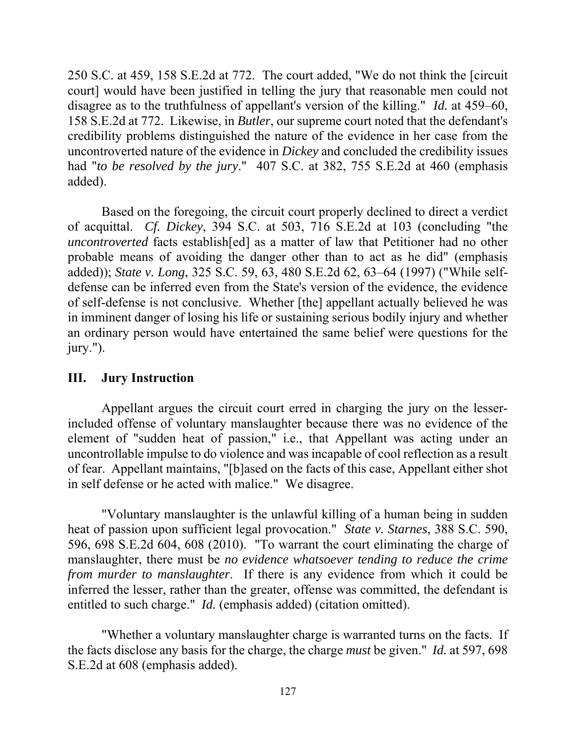250 S.C. at 459, 158 S.E.2d at 772. The court added, "We do not think the [circuit court] would have been justified in telling the jury that reasonable men could not disagree as to the truthfulness of appellant's version of the killing." *Id.* at 459–60, 158 S.E.2d at 772. Likewise, in *Butler*, our supreme court noted that the defendant's credibility problems distinguished the nature of the evidence in her case from the uncontroverted nature of the evidence in *Dickey* and concluded the credibility issues had "*to be resolved by the jury*." 407 S.C. at 382, 755 S.E.2d at 460 (emphasis added).

Based on the foregoing, the circuit court properly declined to direct a verdict of acquittal. *Cf. Dickey*, 394 S.C. at 503, 716 S.E.2d at 103 (concluding "the *uncontroverted* facts establish[ed] as a matter of law that Petitioner had no other probable means of avoiding the danger other than to act as he did" (emphasis added)); *State v. Long*, 325 S.C. 59, 63, 480 S.E.2d 62, 63–64 (1997) ("While self-defense can be inferred even from the State's version of the evidence, the evidence of self-defense is not conclusive. Whether [the] appellant actually believed he was in imminent danger of losing his life or sustaining serious bodily injury and whether an ordinary person would have entertained the same belief were questions for the jury.").

## III. Jury Instruction

Appellant argues the circuit court erred in charging the jury on the lesser-included offense of voluntary manslaughter because there was no evidence of the element of "sudden heat of passion," i.e., that Appellant was acting under an uncontrollable impulse to do violence and was incapable of cool reflection as a result of fear. Appellant maintains, "[b]ased on the facts of this case, Appellant either shot in self defense or he acted with malice." We disagree.

"Voluntary manslaughter is the unlawful killing of a human being in sudden heat of passion upon sufficient legal provocation." *State v. Starnes*, 388 S.C. 590, 596, 698 S.E.2d 604, 608 (2010). "To warrant the court eliminating the charge of manslaughter, there must be *no evidence whatsoever tending to reduce the crime from murder to manslaughter*. If there is any evidence from which it could be inferred the lesser, rather than the greater, offense was committed, the defendant is entitled to such charge." *Id.* (emphasis added) (citation omitted).

"Whether a voluntary manslaughter charge is warranted turns on the facts. If the facts disclose any basis for the charge, the charge *must* be given." *Id.* at 597, 698 S.E.2d at 608 (emphasis added).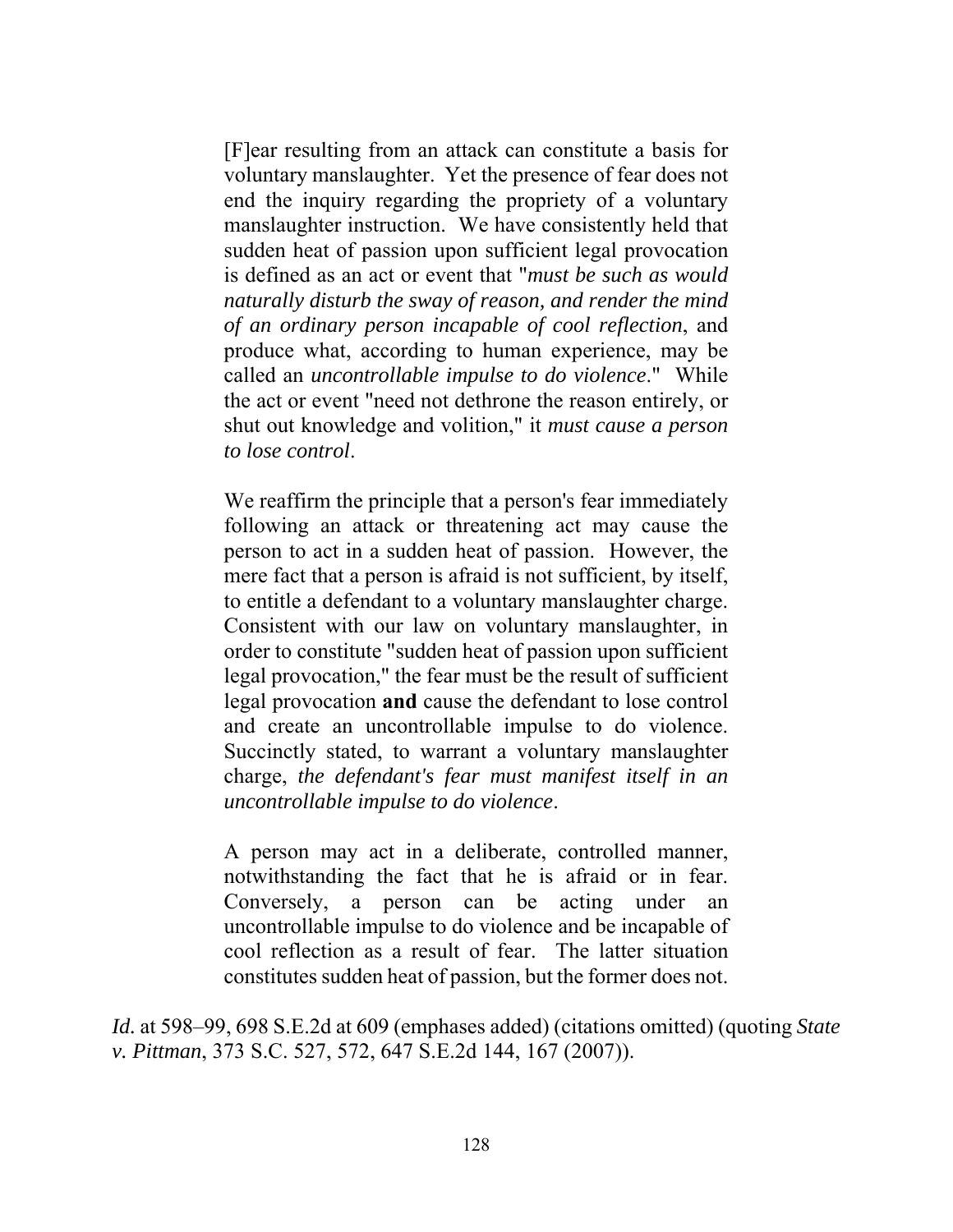> [F]ear resulting from an attack can constitute a basis for voluntary manslaughter. Yet the presence of fear does not end the inquiry regarding the propriety of a voluntary manslaughter instruction. We have consistently held that sudden heat of passion upon sufficient legal provocation is defined as an act or event that "*must be such as would naturally disturb the sway of reason, and render the mind of an ordinary person incapable of cool reflection*, and produce what, according to human experience, may be called an *uncontrollable impulse to do violence*." While the act or event "need not dethrone the reason entirely, or shut out knowledge and volition," it *must cause a person to lose control*.
>
> We reaffirm the principle that a person's fear immediately following an attack or threatening act may cause the person to act in a sudden heat of passion. However, the mere fact that a person is afraid is not sufficient, by itself, to entitle a defendant to a voluntary manslaughter charge. Consistent with our law on voluntary manslaughter, in order to constitute "sudden heat of passion upon sufficient legal provocation," the fear must be the result of sufficient legal provocation **and** cause the defendant to lose control and create an uncontrollable impulse to do violence. Succinctly stated, to warrant a voluntary manslaughter charge, *the defendant's fear must manifest itself in an uncontrollable impulse to do violence*.
>
> A person may act in a deliberate, controlled manner, notwithstanding the fact that he is afraid or in fear. Conversely, a person can be acting under an uncontrollable impulse to do violence and be incapable of cool reflection as a result of fear. The latter situation constitutes sudden heat of passion, but the former does not.

*Id.* at 598–99, 698 S.E.2d at 609 (emphases added) (citations omitted) (quoting *State v. Pittman*, 373 S.C. 527, 572, 647 S.E.2d 144, 167 (2007)).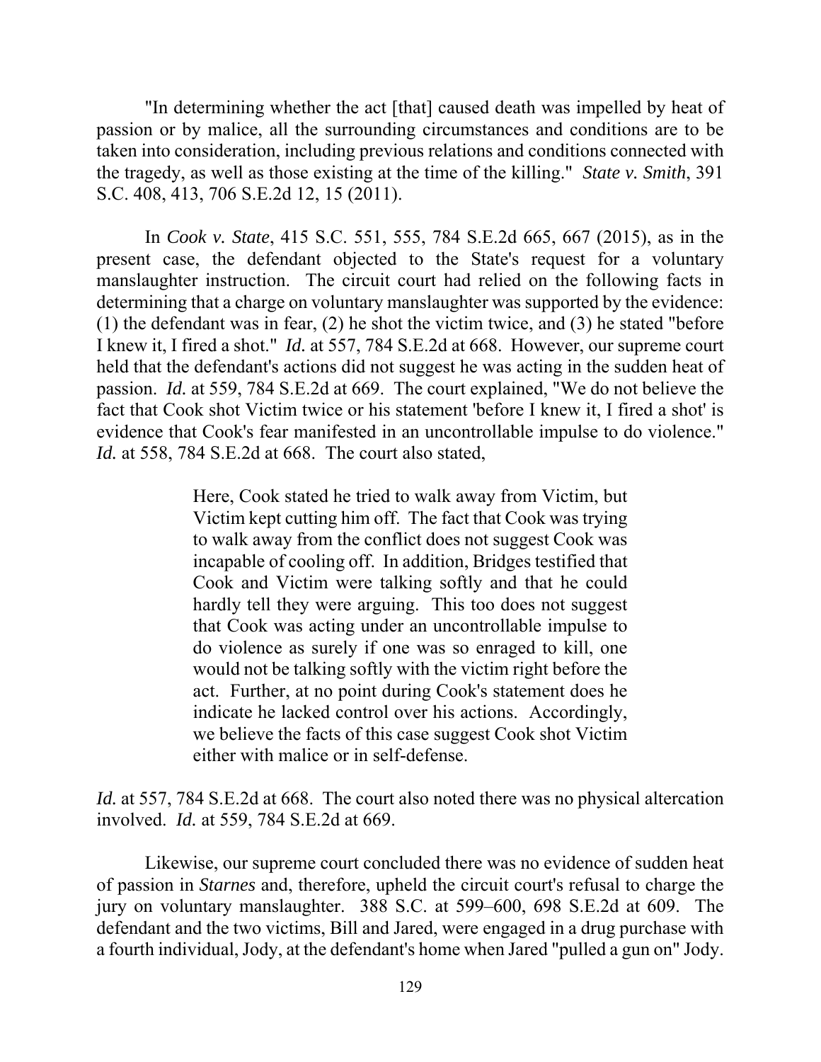"In determining whether the act [that] caused death was impelled by heat of passion or by malice, all the surrounding circumstances and conditions are to be taken into consideration, including previous relations and conditions connected with the tragedy, as well as those existing at the time of the killing." *State v. Smith*, 391 S.C. 408, 413, 706 S.E.2d 12, 15 (2011).

In *Cook v. State*, 415 S.C. 551, 555, 784 S.E.2d 665, 667 (2015), as in the present case, the defendant objected to the State's request for a voluntary manslaughter instruction. The circuit court had relied on the following facts in determining that a charge on voluntary manslaughter was supported by the evidence: (1) the defendant was in fear, (2) he shot the victim twice, and (3) he stated "before I knew it, I fired a shot." *Id.* at 557, 784 S.E.2d at 668. However, our supreme court held that the defendant's actions did not suggest he was acting in the sudden heat of passion. *Id.* at 559, 784 S.E.2d at 669. The court explained, "We do not believe the fact that Cook shot Victim twice or his statement 'before I knew it, I fired a shot' is evidence that Cook's fear manifested in an uncontrollable impulse to do violence." *Id.* at 558, 784 S.E.2d at 668. The court also stated,

> Here, Cook stated he tried to walk away from Victim, but Victim kept cutting him off. The fact that Cook was trying to walk away from the conflict does not suggest Cook was incapable of cooling off. In addition, Bridges testified that Cook and Victim were talking softly and that he could hardly tell they were arguing. This too does not suggest that Cook was acting under an uncontrollable impulse to do violence as surely if one was so enraged to kill, one would not be talking softly with the victim right before the act. Further, at no point during Cook's statement does he indicate he lacked control over his actions. Accordingly, we believe the facts of this case suggest Cook shot Victim either with malice or in self-defense.

*Id.* at 557, 784 S.E.2d at 668. The court also noted there was no physical altercation involved. *Id.* at 559, 784 S.E.2d at 669.

Likewise, our supreme court concluded there was no evidence of sudden heat of passion in *Starnes* and, therefore, upheld the circuit court's refusal to charge the jury on voluntary manslaughter. 388 S.C. at 599–600, 698 S.E.2d at 609. The defendant and the two victims, Bill and Jared, were engaged in a drug purchase with a fourth individual, Jody, at the defendant's home when Jared "pulled a gun on" Jody.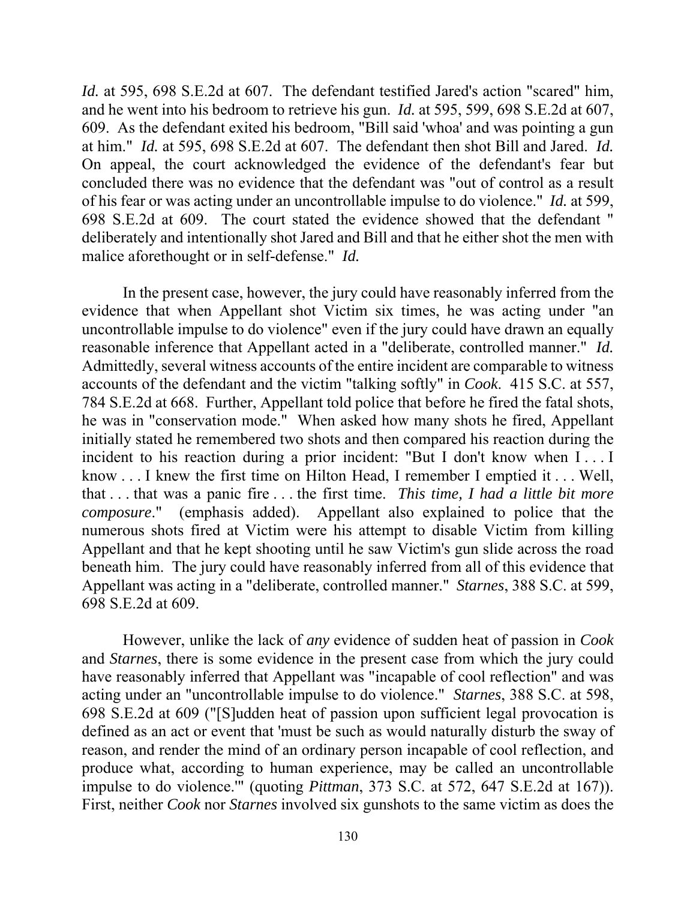*Id.* at 595, 698 S.E.2d at 607. The defendant testified Jared's action "scared" him, and he went into his bedroom to retrieve his gun. *Id.* at 595, 599, 698 S.E.2d at 607, 609. As the defendant exited his bedroom, "Bill said 'whoa' and was pointing a gun at him." *Id.* at 595, 698 S.E.2d at 607. The defendant then shot Bill and Jared. *Id.* On appeal, the court acknowledged the evidence of the defendant's fear but concluded there was no evidence that the defendant was "out of control as a result of his fear or was acting under an uncontrollable impulse to do violence." *Id.* at 599, 698 S.E.2d at 609. The court stated the evidence showed that the defendant " deliberately and intentionally shot Jared and Bill and that he either shot the men with malice aforethought or in self-defense." *Id.*

In the present case, however, the jury could have reasonably inferred from the evidence that when Appellant shot Victim six times, he was acting under "an uncontrollable impulse to do violence" even if the jury could have drawn an equally reasonable inference that Appellant acted in a "deliberate, controlled manner." *Id.* Admittedly, several witness accounts of the entire incident are comparable to witness accounts of the defendant and the victim "talking softly" in *Cook*. 415 S.C. at 557, 784 S.E.2d at 668. Further, Appellant told police that before he fired the fatal shots, he was in "conservation mode." When asked how many shots he fired, Appellant initially stated he remembered two shots and then compared his reaction during the incident to his reaction during a prior incident: "But I don't know when I . . . I know . . . I knew the first time on Hilton Head, I remember I emptied it . . . Well, that . . . that was a panic fire . . . the first time. *This time, I had a little bit more composure*." (emphasis added). Appellant also explained to police that the numerous shots fired at Victim were his attempt to disable Victim from killing Appellant and that he kept shooting until he saw Victim's gun slide across the road beneath him. The jury could have reasonably inferred from all of this evidence that Appellant was acting in a "deliberate, controlled manner." *Starnes*, 388 S.C. at 599, 698 S.E.2d at 609.

However, unlike the lack of *any* evidence of sudden heat of passion in *Cook* and *Starnes*, there is some evidence in the present case from which the jury could have reasonably inferred that Appellant was "incapable of cool reflection" and was acting under an "uncontrollable impulse to do violence." *Starnes*, 388 S.C. at 598, 698 S.E.2d at 609 ("[S]udden heat of passion upon sufficient legal provocation is defined as an act or event that 'must be such as would naturally disturb the sway of reason, and render the mind of an ordinary person incapable of cool reflection, and produce what, according to human experience, may be called an uncontrollable impulse to do violence.'" (quoting *Pittman*, 373 S.C. at 572, 647 S.E.2d at 167)). First, neither *Cook* nor *Starnes* involved six gunshots to the same victim as does the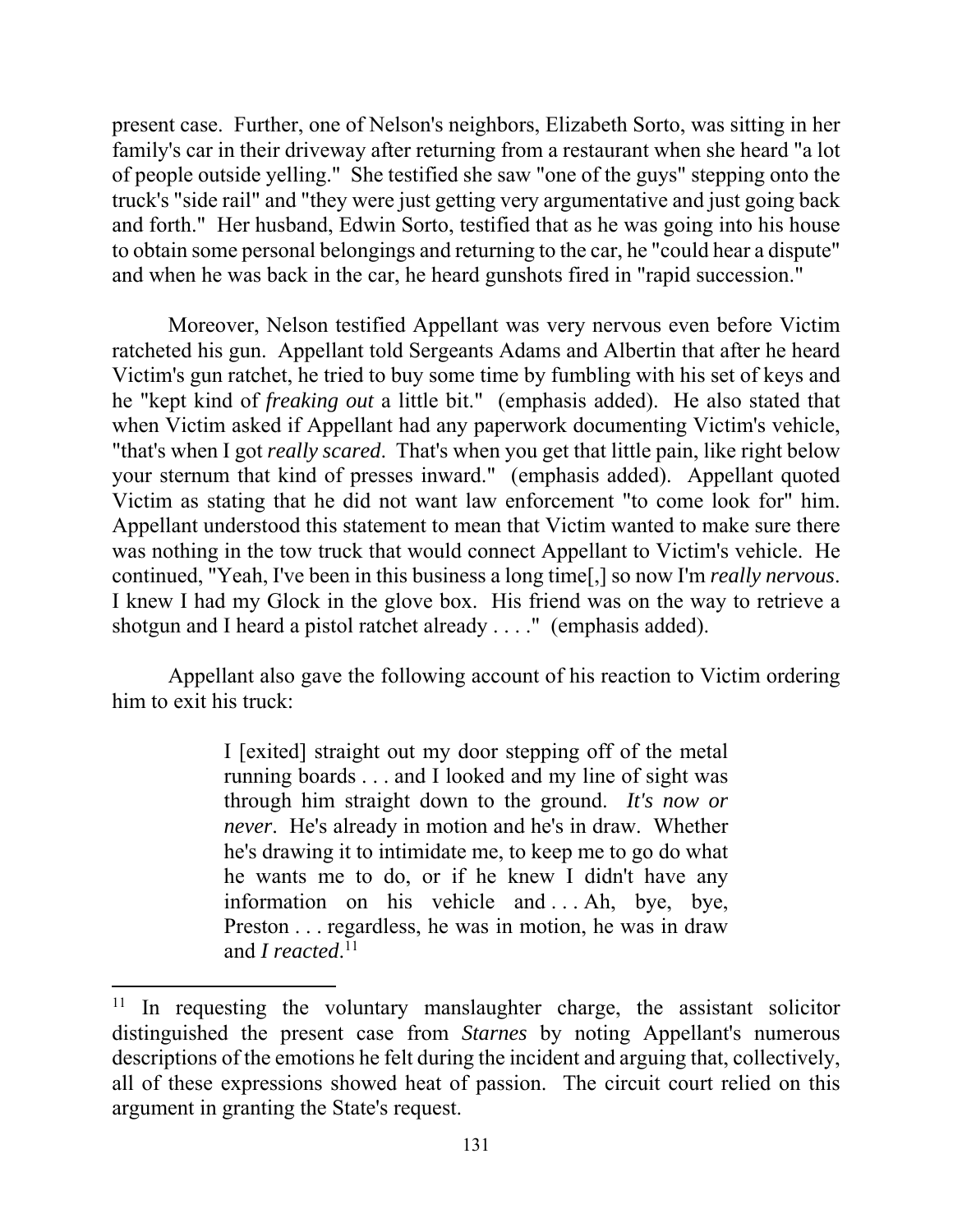present case. Further, one of Nelson's neighbors, Elizabeth Sorto, was sitting in her family's car in their driveway after returning from a restaurant when she heard "a lot of people outside yelling." She testified she saw "one of the guys" stepping onto the truck's "side rail" and "they were just getting very argumentative and just going back and forth." Her husband, Edwin Sorto, testified that as he was going into his house to obtain some personal belongings and returning to the car, he "could hear a dispute" and when he was back in the car, he heard gunshots fired in "rapid succession."

Moreover, Nelson testified Appellant was very nervous even before Victim ratcheted his gun. Appellant told Sergeants Adams and Albertin that after he heard Victim's gun ratchet, he tried to buy some time by fumbling with his set of keys and he "kept kind of *freaking out* a little bit." (emphasis added). He also stated that when Victim asked if Appellant had any paperwork documenting Victim's vehicle, "that's when I got *really scared*. That's when you get that little pain, like right below your sternum that kind of presses inward." (emphasis added). Appellant quoted Victim as stating that he did not want law enforcement "to come look for" him. Appellant understood this statement to mean that Victim wanted to make sure there was nothing in the tow truck that would connect Appellant to Victim's vehicle. He continued, "Yeah, I've been in this business a long time[,] so now I'm *really nervous*. I knew I had my Glock in the glove box. His friend was on the way to retrieve a shotgun and I heard a pistol ratchet already . . . ." (emphasis added).

Appellant also gave the following account of his reaction to Victim ordering him to exit his truck:

> I [exited] straight out my door stepping off of the metal running boards . . . and I looked and my line of sight was through him straight down to the ground. *It's now or never*. He's already in motion and he's in draw. Whether he's drawing it to intimidate me, to keep me to go do what he wants me to do, or if he knew I didn't have any information on his vehicle and . . . Ah, bye, bye, Preston . . . regardless, he was in motion, he was in draw and *I reacted*.[11]

[11] In requesting the voluntary manslaughter charge, the assistant solicitor distinguished the present case from *Starnes* by noting Appellant's numerous descriptions of the emotions he felt during the incident and arguing that, collectively, all of these expressions showed heat of passion. The circuit court relied on this argument in granting the State's request.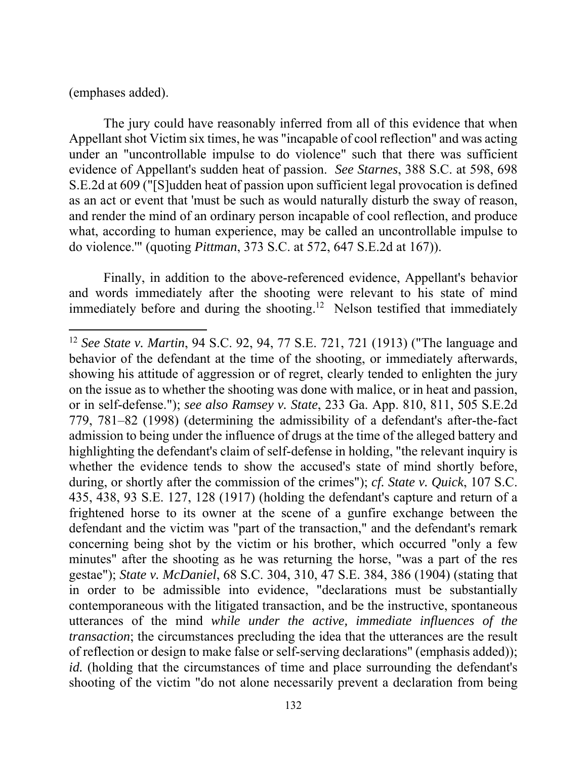(emphases added).

The jury could have reasonably inferred from all of this evidence that when Appellant shot Victim six times, he was "incapable of cool reflection" and was acting under an "uncontrollable impulse to do violence" such that there was sufficient evidence of Appellant's sudden heat of passion. *See Starnes*, 388 S.C. at 598, 698 S.E.2d at 609 ("[S]udden heat of passion upon sufficient legal provocation is defined as an act or event that 'must be such as would naturally disturb the sway of reason, and render the mind of an ordinary person incapable of cool reflection, and produce what, according to human experience, may be called an uncontrollable impulse to do violence.'" (quoting *Pittman*, 373 S.C. at 572, 647 S.E.2d at 167)).

Finally, in addition to the above-referenced evidence, Appellant's behavior and words immediately after the shooting were relevant to his state of mind immediately before and during the shooting.[12] Nelson testified that immediately

---

[12] *See State v. Martin*, 94 S.C. 92, 94, 77 S.E. 721, 721 (1913) ("The language and behavior of the defendant at the time of the shooting, or immediately afterwards, showing his attitude of aggression or of regret, clearly tended to enlighten the jury on the issue as to whether the shooting was done with malice, or in heat and passion, or in self-defense."); *see also Ramsey v. State*, 233 Ga. App. 810, 811, 505 S.E.2d 779, 781–82 (1998) (determining the admissibility of a defendant's after-the-fact admission to being under the influence of drugs at the time of the alleged battery and highlighting the defendant's claim of self-defense in holding, "the relevant inquiry is whether the evidence tends to show the accused's state of mind shortly before, during, or shortly after the commission of the crimes"); *cf. State v. Quick*, 107 S.C. 435, 438, 93 S.E. 127, 128 (1917) (holding the defendant's capture and return of a frightened horse to its owner at the scene of a gunfire exchange between the defendant and the victim was "part of the transaction," and the defendant's remark concerning being shot by the victim or his brother, which occurred "only a few minutes" after the shooting as he was returning the horse, "was a part of the res gestae"); *State v. McDaniel*, 68 S.C. 304, 310, 47 S.E. 384, 386 (1904) (stating that in order to be admissible into evidence, "declarations must be substantially contemporaneous with the litigated transaction, and be the instructive, spontaneous utterances of the mind *while under the active, immediate influences of the transaction*; the circumstances precluding the idea that the utterances are the result of reflection or design to make false or self-serving declarations" (emphasis added)); *id.* (holding that the circumstances of time and place surrounding the defendant's shooting of the victim "do not alone necessarily prevent a declaration from being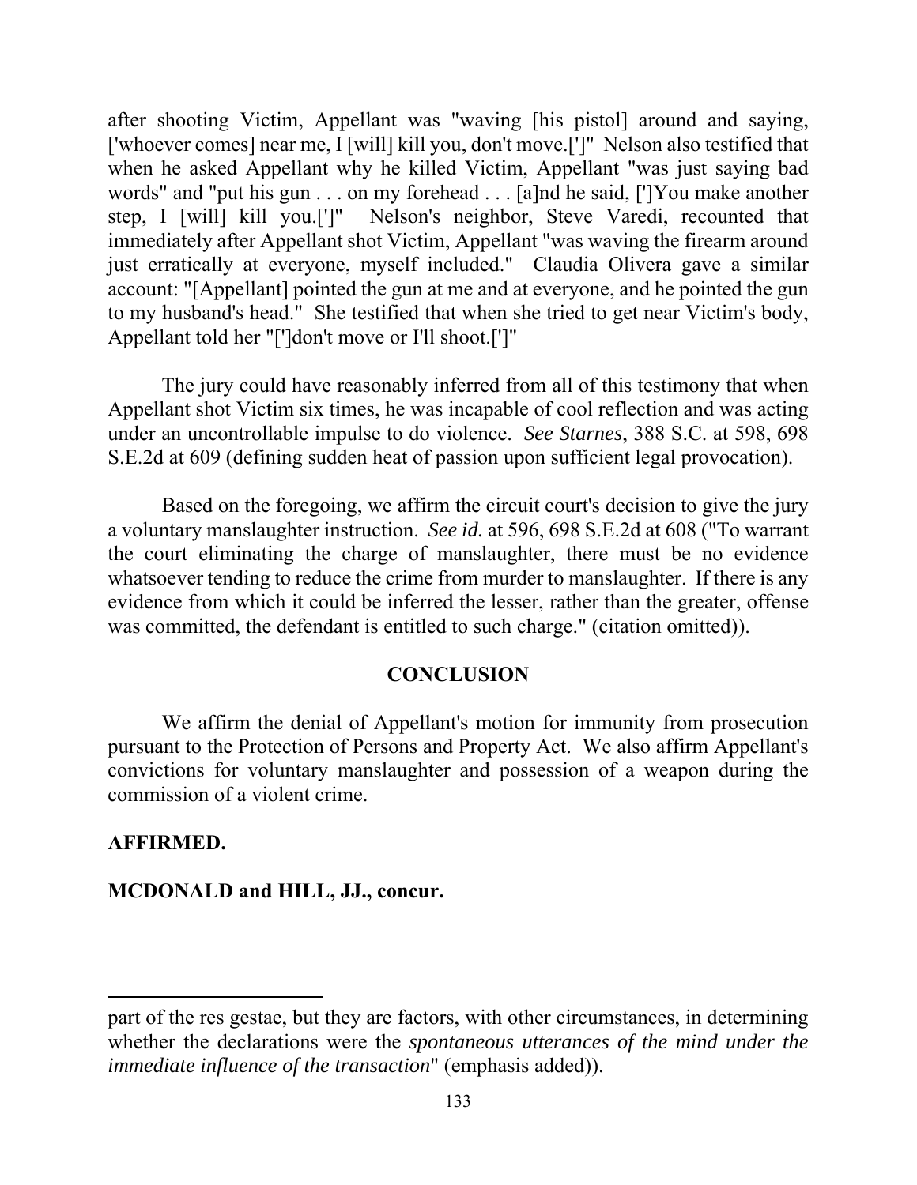after shooting Victim, Appellant was "waving [his pistol] around and saying, ['whoever comes] near me, I [will] kill you, don't move.[']" Nelson also testified that when he asked Appellant why he killed Victim, Appellant "was just saying bad words" and "put his gun . . . on my forehead . . . [a]nd he said, [']You make another step, I [will] kill you.[']" Nelson's neighbor, Steve Varedi, recounted that immediately after Appellant shot Victim, Appellant "was waving the firearm around just erratically at everyone, myself included." Claudia Olivera gave a similar account: "[Appellant] pointed the gun at me and at everyone, and he pointed the gun to my husband's head." She testified that when she tried to get near Victim's body, Appellant told her "[']don't move or I'll shoot.[']"

The jury could have reasonably inferred from all of this testimony that when Appellant shot Victim six times, he was incapable of cool reflection and was acting under an uncontrollable impulse to do violence. *See Starnes*, 388 S.C. at 598, 698 S.E.2d at 609 (defining sudden heat of passion upon sufficient legal provocation).

Based on the foregoing, we affirm the circuit court's decision to give the jury a voluntary manslaughter instruction. *See id.* at 596, 698 S.E.2d at 608 ("To warrant the court eliminating the charge of manslaughter, there must be no evidence whatsoever tending to reduce the crime from murder to manslaughter. If there is any evidence from which it could be inferred the lesser, rather than the greater, offense was committed, the defendant is entitled to such charge." (citation omitted)).

## CONCLUSION

We affirm the denial of Appellant's motion for immunity from prosecution pursuant to the Protection of Persons and Property Act. We also affirm Appellant's convictions for voluntary manslaughter and possession of a weapon during the commission of a violent crime.

**AFFIRMED.**

**MCDONALD and HILL, JJ., concur.**

---

part of the res gestae, but they are factors, with other circumstances, in determining whether the declarations were the *spontaneous utterances of the mind under the immediate influence of the transaction*" (emphasis added)).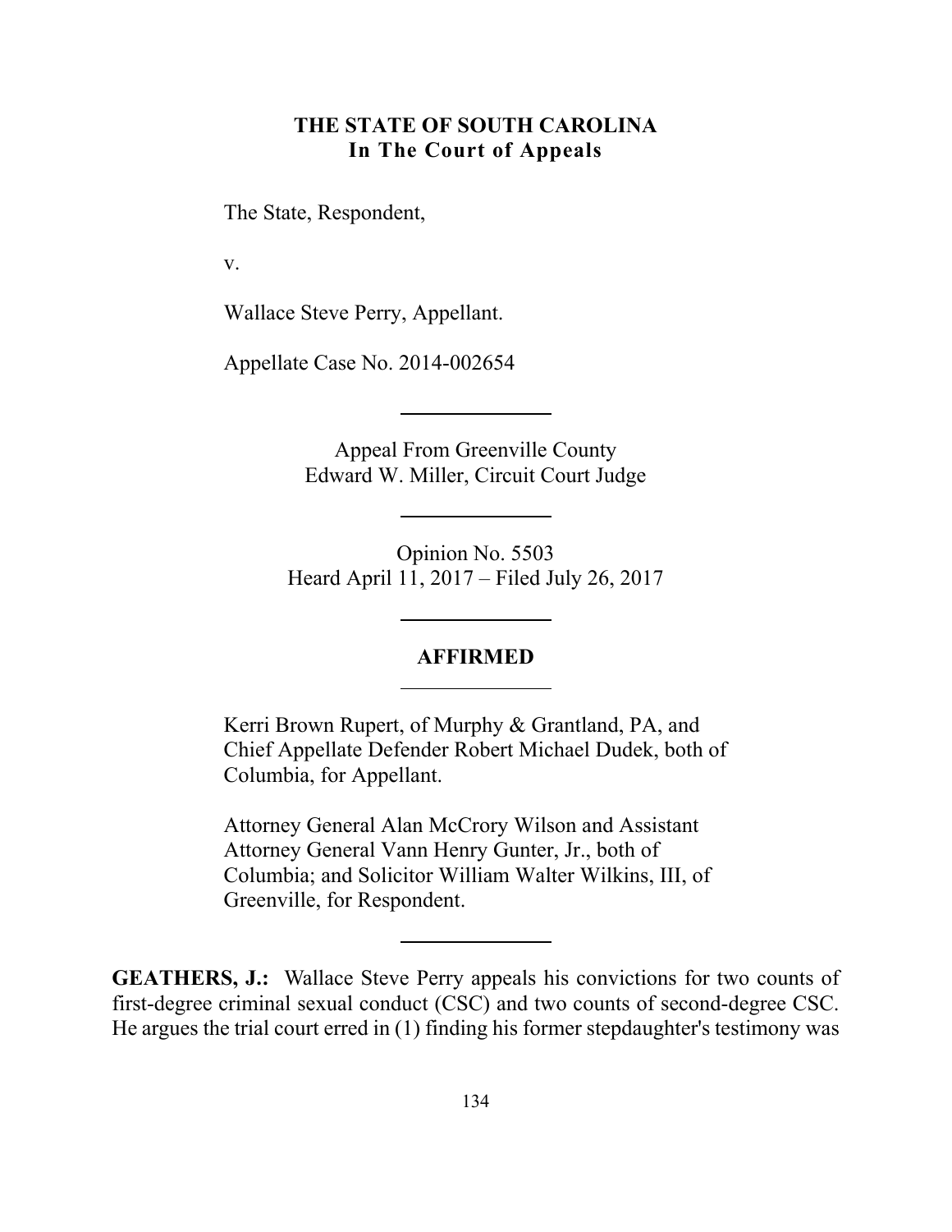**THE STATE OF SOUTH CAROLINA**
**In The Court of Appeals**

The State, Respondent,

v.

Wallace Steve Perry, Appellant.

Appellate Case No. 2014-002654

---

Appeal From Greenville County
Edward W. Miller, Circuit Court Judge

---

Opinion No. 5503
Heard April 11, 2017 – Filed July 26, 2017

---

**AFFIRMED**

---

Kerri Brown Rupert, of Murphy & Grantland, PA, and Chief Appellate Defender Robert Michael Dudek, both of Columbia, for Appellant.

Attorney General Alan McCrory Wilson and Assistant Attorney General Vann Henry Gunter, Jr., both of Columbia; and Solicitor William Walter Wilkins, III, of Greenville, for Respondent.

---

**GEATHERS, J.:** Wallace Steve Perry appeals his convictions for two counts of first-degree criminal sexual conduct (CSC) and two counts of second-degree CSC. He argues the trial court erred in (1) finding his former stepdaughter's testimony was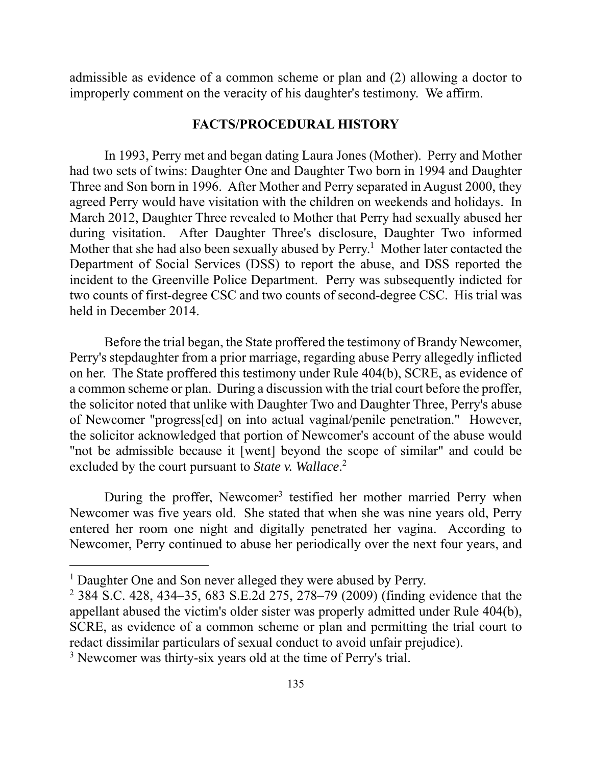admissible as evidence of a common scheme or plan and (2) allowing a doctor to improperly comment on the veracity of his daughter's testimony. We affirm.

## FACTS/PROCEDURAL HISTORY

In 1993, Perry met and began dating Laura Jones (Mother). Perry and Mother had two sets of twins: Daughter One and Daughter Two born in 1994 and Daughter Three and Son born in 1996. After Mother and Perry separated in August 2000, they agreed Perry would have visitation with the children on weekends and holidays. In March 2012, Daughter Three revealed to Mother that Perry had sexually abused her during visitation. After Daughter Three's disclosure, Daughter Two informed Mother that she had also been sexually abused by Perry.[1] Mother later contacted the Department of Social Services (DSS) to report the abuse, and DSS reported the incident to the Greenville Police Department. Perry was subsequently indicted for two counts of first-degree CSC and two counts of second-degree CSC. His trial was held in December 2014.

Before the trial began, the State proffered the testimony of Brandy Newcomer, Perry's stepdaughter from a prior marriage, regarding abuse Perry allegedly inflicted on her. The State proffered this testimony under Rule 404(b), SCRE, as evidence of a common scheme or plan. During a discussion with the trial court before the proffer, the solicitor noted that unlike with Daughter Two and Daughter Three, Perry's abuse of Newcomer "progress[ed] on into actual vaginal/penile penetration." However, the solicitor acknowledged that portion of Newcomer's account of the abuse would "not be admissible because it [went] beyond the scope of similar" and could be excluded by the court pursuant to *State v. Wallace*.[2]

During the proffer, Newcomer[3] testified her mother married Perry when Newcomer was five years old. She stated that when she was nine years old, Perry entered her room one night and digitally penetrated her vagina. According to Newcomer, Perry continued to abuse her periodically over the next four years, and

---

[1] Daughter One and Son never alleged they were abused by Perry.

[2] 384 S.C. 428, 434–35, 683 S.E.2d 275, 278–79 (2009) (finding evidence that the appellant abused the victim's older sister was properly admitted under Rule 404(b), SCRE, as evidence of a common scheme or plan and permitting the trial court to redact dissimilar particulars of sexual conduct to avoid unfair prejudice).

[3] Newcomer was thirty-six years old at the time of Perry's trial.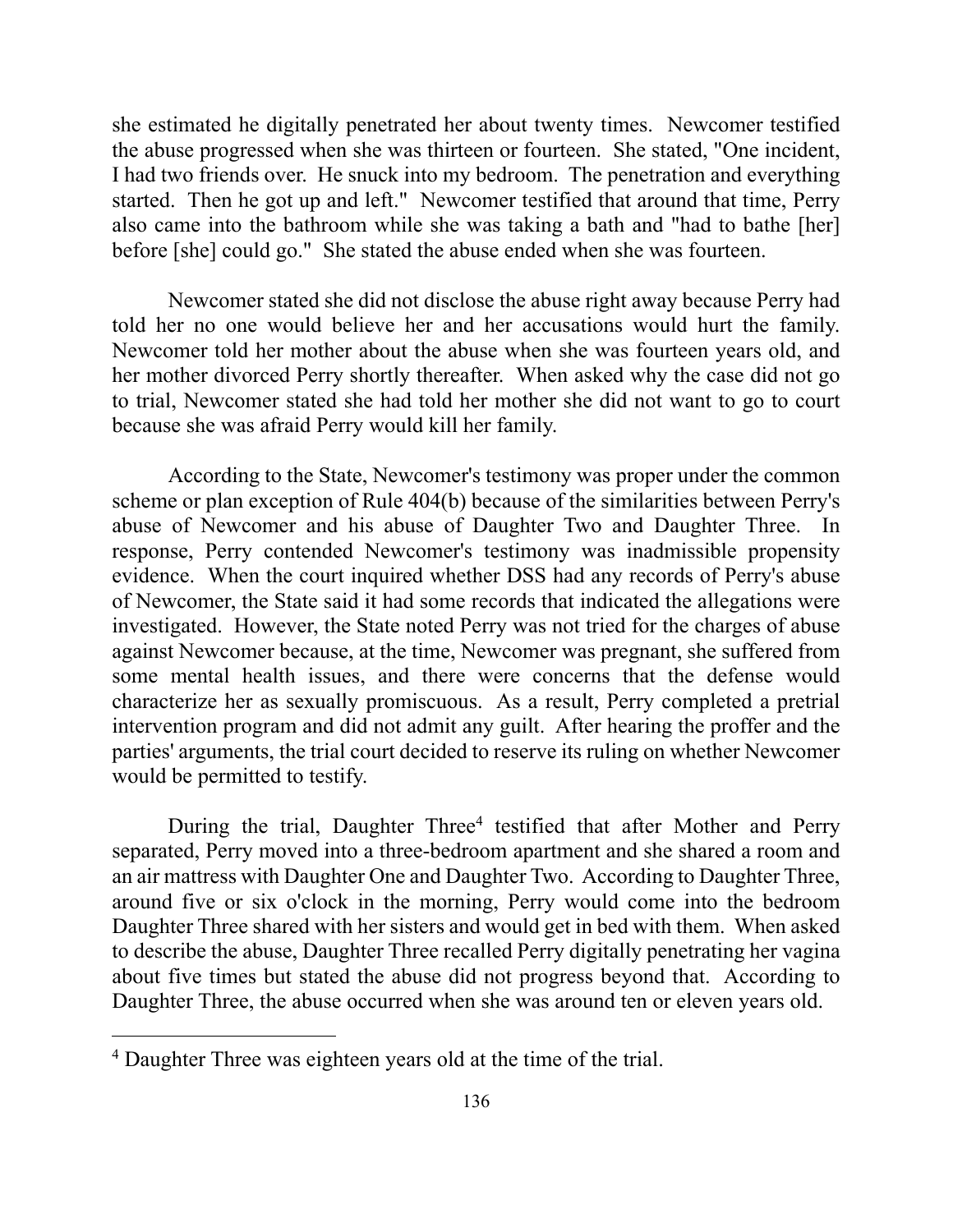she estimated he digitally penetrated her about twenty times. Newcomer testified the abuse progressed when she was thirteen or fourteen. She stated, "One incident, I had two friends over. He snuck into my bedroom. The penetration and everything started. Then he got up and left." Newcomer testified that around that time, Perry also came into the bathroom while she was taking a bath and "had to bathe [her] before [she] could go." She stated the abuse ended when she was fourteen.

Newcomer stated she did not disclose the abuse right away because Perry had told her no one would believe her and her accusations would hurt the family. Newcomer told her mother about the abuse when she was fourteen years old, and her mother divorced Perry shortly thereafter. When asked why the case did not go to trial, Newcomer stated she had told her mother she did not want to go to court because she was afraid Perry would kill her family.

According to the State, Newcomer's testimony was proper under the common scheme or plan exception of Rule 404(b) because of the similarities between Perry's abuse of Newcomer and his abuse of Daughter Two and Daughter Three. In response, Perry contended Newcomer's testimony was inadmissible propensity evidence. When the court inquired whether DSS had any records of Perry's abuse of Newcomer, the State said it had some records that indicated the allegations were investigated. However, the State noted Perry was not tried for the charges of abuse against Newcomer because, at the time, Newcomer was pregnant, she suffered from some mental health issues, and there were concerns that the defense would characterize her as sexually promiscuous. As a result, Perry completed a pretrial intervention program and did not admit any guilt. After hearing the proffer and the parties' arguments, the trial court decided to reserve its ruling on whether Newcomer would be permitted to testify.

During the trial, Daughter Three[4] testified that after Mother and Perry separated, Perry moved into a three-bedroom apartment and she shared a room and an air mattress with Daughter One and Daughter Two. According to Daughter Three, around five or six o'clock in the morning, Perry would come into the bedroom Daughter Three shared with her sisters and would get in bed with them. When asked to describe the abuse, Daughter Three recalled Perry digitally penetrating her vagina about five times but stated the abuse did not progress beyond that. According to Daughter Three, the abuse occurred when she was around ten or eleven years old.

---

[4] Daughter Three was eighteen years old at the time of the trial.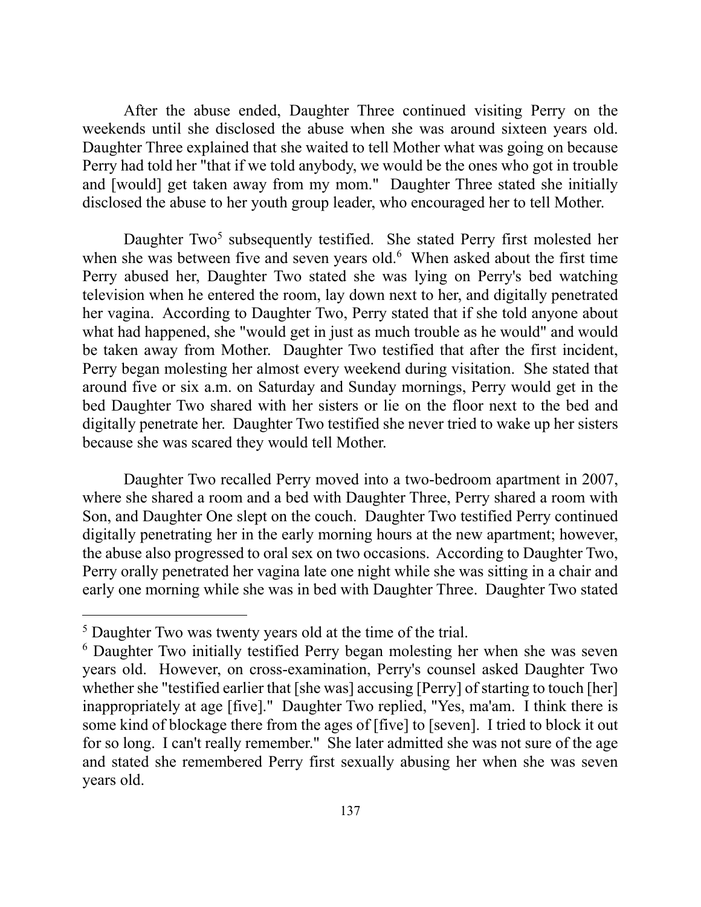After the abuse ended, Daughter Three continued visiting Perry on the weekends until she disclosed the abuse when she was around sixteen years old. Daughter Three explained that she waited to tell Mother what was going on because Perry had told her "that if we told anybody, we would be the ones who got in trouble and [would] get taken away from my mom." Daughter Three stated she initially disclosed the abuse to her youth group leader, who encouraged her to tell Mother.

Daughter Two[5] subsequently testified. She stated Perry first molested her when she was between five and seven years old.[6] When asked about the first time Perry abused her, Daughter Two stated she was lying on Perry's bed watching television when he entered the room, lay down next to her, and digitally penetrated her vagina. According to Daughter Two, Perry stated that if she told anyone about what had happened, she "would get in just as much trouble as he would" and would be taken away from Mother. Daughter Two testified that after the first incident, Perry began molesting her almost every weekend during visitation. She stated that around five or six a.m. on Saturday and Sunday mornings, Perry would get in the bed Daughter Two shared with her sisters or lie on the floor next to the bed and digitally penetrate her. Daughter Two testified she never tried to wake up her sisters because she was scared they would tell Mother.

Daughter Two recalled Perry moved into a two-bedroom apartment in 2007, where she shared a room and a bed with Daughter Three, Perry shared a room with Son, and Daughter One slept on the couch. Daughter Two testified Perry continued digitally penetrating her in the early morning hours at the new apartment; however, the abuse also progressed to oral sex on two occasions. According to Daughter Two, Perry orally penetrated her vagina late one night while she was sitting in a chair and early one morning while she was in bed with Daughter Three. Daughter Two stated

---

[5] Daughter Two was twenty years old at the time of the trial.

[6] Daughter Two initially testified Perry began molesting her when she was seven years old. However, on cross-examination, Perry's counsel asked Daughter Two whether she "testified earlier that [she was] accusing [Perry] of starting to touch [her] inappropriately at age [five]." Daughter Two replied, "Yes, ma'am. I think there is some kind of blockage there from the ages of [five] to [seven]. I tried to block it out for so long. I can't really remember." She later admitted she was not sure of the age and stated she remembered Perry first sexually abusing her when she was seven years old.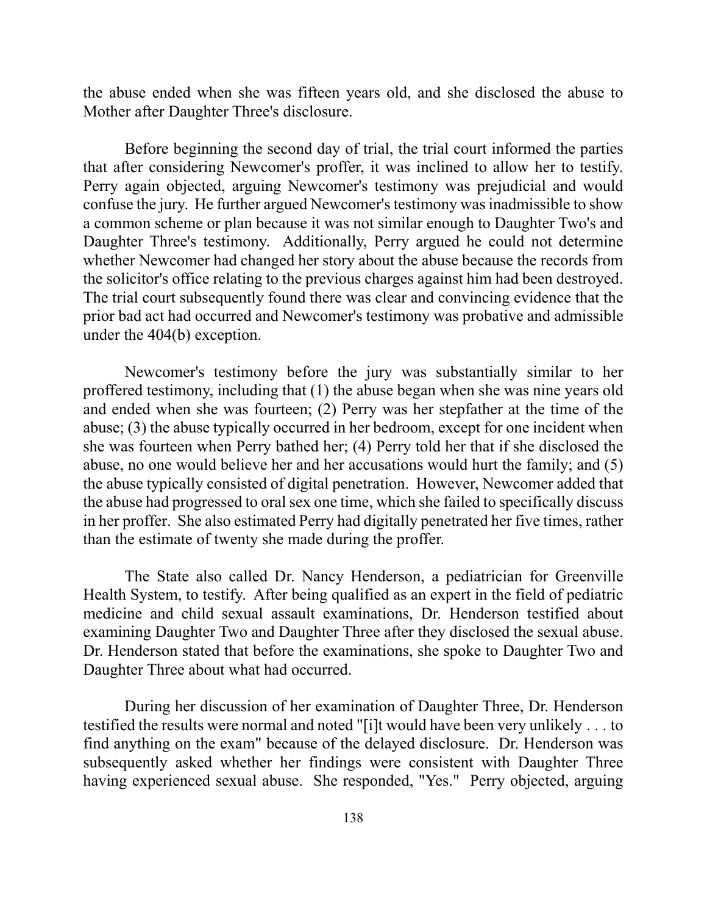the abuse ended when she was fifteen years old, and she disclosed the abuse to Mother after Daughter Three's disclosure.

Before beginning the second day of trial, the trial court informed the parties that after considering Newcomer's proffer, it was inclined to allow her to testify. Perry again objected, arguing Newcomer's testimony was prejudicial and would confuse the jury. He further argued Newcomer's testimony was inadmissible to show a common scheme or plan because it was not similar enough to Daughter Two's and Daughter Three's testimony. Additionally, Perry argued he could not determine whether Newcomer had changed her story about the abuse because the records from the solicitor's office relating to the previous charges against him had been destroyed. The trial court subsequently found there was clear and convincing evidence that the prior bad act had occurred and Newcomer's testimony was probative and admissible under the 404(b) exception.

Newcomer's testimony before the jury was substantially similar to her proffered testimony, including that (1) the abuse began when she was nine years old and ended when she was fourteen; (2) Perry was her stepfather at the time of the abuse; (3) the abuse typically occurred in her bedroom, except for one incident when she was fourteen when Perry bathed her; (4) Perry told her that if she disclosed the abuse, no one would believe her and her accusations would hurt the family; and (5) the abuse typically consisted of digital penetration. However, Newcomer added that the abuse had progressed to oral sex one time, which she failed to specifically discuss in her proffer. She also estimated Perry had digitally penetrated her five times, rather than the estimate of twenty she made during the proffer.

The State also called Dr. Nancy Henderson, a pediatrician for Greenville Health System, to testify. After being qualified as an expert in the field of pediatric medicine and child sexual assault examinations, Dr. Henderson testified about examining Daughter Two and Daughter Three after they disclosed the sexual abuse. Dr. Henderson stated that before the examinations, she spoke to Daughter Two and Daughter Three about what had occurred.

During her discussion of her examination of Daughter Three, Dr. Henderson testified the results were normal and noted "[i]t would have been very unlikely . . . to find anything on the exam" because of the delayed disclosure. Dr. Henderson was subsequently asked whether her findings were consistent with Daughter Three having experienced sexual abuse. She responded, "Yes." Perry objected, arguing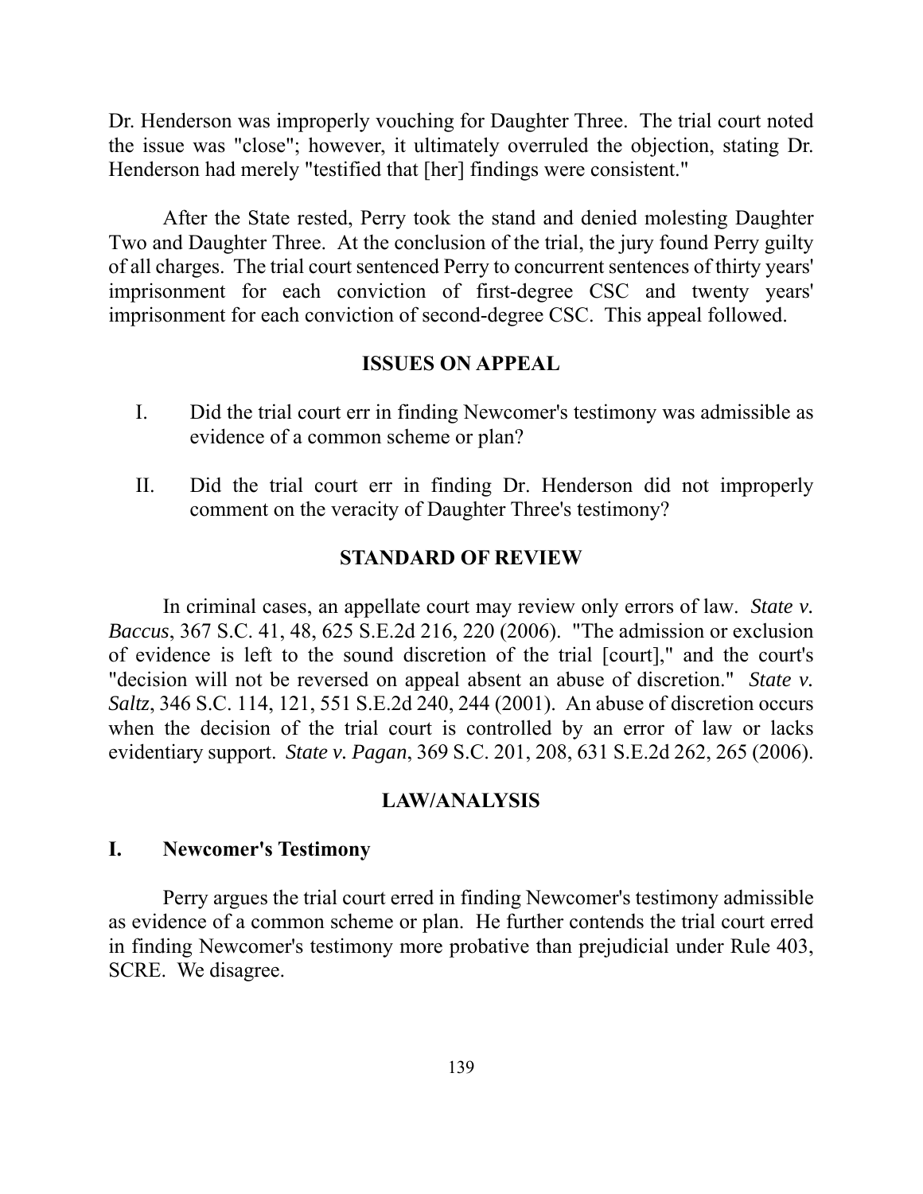Dr. Henderson was improperly vouching for Daughter Three. The trial court noted the issue was "close"; however, it ultimately overruled the objection, stating Dr. Henderson had merely "testified that [her] findings were consistent."

After the State rested, Perry took the stand and denied molesting Daughter Two and Daughter Three. At the conclusion of the trial, the jury found Perry guilty of all charges. The trial court sentenced Perry to concurrent sentences of thirty years' imprisonment for each conviction of first-degree CSC and twenty years' imprisonment for each conviction of second-degree CSC. This appeal followed.

## ISSUES ON APPEAL

I. Did the trial court err in finding Newcomer's testimony was admissible as evidence of a common scheme or plan?

II. Did the trial court err in finding Dr. Henderson did not improperly comment on the veracity of Daughter Three's testimony?

## STANDARD OF REVIEW

In criminal cases, an appellate court may review only errors of law. *State v. Baccus*, 367 S.C. 41, 48, 625 S.E.2d 216, 220 (2006). "The admission or exclusion of evidence is left to the sound discretion of the trial [court]," and the court's "decision will not be reversed on appeal absent an abuse of discretion." *State v. Saltz*, 346 S.C. 114, 121, 551 S.E.2d 240, 244 (2001). An abuse of discretion occurs when the decision of the trial court is controlled by an error of law or lacks evidentiary support. *State v. Pagan*, 369 S.C. 201, 208, 631 S.E.2d 262, 265 (2006).

## LAW/ANALYSIS

### I. Newcomer's Testimony

Perry argues the trial court erred in finding Newcomer's testimony admissible as evidence of a common scheme or plan. He further contends the trial court erred in finding Newcomer's testimony more probative than prejudicial under Rule 403, SCRE. We disagree.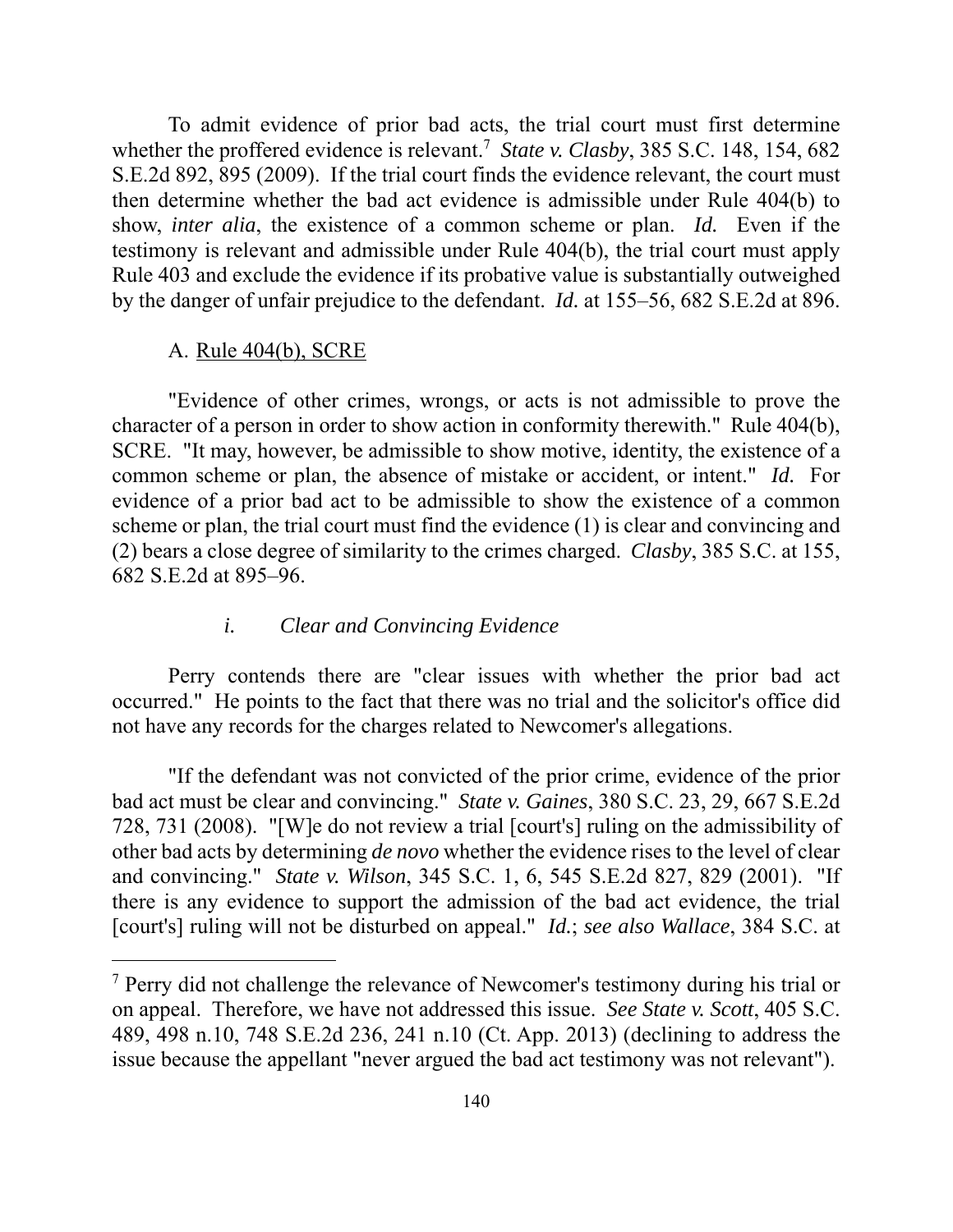To admit evidence of prior bad acts, the trial court must first determine whether the proffered evidence is relevant.[7] *State v. Clasby*, 385 S.C. 148, 154, 682 S.E.2d 892, 895 (2009). If the trial court finds the evidence relevant, the court must then determine whether the bad act evidence is admissible under Rule 404(b) to show, *inter alia*, the existence of a common scheme or plan. *Id.* Even if the testimony is relevant and admissible under Rule 404(b), the trial court must apply Rule 403 and exclude the evidence if its probative value is substantially outweighed by the danger of unfair prejudice to the defendant. *Id.* at 155–56, 682 S.E.2d at 896.

A. <u>Rule 404(b), SCRE</u>

"Evidence of other crimes, wrongs, or acts is not admissible to prove the character of a person in order to show action in conformity therewith." Rule 404(b), SCRE. "It may, however, be admissible to show motive, identity, the existence of a common scheme or plan, the absence of mistake or accident, or intent." *Id.* For evidence of a prior bad act to be admissible to show the existence of a common scheme or plan, the trial court must find the evidence (1) is clear and convincing and (2) bears a close degree of similarity to the crimes charged. *Clasby*, 385 S.C. at 155, 682 S.E.2d at 895–96.

*i. Clear and Convincing Evidence*

Perry contends there are "clear issues with whether the prior bad act occurred." He points to the fact that there was no trial and the solicitor's office did not have any records for the charges related to Newcomer's allegations.

"If the defendant was not convicted of the prior crime, evidence of the prior bad act must be clear and convincing." *State v. Gaines*, 380 S.C. 23, 29, 667 S.E.2d 728, 731 (2008). "[W]e do not review a trial [court's] ruling on the admissibility of other bad acts by determining *de novo* whether the evidence rises to the level of clear and convincing." *State v. Wilson*, 345 S.C. 1, 6, 545 S.E.2d 827, 829 (2001). "If there is any evidence to support the admission of the bad act evidence, the trial [court's] ruling will not be disturbed on appeal." *Id.*; *see also Wallace*, 384 S.C. at

[7] Perry did not challenge the relevance of Newcomer's testimony during his trial or on appeal. Therefore, we have not addressed this issue. *See State v. Scott*, 405 S.C. 489, 498 n.10, 748 S.E.2d 236, 241 n.10 (Ct. App. 2013) (declining to address the issue because the appellant "never argued the bad act testimony was not relevant").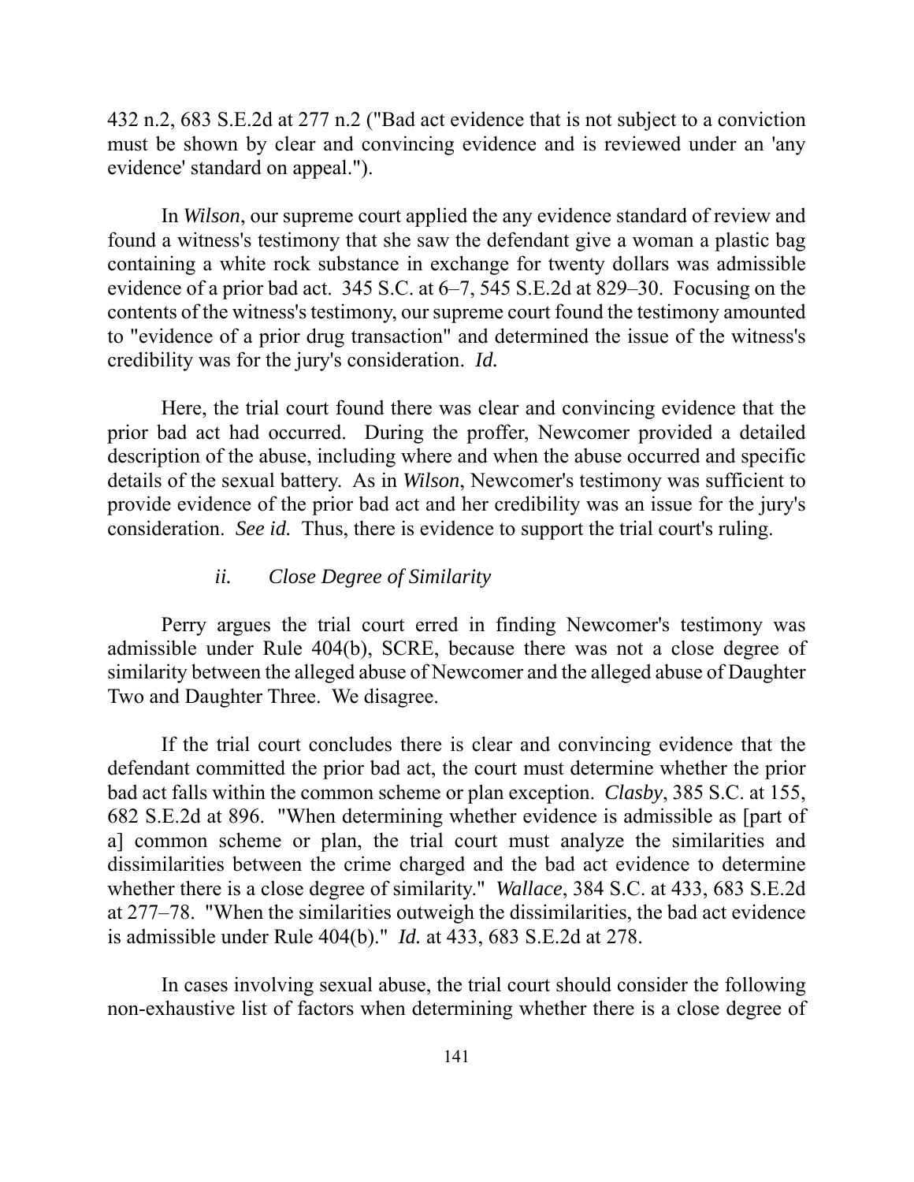432 n.2, 683 S.E.2d at 277 n.2 ("Bad act evidence that is not subject to a conviction must be shown by clear and convincing evidence and is reviewed under an 'any evidence' standard on appeal.").

In *Wilson*, our supreme court applied the any evidence standard of review and found a witness's testimony that she saw the defendant give a woman a plastic bag containing a white rock substance in exchange for twenty dollars was admissible evidence of a prior bad act. 345 S.C. at 6–7, 545 S.E.2d at 829–30. Focusing on the contents of the witness's testimony, our supreme court found the testimony amounted to "evidence of a prior drug transaction" and determined the issue of the witness's credibility was for the jury's consideration. *Id.*

Here, the trial court found there was clear and convincing evidence that the prior bad act had occurred. During the proffer, Newcomer provided a detailed description of the abuse, including where and when the abuse occurred and specific details of the sexual battery. As in *Wilson*, Newcomer's testimony was sufficient to provide evidence of the prior bad act and her credibility was an issue for the jury's consideration. *See id.* Thus, there is evidence to support the trial court's ruling.

*ii. Close Degree of Similarity*

Perry argues the trial court erred in finding Newcomer's testimony was admissible under Rule 404(b), SCRE, because there was not a close degree of similarity between the alleged abuse of Newcomer and the alleged abuse of Daughter Two and Daughter Three. We disagree.

If the trial court concludes there is clear and convincing evidence that the defendant committed the prior bad act, the court must determine whether the prior bad act falls within the common scheme or plan exception. *Clasby*, 385 S.C. at 155, 682 S.E.2d at 896. "When determining whether evidence is admissible as [part of a] common scheme or plan, the trial court must analyze the similarities and dissimilarities between the crime charged and the bad act evidence to determine whether there is a close degree of similarity." *Wallace*, 384 S.C. at 433, 683 S.E.2d at 277–78. "When the similarities outweigh the dissimilarities, the bad act evidence is admissible under Rule 404(b)." *Id.* at 433, 683 S.E.2d at 278.

In cases involving sexual abuse, the trial court should consider the following non-exhaustive list of factors when determining whether there is a close degree of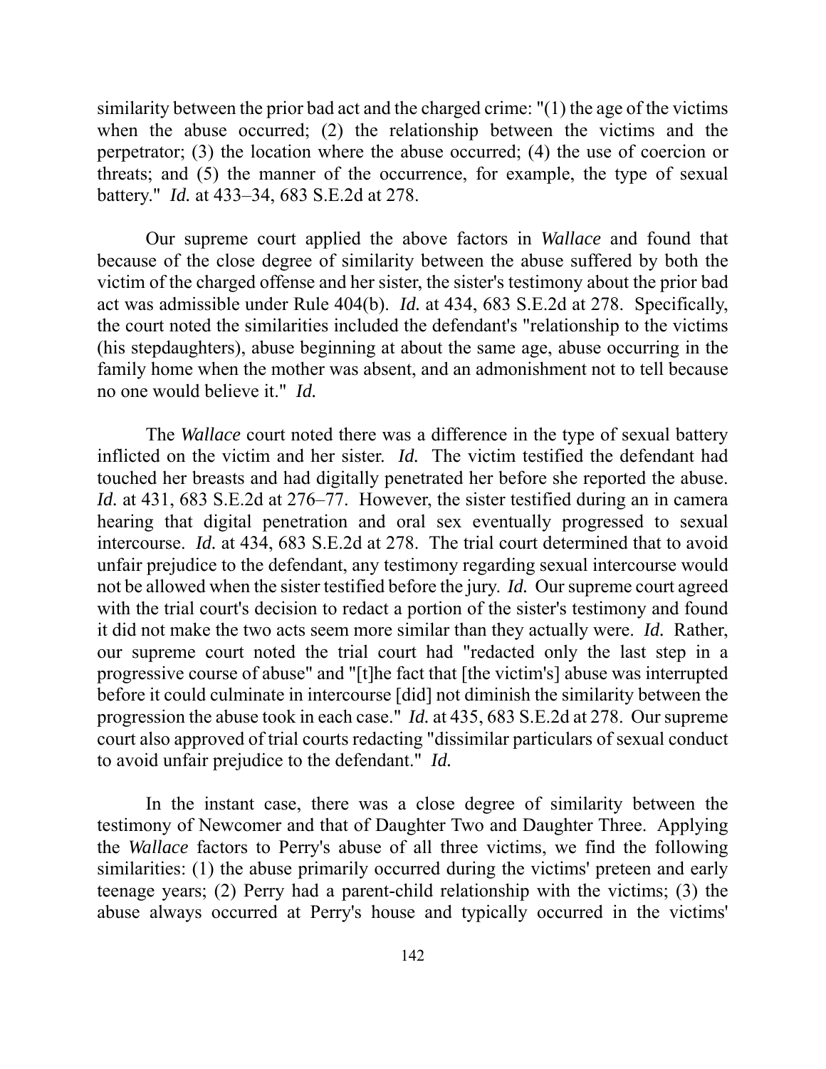similarity between the prior bad act and the charged crime: "(1) the age of the victims when the abuse occurred; (2) the relationship between the victims and the perpetrator; (3) the location where the abuse occurred; (4) the use of coercion or threats; and (5) the manner of the occurrence, for example, the type of sexual battery." *Id.* at 433–34, 683 S.E.2d at 278.

Our supreme court applied the above factors in *Wallace* and found that because of the close degree of similarity between the abuse suffered by both the victim of the charged offense and her sister, the sister's testimony about the prior bad act was admissible under Rule 404(b). *Id.* at 434, 683 S.E.2d at 278. Specifically, the court noted the similarities included the defendant's "relationship to the victims (his stepdaughters), abuse beginning at about the same age, abuse occurring in the family home when the mother was absent, and an admonishment not to tell because no one would believe it." *Id.*

The *Wallace* court noted there was a difference in the type of sexual battery inflicted on the victim and her sister. *Id.* The victim testified the defendant had touched her breasts and had digitally penetrated her before she reported the abuse. *Id.* at 431, 683 S.E.2d at 276–77. However, the sister testified during an in camera hearing that digital penetration and oral sex eventually progressed to sexual intercourse. *Id.* at 434, 683 S.E.2d at 278. The trial court determined that to avoid unfair prejudice to the defendant, any testimony regarding sexual intercourse would not be allowed when the sister testified before the jury. *Id.* Our supreme court agreed with the trial court's decision to redact a portion of the sister's testimony and found it did not make the two acts seem more similar than they actually were. *Id.* Rather, our supreme court noted the trial court had "redacted only the last step in a progressive course of abuse" and "[t]he fact that [the victim's] abuse was interrupted before it could culminate in intercourse [did] not diminish the similarity between the progression the abuse took in each case." *Id.* at 435, 683 S.E.2d at 278. Our supreme court also approved of trial courts redacting "dissimilar particulars of sexual conduct to avoid unfair prejudice to the defendant." *Id.*

In the instant case, there was a close degree of similarity between the testimony of Newcomer and that of Daughter Two and Daughter Three. Applying the *Wallace* factors to Perry's abuse of all three victims, we find the following similarities: (1) the abuse primarily occurred during the victims' preteen and early teenage years; (2) Perry had a parent-child relationship with the victims; (3) the abuse always occurred at Perry's house and typically occurred in the victims'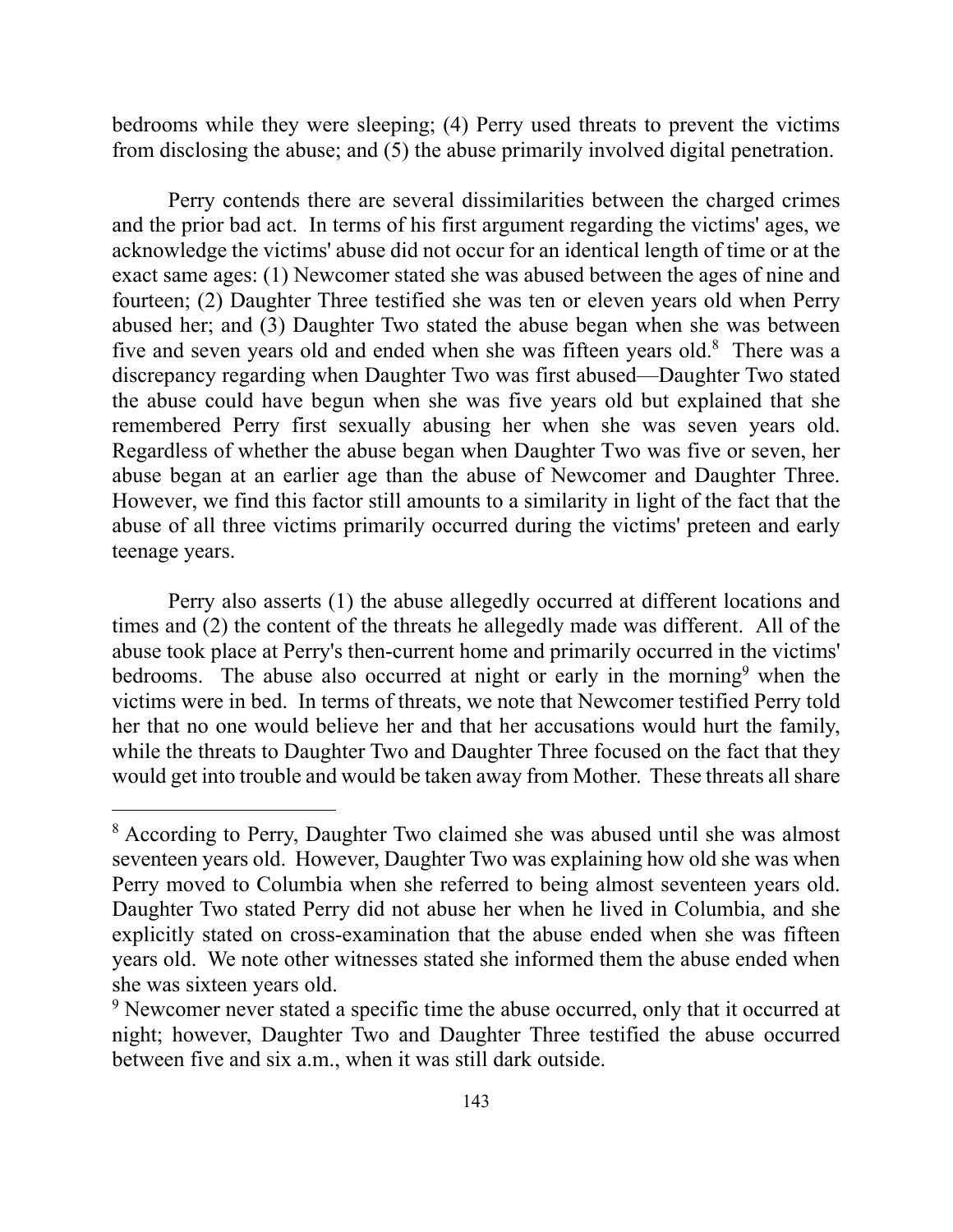bedrooms while they were sleeping; (4) Perry used threats to prevent the victims from disclosing the abuse; and (5) the abuse primarily involved digital penetration.

Perry contends there are several dissimilarities between the charged crimes and the prior bad act. In terms of his first argument regarding the victims' ages, we acknowledge the victims' abuse did not occur for an identical length of time or at the exact same ages: (1) Newcomer stated she was abused between the ages of nine and fourteen; (2) Daughter Three testified she was ten or eleven years old when Perry abused her; and (3) Daughter Two stated the abuse began when she was between five and seven years old and ended when she was fifteen years old.[8] There was a discrepancy regarding when Daughter Two was first abused—Daughter Two stated the abuse could have begun when she was five years old but explained that she remembered Perry first sexually abusing her when she was seven years old. Regardless of whether the abuse began when Daughter Two was five or seven, her abuse began at an earlier age than the abuse of Newcomer and Daughter Three. However, we find this factor still amounts to a similarity in light of the fact that the abuse of all three victims primarily occurred during the victims' preteen and early teenage years.

Perry also asserts (1) the abuse allegedly occurred at different locations and times and (2) the content of the threats he allegedly made was different. All of the abuse took place at Perry's then-current home and primarily occurred in the victims' bedrooms. The abuse also occurred at night or early in the morning[9] when the victims were in bed. In terms of threats, we note that Newcomer testified Perry told her that no one would believe her and that her accusations would hurt the family, while the threats to Daughter Two and Daughter Three focused on the fact that they would get into trouble and would be taken away from Mother. These threats all share

---

[8] According to Perry, Daughter Two claimed she was abused until she was almost seventeen years old. However, Daughter Two was explaining how old she was when Perry moved to Columbia when she referred to being almost seventeen years old. Daughter Two stated Perry did not abuse her when he lived in Columbia, and she explicitly stated on cross-examination that the abuse ended when she was fifteen years old. We note other witnesses stated she informed them the abuse ended when she was sixteen years old.

[9] Newcomer never stated a specific time the abuse occurred, only that it occurred at night; however, Daughter Two and Daughter Three testified the abuse occurred between five and six a.m., when it was still dark outside.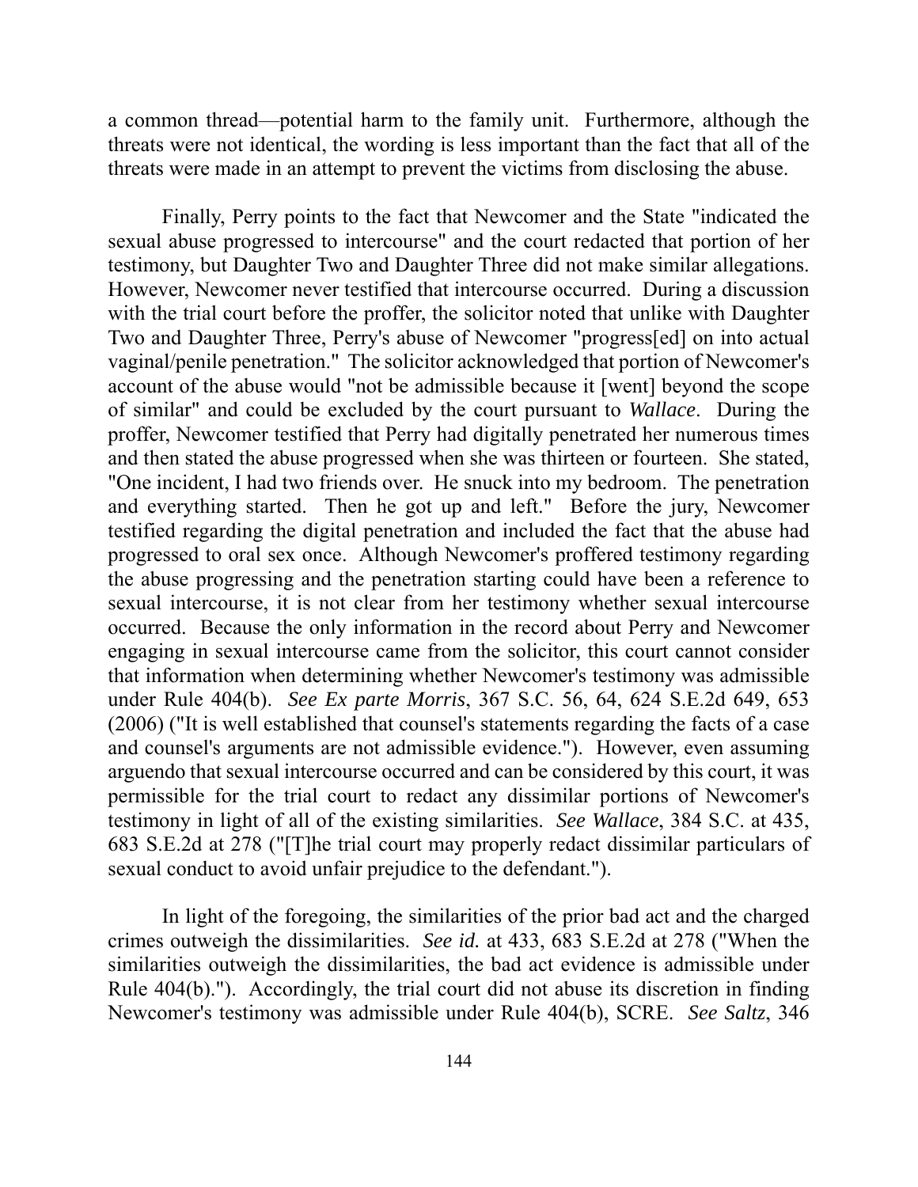a common thread—potential harm to the family unit. Furthermore, although the threats were not identical, the wording is less important than the fact that all of the threats were made in an attempt to prevent the victims from disclosing the abuse.

Finally, Perry points to the fact that Newcomer and the State "indicated the sexual abuse progressed to intercourse" and the court redacted that portion of her testimony, but Daughter Two and Daughter Three did not make similar allegations. However, Newcomer never testified that intercourse occurred. During a discussion with the trial court before the proffer, the solicitor noted that unlike with Daughter Two and Daughter Three, Perry's abuse of Newcomer "progress[ed] on into actual vaginal/penile penetration." The solicitor acknowledged that portion of Newcomer's account of the abuse would "not be admissible because it [went] beyond the scope of similar" and could be excluded by the court pursuant to *Wallace*. During the proffer, Newcomer testified that Perry had digitally penetrated her numerous times and then stated the abuse progressed when she was thirteen or fourteen. She stated, "One incident, I had two friends over. He snuck into my bedroom. The penetration and everything started. Then he got up and left." Before the jury, Newcomer testified regarding the digital penetration and included the fact that the abuse had progressed to oral sex once. Although Newcomer's proffered testimony regarding the abuse progressing and the penetration starting could have been a reference to sexual intercourse, it is not clear from her testimony whether sexual intercourse occurred. Because the only information in the record about Perry and Newcomer engaging in sexual intercourse came from the solicitor, this court cannot consider that information when determining whether Newcomer's testimony was admissible under Rule 404(b). *See Ex parte Morris*, 367 S.C. 56, 64, 624 S.E.2d 649, 653 (2006) ("It is well established that counsel's statements regarding the facts of a case and counsel's arguments are not admissible evidence."). However, even assuming arguendo that sexual intercourse occurred and can be considered by this court, it was permissible for the trial court to redact any dissimilar portions of Newcomer's testimony in light of all of the existing similarities. *See Wallace*, 384 S.C. at 435, 683 S.E.2d at 278 ("[T]he trial court may properly redact dissimilar particulars of sexual conduct to avoid unfair prejudice to the defendant.").

In light of the foregoing, the similarities of the prior bad act and the charged crimes outweigh the dissimilarities. *See id.* at 433, 683 S.E.2d at 278 ("When the similarities outweigh the dissimilarities, the bad act evidence is admissible under Rule 404(b)."). Accordingly, the trial court did not abuse its discretion in finding Newcomer's testimony was admissible under Rule 404(b), SCRE. *See Saltz*, 346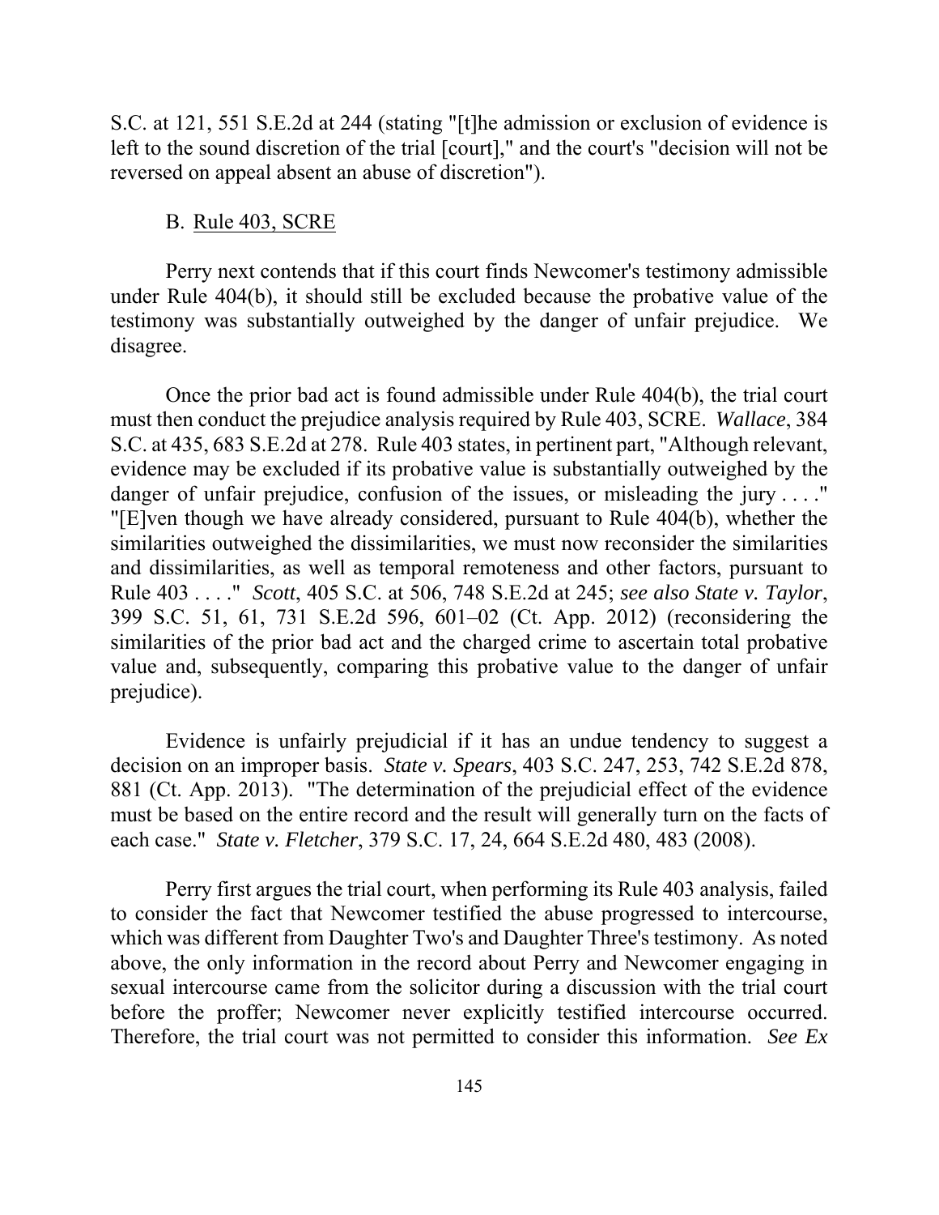S.C. at 121, 551 S.E.2d at 244 (stating "[t]he admission or exclusion of evidence is left to the sound discretion of the trial [court]," and the court's "decision will not be reversed on appeal absent an abuse of discretion").

B. Rule 403, SCRE

Perry next contends that if this court finds Newcomer's testimony admissible under Rule 404(b), it should still be excluded because the probative value of the testimony was substantially outweighed by the danger of unfair prejudice. We disagree.

Once the prior bad act is found admissible under Rule 404(b), the trial court must then conduct the prejudice analysis required by Rule 403, SCRE. *Wallace*, 384 S.C. at 435, 683 S.E.2d at 278. Rule 403 states, in pertinent part, "Although relevant, evidence may be excluded if its probative value is substantially outweighed by the danger of unfair prejudice, confusion of the issues, or misleading the jury . . . ." "[E]ven though we have already considered, pursuant to Rule 404(b), whether the similarities outweighed the dissimilarities, we must now reconsider the similarities and dissimilarities, as well as temporal remoteness and other factors, pursuant to Rule 403 . . . ." *Scott*, 405 S.C. at 506, 748 S.E.2d at 245; *see also State v. Taylor*, 399 S.C. 51, 61, 731 S.E.2d 596, 601–02 (Ct. App. 2012) (reconsidering the similarities of the prior bad act and the charged crime to ascertain total probative value and, subsequently, comparing this probative value to the danger of unfair prejudice).

Evidence is unfairly prejudicial if it has an undue tendency to suggest a decision on an improper basis. *State v. Spears*, 403 S.C. 247, 253, 742 S.E.2d 878, 881 (Ct. App. 2013). "The determination of the prejudicial effect of the evidence must be based on the entire record and the result will generally turn on the facts of each case." *State v. Fletcher*, 379 S.C. 17, 24, 664 S.E.2d 480, 483 (2008).

Perry first argues the trial court, when performing its Rule 403 analysis, failed to consider the fact that Newcomer testified the abuse progressed to intercourse, which was different from Daughter Two's and Daughter Three's testimony. As noted above, the only information in the record about Perry and Newcomer engaging in sexual intercourse came from the solicitor during a discussion with the trial court before the proffer; Newcomer never explicitly testified intercourse occurred. Therefore, the trial court was not permitted to consider this information. *See Ex*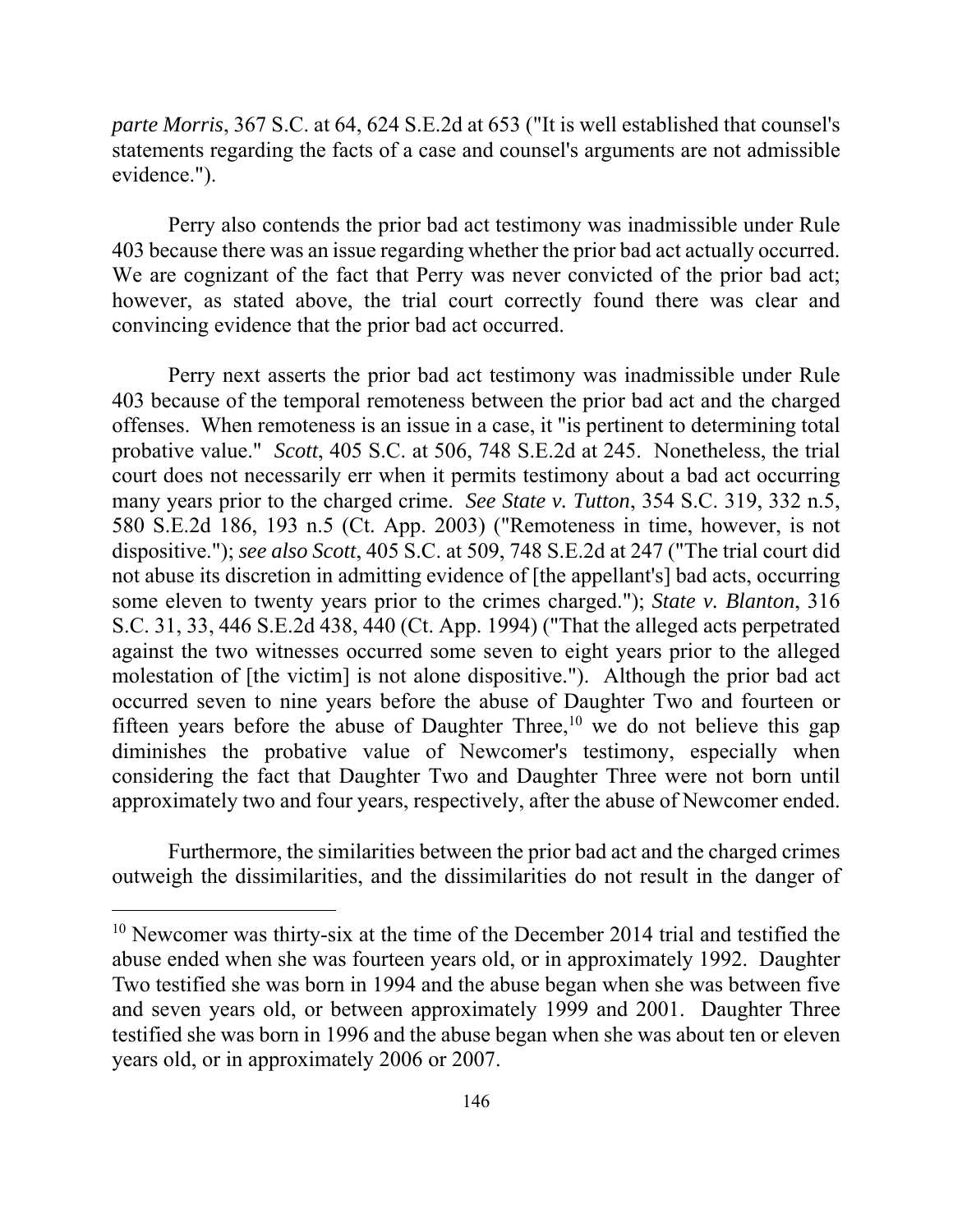*parte Morris*, 367 S.C. at 64, 624 S.E.2d at 653 ("It is well established that counsel's statements regarding the facts of a case and counsel's arguments are not admissible evidence.").

Perry also contends the prior bad act testimony was inadmissible under Rule 403 because there was an issue regarding whether the prior bad act actually occurred. We are cognizant of the fact that Perry was never convicted of the prior bad act; however, as stated above, the trial court correctly found there was clear and convincing evidence that the prior bad act occurred.

Perry next asserts the prior bad act testimony was inadmissible under Rule 403 because of the temporal remoteness between the prior bad act and the charged offenses. When remoteness is an issue in a case, it "is pertinent to determining total probative value." *Scott*, 405 S.C. at 506, 748 S.E.2d at 245. Nonetheless, the trial court does not necessarily err when it permits testimony about a bad act occurring many years prior to the charged crime. *See State v. Tutton*, 354 S.C. 319, 332 n.5, 580 S.E.2d 186, 193 n.5 (Ct. App. 2003) ("Remoteness in time, however, is not dispositive."); *see also Scott*, 405 S.C. at 509, 748 S.E.2d at 247 ("The trial court did not abuse its discretion in admitting evidence of [the appellant's] bad acts, occurring some eleven to twenty years prior to the crimes charged."); *State v. Blanton*, 316 S.C. 31, 33, 446 S.E.2d 438, 440 (Ct. App. 1994) ("That the alleged acts perpetrated against the two witnesses occurred some seven to eight years prior to the alleged molestation of [the victim] is not alone dispositive."). Although the prior bad act occurred seven to nine years before the abuse of Daughter Two and fourteen or fifteen years before the abuse of Daughter Three,[10] we do not believe this gap diminishes the probative value of Newcomer's testimony, especially when considering the fact that Daughter Two and Daughter Three were not born until approximately two and four years, respectively, after the abuse of Newcomer ended.

Furthermore, the similarities between the prior bad act and the charged crimes outweigh the dissimilarities, and the dissimilarities do not result in the danger of

---

[10] Newcomer was thirty-six at the time of the December 2014 trial and testified the abuse ended when she was fourteen years old, or in approximately 1992. Daughter Two testified she was born in 1994 and the abuse began when she was between five and seven years old, or between approximately 1999 and 2001. Daughter Three testified she was born in 1996 and the abuse began when she was about ten or eleven years old, or in approximately 2006 or 2007.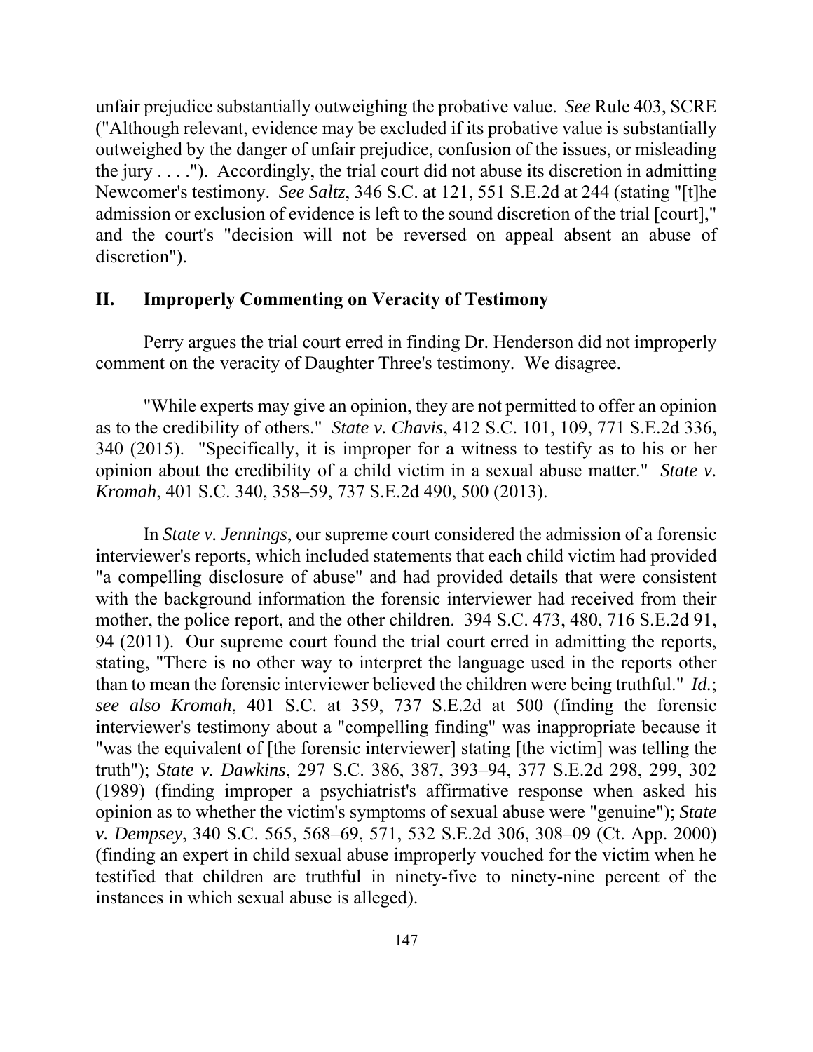unfair prejudice substantially outweighing the probative value. *See* Rule 403, SCRE ("Although relevant, evidence may be excluded if its probative value is substantially outweighed by the danger of unfair prejudice, confusion of the issues, or misleading the jury . . . ."). Accordingly, the trial court did not abuse its discretion in admitting Newcomer's testimony. *See Saltz*, 346 S.C. at 121, 551 S.E.2d at 244 (stating "[t]he admission or exclusion of evidence is left to the sound discretion of the trial [court]," and the court's "decision will not be reversed on appeal absent an abuse of discretion").

## II. Improperly Commenting on Veracity of Testimony

Perry argues the trial court erred in finding Dr. Henderson did not improperly comment on the veracity of Daughter Three's testimony. We disagree.

"While experts may give an opinion, they are not permitted to offer an opinion as to the credibility of others." *State v. Chavis*, 412 S.C. 101, 109, 771 S.E.2d 336, 340 (2015). "Specifically, it is improper for a witness to testify as to his or her opinion about the credibility of a child victim in a sexual abuse matter." *State v. Kromah*, 401 S.C. 340, 358–59, 737 S.E.2d 490, 500 (2013).

In *State v. Jennings*, our supreme court considered the admission of a forensic interviewer's reports, which included statements that each child victim had provided "a compelling disclosure of abuse" and had provided details that were consistent with the background information the forensic interviewer had received from their mother, the police report, and the other children. 394 S.C. 473, 480, 716 S.E.2d 91, 94 (2011). Our supreme court found the trial court erred in admitting the reports, stating, "There is no other way to interpret the language used in the reports other than to mean the forensic interviewer believed the children were being truthful." *Id.*; *see also Kromah*, 401 S.C. at 359, 737 S.E.2d at 500 (finding the forensic interviewer's testimony about a "compelling finding" was inappropriate because it "was the equivalent of [the forensic interviewer] stating [the victim] was telling the truth"); *State v. Dawkins*, 297 S.C. 386, 387, 393–94, 377 S.E.2d 298, 299, 302 (1989) (finding improper a psychiatrist's affirmative response when asked his opinion as to whether the victim's symptoms of sexual abuse were "genuine"); *State v. Dempsey*, 340 S.C. 565, 568–69, 571, 532 S.E.2d 306, 308–09 (Ct. App. 2000) (finding an expert in child sexual abuse improperly vouched for the victim when he testified that children are truthful in ninety-five to ninety-nine percent of the instances in which sexual abuse is alleged).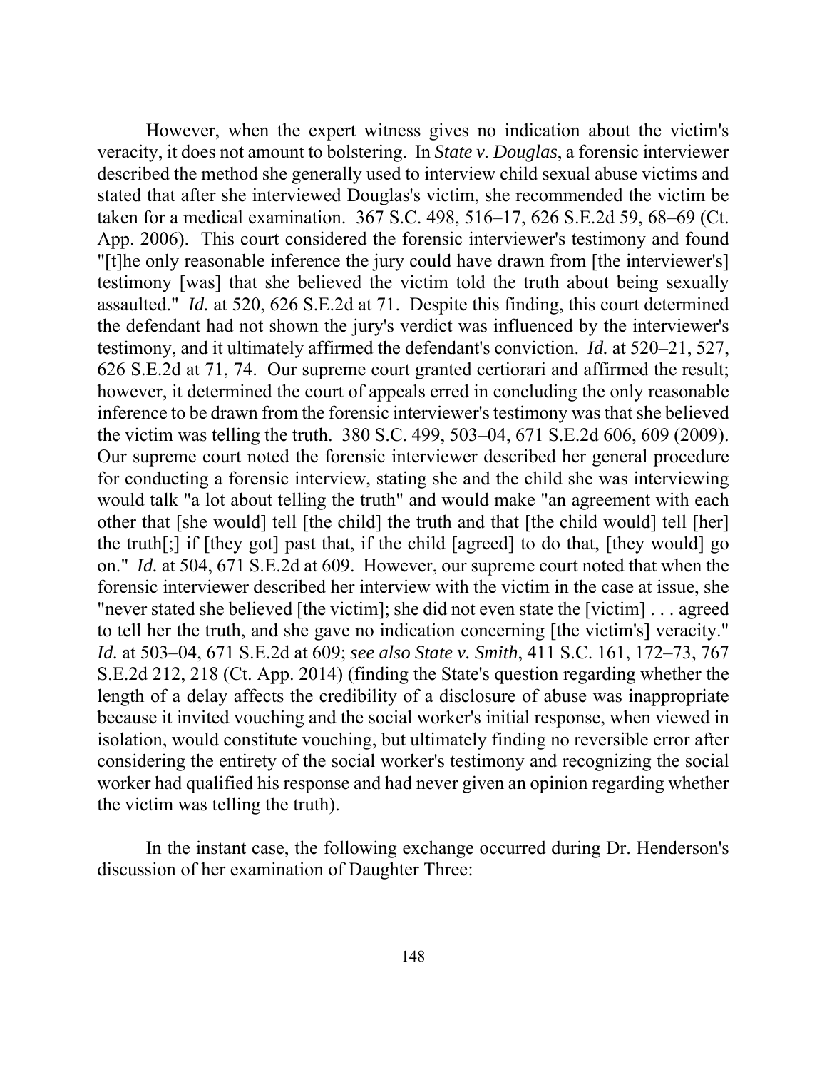However, when the expert witness gives no indication about the victim's veracity, it does not amount to bolstering. In *State v. Douglas*, a forensic interviewer described the method she generally used to interview child sexual abuse victims and stated that after she interviewed Douglas's victim, she recommended the victim be taken for a medical examination. 367 S.C. 498, 516–17, 626 S.E.2d 59, 68–69 (Ct. App. 2006). This court considered the forensic interviewer's testimony and found "[t]he only reasonable inference the jury could have drawn from [the interviewer's] testimony [was] that she believed the victim told the truth about being sexually assaulted." *Id.* at 520, 626 S.E.2d at 71. Despite this finding, this court determined the defendant had not shown the jury's verdict was influenced by the interviewer's testimony, and it ultimately affirmed the defendant's conviction. *Id.* at 520–21, 527, 626 S.E.2d at 71, 74. Our supreme court granted certiorari and affirmed the result; however, it determined the court of appeals erred in concluding the only reasonable inference to be drawn from the forensic interviewer's testimony was that she believed the victim was telling the truth. 380 S.C. 499, 503–04, 671 S.E.2d 606, 609 (2009). Our supreme court noted the forensic interviewer described her general procedure for conducting a forensic interview, stating she and the child she was interviewing would talk "a lot about telling the truth" and would make "an agreement with each other that [she would] tell [the child] the truth and that [the child would] tell [her] the truth[;] if [they got] past that, if the child [agreed] to do that, [they would] go on." *Id.* at 504, 671 S.E.2d at 609. However, our supreme court noted that when the forensic interviewer described her interview with the victim in the case at issue, she "never stated she believed [the victim]; she did not even state the [victim] . . . agreed to tell her the truth, and she gave no indication concerning [the victim's] veracity." *Id.* at 503–04, 671 S.E.2d at 609; *see also State v. Smith*, 411 S.C. 161, 172–73, 767 S.E.2d 212, 218 (Ct. App. 2014) (finding the State's question regarding whether the length of a delay affects the credibility of a disclosure of abuse was inappropriate because it invited vouching and the social worker's initial response, when viewed in isolation, would constitute vouching, but ultimately finding no reversible error after considering the entirety of the social worker's testimony and recognizing the social worker had qualified his response and had never given an opinion regarding whether the victim was telling the truth).

In the instant case, the following exchange occurred during Dr. Henderson's discussion of her examination of Daughter Three: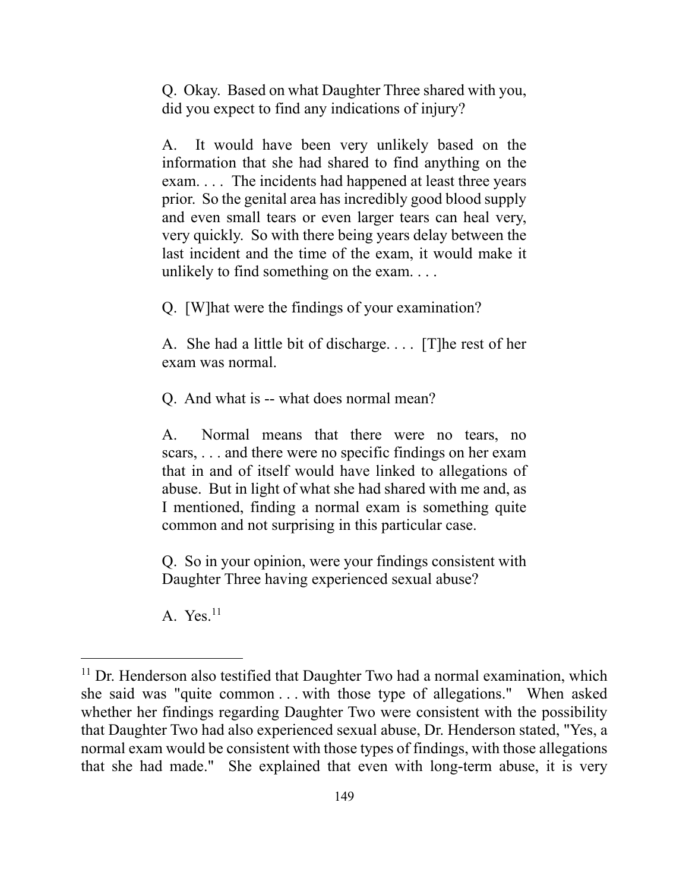> Q. Okay. Based on what Daughter Three shared with you, did you expect to find any indications of injury?
>
> A. It would have been very unlikely based on the information that she had shared to find anything on the exam. . . . The incidents had happened at least three years prior. So the genital area has incredibly good blood supply and even small tears or even larger tears can heal very, very quickly. So with there being years delay between the last incident and the time of the exam, it would make it unlikely to find something on the exam. . . .
>
> Q. [W]hat were the findings of your examination?
>
> A. She had a little bit of discharge. . . . [T]he rest of her exam was normal.
>
> Q. And what is -- what does normal mean?
>
> A. Normal means that there were no tears, no scars, . . . and there were no specific findings on her exam that in and of itself would have linked to allegations of abuse. But in light of what she had shared with me and, as I mentioned, finding a normal exam is something quite common and not surprising in this particular case.
>
> Q. So in your opinion, were your findings consistent with Daughter Three having experienced sexual abuse?
>
> A. Yes.[11]

---

[11] Dr. Henderson also testified that Daughter Two had a normal examination, which she said was "quite common . . . with those type of allegations." When asked whether her findings regarding Daughter Two were consistent with the possibility that Daughter Two had also experienced sexual abuse, Dr. Henderson stated, "Yes, a normal exam would be consistent with those types of findings, with those allegations that she had made." She explained that even with long-term abuse, it is very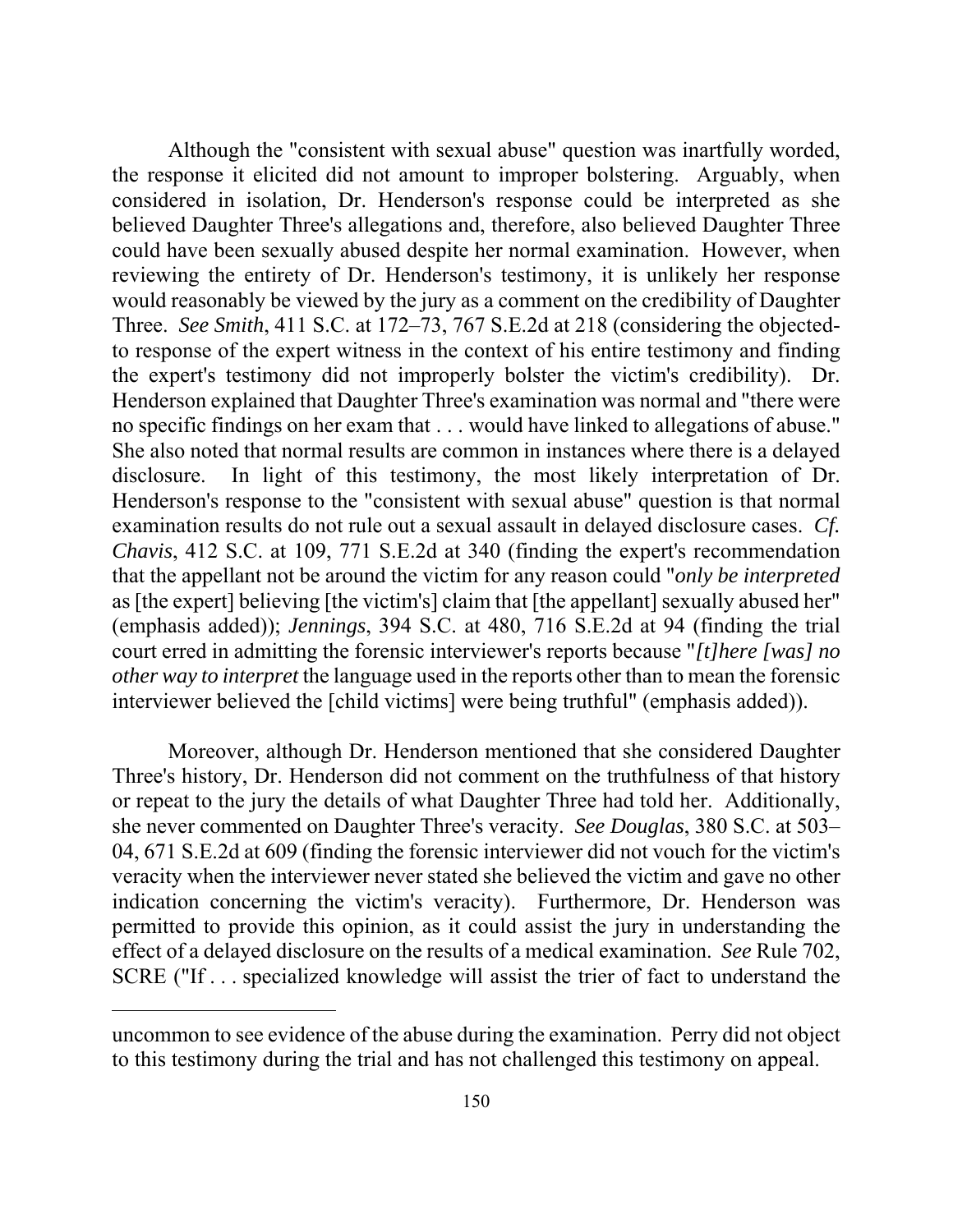Although the "consistent with sexual abuse" question was inartfully worded, the response it elicited did not amount to improper bolstering. Arguably, when considered in isolation, Dr. Henderson's response could be interpreted as she believed Daughter Three's allegations and, therefore, also believed Daughter Three could have been sexually abused despite her normal examination. However, when reviewing the entirety of Dr. Henderson's testimony, it is unlikely her response would reasonably be viewed by the jury as a comment on the credibility of Daughter Three. *See Smith*, 411 S.C. at 172–73, 767 S.E.2d at 218 (considering the objected-to response of the expert witness in the context of his entire testimony and finding the expert's testimony did not improperly bolster the victim's credibility). Dr. Henderson explained that Daughter Three's examination was normal and "there were no specific findings on her exam that . . . would have linked to allegations of abuse." She also noted that normal results are common in instances where there is a delayed disclosure. In light of this testimony, the most likely interpretation of Dr. Henderson's response to the "consistent with sexual abuse" question is that normal examination results do not rule out a sexual assault in delayed disclosure cases. *Cf. Chavis*, 412 S.C. at 109, 771 S.E.2d at 340 (finding the expert's recommendation that the appellant not be around the victim for any reason could "*only be interpreted* as [the expert] believing [the victim's] claim that [the appellant] sexually abused her" (emphasis added)); *Jennings*, 394 S.C. at 480, 716 S.E.2d at 94 (finding the trial court erred in admitting the forensic interviewer's reports because "*[t]here [was] no other way to interpret* the language used in the reports other than to mean the forensic interviewer believed the [child victims] were being truthful" (emphasis added)).

Moreover, although Dr. Henderson mentioned that she considered Daughter Three's history, Dr. Henderson did not comment on the truthfulness of that history or repeat to the jury the details of what Daughter Three had told her. Additionally, she never commented on Daughter Three's veracity. *See Douglas*, 380 S.C. at 503–04, 671 S.E.2d at 609 (finding the forensic interviewer did not vouch for the victim's veracity when the interviewer never stated she believed the victim and gave no other indication concerning the victim's veracity). Furthermore, Dr. Henderson was permitted to provide this opinion, as it could assist the jury in understanding the effect of a delayed disclosure on the results of a medical examination. *See* Rule 702, SCRE ("If . . . specialized knowledge will assist the trier of fact to understand the

---

uncommon to see evidence of the abuse during the examination. Perry did not object to this testimony during the trial and has not challenged this testimony on appeal.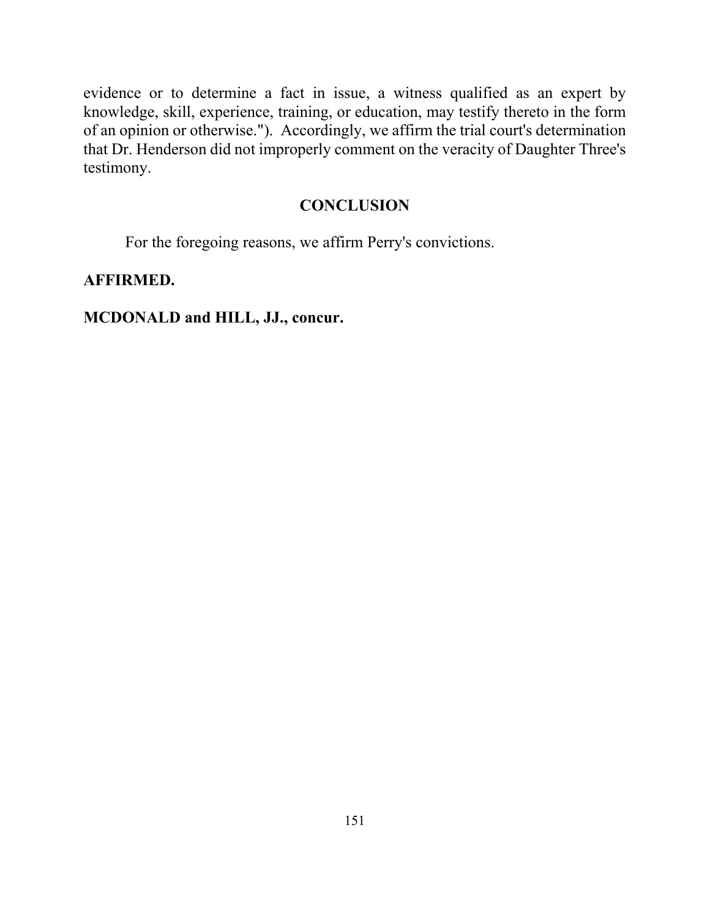evidence or to determine a fact in issue, a witness qualified as an expert by knowledge, skill, experience, training, or education, may testify thereto in the form of an opinion or otherwise."). Accordingly, we affirm the trial court's determination that Dr. Henderson did not improperly comment on the veracity of Daughter Three's testimony.

## CONCLUSION

For the foregoing reasons, we affirm Perry's convictions.

**AFFIRMED.**

**MCDONALD and HILL, JJ., concur.**